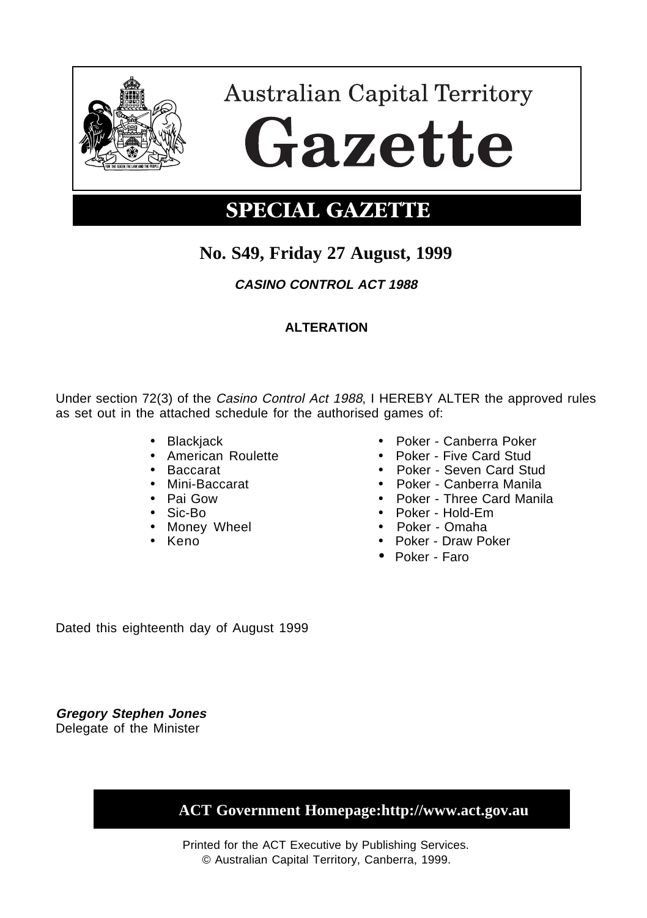# Australian Capital Territory

# Gazette

## SPECIAL GAZETTE

**No. S49, Friday 27 August, 1999**

***CASINO CONTROL ACT 1988***

**ALTERATION**

Under section 72(3) of the *Casino Control Act 1988*, I HEREBY ALTER the approved rules as set out in the attached schedule for the authorised games of:

- Blackjack
- American Roulette
- Baccarat
- Mini-Baccarat
- Pai Gow
- Sic-Bo
- Money Wheel
- Keno
- Poker - Canberra Poker
- Poker - Five Card Stud
- Poker - Seven Card Stud
- Poker - Canberra Manila
- Poker - Three Card Manila
- Poker - Hold-Em
- Poker - Omaha
- Poker - Draw Poker
- Poker - Faro

Dated this eighteenth day of August 1999

***Gregory Stephen Jones***
Delegate of the Minister

**ACT Government Homepage:http://www.act.gov.au**

Printed for the ACT Executive by Publishing Services.
© Australian Capital Territory, Canberra, 1999.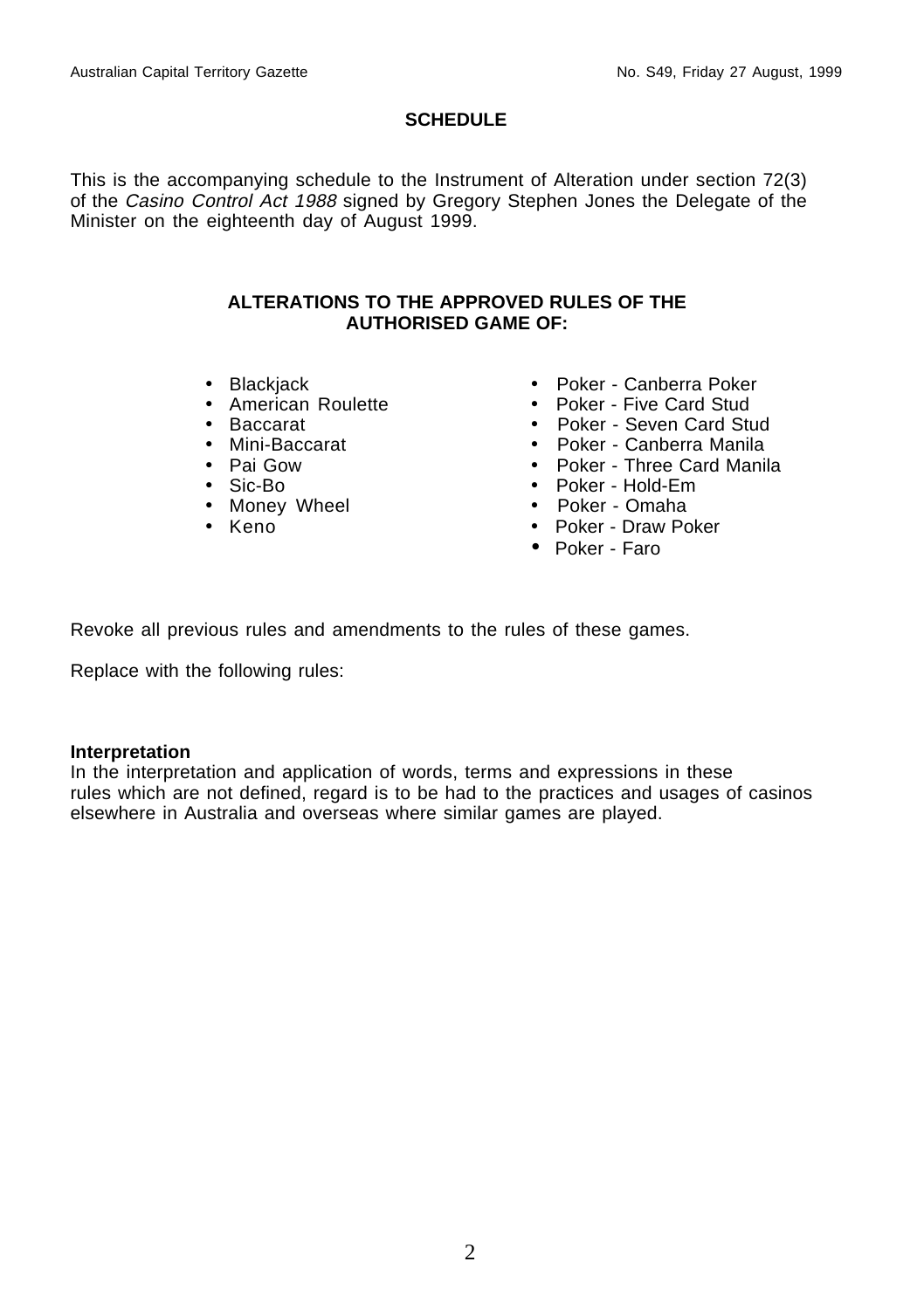## SCHEDULE

This is the accompanying schedule to the Instrument of Alteration under section 72(3) of the *Casino Control Act 1988* signed by Gregory Stephen Jones the Delegate of the Minister on the eighteenth day of August 1999.

### ALTERATIONS TO THE APPROVED RULES OF THE AUTHORISED GAME OF:

- Blackjack
- American Roulette
- Baccarat
- Mini-Baccarat
- Pai Gow
- Sic-Bo
- Money Wheel
- Keno
- Poker - Canberra Poker
- Poker - Five Card Stud
- Poker - Seven Card Stud
- Poker - Canberra Manila
- Poker - Three Card Manila
- Poker - Hold-Em
- Poker - Omaha
- Poker - Draw Poker
- Poker - Faro

Revoke all previous rules and amendments to the rules of these games.

Replace with the following rules:

**Interpretation**

In the interpretation and application of words, terms and expressions in these rules which are not defined, regard is to be had to the practices and usages of casinos elsewhere in Australia and overseas where similar games are played.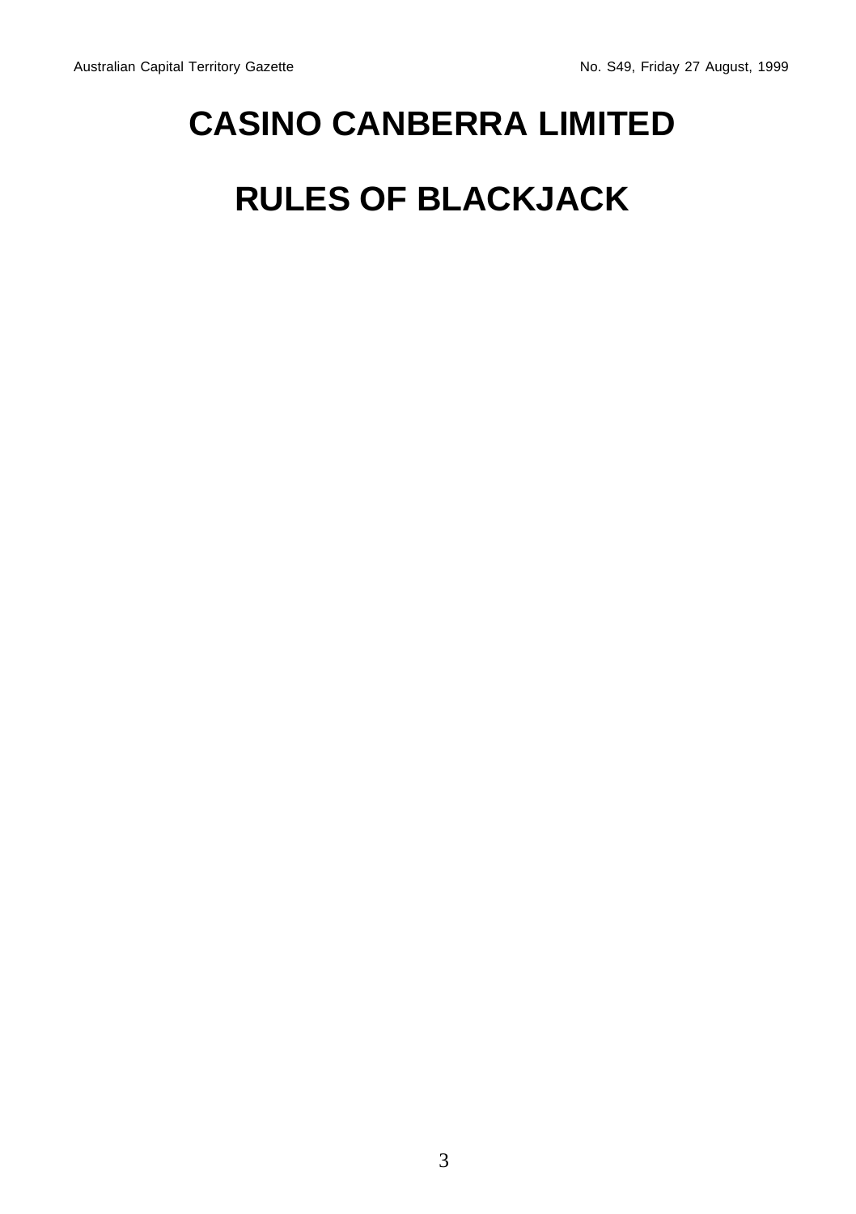# CASINO CANBERRA LIMITED

# RULES OF BLACKJACK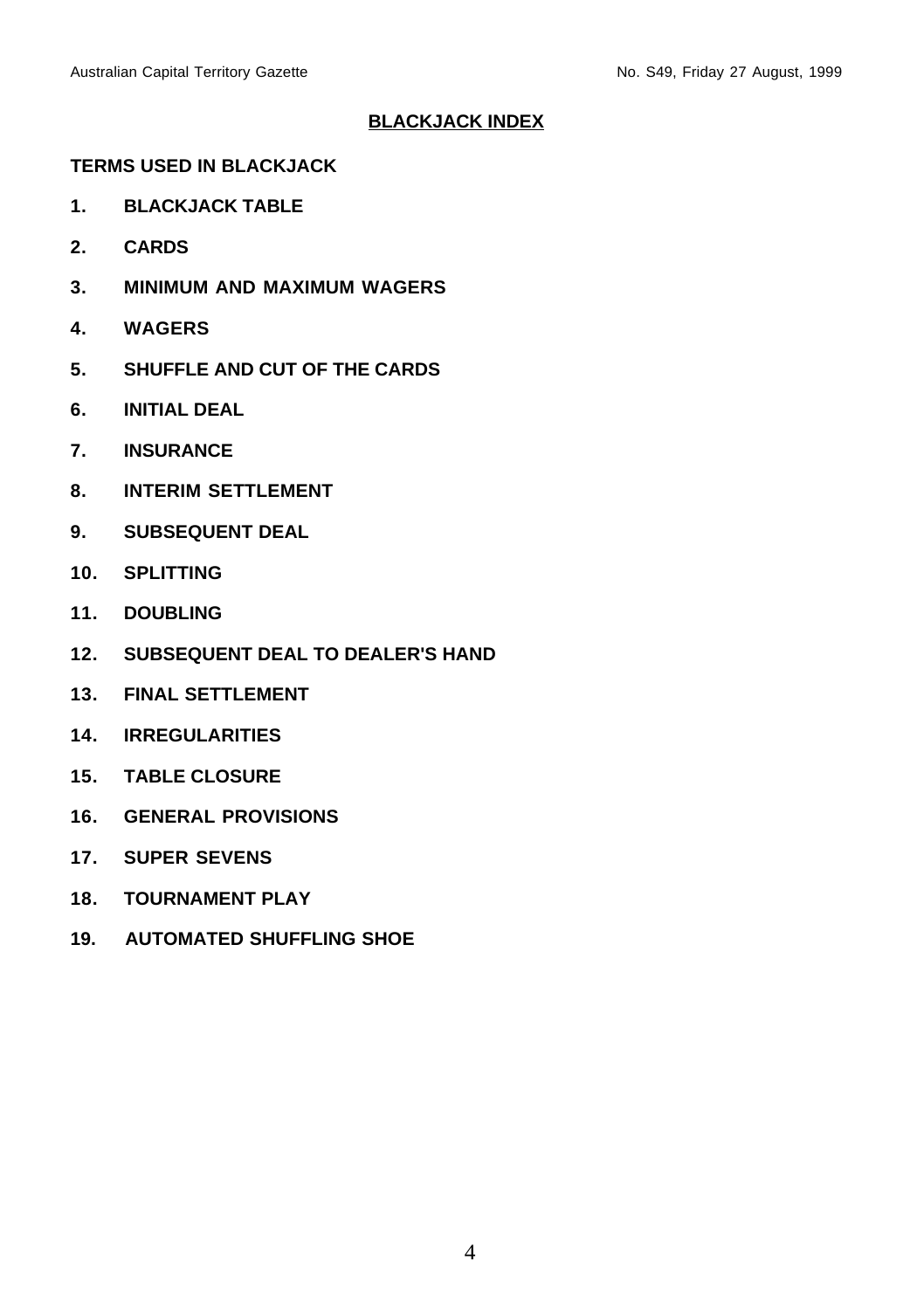# BLACKJACK INDEX

**TERMS USED IN BLACKJACK**

1. **BLACKJACK TABLE**
2. **CARDS**
3. **MINIMUM AND MAXIMUM WAGERS**
4. **WAGERS**
5. **SHUFFLE AND CUT OF THE CARDS**
6. **INITIAL DEAL**
7. **INSURANCE**
8. **INTERIM SETTLEMENT**
9. **SUBSEQUENT DEAL**
10. **SPLITTING**
11. **DOUBLING**
12. **SUBSEQUENT DEAL TO DEALER'S HAND**
13. **FINAL SETTLEMENT**
14. **IRREGULARITIES**
15. **TABLE CLOSURE**
16. **GENERAL PROVISIONS**
17. **SUPER SEVENS**
18. **TOURNAMENT PLAY**
19. **AUTOMATED SHUFFLING SHOE**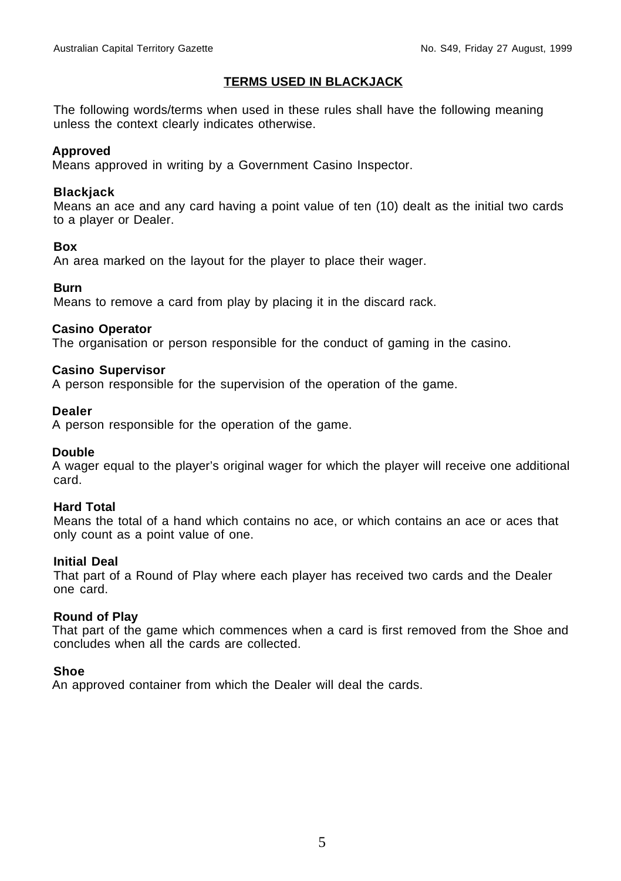## TERMS USED IN BLACKJACK

The following words/terms when used in these rules shall have the following meaning unless the context clearly indicates otherwise.

**Approved**
Means approved in writing by a Government Casino Inspector.

**Blackjack**
Means an ace and any card having a point value of ten (10) dealt as the initial two cards to a player or Dealer.

**Box**
An area marked on the layout for the player to place their wager.

**Burn**
Means to remove a card from play by placing it in the discard rack.

**Casino Operator**
The organisation or person responsible for the conduct of gaming in the casino.

**Casino Supervisor**
A person responsible for the supervision of the operation of the game.

**Dealer**
A person responsible for the operation of the game.

**Double**
A wager equal to the player's original wager for which the player will receive one additional card.

**Hard Total**
Means the total of a hand which contains no ace, or which contains an ace or aces that only count as a point value of one.

**Initial Deal**
That part of a Round of Play where each player has received two cards and the Dealer one card.

**Round of Play**
That part of the game which commences when a card is first removed from the Shoe and concludes when all the cards are collected.

**Shoe**
An approved container from which the Dealer will deal the cards.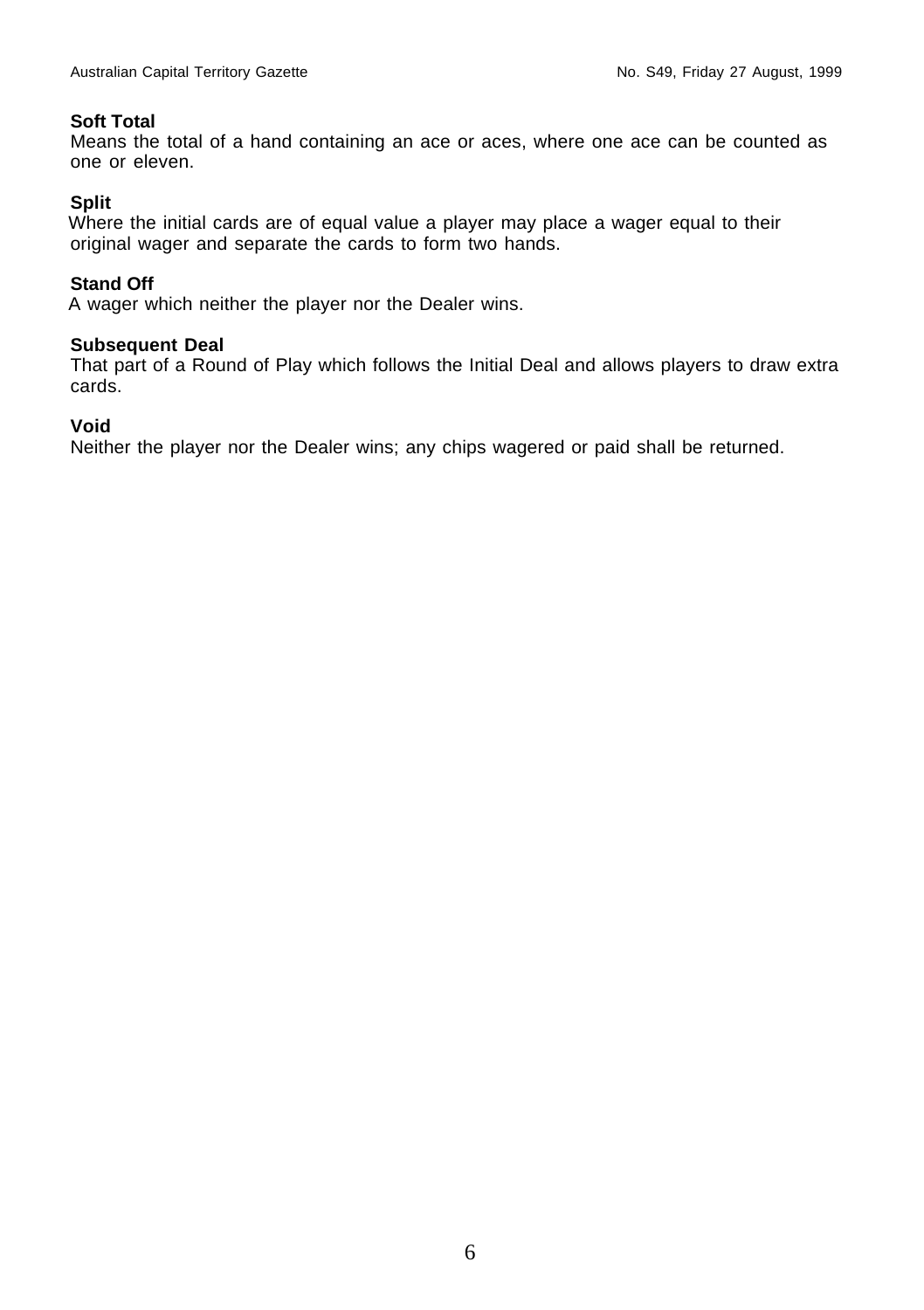**Soft Total**
Means the total of a hand containing an ace or aces, where one ace can be counted as one or eleven.

**Split**
Where the initial cards are of equal value a player may place a wager equal to their original wager and separate the cards to form two hands.

**Stand Off**
A wager which neither the player nor the Dealer wins.

**Subsequent Deal**
That part of a Round of Play which follows the Initial Deal and allows players to draw extra cards.

**Void**
Neither the player nor the Dealer wins; any chips wagered or paid shall be returned.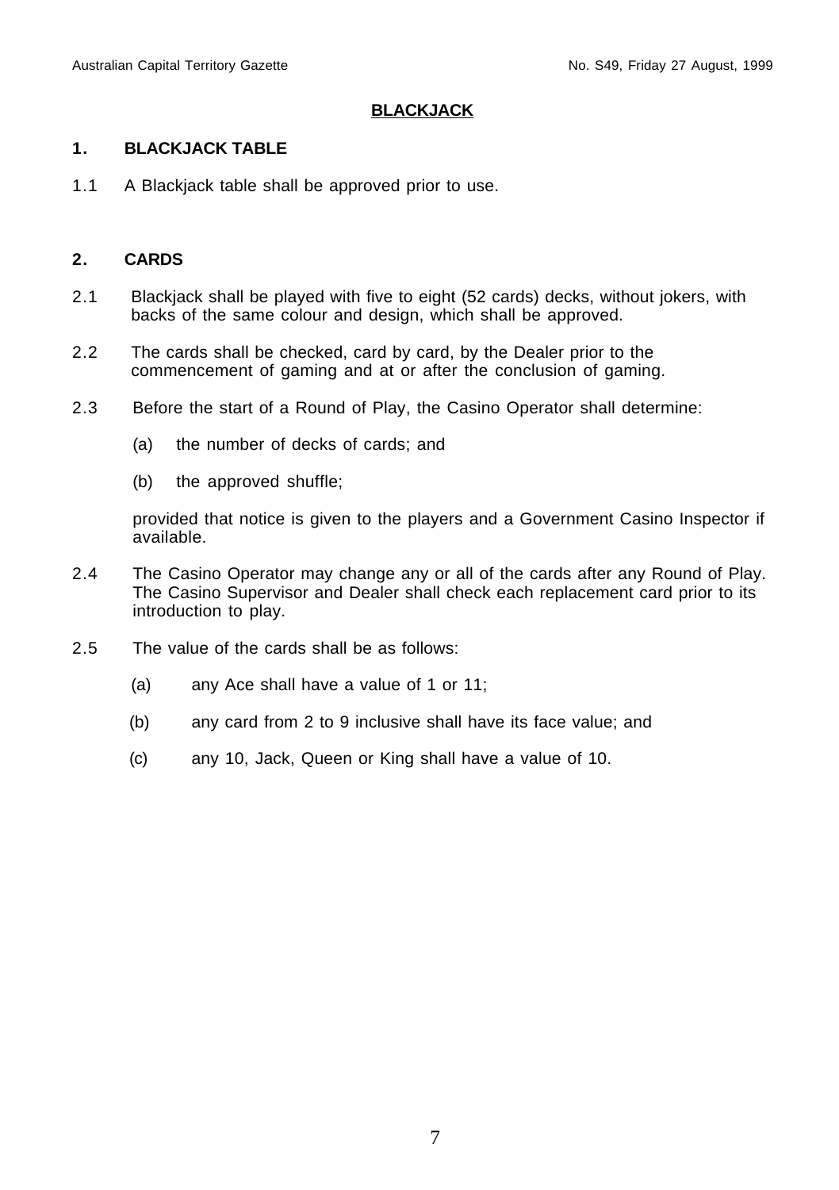# BLACKJACK

## 1. BLACKJACK TABLE

1.1 A Blackjack table shall be approved prior to use.

## 2. CARDS

2.1 Blackjack shall be played with five to eight (52 cards) decks, without jokers, with backs of the same colour and design, which shall be approved.

2.2 The cards shall be checked, card by card, by the Dealer prior to the commencement of gaming and at or after the conclusion of gaming.

2.3 Before the start of a Round of Play, the Casino Operator shall determine:

(a) the number of decks of cards; and

(b) the approved shuffle;

provided that notice is given to the players and a Government Casino Inspector if available.

2.4 The Casino Operator may change any or all of the cards after any Round of Play. The Casino Supervisor and Dealer shall check each replacement card prior to its introduction to play.

2.5 The value of the cards shall be as follows:

(a) any Ace shall have a value of 1 or 11;

(b) any card from 2 to 9 inclusive shall have its face value; and

(c) any 10, Jack, Queen or King shall have a value of 10.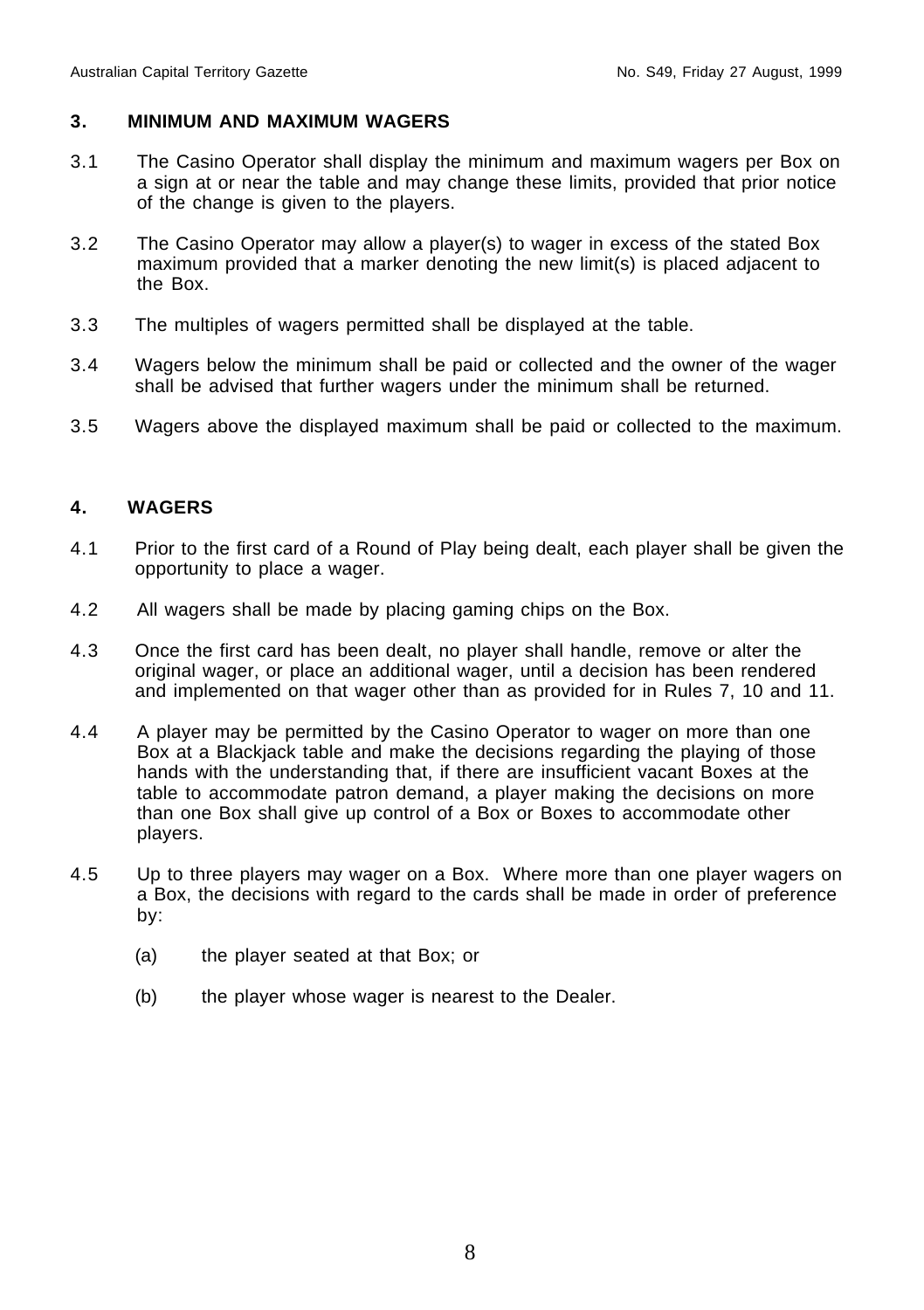## 3. MINIMUM AND MAXIMUM WAGERS

3.1 The Casino Operator shall display the minimum and maximum wagers per Box on a sign at or near the table and may change these limits, provided that prior notice of the change is given to the players.

3.2 The Casino Operator may allow a player(s) to wager in excess of the stated Box maximum provided that a marker denoting the new limit(s) is placed adjacent to the Box.

3.3 The multiples of wagers permitted shall be displayed at the table.

3.4 Wagers below the minimum shall be paid or collected and the owner of the wager shall be advised that further wagers under the minimum shall be returned.

3.5 Wagers above the displayed maximum shall be paid or collected to the maximum.

## 4. WAGERS

4.1 Prior to the first card of a Round of Play being dealt, each player shall be given the opportunity to place a wager.

4.2 All wagers shall be made by placing gaming chips on the Box.

4.3 Once the first card has been dealt, no player shall handle, remove or alter the original wager, or place an additional wager, until a decision has been rendered and implemented on that wager other than as provided for in Rules 7, 10 and 11.

4.4 A player may be permitted by the Casino Operator to wager on more than one Box at a Blackjack table and make the decisions regarding the playing of those hands with the understanding that, if there are insufficient vacant Boxes at the table to accommodate patron demand, a player making the decisions on more than one Box shall give up control of a Box or Boxes to accommodate other players.

4.5 Up to three players may wager on a Box. Where more than one player wagers on a Box, the decisions with regard to the cards shall be made in order of preference by:

- (a) the player seated at that Box; or
- (b) the player whose wager is nearest to the Dealer.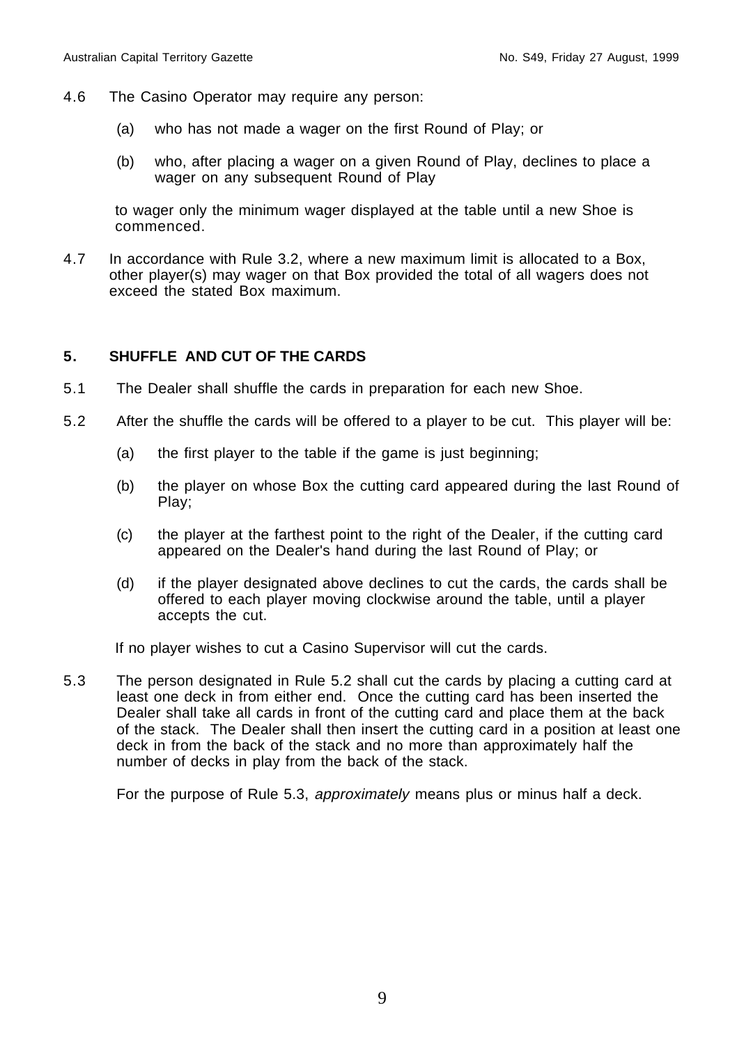4.6 The Casino Operator may require any person:

(a) who has not made a wager on the first Round of Play; or

(b) who, after placing a wager on a given Round of Play, declines to place a wager on any subsequent Round of Play

to wager only the minimum wager displayed at the table until a new Shoe is commenced.

4.7 In accordance with Rule 3.2, where a new maximum limit is allocated to a Box, other player(s) may wager on that Box provided the total of all wagers does not exceed the stated Box maximum.

## 5. SHUFFLE AND CUT OF THE CARDS

5.1 The Dealer shall shuffle the cards in preparation for each new Shoe.

5.2 After the shuffle the cards will be offered to a player to be cut. This player will be:

(a) the first player to the table if the game is just beginning;

(b) the player on whose Box the cutting card appeared during the last Round of Play;

(c) the player at the farthest point to the right of the Dealer, if the cutting card appeared on the Dealer's hand during the last Round of Play; or

(d) if the player designated above declines to cut the cards, the cards shall be offered to each player moving clockwise around the table, until a player accepts the cut.

If no player wishes to cut a Casino Supervisor will cut the cards.

5.3 The person designated in Rule 5.2 shall cut the cards by placing a cutting card at least one deck in from either end. Once the cutting card has been inserted the Dealer shall take all cards in front of the cutting card and place them at the back of the stack. The Dealer shall then insert the cutting card in a position at least one deck in from the back of the stack and no more than approximately half the number of decks in play from the back of the stack.

For the purpose of Rule 5.3, *approximately* means plus or minus half a deck.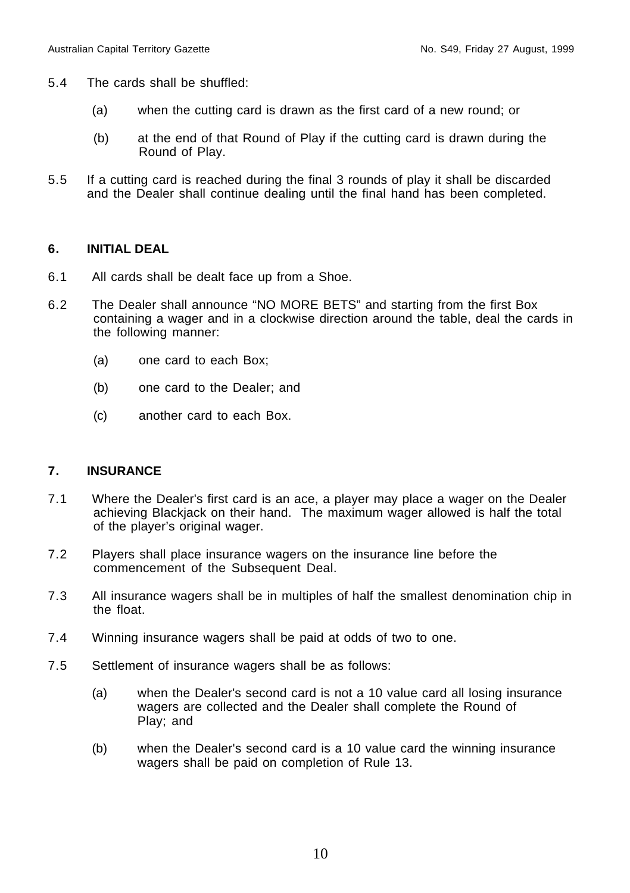5.4 The cards shall be shuffled:

  (a) when the cutting card is drawn as the first card of a new round; or

  (b) at the end of that Round of Play if the cutting card is drawn during the Round of Play.

5.5 If a cutting card is reached during the final 3 rounds of play it shall be discarded and the Dealer shall continue dealing until the final hand has been completed.

## 6. INITIAL DEAL

6.1 All cards shall be dealt face up from a Shoe.

6.2 The Dealer shall announce "NO MORE BETS" and starting from the first Box containing a wager and in a clockwise direction around the table, deal the cards in the following manner:

  (a) one card to each Box;

  (b) one card to the Dealer; and

  (c) another card to each Box.

## 7. INSURANCE

7.1 Where the Dealer's first card is an ace, a player may place a wager on the Dealer achieving Blackjack on their hand. The maximum wager allowed is half the total of the player's original wager.

7.2 Players shall place insurance wagers on the insurance line before the commencement of the Subsequent Deal.

7.3 All insurance wagers shall be in multiples of half the smallest denomination chip in the float.

7.4 Winning insurance wagers shall be paid at odds of two to one.

7.5 Settlement of insurance wagers shall be as follows:

  (a) when the Dealer's second card is not a 10 value card all losing insurance wagers are collected and the Dealer shall complete the Round of Play; and

  (b) when the Dealer's second card is a 10 value card the winning insurance wagers shall be paid on completion of Rule 13.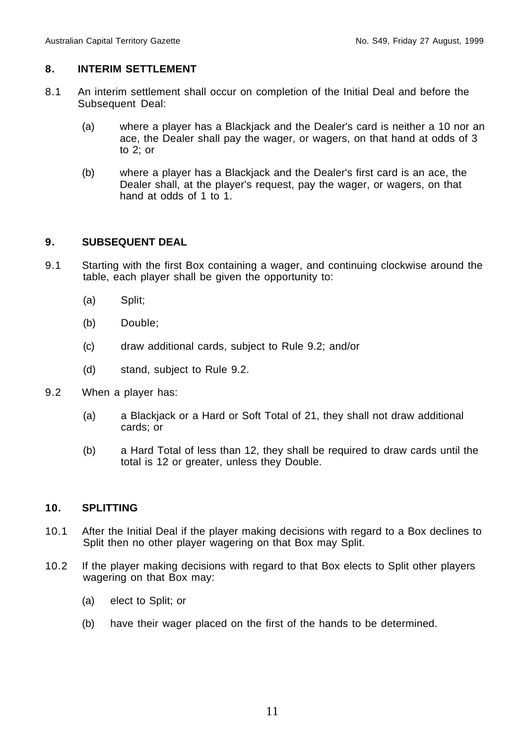## 8. INTERIM SETTLEMENT

8.1 An interim settlement shall occur on completion of the Initial Deal and before the Subsequent Deal:

(a) where a player has a Blackjack and the Dealer's card is neither a 10 nor an ace, the Dealer shall pay the wager, or wagers, on that hand at odds of 3 to 2; or

(b) where a player has a Blackjack and the Dealer's first card is an ace, the Dealer shall, at the player's request, pay the wager, or wagers, on that hand at odds of 1 to 1.

## 9. SUBSEQUENT DEAL

9.1 Starting with the first Box containing a wager, and continuing clockwise around the table, each player shall be given the opportunity to:

(a) Split;

(b) Double;

(c) draw additional cards, subject to Rule 9.2; and/or

(d) stand, subject to Rule 9.2.

9.2 When a player has:

(a) a Blackjack or a Hard or Soft Total of 21, they shall not draw additional cards; or

(b) a Hard Total of less than 12, they shall be required to draw cards until the total is 12 or greater, unless they Double.

## 10. SPLITTING

10.1 After the Initial Deal if the player making decisions with regard to a Box declines to Split then no other player wagering on that Box may Split.

10.2 If the player making decisions with regard to that Box elects to Split other players wagering on that Box may:

(a) elect to Split; or

(b) have their wager placed on the first of the hands to be determined.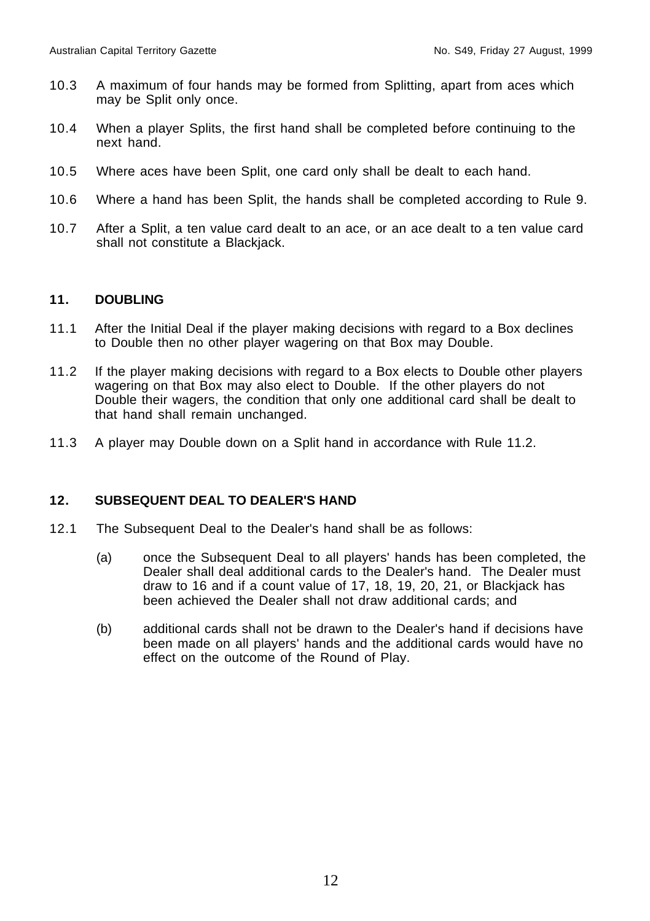10.3 A maximum of four hands may be formed from Splitting, apart from aces which may be Split only once.

10.4 When a player Splits, the first hand shall be completed before continuing to the next hand.

10.5 Where aces have been Split, one card only shall be dealt to each hand.

10.6 Where a hand has been Split, the hands shall be completed according to Rule 9.

10.7 After a Split, a ten value card dealt to an ace, or an ace dealt to a ten value card shall not constitute a Blackjack.

## 11. DOUBLING

11.1 After the Initial Deal if the player making decisions with regard to a Box declines to Double then no other player wagering on that Box may Double.

11.2 If the player making decisions with regard to a Box elects to Double other players wagering on that Box may also elect to Double. If the other players do not Double their wagers, the condition that only one additional card shall be dealt to that hand shall remain unchanged.

11.3 A player may Double down on a Split hand in accordance with Rule 11.2.

## 12. SUBSEQUENT DEAL TO DEALER'S HAND

12.1 The Subsequent Deal to the Dealer's hand shall be as follows:

(a) once the Subsequent Deal to all players' hands has been completed, the Dealer shall deal additional cards to the Dealer's hand. The Dealer must draw to 16 and if a count value of 17, 18, 19, 20, 21, or Blackjack has been achieved the Dealer shall not draw additional cards; and

(b) additional cards shall not be drawn to the Dealer's hand if decisions have been made on all players' hands and the additional cards would have no effect on the outcome of the Round of Play.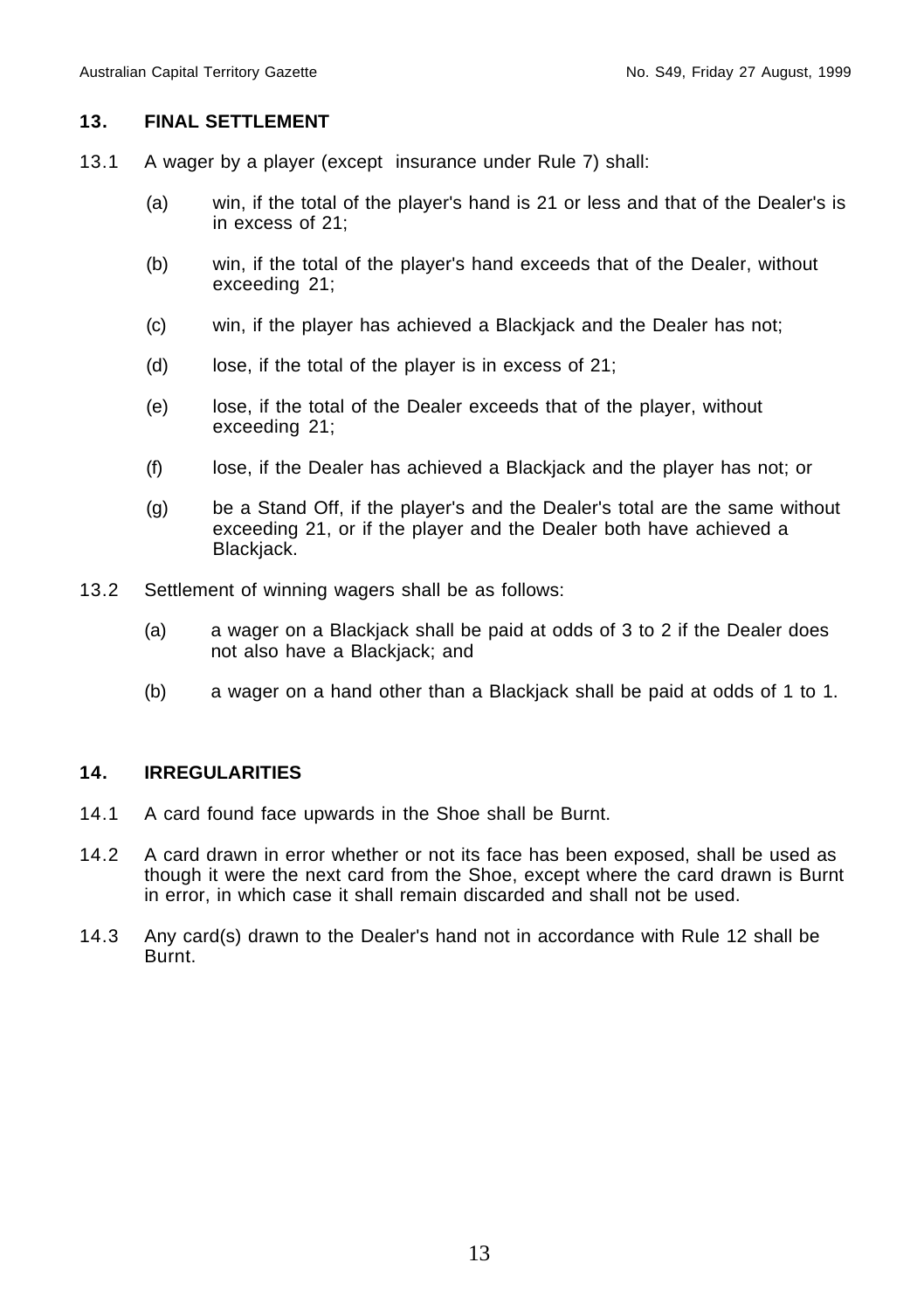## 13. FINAL SETTLEMENT

13.1 A wager by a player (except insurance under Rule 7) shall:

- (a) win, if the total of the player's hand is 21 or less and that of the Dealer's is in excess of 21;
- (b) win, if the total of the player's hand exceeds that of the Dealer, without exceeding 21;
- (c) win, if the player has achieved a Blackjack and the Dealer has not;
- (d) lose, if the total of the player is in excess of 21;
- (e) lose, if the total of the Dealer exceeds that of the player, without exceeding 21;
- (f) lose, if the Dealer has achieved a Blackjack and the player has not; or
- (g) be a Stand Off, if the player's and the Dealer's total are the same without exceeding 21, or if the player and the Dealer both have achieved a Blackjack.

13.2 Settlement of winning wagers shall be as follows:

- (a) a wager on a Blackjack shall be paid at odds of 3 to 2 if the Dealer does not also have a Blackjack; and
- (b) a wager on a hand other than a Blackjack shall be paid at odds of 1 to 1.

## 14. IRREGULARITIES

14.1 A card found face upwards in the Shoe shall be Burnt.

14.2 A card drawn in error whether or not its face has been exposed, shall be used as though it were the next card from the Shoe, except where the card drawn is Burnt in error, in which case it shall remain discarded and shall not be used.

14.3 Any card(s) drawn to the Dealer's hand not in accordance with Rule 12 shall be Burnt.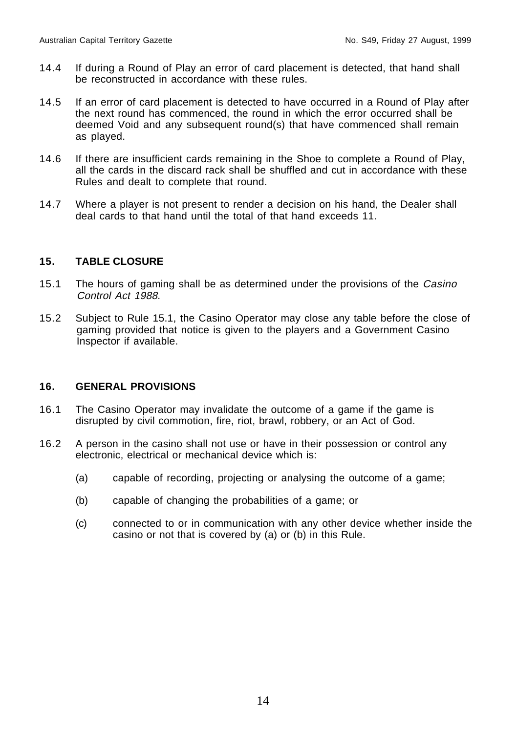14.4 If during a Round of Play an error of card placement is detected, that hand shall be reconstructed in accordance with these rules.

14.5 If an error of card placement is detected to have occurred in a Round of Play after the next round has commenced, the round in which the error occurred shall be deemed Void and any subsequent round(s) that have commenced shall remain as played.

14.6 If there are insufficient cards remaining in the Shoe to complete a Round of Play, all the cards in the discard rack shall be shuffled and cut in accordance with these Rules and dealt to complete that round.

14.7 Where a player is not present to render a decision on his hand, the Dealer shall deal cards to that hand until the total of that hand exceeds 11.

## 15. TABLE CLOSURE

15.1 The hours of gaming shall be as determined under the provisions of the *Casino Control Act 1988*.

15.2 Subject to Rule 15.1, the Casino Operator may close any table before the close of gaming provided that notice is given to the players and a Government Casino Inspector if available.

## 16. GENERAL PROVISIONS

16.1 The Casino Operator may invalidate the outcome of a game if the game is disrupted by civil commotion, fire, riot, brawl, robbery, or an Act of God.

16.2 A person in the casino shall not use or have in their possession or control any electronic, electrical or mechanical device which is:

(a) capable of recording, projecting or analysing the outcome of a game;

(b) capable of changing the probabilities of a game; or

(c) connected to or in communication with any other device whether inside the casino or not that is covered by (a) or (b) in this Rule.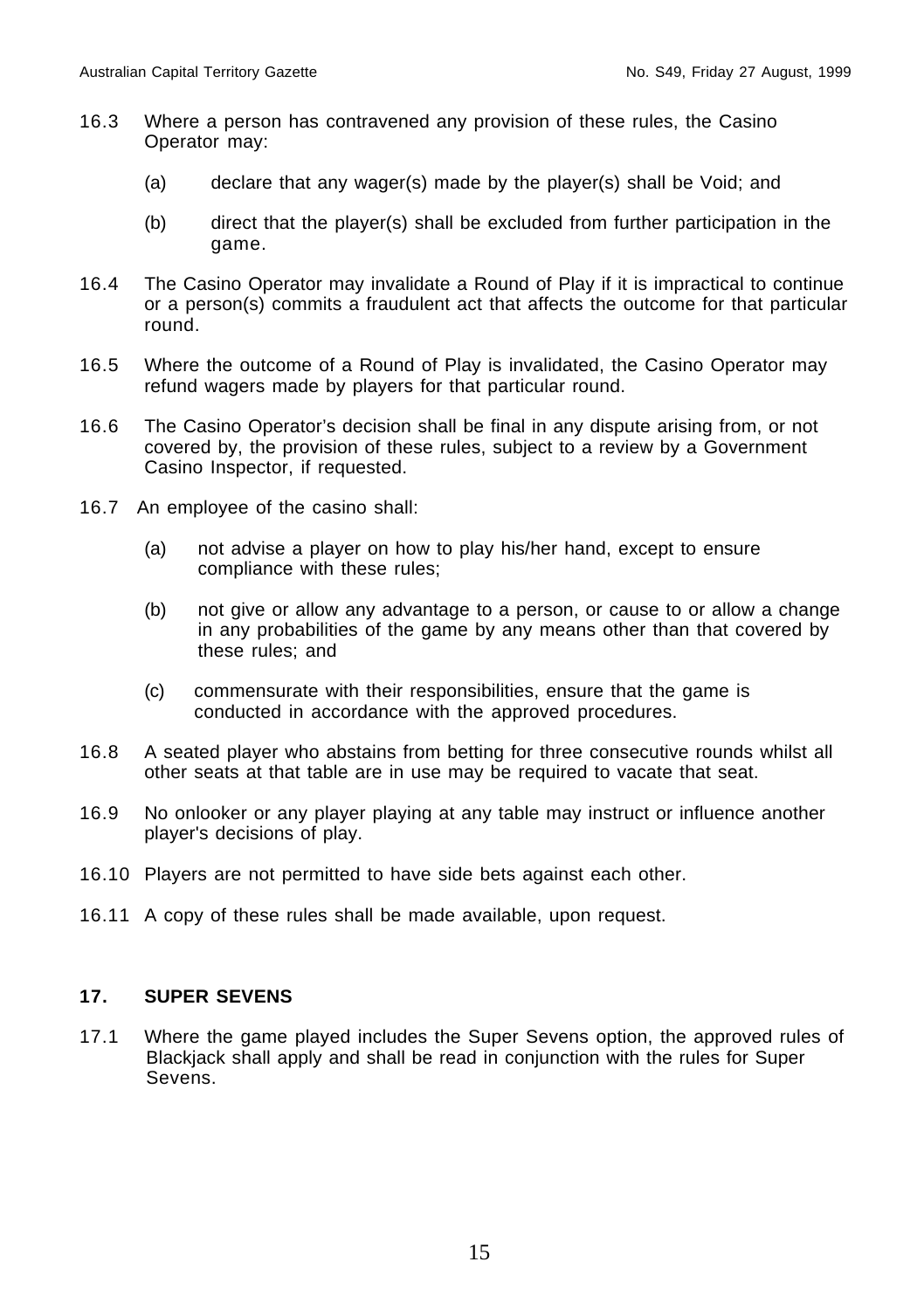16.3 Where a person has contravened any provision of these rules, the Casino Operator may:

(a) declare that any wager(s) made by the player(s) shall be Void; and

(b) direct that the player(s) shall be excluded from further participation in the game.

16.4 The Casino Operator may invalidate a Round of Play if it is impractical to continue or a person(s) commits a fraudulent act that affects the outcome for that particular round.

16.5 Where the outcome of a Round of Play is invalidated, the Casino Operator may refund wagers made by players for that particular round.

16.6 The Casino Operator's decision shall be final in any dispute arising from, or not covered by, the provision of these rules, subject to a review by a Government Casino Inspector, if requested.

16.7 An employee of the casino shall:

(a) not advise a player on how to play his/her hand, except to ensure compliance with these rules;

(b) not give or allow any advantage to a person, or cause to or allow a change in any probabilities of the game by any means other than that covered by these rules; and

(c) commensurate with their responsibilities, ensure that the game is conducted in accordance with the approved procedures.

16.8 A seated player who abstains from betting for three consecutive rounds whilst all other seats at that table are in use may be required to vacate that seat.

16.9 No onlooker or any player playing at any table may instruct or influence another player's decisions of play.

16.10 Players are not permitted to have side bets against each other.

16.11 A copy of these rules shall be made available, upon request.

## 17. SUPER SEVENS

17.1 Where the game played includes the Super Sevens option, the approved rules of Blackjack shall apply and shall be read in conjunction with the rules for Super Sevens.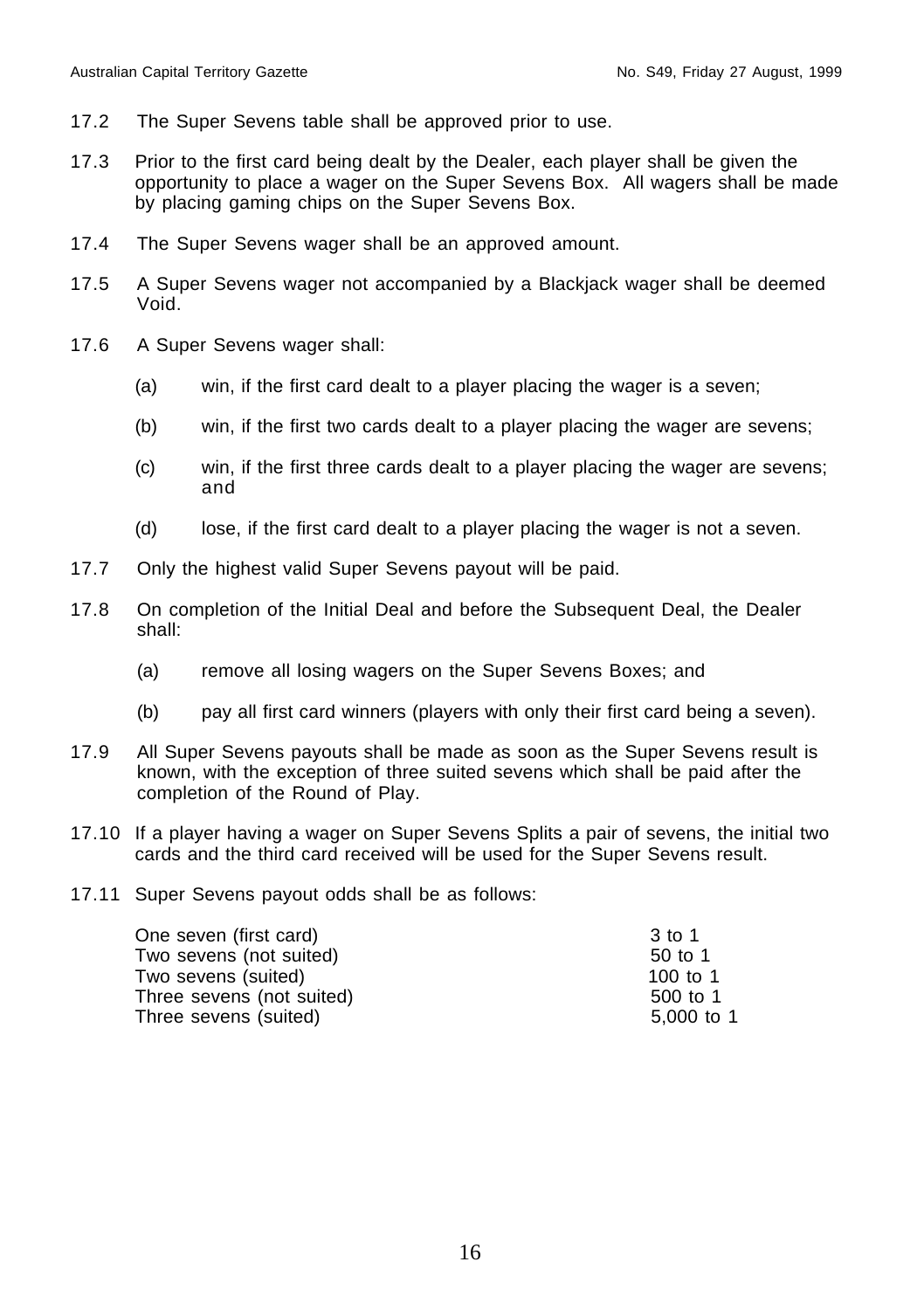17.2 The Super Sevens table shall be approved prior to use.

17.3 Prior to the first card being dealt by the Dealer, each player shall be given the opportunity to place a wager on the Super Sevens Box. All wagers shall be made by placing gaming chips on the Super Sevens Box.

17.4 The Super Sevens wager shall be an approved amount.

17.5 A Super Sevens wager not accompanied by a Blackjack wager shall be deemed Void.

17.6 A Super Sevens wager shall:

(a) win, if the first card dealt to a player placing the wager is a seven;

(b) win, if the first two cards dealt to a player placing the wager are sevens;

(c) win, if the first three cards dealt to a player placing the wager are sevens; and

(d) lose, if the first card dealt to a player placing the wager is not a seven.

17.7 Only the highest valid Super Sevens payout will be paid.

17.8 On completion of the Initial Deal and before the Subsequent Deal, the Dealer shall:

(a) remove all losing wagers on the Super Sevens Boxes; and

(b) pay all first card winners (players with only their first card being a seven).

17.9 All Super Sevens payouts shall be made as soon as the Super Sevens result is known, with the exception of three suited sevens which shall be paid after the completion of the Round of Play.

17.10 If a player having a wager on Super Sevens Splits a pair of sevens, the initial two cards and the third card received will be used for the Super Sevens result.

17.11 Super Sevens payout odds shall be as follows:

| | |
|---|---|
| One seven (first card) | 3 to 1 |
| Two sevens (not suited) | 50 to 1 |
| Two sevens (suited) | 100 to 1 |
| Three sevens (not suited) | 500 to 1 |
| Three sevens (suited) | 5,000 to 1 |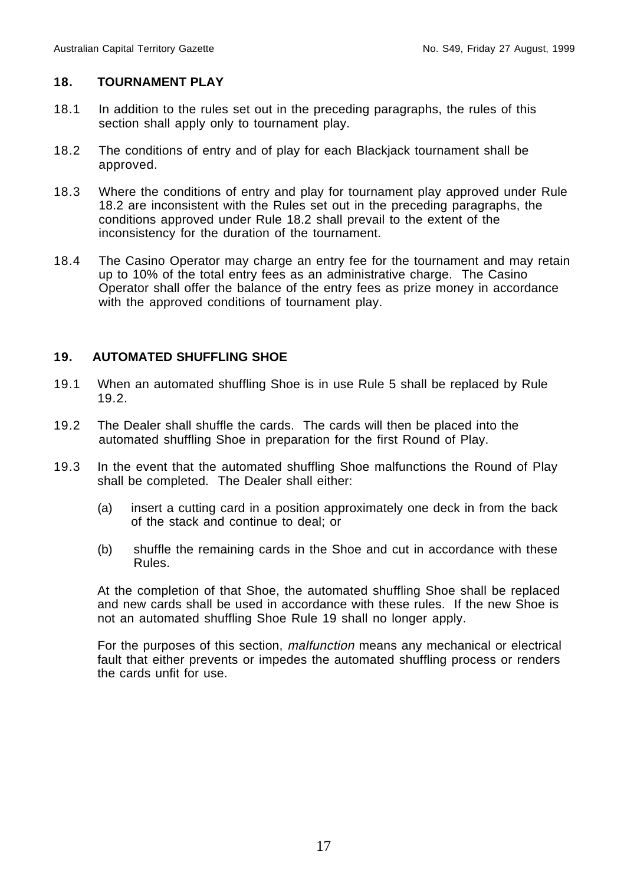## 18. TOURNAMENT PLAY

18.1 In addition to the rules set out in the preceding paragraphs, the rules of this section shall apply only to tournament play.

18.2 The conditions of entry and of play for each Blackjack tournament shall be approved.

18.3 Where the conditions of entry and play for tournament play approved under Rule 18.2 are inconsistent with the Rules set out in the preceding paragraphs, the conditions approved under Rule 18.2 shall prevail to the extent of the inconsistency for the duration of the tournament.

18.4 The Casino Operator may charge an entry fee for the tournament and may retain up to 10% of the total entry fees as an administrative charge. The Casino Operator shall offer the balance of the entry fees as prize money in accordance with the approved conditions of tournament play.

## 19. AUTOMATED SHUFFLING SHOE

19.1 When an automated shuffling Shoe is in use Rule 5 shall be replaced by Rule 19.2.

19.2 The Dealer shall shuffle the cards. The cards will then be placed into the automated shuffling Shoe in preparation for the first Round of Play.

19.3 In the event that the automated shuffling Shoe malfunctions the Round of Play shall be completed. The Dealer shall either:

(a) insert a cutting card in a position approximately one deck in from the back of the stack and continue to deal; or

(b) shuffle the remaining cards in the Shoe and cut in accordance with these Rules.

At the completion of that Shoe, the automated shuffling Shoe shall be replaced and new cards shall be used in accordance with these rules. If the new Shoe is not an automated shuffling Shoe Rule 19 shall no longer apply.

For the purposes of this section, *malfunction* means any mechanical or electrical fault that either prevents or impedes the automated shuffling process or renders the cards unfit for use.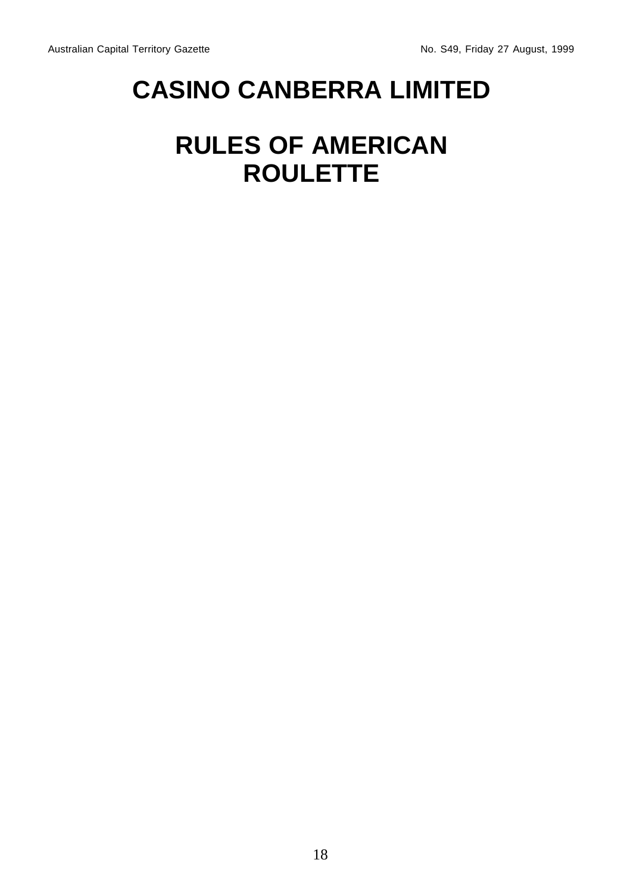# CASINO CANBERRA LIMITED

# RULES OF AMERICAN ROULETTE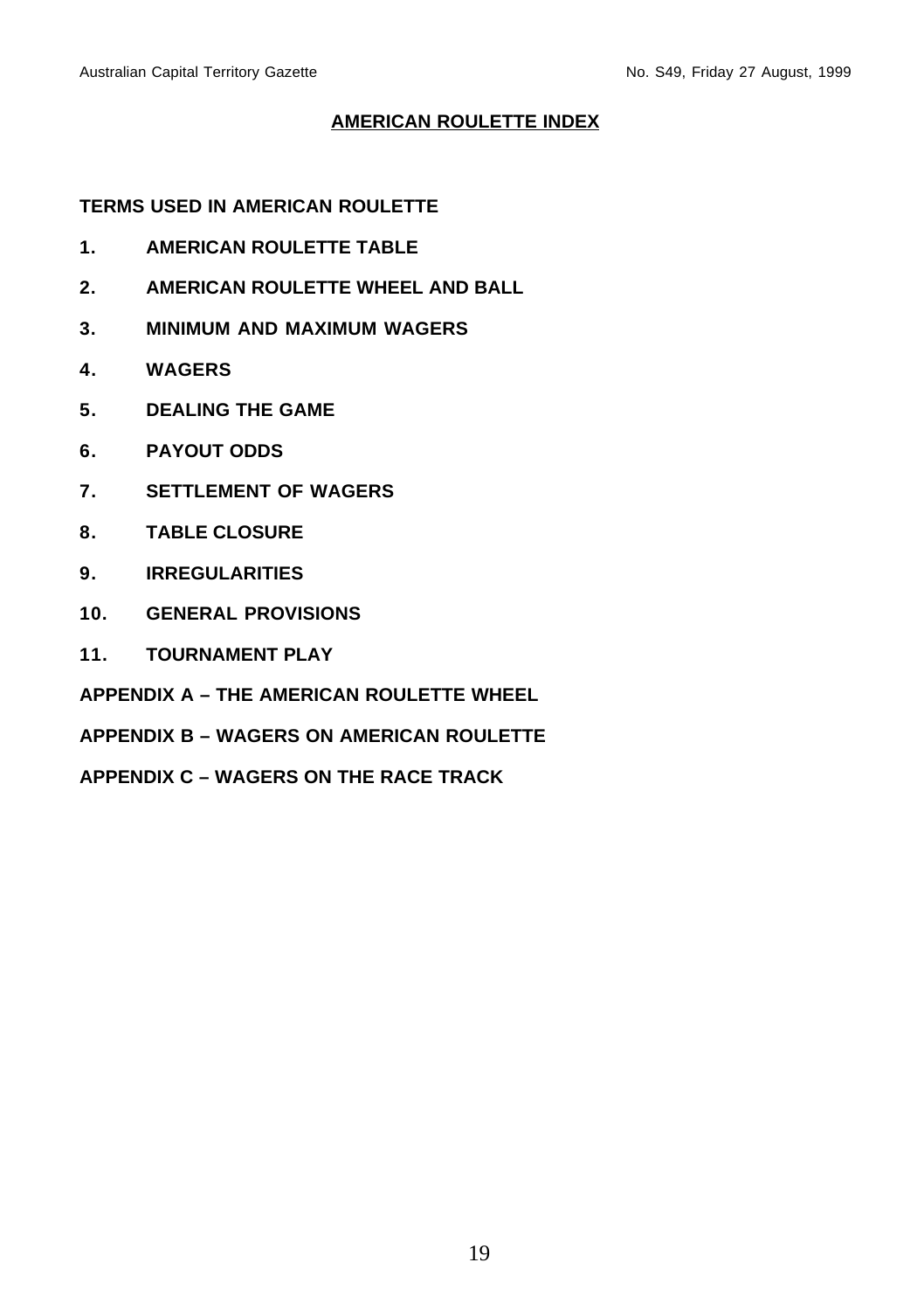# AMERICAN ROULETTE INDEX

**TERMS USED IN AMERICAN ROULETTE**

**1. AMERICAN ROULETTE TABLE**

**2. AMERICAN ROULETTE WHEEL AND BALL**

**3. MINIMUM AND MAXIMUM WAGERS**

**4. WAGERS**

**5. DEALING THE GAME**

**6. PAYOUT ODDS**

**7. SETTLEMENT OF WAGERS**

**8. TABLE CLOSURE**

**9. IRREGULARITIES**

**10. GENERAL PROVISIONS**

**11. TOURNAMENT PLAY**

**APPENDIX A – THE AMERICAN ROULETTE WHEEL**

**APPENDIX B – WAGERS ON AMERICAN ROULETTE**

**APPENDIX C – WAGERS ON THE RACE TRACK**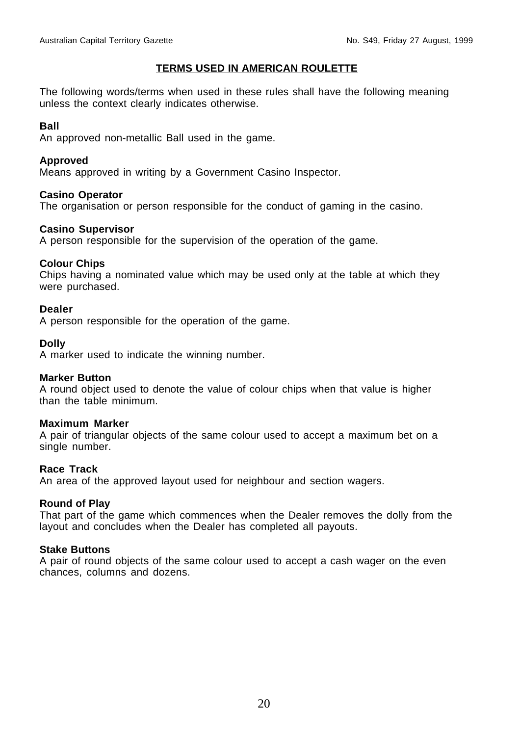## TERMS USED IN AMERICAN ROULETTE

The following words/terms when used in these rules shall have the following meaning unless the context clearly indicates otherwise.

**Ball**
An approved non-metallic Ball used in the game.

**Approved**
Means approved in writing by a Government Casino Inspector.

**Casino Operator**
The organisation or person responsible for the conduct of gaming in the casino.

**Casino Supervisor**
A person responsible for the supervision of the operation of the game.

**Colour Chips**
Chips having a nominated value which may be used only at the table at which they were purchased.

**Dealer**
A person responsible for the operation of the game.

**Dolly**
A marker used to indicate the winning number.

**Marker Button**
A round object used to denote the value of colour chips when that value is higher than the table minimum.

**Maximum Marker**
A pair of triangular objects of the same colour used to accept a maximum bet on a single number.

**Race Track**
An area of the approved layout used for neighbour and section wagers.

**Round of Play**
That part of the game which commences when the Dealer removes the dolly from the layout and concludes when the Dealer has completed all payouts.

**Stake Buttons**
A pair of round objects of the same colour used to accept a cash wager on the even chances, columns and dozens.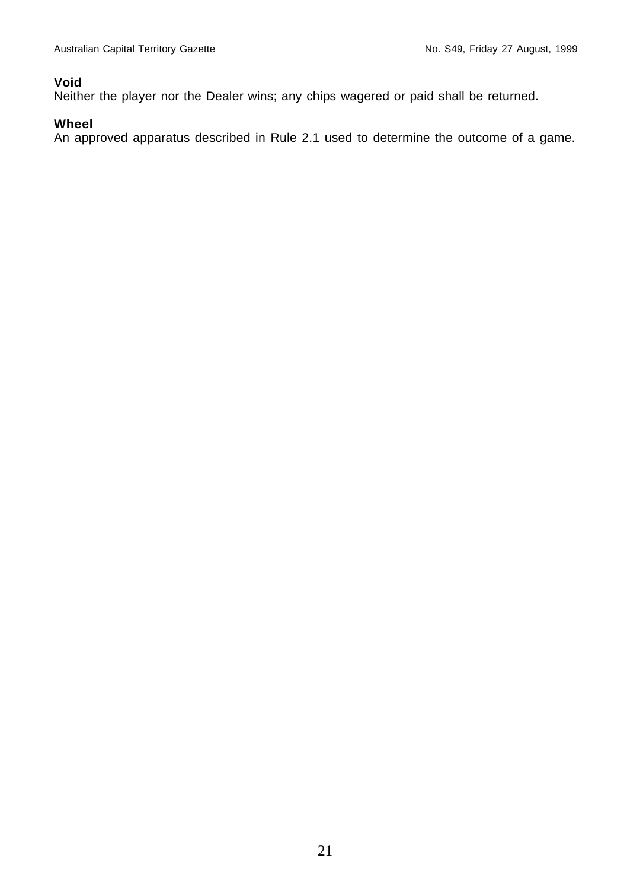**Void**
Neither the player nor the Dealer wins; any chips wagered or paid shall be returned.

**Wheel**
An approved apparatus described in Rule 2.1 used to determine the outcome of a game.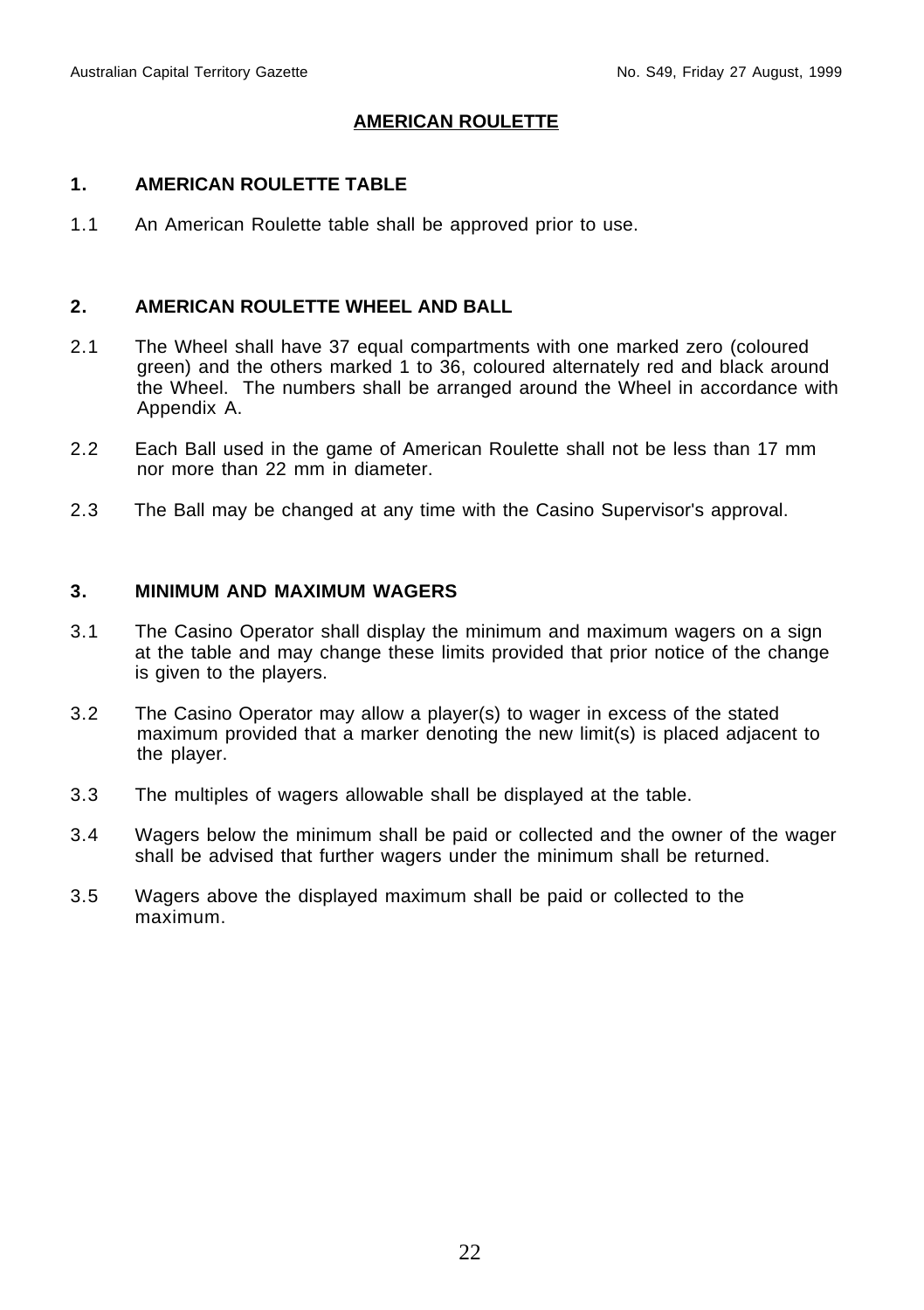# AMERICAN ROULETTE

## 1. AMERICAN ROULETTE TABLE

1.1 An American Roulette table shall be approved prior to use.

## 2. AMERICAN ROULETTE WHEEL AND BALL

2.1 The Wheel shall have 37 equal compartments with one marked zero (coloured green) and the others marked 1 to 36, coloured alternately red and black around the Wheel. The numbers shall be arranged around the Wheel in accordance with Appendix A.

2.2 Each Ball used in the game of American Roulette shall not be less than 17 mm nor more than 22 mm in diameter.

2.3 The Ball may be changed at any time with the Casino Supervisor's approval.

## 3. MINIMUM AND MAXIMUM WAGERS

3.1 The Casino Operator shall display the minimum and maximum wagers on a sign at the table and may change these limits provided that prior notice of the change is given to the players.

3.2 The Casino Operator may allow a player(s) to wager in excess of the stated maximum provided that a marker denoting the new limit(s) is placed adjacent to the player.

3.3 The multiples of wagers allowable shall be displayed at the table.

3.4 Wagers below the minimum shall be paid or collected and the owner of the wager shall be advised that further wagers under the minimum shall be returned.

3.5 Wagers above the displayed maximum shall be paid or collected to the maximum.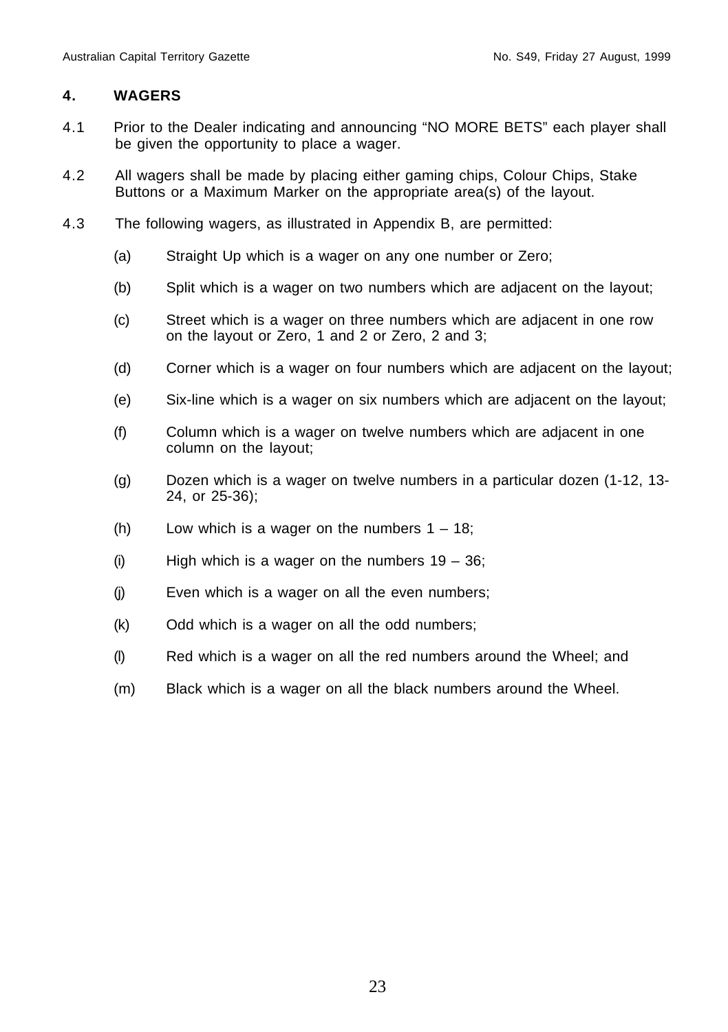## 4. WAGERS

4.1 Prior to the Dealer indicating and announcing "NO MORE BETS" each player shall be given the opportunity to place a wager.

4.2 All wagers shall be made by placing either gaming chips, Colour Chips, Stake Buttons or a Maximum Marker on the appropriate area(s) of the layout.

4.3 The following wagers, as illustrated in Appendix B, are permitted:

(a) Straight Up which is a wager on any one number or Zero;

(b) Split which is a wager on two numbers which are adjacent on the layout;

(c) Street which is a wager on three numbers which are adjacent in one row on the layout or Zero, 1 and 2 or Zero, 2 and 3;

(d) Corner which is a wager on four numbers which are adjacent on the layout;

(e) Six-line which is a wager on six numbers which are adjacent on the layout;

(f) Column which is a wager on twelve numbers which are adjacent in one column on the layout;

(g) Dozen which is a wager on twelve numbers in a particular dozen (1-12, 13-24, or 25-36);

(h) Low which is a wager on the numbers 1 – 18;

(i) High which is a wager on the numbers 19 – 36;

(j) Even which is a wager on all the even numbers;

(k) Odd which is a wager on all the odd numbers;

(l) Red which is a wager on all the red numbers around the Wheel; and

(m) Black which is a wager on all the black numbers around the Wheel.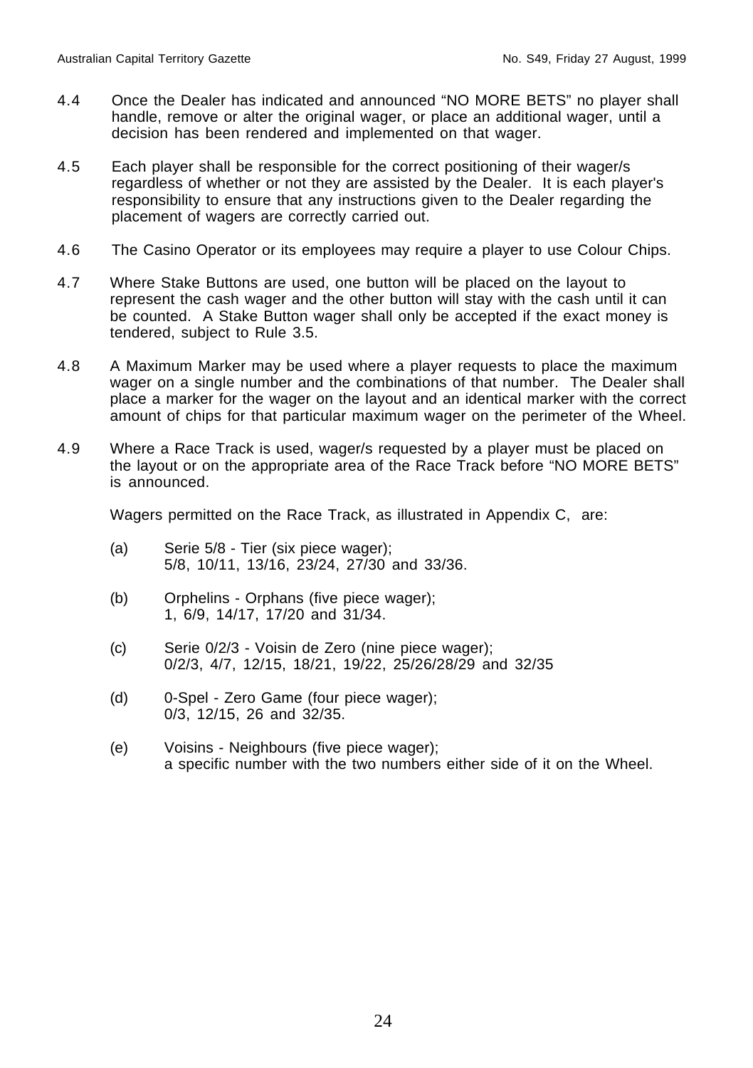4.4 Once the Dealer has indicated and announced "NO MORE BETS" no player shall handle, remove or alter the original wager, or place an additional wager, until a decision has been rendered and implemented on that wager.

4.5 Each player shall be responsible for the correct positioning of their wager/s regardless of whether or not they are assisted by the Dealer. It is each player's responsibility to ensure that any instructions given to the Dealer regarding the placement of wagers are correctly carried out.

4.6 The Casino Operator or its employees may require a player to use Colour Chips.

4.7 Where Stake Buttons are used, one button will be placed on the layout to represent the cash wager and the other button will stay with the cash until it can be counted. A Stake Button wager shall only be accepted if the exact money is tendered, subject to Rule 3.5.

4.8 A Maximum Marker may be used where a player requests to place the maximum wager on a single number and the combinations of that number. The Dealer shall place a marker for the wager on the layout and an identical marker with the correct amount of chips for that particular maximum wager on the perimeter of the Wheel.

4.9 Where a Race Track is used, wager/s requested by a player must be placed on the layout or on the appropriate area of the Race Track before "NO MORE BETS" is announced.

Wagers permitted on the Race Track, as illustrated in Appendix C, are:

(a) Serie 5/8 - Tier (six piece wager);
5/8, 10/11, 13/16, 23/24, 27/30 and 33/36.

(b) Orphelins - Orphans (five piece wager);
1, 6/9, 14/17, 17/20 and 31/34.

(c) Serie 0/2/3 - Voisin de Zero (nine piece wager);
0/2/3, 4/7, 12/15, 18/21, 19/22, 25/26/28/29 and 32/35

(d) 0-Spel - Zero Game (four piece wager);
0/3, 12/15, 26 and 32/35.

(e) Voisins - Neighbours (five piece wager);
a specific number with the two numbers either side of it on the Wheel.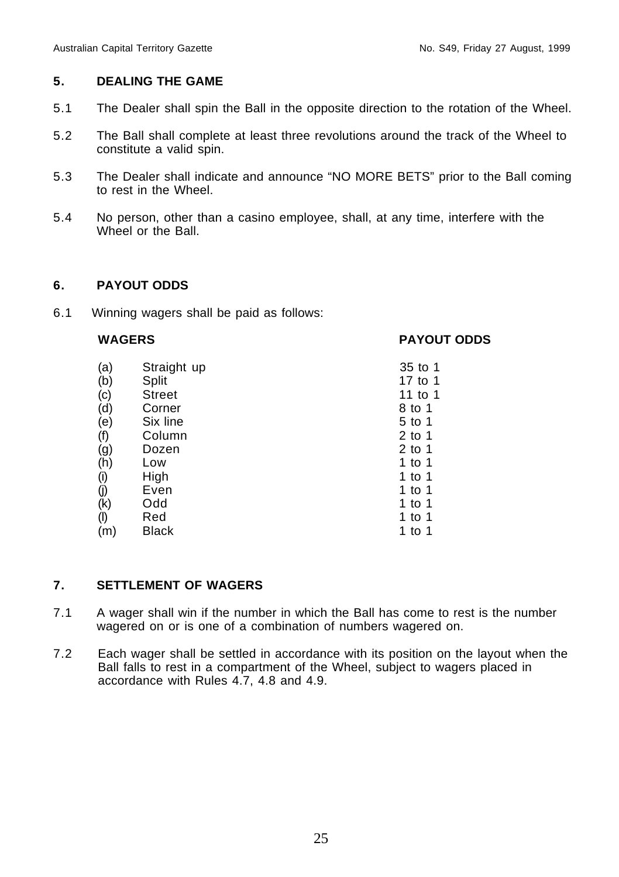## 5. DEALING THE GAME

5.1 The Dealer shall spin the Ball in the opposite direction to the rotation of the Wheel.

5.2 The Ball shall complete at least three revolutions around the track of the Wheel to constitute a valid spin.

5.3 The Dealer shall indicate and announce "NO MORE BETS" prior to the Ball coming to rest in the Wheel.

5.4 No person, other than a casino employee, shall, at any time, interfere with the Wheel or the Ball.

## 6. PAYOUT ODDS

6.1 Winning wagers shall be paid as follows:

| | WAGERS | PAYOUT ODDS |
|---|---|---|
| (a) | Straight up | 35 to 1 |
| (b) | Split | 17 to 1 |
| (c) | Street | 11 to 1 |
| (d) | Corner | 8 to 1 |
| (e) | Six line | 5 to 1 |
| (f) | Column | 2 to 1 |
| (g) | Dozen | 2 to 1 |
| (h) | Low | 1 to 1 |
| (i) | High | 1 to 1 |
| (j) | Even | 1 to 1 |
| (k) | Odd | 1 to 1 |
| (l) | Red | 1 to 1 |
| (m) | Black | 1 to 1 |

## 7. SETTLEMENT OF WAGERS

7.1 A wager shall win if the number in which the Ball has come to rest is the number wagered on or is one of a combination of numbers wagered on.

7.2 Each wager shall be settled in accordance with its position on the layout when the Ball falls to rest in a compartment of the Wheel, subject to wagers placed in accordance with Rules 4.7, 4.8 and 4.9.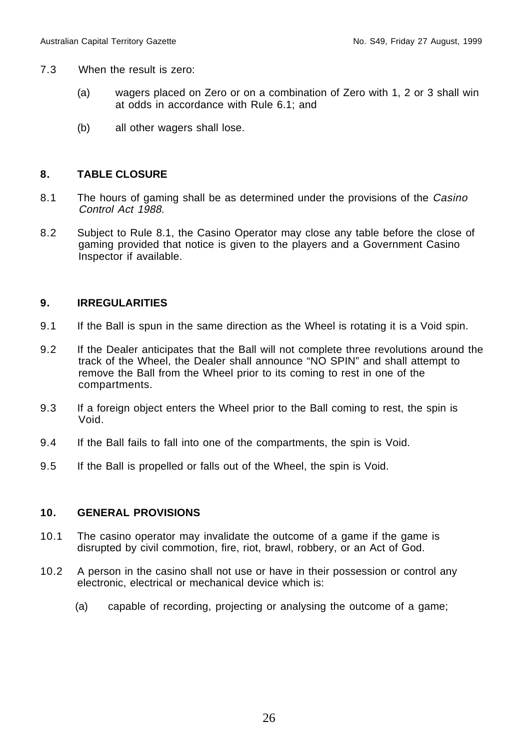7.3 When the result is zero:

  (a) wagers placed on Zero or on a combination of Zero with 1, 2 or 3 shall win at odds in accordance with Rule 6.1; and

  (b) all other wagers shall lose.

## 8. TABLE CLOSURE

8.1 The hours of gaming shall be as determined under the provisions of the *Casino Control Act 1988.*

8.2 Subject to Rule 8.1, the Casino Operator may close any table before the close of gaming provided that notice is given to the players and a Government Casino Inspector if available.

## 9. IRREGULARITIES

9.1 If the Ball is spun in the same direction as the Wheel is rotating it is a Void spin.

9.2 If the Dealer anticipates that the Ball will not complete three revolutions around the track of the Wheel, the Dealer shall announce "NO SPIN" and shall attempt to remove the Ball from the Wheel prior to its coming to rest in one of the compartments.

9.3 If a foreign object enters the Wheel prior to the Ball coming to rest, the spin is Void.

9.4 If the Ball fails to fall into one of the compartments, the spin is Void.

9.5 If the Ball is propelled or falls out of the Wheel, the spin is Void.

## 10. GENERAL PROVISIONS

10.1 The casino operator may invalidate the outcome of a game if the game is disrupted by civil commotion, fire, riot, brawl, robbery, or an Act of God.

10.2 A person in the casino shall not use or have in their possession or control any electronic, electrical or mechanical device which is:

  (a) capable of recording, projecting or analysing the outcome of a game;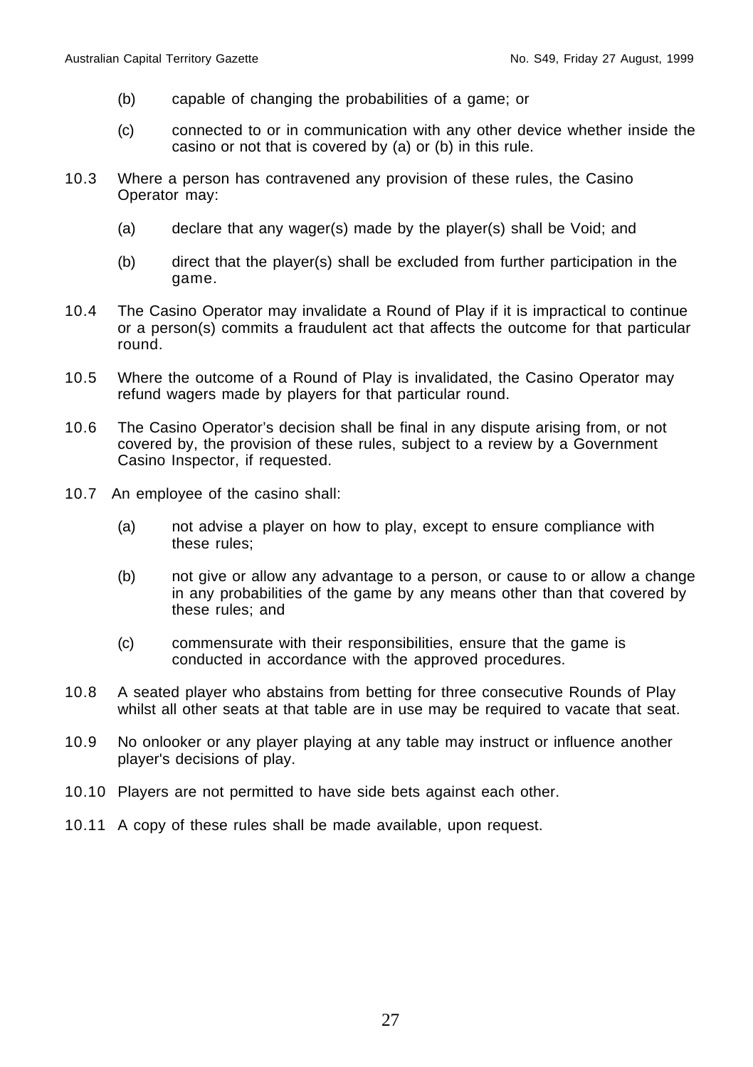(b) capable of changing the probabilities of a game; or

(c) connected to or in communication with any other device whether inside the casino or not that is covered by (a) or (b) in this rule.

10.3 Where a person has contravened any provision of these rules, the Casino Operator may:

(a) declare that any wager(s) made by the player(s) shall be Void; and

(b) direct that the player(s) shall be excluded from further participation in the game.

10.4 The Casino Operator may invalidate a Round of Play if it is impractical to continue or a person(s) commits a fraudulent act that affects the outcome for that particular round.

10.5 Where the outcome of a Round of Play is invalidated, the Casino Operator may refund wagers made by players for that particular round.

10.6 The Casino Operator's decision shall be final in any dispute arising from, or not covered by, the provision of these rules, subject to a review by a Government Casino Inspector, if requested.

10.7 An employee of the casino shall:

(a) not advise a player on how to play, except to ensure compliance with these rules;

(b) not give or allow any advantage to a person, or cause to or allow a change in any probabilities of the game by any means other than that covered by these rules; and

(c) commensurate with their responsibilities, ensure that the game is conducted in accordance with the approved procedures.

10.8 A seated player who abstains from betting for three consecutive Rounds of Play whilst all other seats at that table are in use may be required to vacate that seat.

10.9 No onlooker or any player playing at any table may instruct or influence another player's decisions of play.

10.10 Players are not permitted to have side bets against each other.

10.11 A copy of these rules shall be made available, upon request.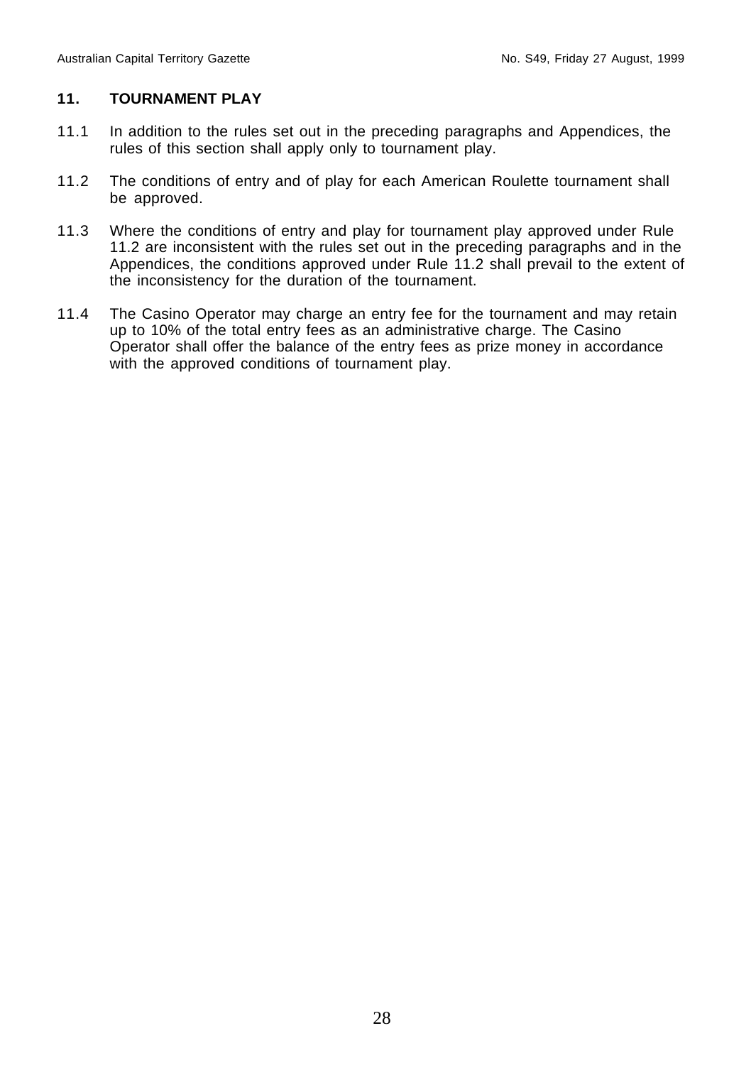## 11. TOURNAMENT PLAY

11.1 In addition to the rules set out in the preceding paragraphs and Appendices, the rules of this section shall apply only to tournament play.

11.2 The conditions of entry and of play for each American Roulette tournament shall be approved.

11.3 Where the conditions of entry and play for tournament play approved under Rule 11.2 are inconsistent with the rules set out in the preceding paragraphs and in the Appendices, the conditions approved under Rule 11.2 shall prevail to the extent of the inconsistency for the duration of the tournament.

11.4 The Casino Operator may charge an entry fee for the tournament and may retain up to 10% of the total entry fees as an administrative charge. The Casino Operator shall offer the balance of the entry fees as prize money in accordance with the approved conditions of tournament play.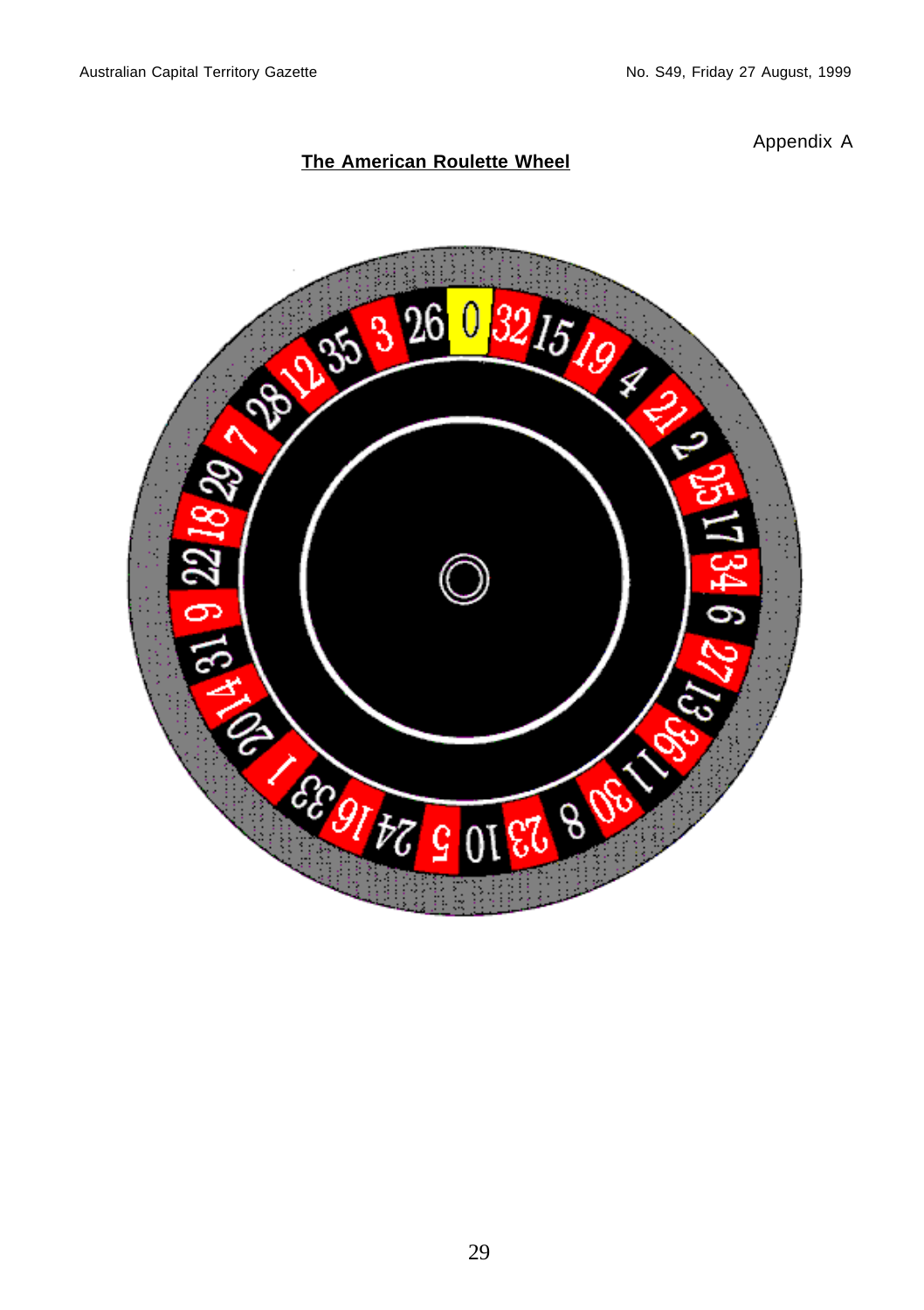Appendix A

## The American Roulette Wheel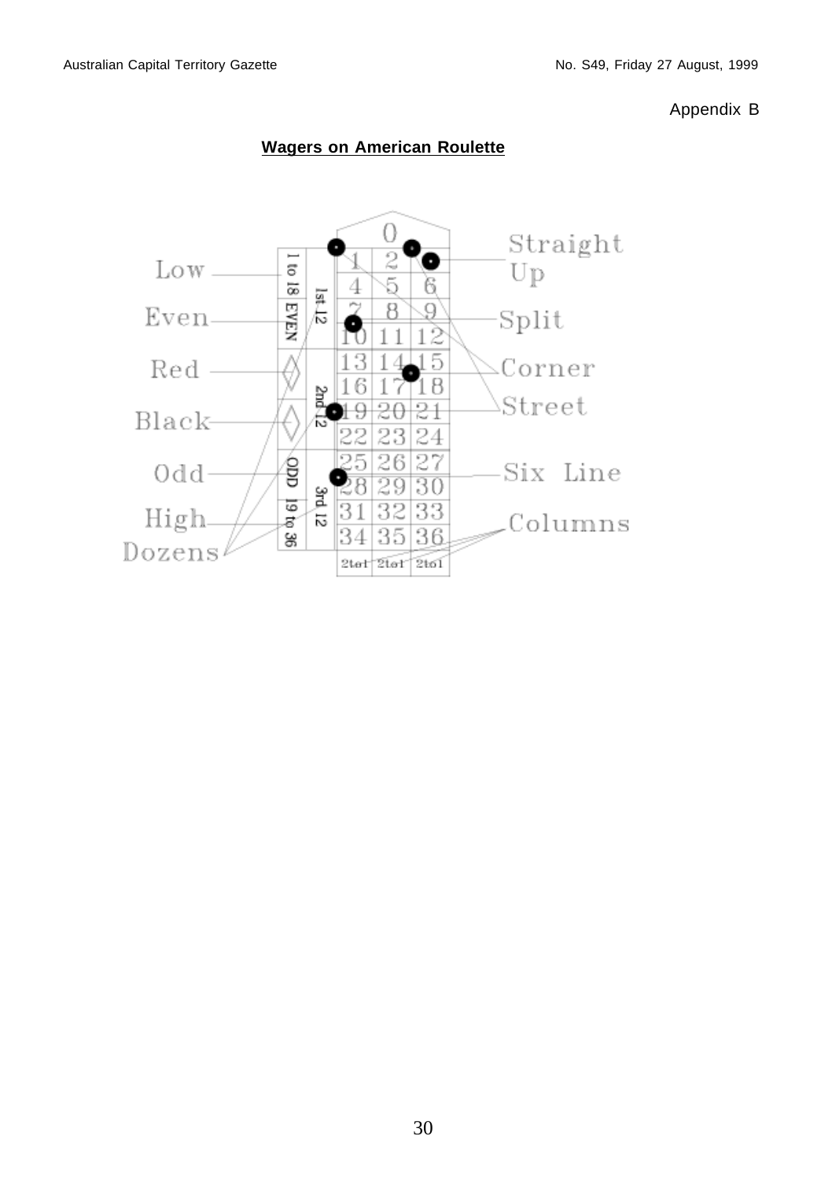Appendix B

## Wagers on American Roulette

Low

Even

Red

Black

Odd

High

Dozens

Straight Up

Split

Corner

Street

Six Line

Columns

| | | 0 | | |
|---|---|---|---|---|
| 1 to 18 | 1st 12 | 1 | 2 | 3 |
| | | 4 | 5 | 6 |
| EVEN | | 7 | 8 | 9 |
| | | 10 | 11 | 12 |
| ◊ | 2nd 12 | 13 | 14 | 15 |
| | | 16 | 17 | 18 |
| ◊ | | 19 | 20 | 21 |
| | | 22 | 23 | 24 |
| ODD | 3rd 12 | 25 | 26 | 27 |
| | | 28 | 29 | 30 |
| 19 to 36 | | 31 | 32 | 33 |
| | | 34 | 35 | 36 |
| | | 2to1 | 2to1 | 2to1 |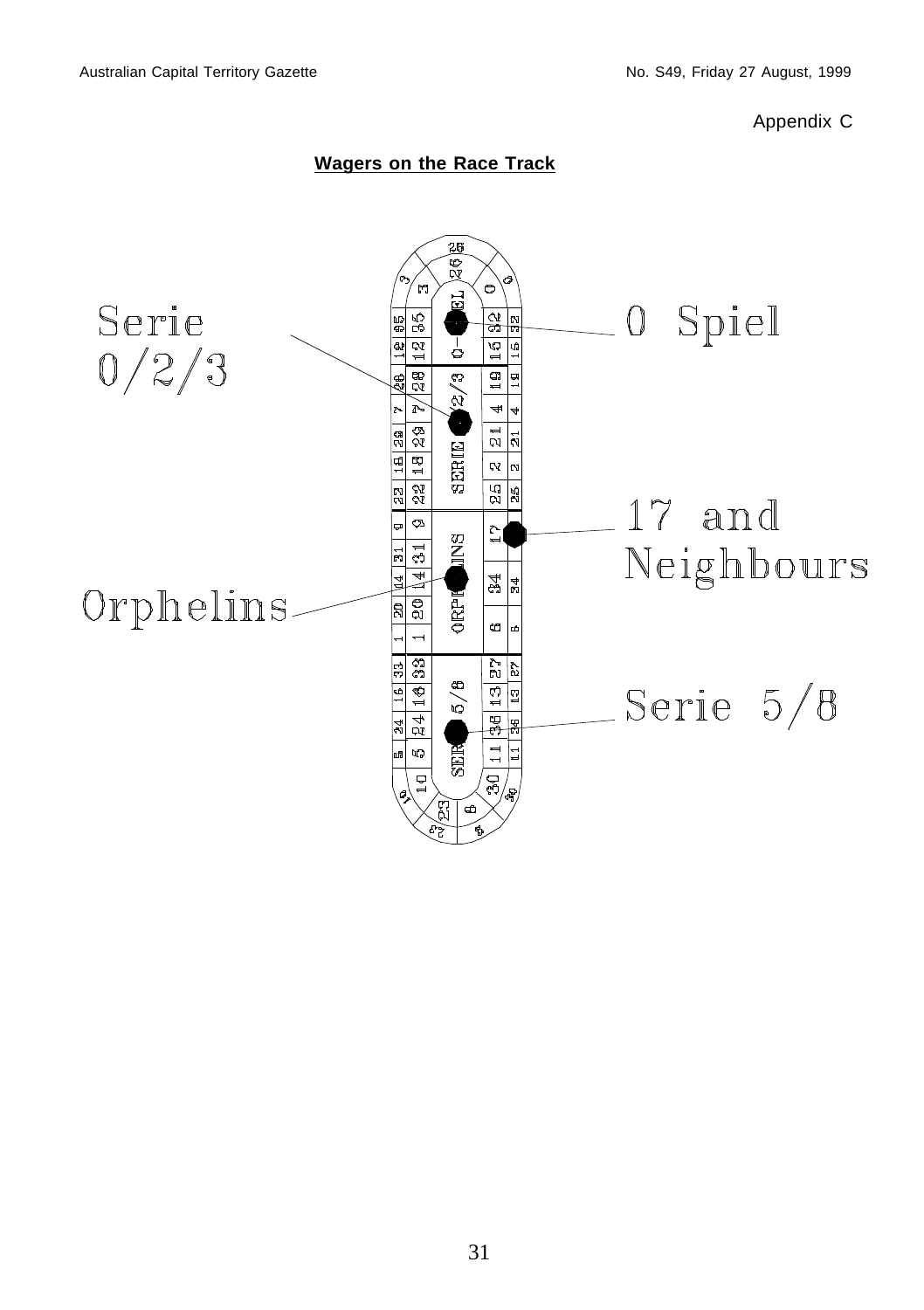Appendix C

**Wagers on the Race Track**

Serie 0/2/3

0 Spiel

17 and Neighbours

Orphelins

Serie 5/8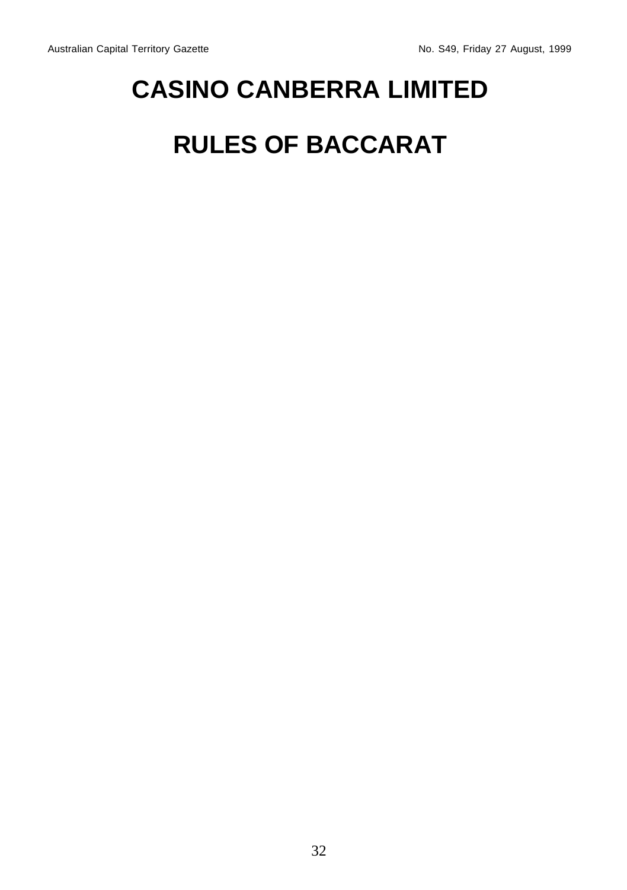# CASINO CANBERRA LIMITED

# RULES OF BACCARAT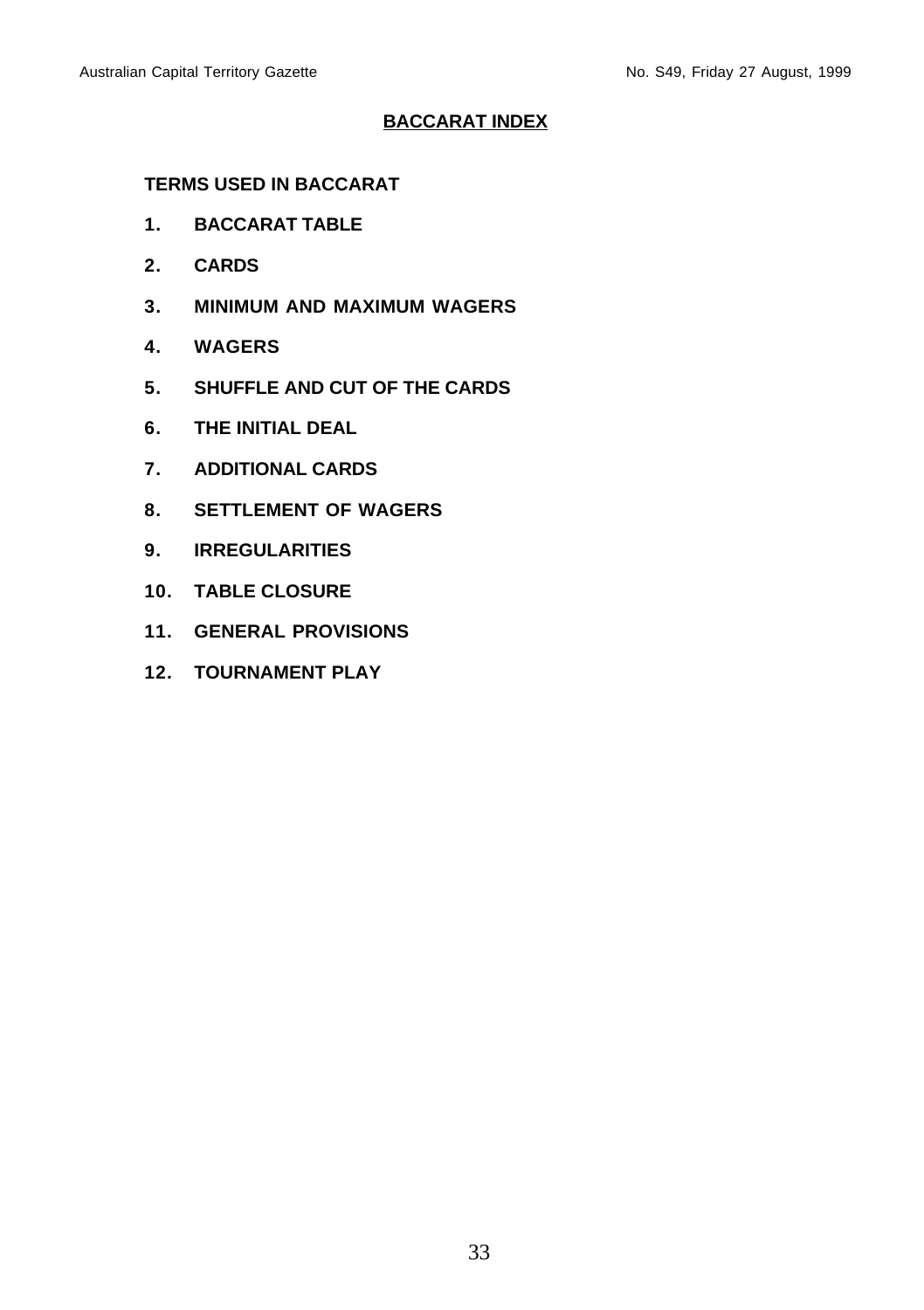## BACCARAT INDEX

**TERMS USED IN BACCARAT**

1. **BACCARAT TABLE**
2. **CARDS**
3. **MINIMUM AND MAXIMUM WAGERS**
4. **WAGERS**
5. **SHUFFLE AND CUT OF THE CARDS**
6. **THE INITIAL DEAL**
7. **ADDITIONAL CARDS**
8. **SETTLEMENT OF WAGERS**
9. **IRREGULARITIES**
10. **TABLE CLOSURE**
11. **GENERAL PROVISIONS**
12. **TOURNAMENT PLAY**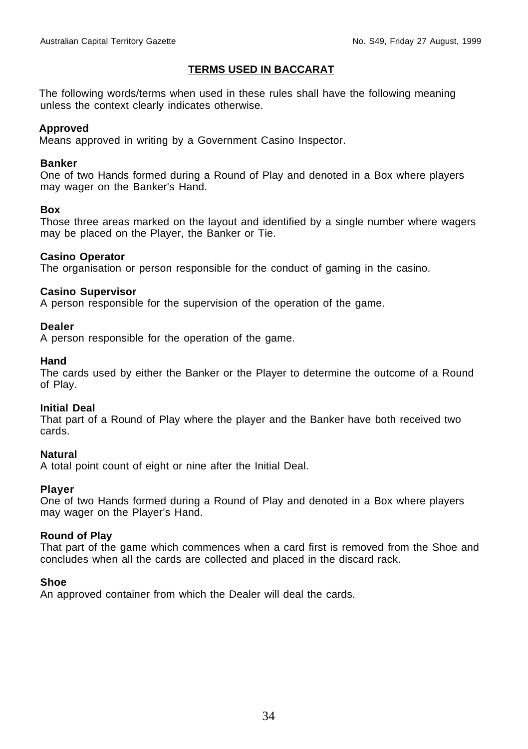## TERMS USED IN BACCARAT

The following words/terms when used in these rules shall have the following meaning unless the context clearly indicates otherwise.

**Approved**
Means approved in writing by a Government Casino Inspector.

**Banker**
One of two Hands formed during a Round of Play and denoted in a Box where players may wager on the Banker's Hand.

**Box**
Those three areas marked on the layout and identified by a single number where wagers may be placed on the Player, the Banker or Tie.

**Casino Operator**
The organisation or person responsible for the conduct of gaming in the casino.

**Casino Supervisor**
A person responsible for the supervision of the operation of the game.

**Dealer**
A person responsible for the operation of the game.

**Hand**
The cards used by either the Banker or the Player to determine the outcome of a Round of Play.

**Initial Deal**
That part of a Round of Play where the player and the Banker have both received two cards.

**Natural**
A total point count of eight or nine after the Initial Deal.

**Player**
One of two Hands formed during a Round of Play and denoted in a Box where players may wager on the Player's Hand.

**Round of Play**
That part of the game which commences when a card first is removed from the Shoe and concludes when all the cards are collected and placed in the discard rack.

**Shoe**
An approved container from which the Dealer will deal the cards.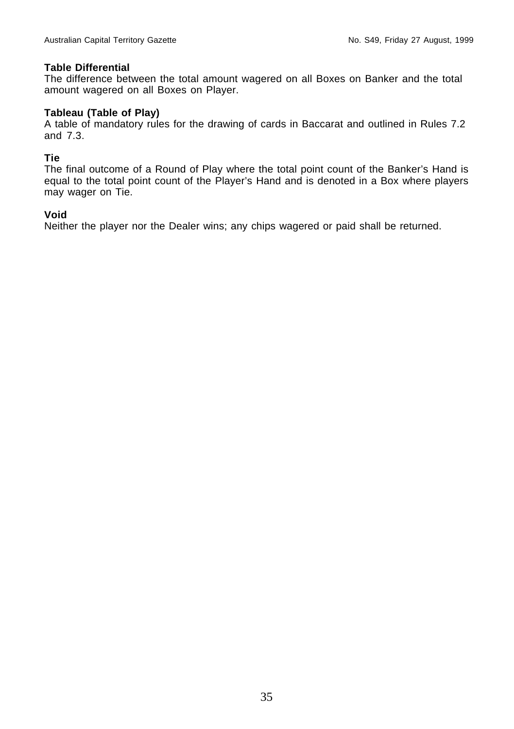**Table Differential**
The difference between the total amount wagered on all Boxes on Banker and the total amount wagered on all Boxes on Player.

**Tableau (Table of Play)**
A table of mandatory rules for the drawing of cards in Baccarat and outlined in Rules 7.2 and 7.3.

**Tie**
The final outcome of a Round of Play where the total point count of the Banker's Hand is equal to the total point count of the Player's Hand and is denoted in a Box where players may wager on Tie.

**Void**
Neither the player nor the Dealer wins; any chips wagered or paid shall be returned.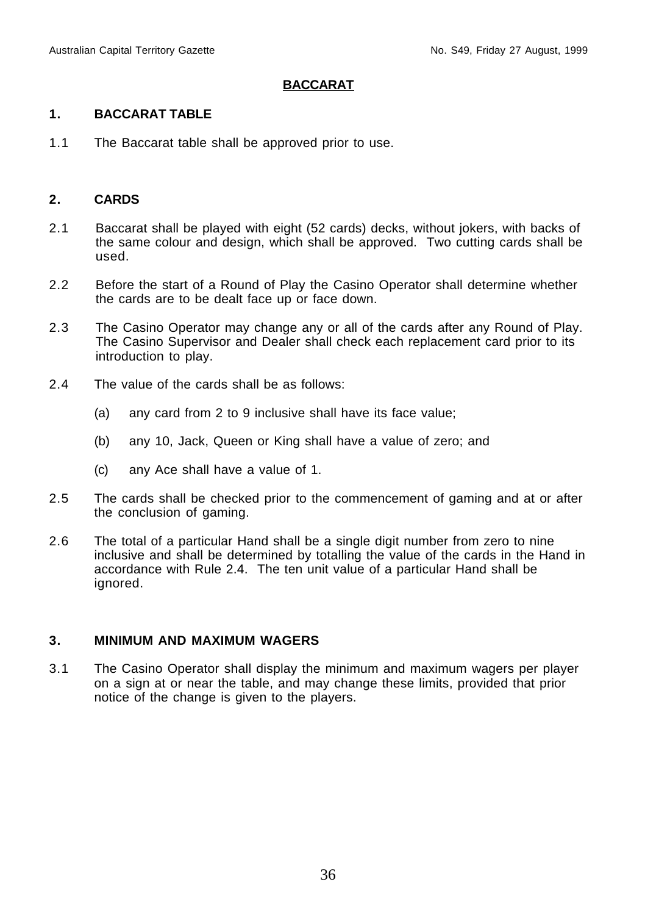# BACCARAT

## 1. BACCARAT TABLE

1.1 The Baccarat table shall be approved prior to use.

## 2. CARDS

2.1 Baccarat shall be played with eight (52 cards) decks, without jokers, with backs of the same colour and design, which shall be approved. Two cutting cards shall be used.

2.2 Before the start of a Round of Play the Casino Operator shall determine whether the cards are to be dealt face up or face down.

2.3 The Casino Operator may change any or all of the cards after any Round of Play. The Casino Supervisor and Dealer shall check each replacement card prior to its introduction to play.

2.4 The value of the cards shall be as follows:

(a) any card from 2 to 9 inclusive shall have its face value;

(b) any 10, Jack, Queen or King shall have a value of zero; and

(c) any Ace shall have a value of 1.

2.5 The cards shall be checked prior to the commencement of gaming and at or after the conclusion of gaming.

2.6 The total of a particular Hand shall be a single digit number from zero to nine inclusive and shall be determined by totalling the value of the cards in the Hand in accordance with Rule 2.4. The ten unit value of a particular Hand shall be ignored.

## 3. MINIMUM AND MAXIMUM WAGERS

3.1 The Casino Operator shall display the minimum and maximum wagers per player on a sign at or near the table, and may change these limits, provided that prior notice of the change is given to the players.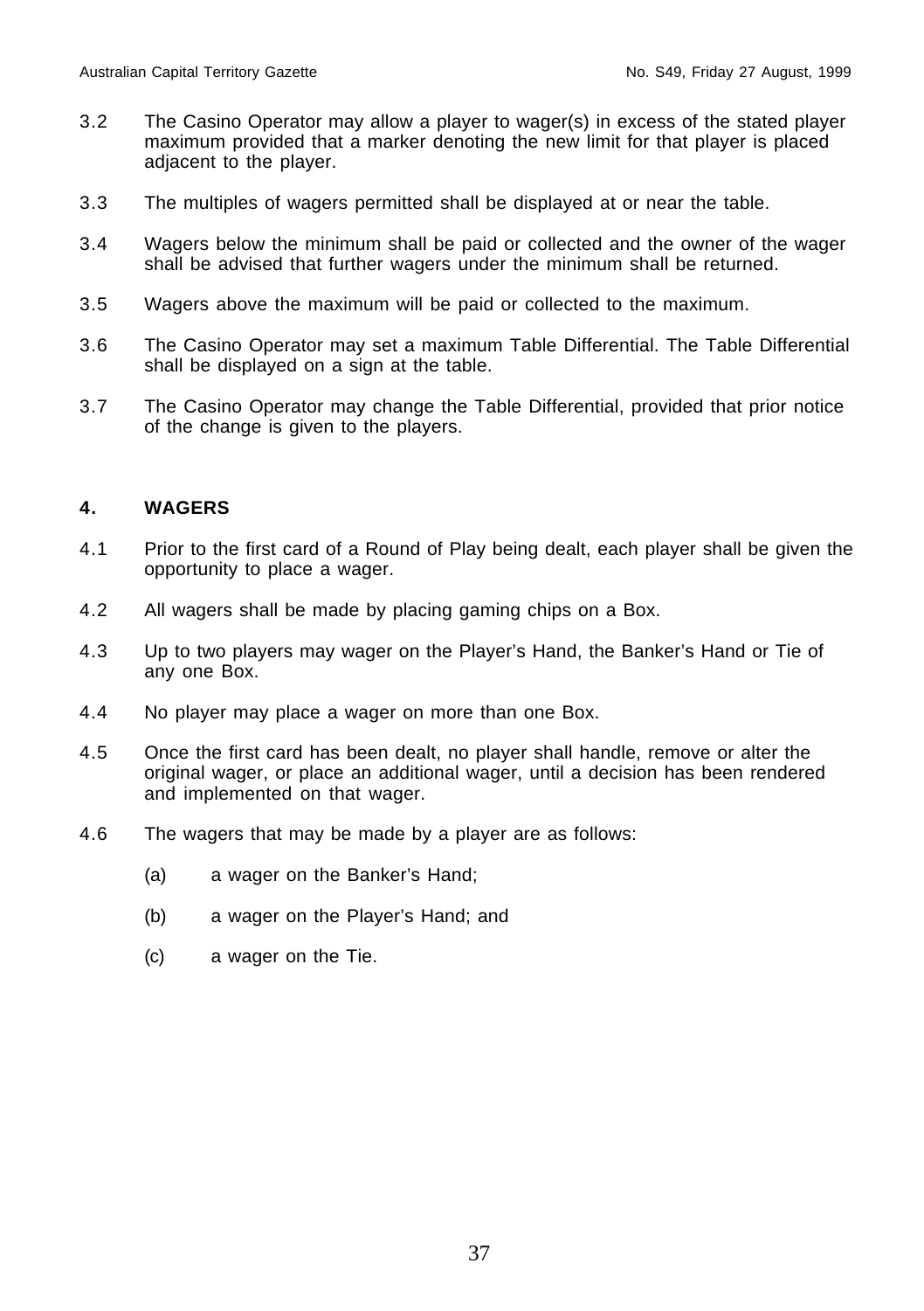3.2 The Casino Operator may allow a player to wager(s) in excess of the stated player maximum provided that a marker denoting the new limit for that player is placed adjacent to the player.

3.3 The multiples of wagers permitted shall be displayed at or near the table.

3.4 Wagers below the minimum shall be paid or collected and the owner of the wager shall be advised that further wagers under the minimum shall be returned.

3.5 Wagers above the maximum will be paid or collected to the maximum.

3.6 The Casino Operator may set a maximum Table Differential. The Table Differential shall be displayed on a sign at the table.

3.7 The Casino Operator may change the Table Differential, provided that prior notice of the change is given to the players.

## 4. WAGERS

4.1 Prior to the first card of a Round of Play being dealt, each player shall be given the opportunity to place a wager.

4.2 All wagers shall be made by placing gaming chips on a Box.

4.3 Up to two players may wager on the Player's Hand, the Banker's Hand or Tie of any one Box.

4.4 No player may place a wager on more than one Box.

4.5 Once the first card has been dealt, no player shall handle, remove or alter the original wager, or place an additional wager, until a decision has been rendered and implemented on that wager.

4.6 The wagers that may be made by a player are as follows:

(a) a wager on the Banker's Hand;

(b) a wager on the Player's Hand; and

(c) a wager on the Tie.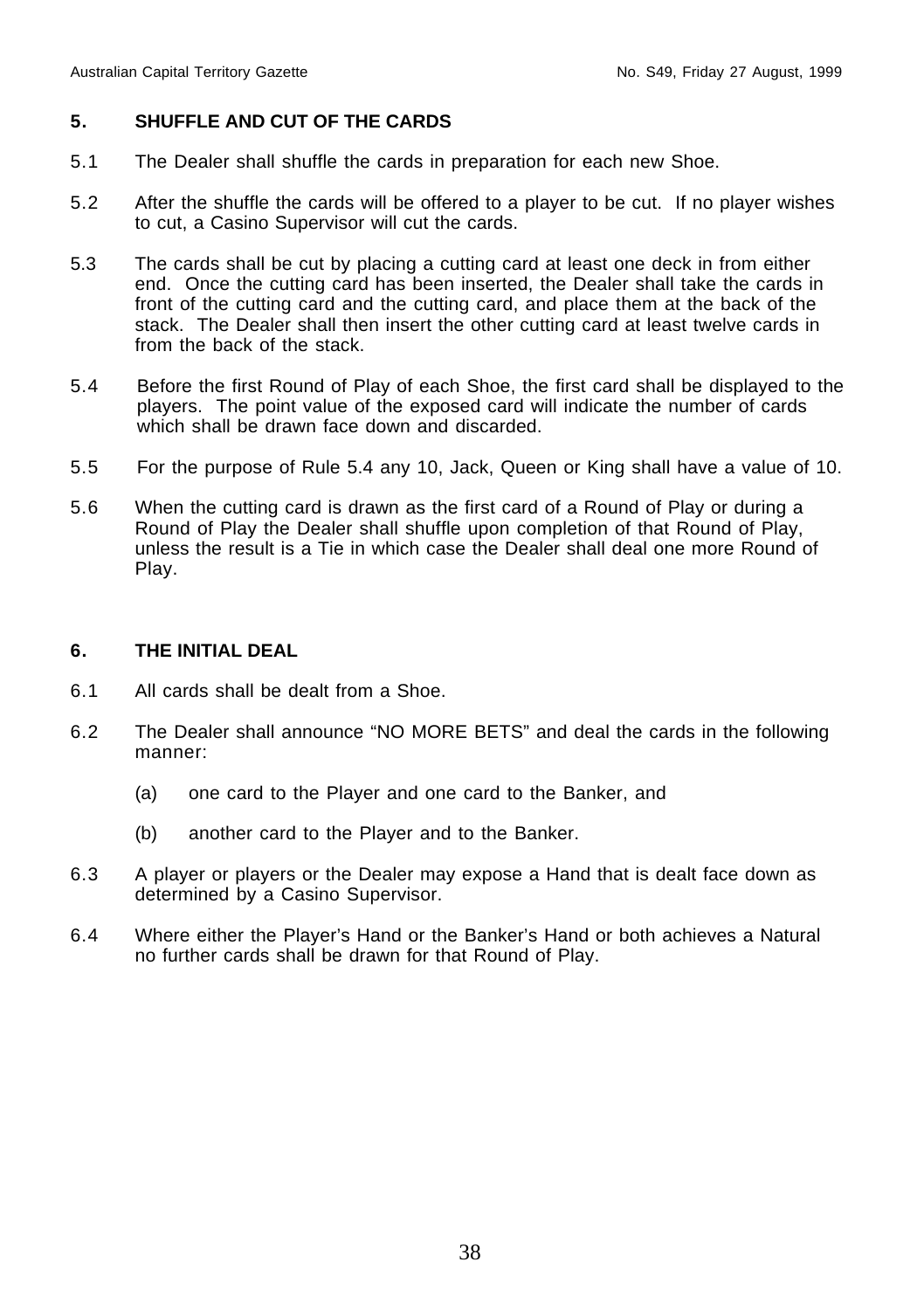## 5. SHUFFLE AND CUT OF THE CARDS

5.1 The Dealer shall shuffle the cards in preparation for each new Shoe.

5.2 After the shuffle the cards will be offered to a player to be cut. If no player wishes to cut, a Casino Supervisor will cut the cards.

5.3 The cards shall be cut by placing a cutting card at least one deck in from either end. Once the cutting card has been inserted, the Dealer shall take the cards in front of the cutting card and the cutting card, and place them at the back of the stack. The Dealer shall then insert the other cutting card at least twelve cards in from the back of the stack.

5.4 Before the first Round of Play of each Shoe, the first card shall be displayed to the players. The point value of the exposed card will indicate the number of cards which shall be drawn face down and discarded.

5.5 For the purpose of Rule 5.4 any 10, Jack, Queen or King shall have a value of 10.

5.6 When the cutting card is drawn as the first card of a Round of Play or during a Round of Play the Dealer shall shuffle upon completion of that Round of Play, unless the result is a Tie in which case the Dealer shall deal one more Round of Play.

## 6. THE INITIAL DEAL

6.1 All cards shall be dealt from a Shoe.

6.2 The Dealer shall announce "NO MORE BETS" and deal the cards in the following manner:

(a) one card to the Player and one card to the Banker, and

(b) another card to the Player and to the Banker.

6.3 A player or players or the Dealer may expose a Hand that is dealt face down as determined by a Casino Supervisor.

6.4 Where either the Player's Hand or the Banker's Hand or both achieves a Natural no further cards shall be drawn for that Round of Play.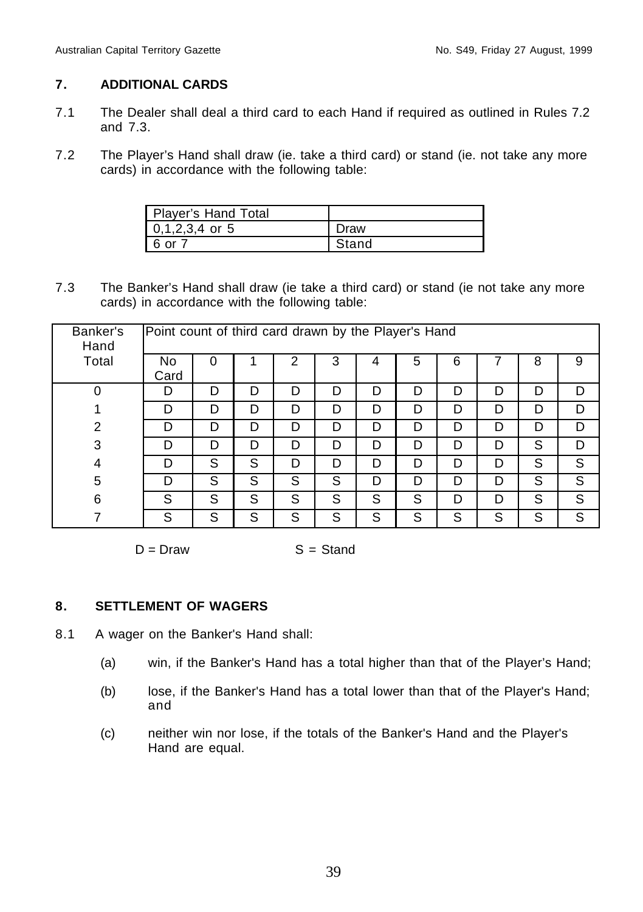## 7. ADDITIONAL CARDS

7.1 The Dealer shall deal a third card to each Hand if required as outlined in Rules 7.2 and 7.3.

7.2 The Player's Hand shall draw (ie. take a third card) or stand (ie. not take any more cards) in accordance with the following table:

| Player's Hand Total | |
|---|---|
| 0,1,2,3,4 or 5 | Draw |
| 6 or 7 | Stand |

7.3 The Banker's Hand shall draw (ie take a third card) or stand (ie not take any more cards) in accordance with the following table:

| Banker's Hand Total | Point count of third card drawn by the Player's Hand | | | | | | | | | | |
|---|---|---|---|---|---|---|---|---|---|---|---|
| | No Card | 0 | 1 | 2 | 3 | 4 | 5 | 6 | 7 | 8 | 9 |
| 0 | D | D | D | D | D | D | D | D | D | D | D |
| 1 | D | D | D | D | D | D | D | D | D | D | D |
| 2 | D | D | D | D | D | D | D | D | D | D | D |
| 3 | D | D | D | D | D | D | D | D | D | S | D |
| 4 | D | S | S | D | D | D | D | D | D | S | S |
| 5 | D | S | S | S | S | D | D | D | D | S | S |
| 6 | S | S | S | S | S | S | S | D | D | S | S |
| 7 | S | S | S | S | S | S | S | S | S | S | S |

D = Draw S = Stand

## 8. SETTLEMENT OF WAGERS

8.1 A wager on the Banker's Hand shall:

(a) win, if the Banker's Hand has a total higher than that of the Player's Hand;

(b) lose, if the Banker's Hand has a total lower than that of the Player's Hand; and

(c) neither win nor lose, if the totals of the Banker's Hand and the Player's Hand are equal.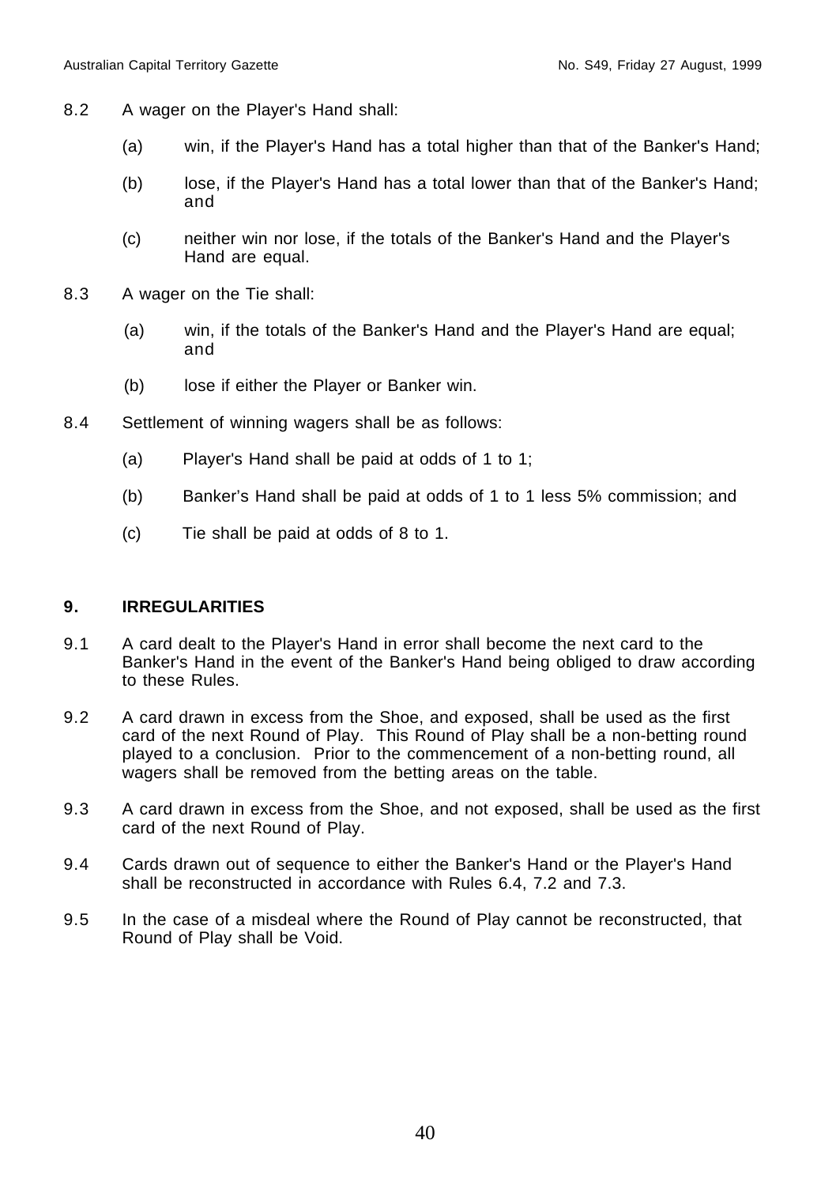8.2 A wager on the Player's Hand shall:

(a) win, if the Player's Hand has a total higher than that of the Banker's Hand;

(b) lose, if the Player's Hand has a total lower than that of the Banker's Hand; and

(c) neither win nor lose, if the totals of the Banker's Hand and the Player's Hand are equal.

8.3 A wager on the Tie shall:

(a) win, if the totals of the Banker's Hand and the Player's Hand are equal; and

(b) lose if either the Player or Banker win.

8.4 Settlement of winning wagers shall be as follows:

(a) Player's Hand shall be paid at odds of 1 to 1;

(b) Banker's Hand shall be paid at odds of 1 to 1 less 5% commission; and

(c) Tie shall be paid at odds of 8 to 1.

## 9. IRREGULARITIES

9.1 A card dealt to the Player's Hand in error shall become the next card to the Banker's Hand in the event of the Banker's Hand being obliged to draw according to these Rules.

9.2 A card drawn in excess from the Shoe, and exposed, shall be used as the first card of the next Round of Play. This Round of Play shall be a non-betting round played to a conclusion. Prior to the commencement of a non-betting round, all wagers shall be removed from the betting areas on the table.

9.3 A card drawn in excess from the Shoe, and not exposed, shall be used as the first card of the next Round of Play.

9.4 Cards drawn out of sequence to either the Banker's Hand or the Player's Hand shall be reconstructed in accordance with Rules 6.4, 7.2 and 7.3.

9.5 In the case of a misdeal where the Round of Play cannot be reconstructed, that Round of Play shall be Void.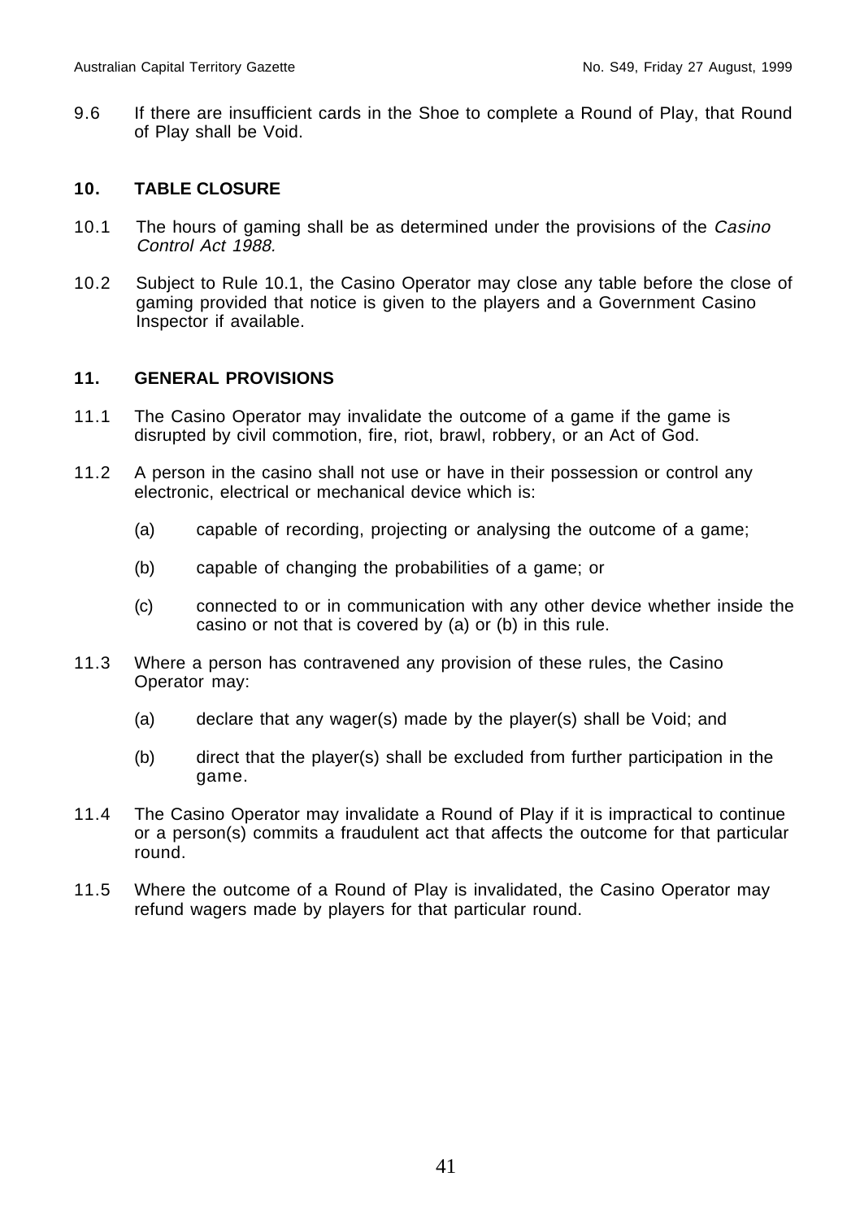9.6 If there are insufficient cards in the Shoe to complete a Round of Play, that Round of Play shall be Void.

## 10. TABLE CLOSURE

10.1 The hours of gaming shall be as determined under the provisions of the *Casino Control Act 1988.*

10.2 Subject to Rule 10.1, the Casino Operator may close any table before the close of gaming provided that notice is given to the players and a Government Casino Inspector if available.

## 11. GENERAL PROVISIONS

11.1 The Casino Operator may invalidate the outcome of a game if the game is disrupted by civil commotion, fire, riot, brawl, robbery, or an Act of God.

11.2 A person in the casino shall not use or have in their possession or control any electronic, electrical or mechanical device which is:

(a) capable of recording, projecting or analysing the outcome of a game;

(b) capable of changing the probabilities of a game; or

(c) connected to or in communication with any other device whether inside the casino or not that is covered by (a) or (b) in this rule.

11.3 Where a person has contravened any provision of these rules, the Casino Operator may:

(a) declare that any wager(s) made by the player(s) shall be Void; and

(b) direct that the player(s) shall be excluded from further participation in the game.

11.4 The Casino Operator may invalidate a Round of Play if it is impractical to continue or a person(s) commits a fraudulent act that affects the outcome for that particular round.

11.5 Where the outcome of a Round of Play is invalidated, the Casino Operator may refund wagers made by players for that particular round.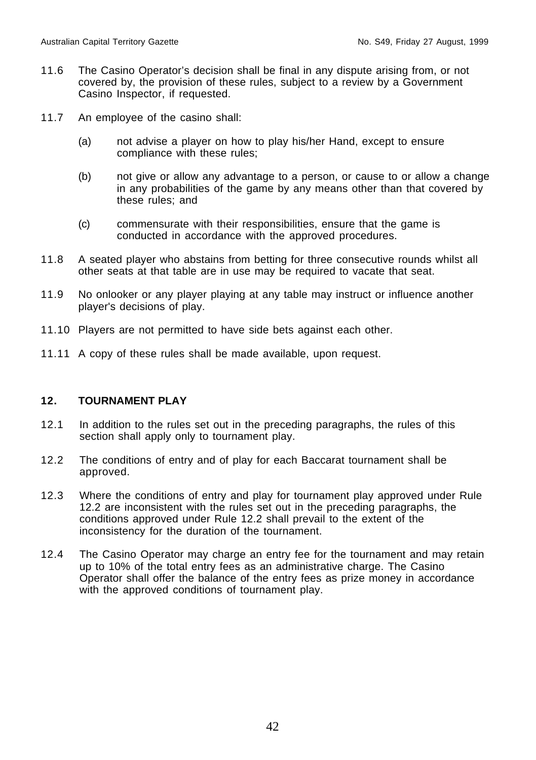11.6 The Casino Operator's decision shall be final in any dispute arising from, or not covered by, the provision of these rules, subject to a review by a Government Casino Inspector, if requested.

11.7 An employee of the casino shall:

(a) not advise a player on how to play his/her Hand, except to ensure compliance with these rules;

(b) not give or allow any advantage to a person, or cause to or allow a change in any probabilities of the game by any means other than that covered by these rules; and

(c) commensurate with their responsibilities, ensure that the game is conducted in accordance with the approved procedures.

11.8 A seated player who abstains from betting for three consecutive rounds whilst all other seats at that table are in use may be required to vacate that seat.

11.9 No onlooker or any player playing at any table may instruct or influence another player's decisions of play.

11.10 Players are not permitted to have side bets against each other.

11.11 A copy of these rules shall be made available, upon request.

## 12. TOURNAMENT PLAY

12.1 In addition to the rules set out in the preceding paragraphs, the rules of this section shall apply only to tournament play.

12.2 The conditions of entry and of play for each Baccarat tournament shall be approved.

12.3 Where the conditions of entry and play for tournament play approved under Rule 12.2 are inconsistent with the rules set out in the preceding paragraphs, the conditions approved under Rule 12.2 shall prevail to the extent of the inconsistency for the duration of the tournament.

12.4 The Casino Operator may charge an entry fee for the tournament and may retain up to 10% of the total entry fees as an administrative charge. The Casino Operator shall offer the balance of the entry fees as prize money in accordance with the approved conditions of tournament play.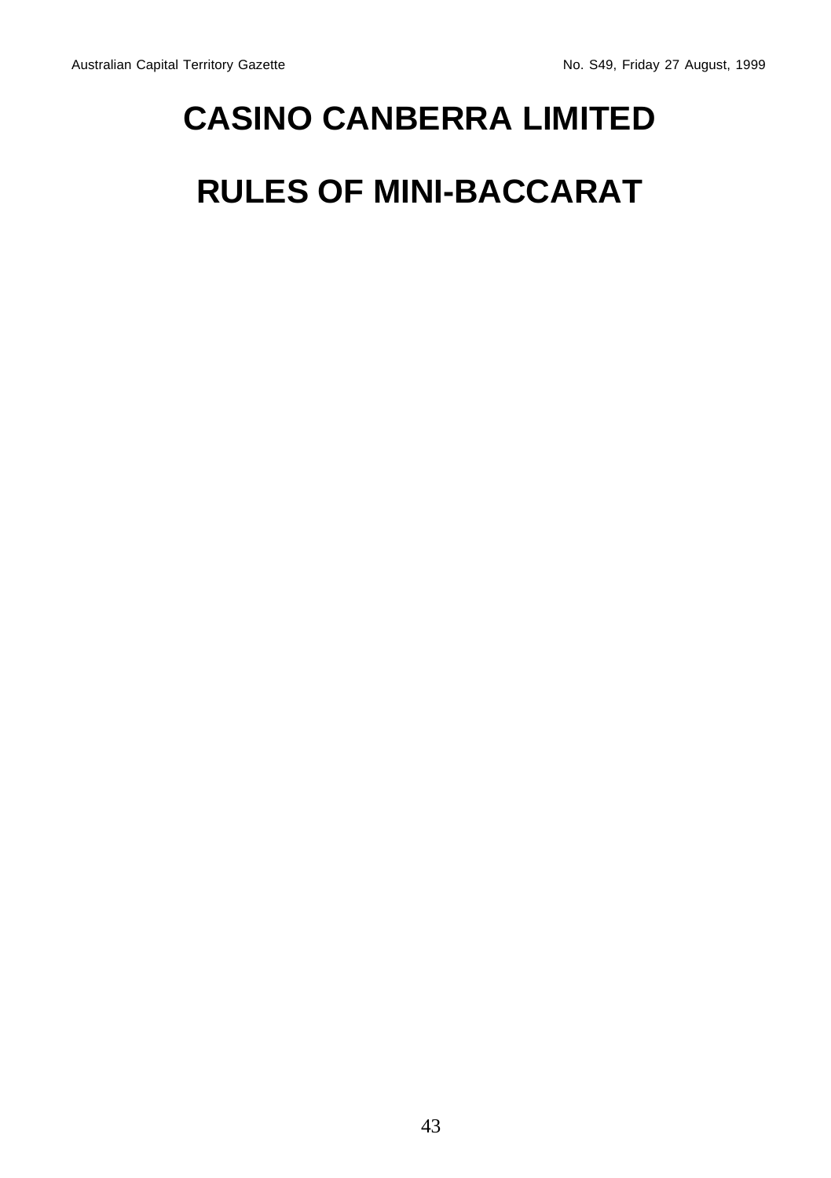# CASINO CANBERRA LIMITED

# RULES OF MINI-BACCARAT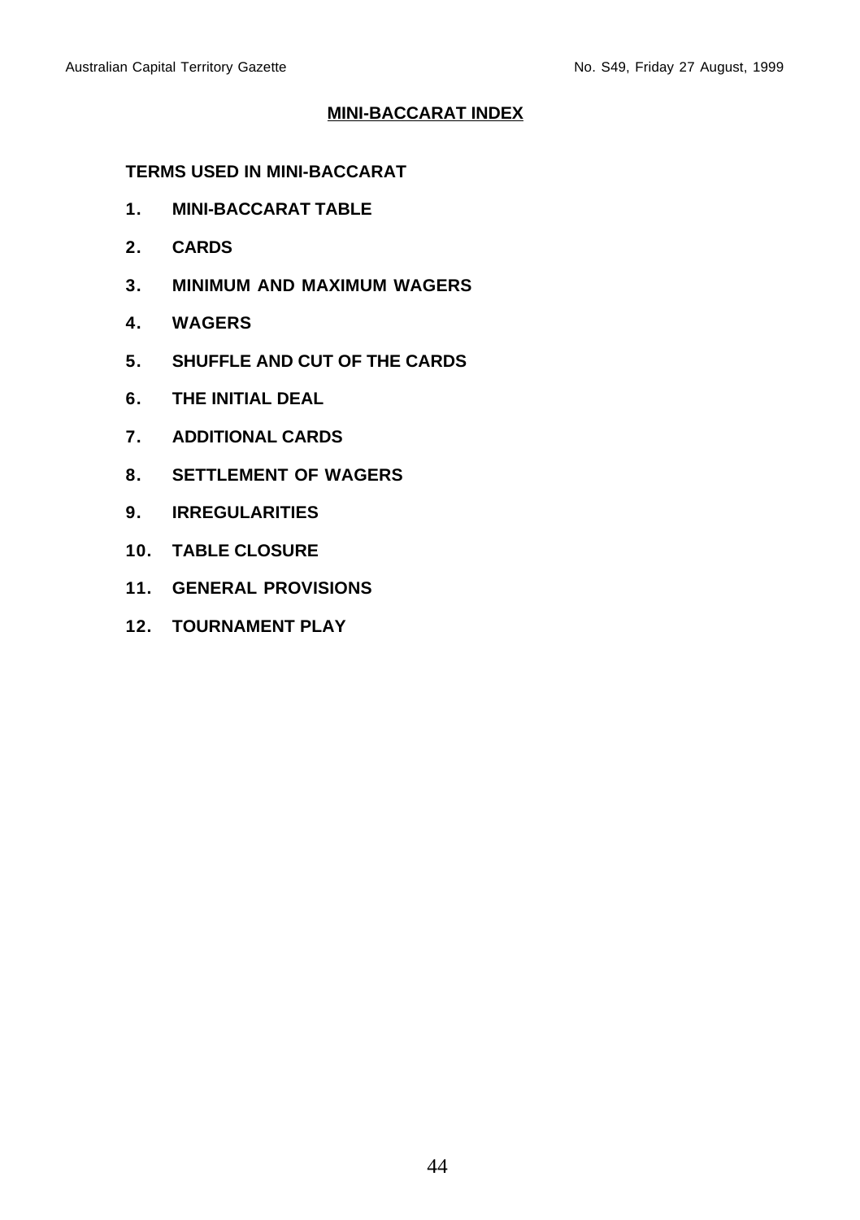# MINI-BACCARAT INDEX

**TERMS USED IN MINI-BACCARAT**

**1. MINI-BACCARAT TABLE**

**2. CARDS**

**3. MINIMUM AND MAXIMUM WAGERS**

**4. WAGERS**

**5. SHUFFLE AND CUT OF THE CARDS**

**6. THE INITIAL DEAL**

**7. ADDITIONAL CARDS**

**8. SETTLEMENT OF WAGERS**

**9. IRREGULARITIES**

**10. TABLE CLOSURE**

**11. GENERAL PROVISIONS**

**12. TOURNAMENT PLAY**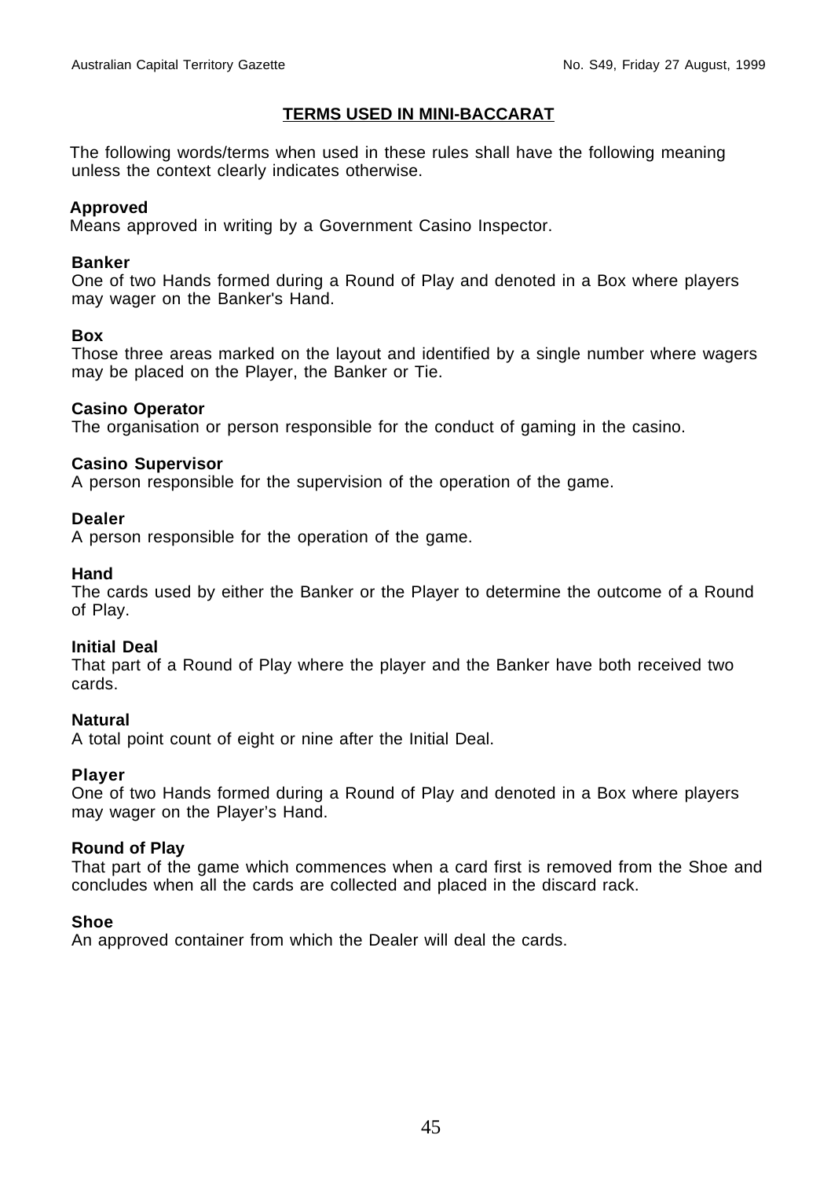## TERMS USED IN MINI-BACCARAT

The following words/terms when used in these rules shall have the following meaning unless the context clearly indicates otherwise.

**Approved**
Means approved in writing by a Government Casino Inspector.

**Banker**
One of two Hands formed during a Round of Play and denoted in a Box where players may wager on the Banker's Hand.

**Box**
Those three areas marked on the layout and identified by a single number where wagers may be placed on the Player, the Banker or Tie.

**Casino Operator**
The organisation or person responsible for the conduct of gaming in the casino.

**Casino Supervisor**
A person responsible for the supervision of the operation of the game.

**Dealer**
A person responsible for the operation of the game.

**Hand**
The cards used by either the Banker or the Player to determine the outcome of a Round of Play.

**Initial Deal**
That part of a Round of Play where the player and the Banker have both received two cards.

**Natural**
A total point count of eight or nine after the Initial Deal.

**Player**
One of two Hands formed during a Round of Play and denoted in a Box where players may wager on the Player's Hand.

**Round of Play**
That part of the game which commences when a card first is removed from the Shoe and concludes when all the cards are collected and placed in the discard rack.

**Shoe**
An approved container from which the Dealer will deal the cards.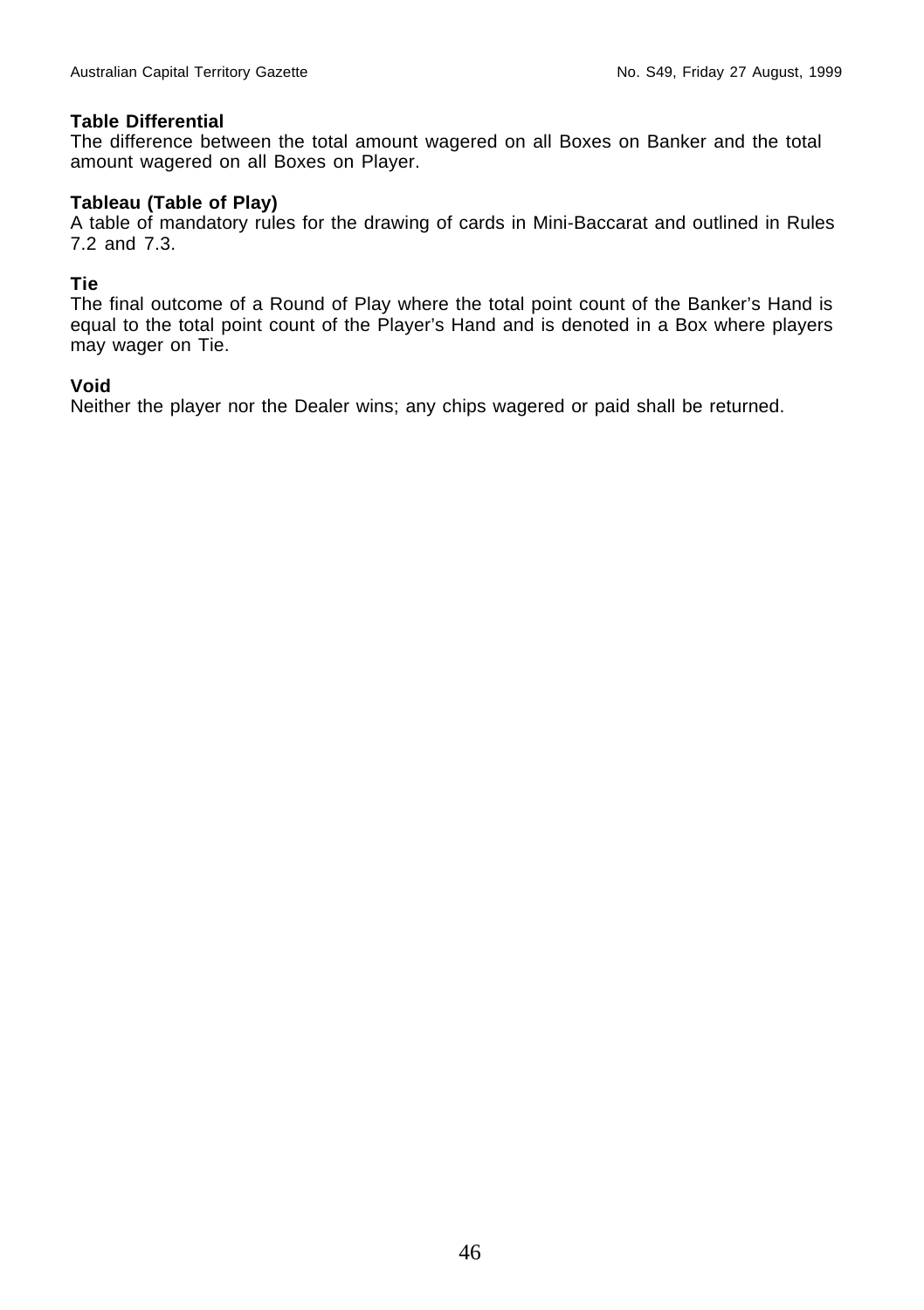**Table Differential**
The difference between the total amount wagered on all Boxes on Banker and the total amount wagered on all Boxes on Player.

**Tableau (Table of Play)**
A table of mandatory rules for the drawing of cards in Mini-Baccarat and outlined in Rules 7.2 and 7.3.

**Tie**
The final outcome of a Round of Play where the total point count of the Banker's Hand is equal to the total point count of the Player's Hand and is denoted in a Box where players may wager on Tie.

**Void**
Neither the player nor the Dealer wins; any chips wagered or paid shall be returned.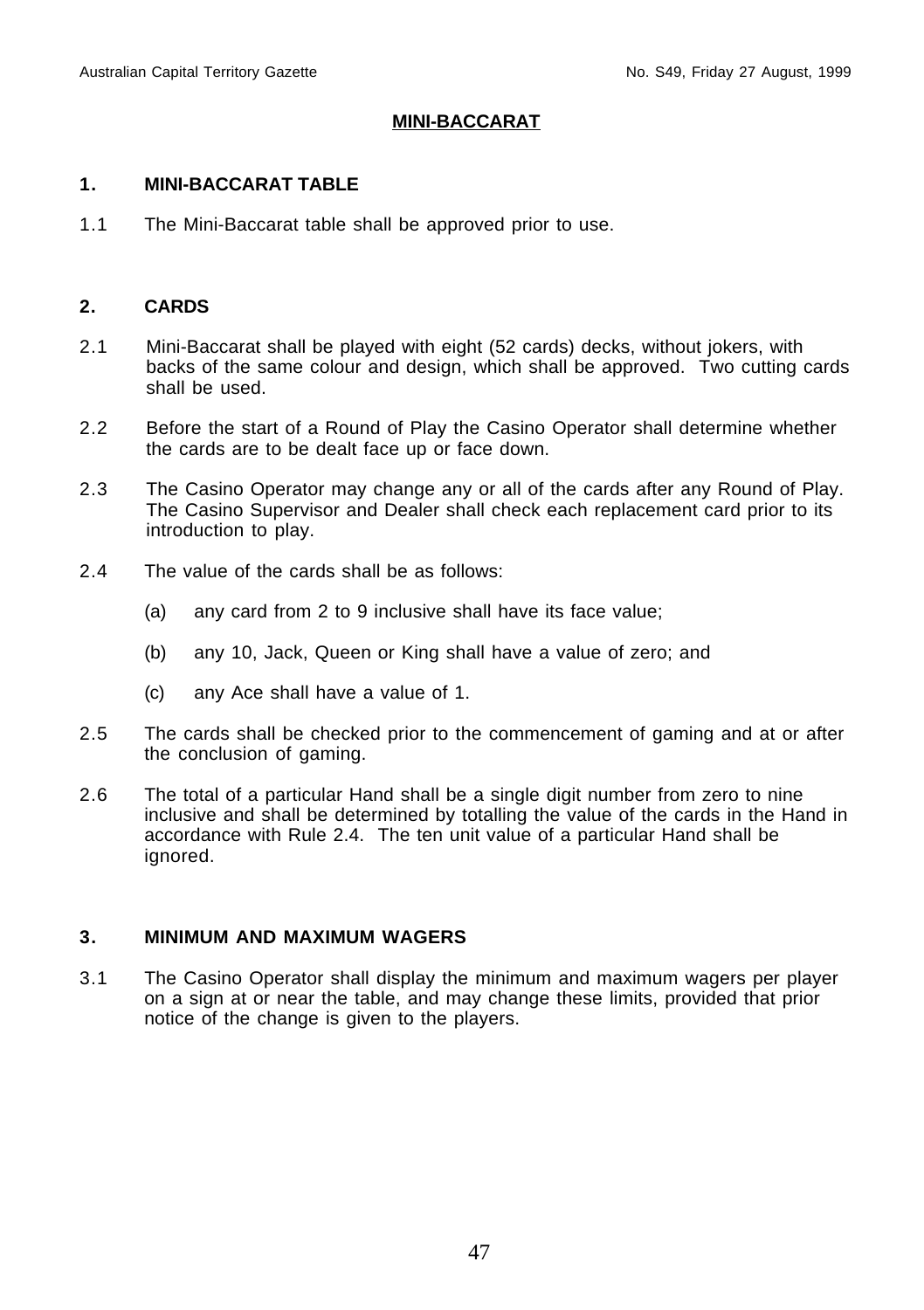## MINI-BACCARAT

### 1. MINI-BACCARAT TABLE

1.1 The Mini-Baccarat table shall be approved prior to use.

### 2. CARDS

2.1 Mini-Baccarat shall be played with eight (52 cards) decks, without jokers, with backs of the same colour and design, which shall be approved. Two cutting cards shall be used.

2.2 Before the start of a Round of Play the Casino Operator shall determine whether the cards are to be dealt face up or face down.

2.3 The Casino Operator may change any or all of the cards after any Round of Play. The Casino Supervisor and Dealer shall check each replacement card prior to its introduction to play.

2.4 The value of the cards shall be as follows:

(a) any card from 2 to 9 inclusive shall have its face value;

(b) any 10, Jack, Queen or King shall have a value of zero; and

(c) any Ace shall have a value of 1.

2.5 The cards shall be checked prior to the commencement of gaming and at or after the conclusion of gaming.

2.6 The total of a particular Hand shall be a single digit number from zero to nine inclusive and shall be determined by totalling the value of the cards in the Hand in accordance with Rule 2.4. The ten unit value of a particular Hand shall be ignored.

### 3. MINIMUM AND MAXIMUM WAGERS

3.1 The Casino Operator shall display the minimum and maximum wagers per player on a sign at or near the table, and may change these limits, provided that prior notice of the change is given to the players.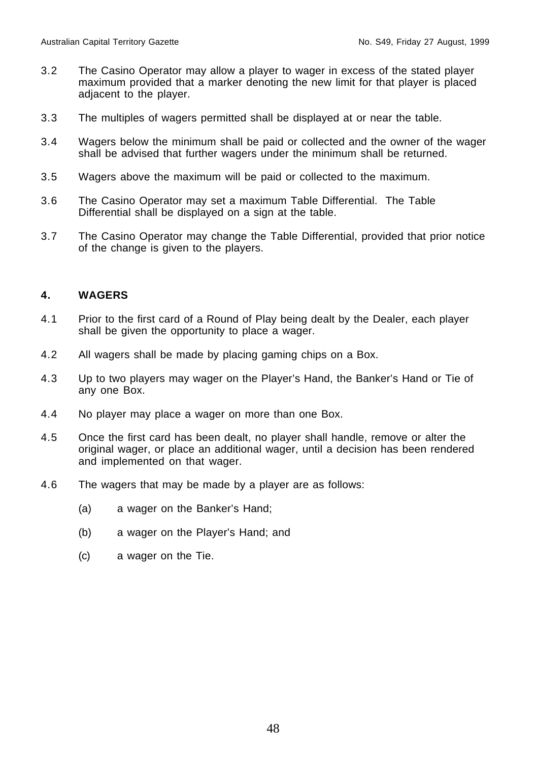3.2 The Casino Operator may allow a player to wager in excess of the stated player maximum provided that a marker denoting the new limit for that player is placed adjacent to the player.

3.3 The multiples of wagers permitted shall be displayed at or near the table.

3.4 Wagers below the minimum shall be paid or collected and the owner of the wager shall be advised that further wagers under the minimum shall be returned.

3.5 Wagers above the maximum will be paid or collected to the maximum.

3.6 The Casino Operator may set a maximum Table Differential. The Table Differential shall be displayed on a sign at the table.

3.7 The Casino Operator may change the Table Differential, provided that prior notice of the change is given to the players.

## 4. WAGERS

4.1 Prior to the first card of a Round of Play being dealt by the Dealer, each player shall be given the opportunity to place a wager.

4.2 All wagers shall be made by placing gaming chips on a Box.

4.3 Up to two players may wager on the Player's Hand, the Banker's Hand or Tie of any one Box.

4.4 No player may place a wager on more than one Box.

4.5 Once the first card has been dealt, no player shall handle, remove or alter the original wager, or place an additional wager, until a decision has been rendered and implemented on that wager.

4.6 The wagers that may be made by a player are as follows:

(a) a wager on the Banker's Hand;

(b) a wager on the Player's Hand; and

(c) a wager on the Tie.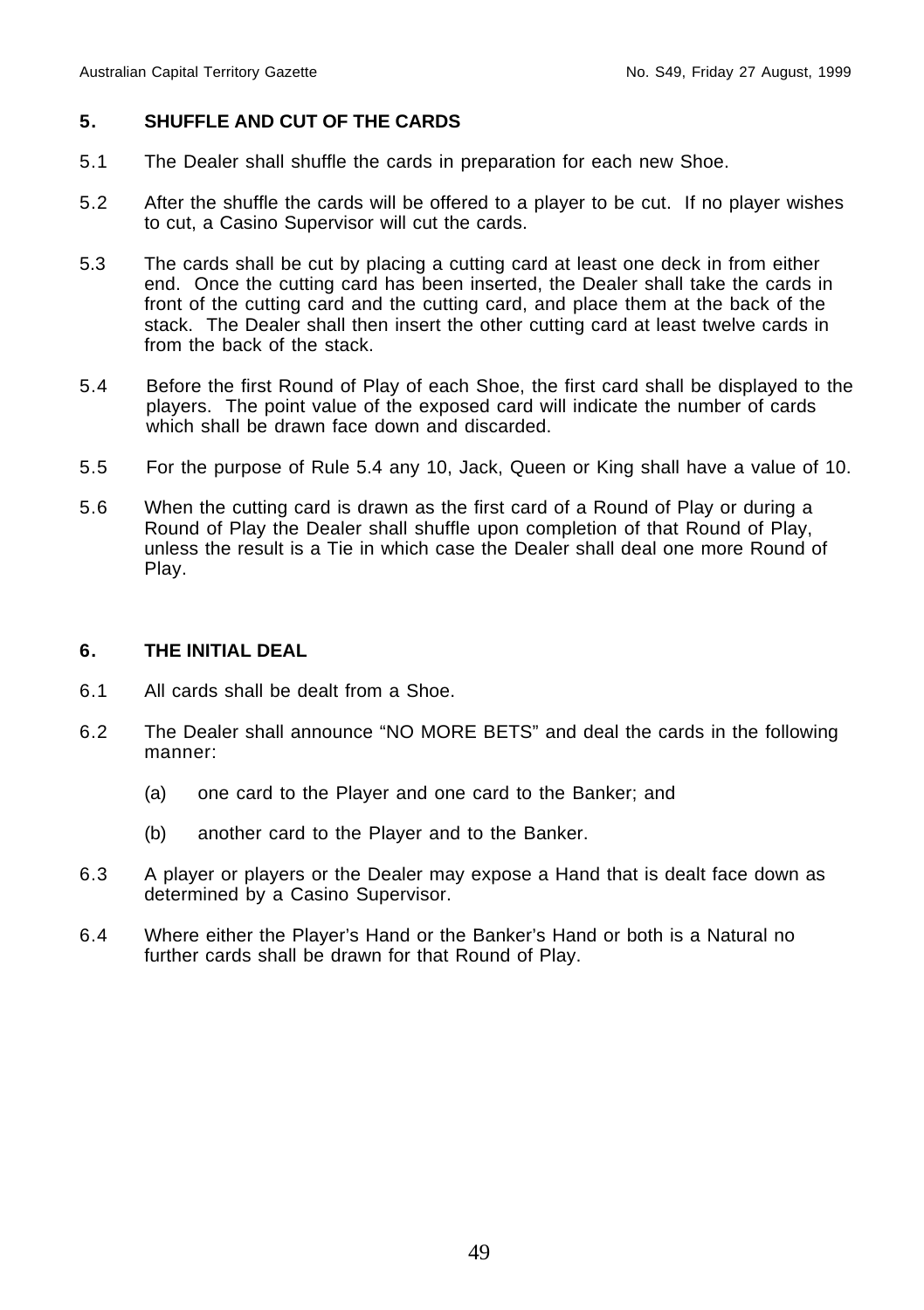## 5. SHUFFLE AND CUT OF THE CARDS

5.1 The Dealer shall shuffle the cards in preparation for each new Shoe.

5.2 After the shuffle the cards will be offered to a player to be cut. If no player wishes to cut, a Casino Supervisor will cut the cards.

5.3 The cards shall be cut by placing a cutting card at least one deck in from either end. Once the cutting card has been inserted, the Dealer shall take the cards in front of the cutting card and the cutting card, and place them at the back of the stack. The Dealer shall then insert the other cutting card at least twelve cards in from the back of the stack.

5.4 Before the first Round of Play of each Shoe, the first card shall be displayed to the players. The point value of the exposed card will indicate the number of cards which shall be drawn face down and discarded.

5.5 For the purpose of Rule 5.4 any 10, Jack, Queen or King shall have a value of 10.

5.6 When the cutting card is drawn as the first card of a Round of Play or during a Round of Play the Dealer shall shuffle upon completion of that Round of Play, unless the result is a Tie in which case the Dealer shall deal one more Round of Play.

## 6. THE INITIAL DEAL

6.1 All cards shall be dealt from a Shoe.

6.2 The Dealer shall announce "NO MORE BETS" and deal the cards in the following manner:

(a) one card to the Player and one card to the Banker; and

(b) another card to the Player and to the Banker.

6.3 A player or players or the Dealer may expose a Hand that is dealt face down as determined by a Casino Supervisor.

6.4 Where either the Player's Hand or the Banker's Hand or both is a Natural no further cards shall be drawn for that Round of Play.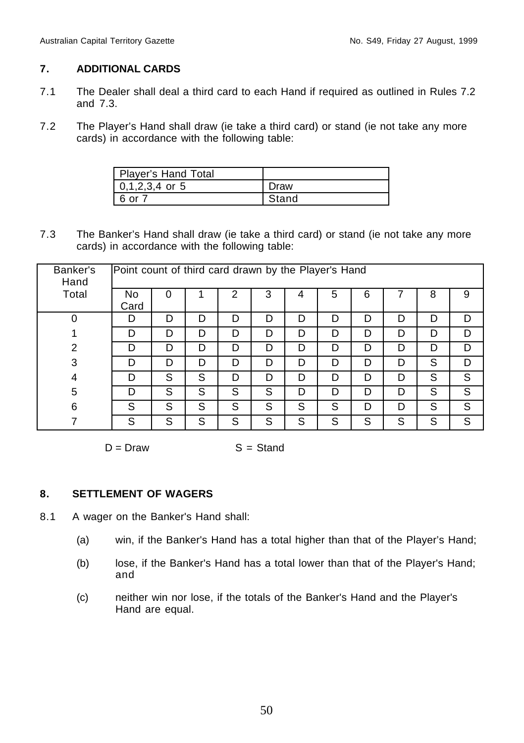## 7. ADDITIONAL CARDS

7.1 The Dealer shall deal a third card to each Hand if required as outlined in Rules 7.2 and 7.3.

7.2 The Player's Hand shall draw (ie take a third card) or stand (ie not take any more cards) in accordance with the following table:

| Player's Hand Total | |
|---|---|
| 0,1,2,3,4 or 5 | Draw |
| 6 or 7 | Stand |

7.3 The Banker's Hand shall draw (ie take a third card) or stand (ie not take any more cards) in accordance with the following table:

| Banker's Hand Total | Point count of third card drawn by the Player's Hand | | | | | | | | | | |
|---|---|---|---|---|---|---|---|---|---|---|---|
| | No Card | 0 | 1 | 2 | 3 | 4 | 5 | 6 | 7 | 8 | 9 |
| 0 | D | D | D | D | D | D | D | D | D | D | D |
| 1 | D | D | D | D | D | D | D | D | D | D | D |
| 2 | D | D | D | D | D | D | D | D | D | D | D |
| 3 | D | D | D | D | D | D | D | D | D | S | D |
| 4 | D | S | S | D | D | D | D | D | D | S | S |
| 5 | D | S | S | S | S | D | D | D | D | S | S |
| 6 | S | S | S | S | S | S | S | D | D | S | S |
| 7 | S | S | S | S | S | S | S | S | S | S | S |

D = Draw S = Stand

## 8. SETTLEMENT OF WAGERS

8.1 A wager on the Banker's Hand shall:

(a) win, if the Banker's Hand has a total higher than that of the Player's Hand;

(b) lose, if the Banker's Hand has a total lower than that of the Player's Hand; and

(c) neither win nor lose, if the totals of the Banker's Hand and the Player's Hand are equal.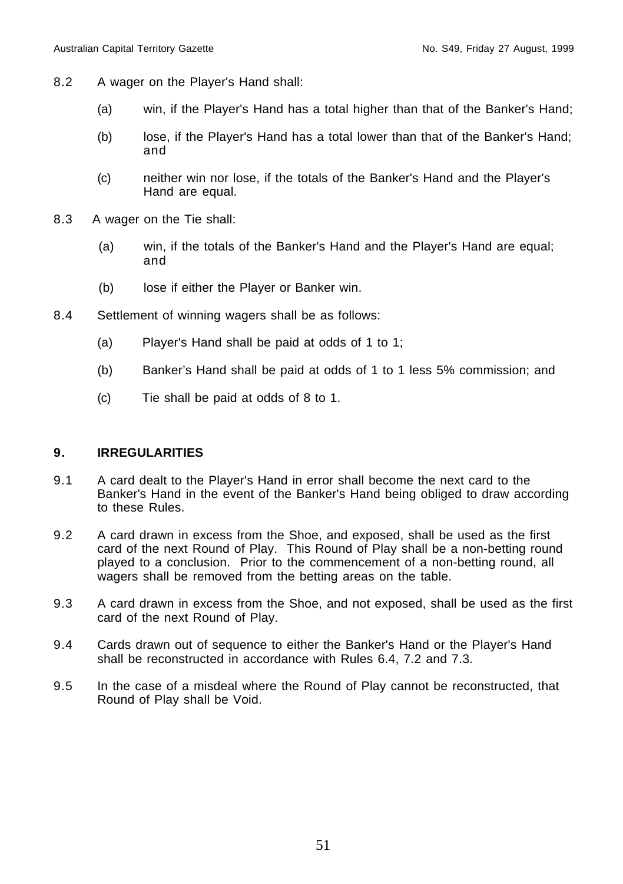8.2 A wager on the Player's Hand shall:

(a) win, if the Player's Hand has a total higher than that of the Banker's Hand;

(b) lose, if the Player's Hand has a total lower than that of the Banker's Hand; and

(c) neither win nor lose, if the totals of the Banker's Hand and the Player's Hand are equal.

8.3 A wager on the Tie shall:

(a) win, if the totals of the Banker's Hand and the Player's Hand are equal; and

(b) lose if either the Player or Banker win.

8.4 Settlement of winning wagers shall be as follows:

(a) Player's Hand shall be paid at odds of 1 to 1;

(b) Banker's Hand shall be paid at odds of 1 to 1 less 5% commission; and

(c) Tie shall be paid at odds of 8 to 1.

## 9. IRREGULARITIES

9.1 A card dealt to the Player's Hand in error shall become the next card to the Banker's Hand in the event of the Banker's Hand being obliged to draw according to these Rules.

9.2 A card drawn in excess from the Shoe, and exposed, shall be used as the first card of the next Round of Play. This Round of Play shall be a non-betting round played to a conclusion. Prior to the commencement of a non-betting round, all wagers shall be removed from the betting areas on the table.

9.3 A card drawn in excess from the Shoe, and not exposed, shall be used as the first card of the next Round of Play.

9.4 Cards drawn out of sequence to either the Banker's Hand or the Player's Hand shall be reconstructed in accordance with Rules 6.4, 7.2 and 7.3.

9.5 In the case of a misdeal where the Round of Play cannot be reconstructed, that Round of Play shall be Void.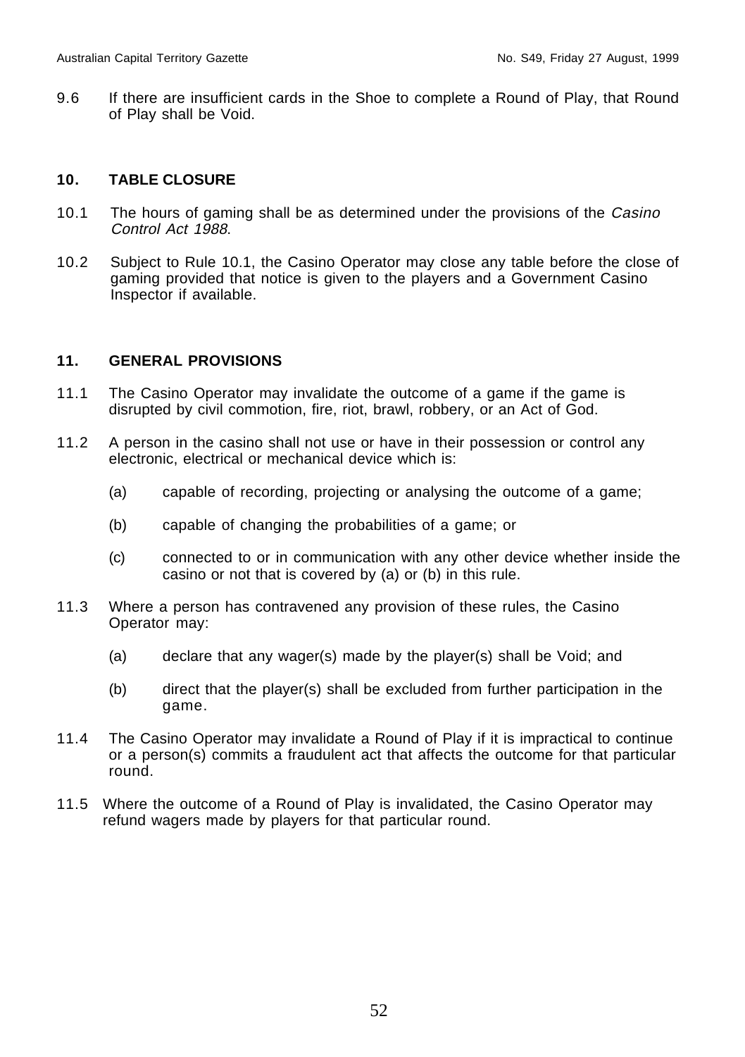9.6 If there are insufficient cards in the Shoe to complete a Round of Play, that Round of Play shall be Void.

## 10. TABLE CLOSURE

10.1 The hours of gaming shall be as determined under the provisions of the *Casino Control Act 1988*.

10.2 Subject to Rule 10.1, the Casino Operator may close any table before the close of gaming provided that notice is given to the players and a Government Casino Inspector if available.

## 11. GENERAL PROVISIONS

11.1 The Casino Operator may invalidate the outcome of a game if the game is disrupted by civil commotion, fire, riot, brawl, robbery, or an Act of God.

11.2 A person in the casino shall not use or have in their possession or control any electronic, electrical or mechanical device which is:

(a) capable of recording, projecting or analysing the outcome of a game;

(b) capable of changing the probabilities of a game; or

(c) connected to or in communication with any other device whether inside the casino or not that is covered by (a) or (b) in this rule.

11.3 Where a person has contravened any provision of these rules, the Casino Operator may:

(a) declare that any wager(s) made by the player(s) shall be Void; and

(b) direct that the player(s) shall be excluded from further participation in the game.

11.4 The Casino Operator may invalidate a Round of Play if it is impractical to continue or a person(s) commits a fraudulent act that affects the outcome for that particular round.

11.5 Where the outcome of a Round of Play is invalidated, the Casino Operator may refund wagers made by players for that particular round.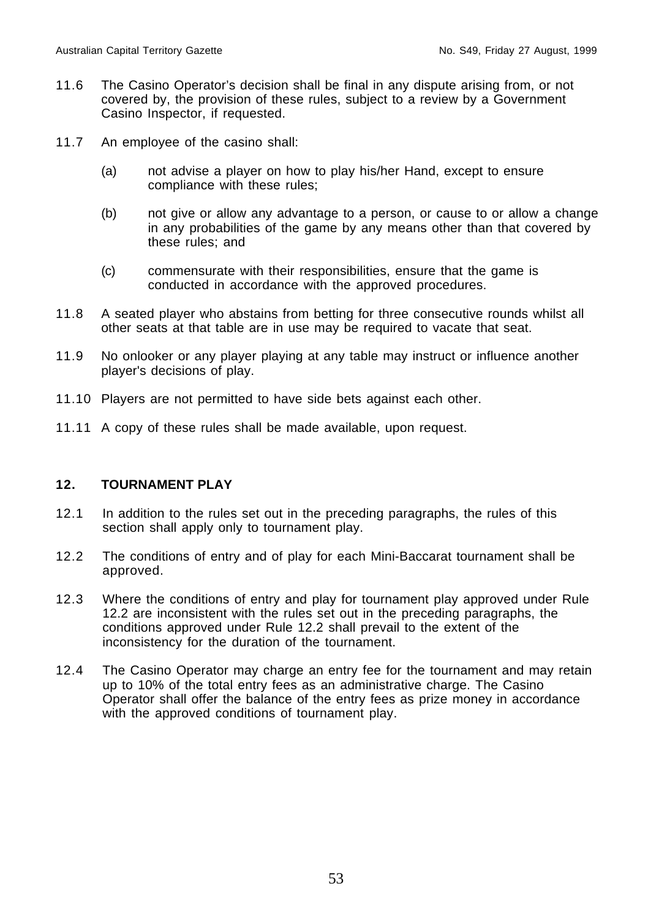11.6 The Casino Operator's decision shall be final in any dispute arising from, or not covered by, the provision of these rules, subject to a review by a Government Casino Inspector, if requested.

11.7 An employee of the casino shall:

(a) not advise a player on how to play his/her Hand, except to ensure compliance with these rules;

(b) not give or allow any advantage to a person, or cause to or allow a change in any probabilities of the game by any means other than that covered by these rules; and

(c) commensurate with their responsibilities, ensure that the game is conducted in accordance with the approved procedures.

11.8 A seated player who abstains from betting for three consecutive rounds whilst all other seats at that table are in use may be required to vacate that seat.

11.9 No onlooker or any player playing at any table may instruct or influence another player's decisions of play.

11.10 Players are not permitted to have side bets against each other.

11.11 A copy of these rules shall be made available, upon request.

## 12. TOURNAMENT PLAY

12.1 In addition to the rules set out in the preceding paragraphs, the rules of this section shall apply only to tournament play.

12.2 The conditions of entry and of play for each Mini-Baccarat tournament shall be approved.

12.3 Where the conditions of entry and play for tournament play approved under Rule 12.2 are inconsistent with the rules set out in the preceding paragraphs, the conditions approved under Rule 12.2 shall prevail to the extent of the inconsistency for the duration of the tournament.

12.4 The Casino Operator may charge an entry fee for the tournament and may retain up to 10% of the total entry fees as an administrative charge. The Casino Operator shall offer the balance of the entry fees as prize money in accordance with the approved conditions of tournament play.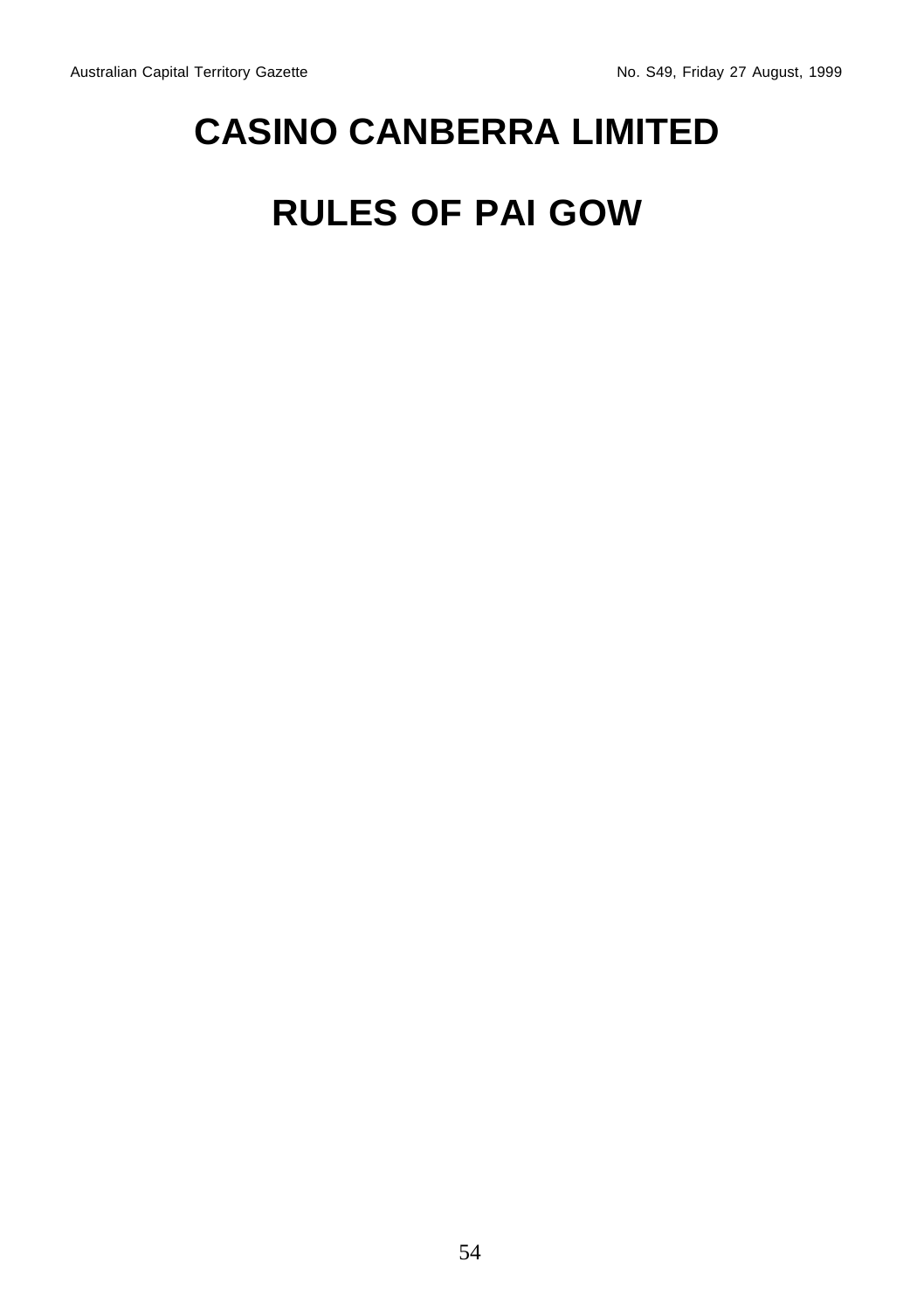# CASINO CANBERRA LIMITED

# RULES OF PAI GOW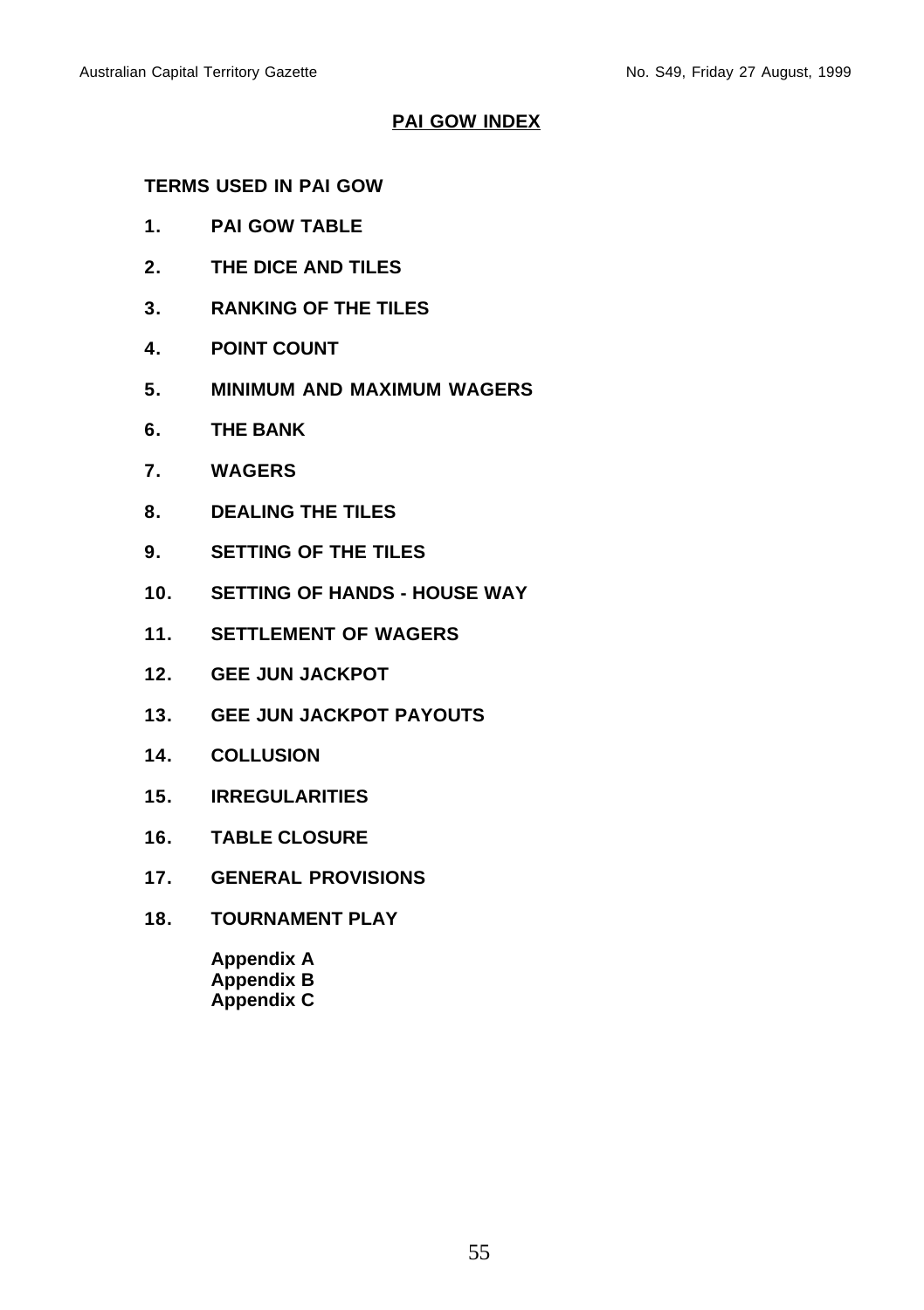# PAI GOW INDEX

**TERMS USED IN PAI GOW**

**1. PAI GOW TABLE**

**2. THE DICE AND TILES**

**3. RANKING OF THE TILES**

**4. POINT COUNT**

**5. MINIMUM AND MAXIMUM WAGERS**

**6. THE BANK**

**7. WAGERS**

**8. DEALING THE TILES**

**9. SETTING OF THE TILES**

**10. SETTING OF HANDS - HOUSE WAY**

**11. SETTLEMENT OF WAGERS**

**12. GEE JUN JACKPOT**

**13. GEE JUN JACKPOT PAYOUTS**

**14. COLLUSION**

**15. IRREGULARITIES**

**16. TABLE CLOSURE**

**17. GENERAL PROVISIONS**

**18. TOURNAMENT PLAY**

**Appendix A**
**Appendix B**
**Appendix C**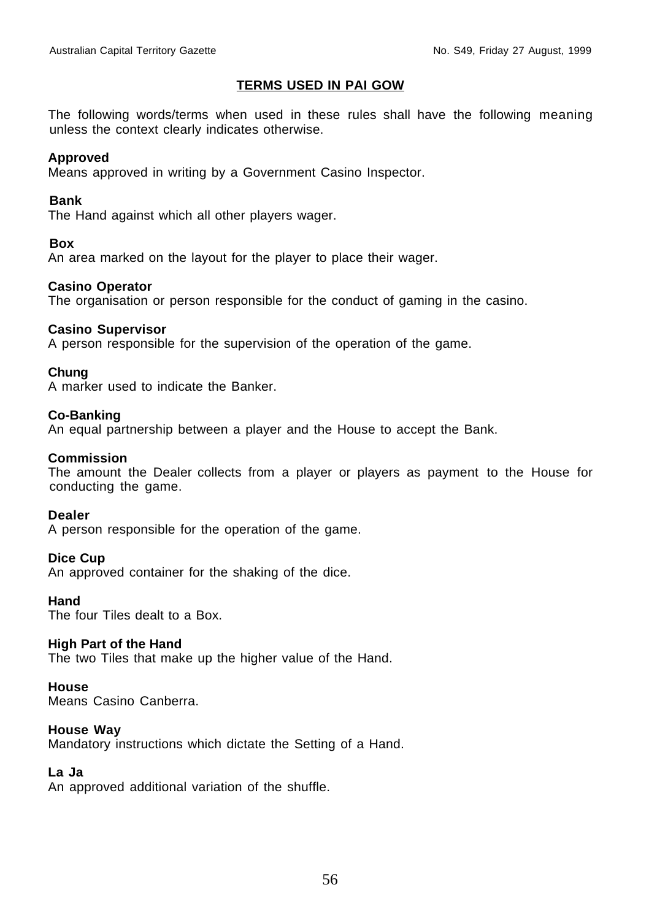## TERMS USED IN PAI GOW

The following words/terms when used in these rules shall have the following meaning unless the context clearly indicates otherwise.

**Approved**
Means approved in writing by a Government Casino Inspector.

**Bank**
The Hand against which all other players wager.

**Box**
An area marked on the layout for the player to place their wager.

**Casino Operator**
The organisation or person responsible for the conduct of gaming in the casino.

**Casino Supervisor**
A person responsible for the supervision of the operation of the game.

**Chung**
A marker used to indicate the Banker.

**Co-Banking**
An equal partnership between a player and the House to accept the Bank.

**Commission**
The amount the Dealer collects from a player or players as payment to the House for conducting the game.

**Dealer**
A person responsible for the operation of the game.

**Dice Cup**
An approved container for the shaking of the dice.

**Hand**
The four Tiles dealt to a Box.

**High Part of the Hand**
The two Tiles that make up the higher value of the Hand.

**House**
Means Casino Canberra.

**House Way**
Mandatory instructions which dictate the Setting of a Hand.

**La Ja**
An approved additional variation of the shuffle.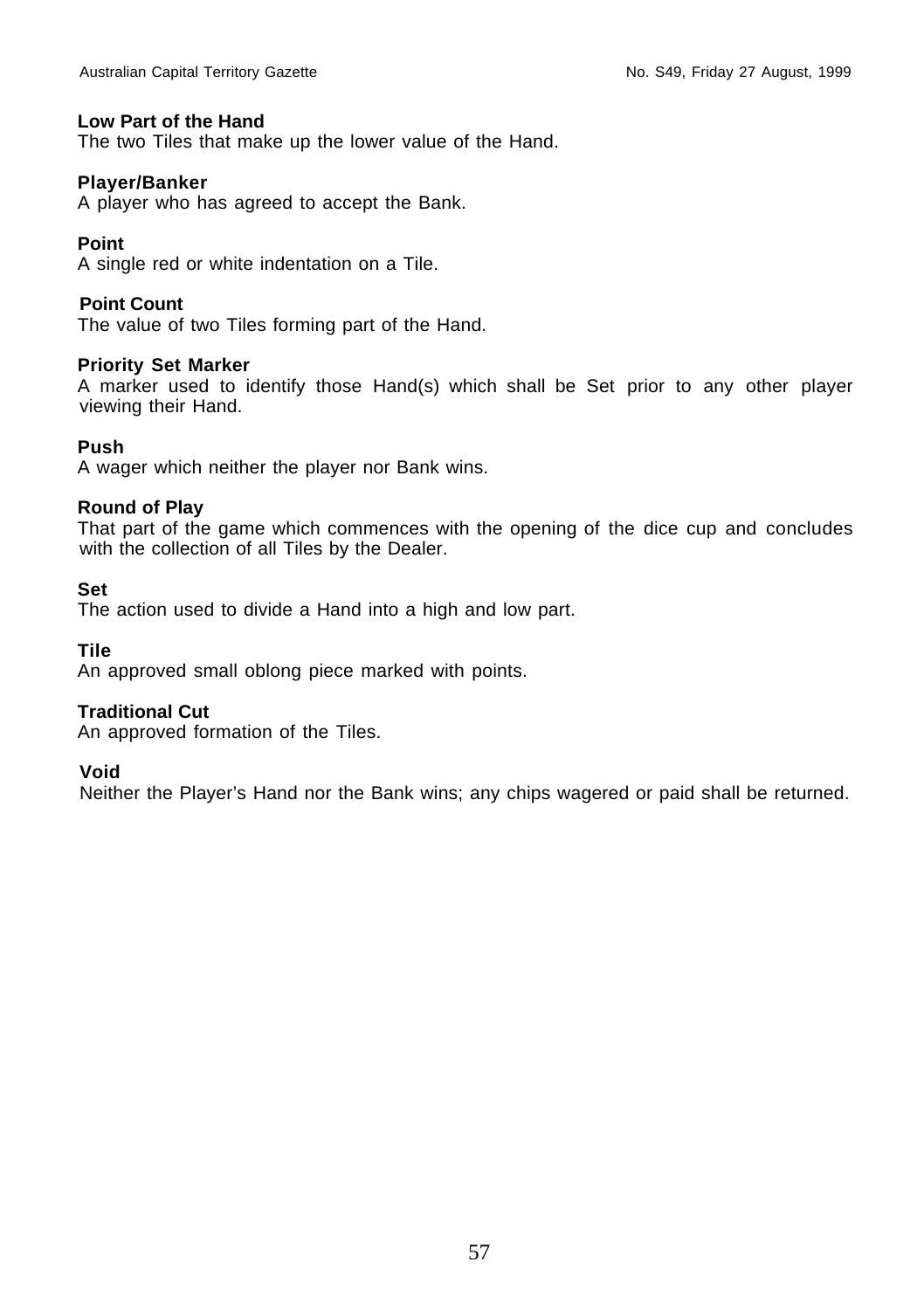**Low Part of the Hand**

The two Tiles that make up the lower value of the Hand.

**Player/Banker**

A player who has agreed to accept the Bank.

**Point**

A single red or white indentation on a Tile.

**Point Count**

The value of two Tiles forming part of the Hand.

**Priority Set Marker**

A marker used to identify those Hand(s) which shall be Set prior to any other player viewing their Hand.

**Push**

A wager which neither the player nor Bank wins.

**Round of Play**

That part of the game which commences with the opening of the dice cup and concludes with the collection of all Tiles by the Dealer.

**Set**

The action used to divide a Hand into a high and low part.

**Tile**

An approved small oblong piece marked with points.

**Traditional Cut**

An approved formation of the Tiles.

**Void**

Neither the Player's Hand nor the Bank wins; any chips wagered or paid shall be returned.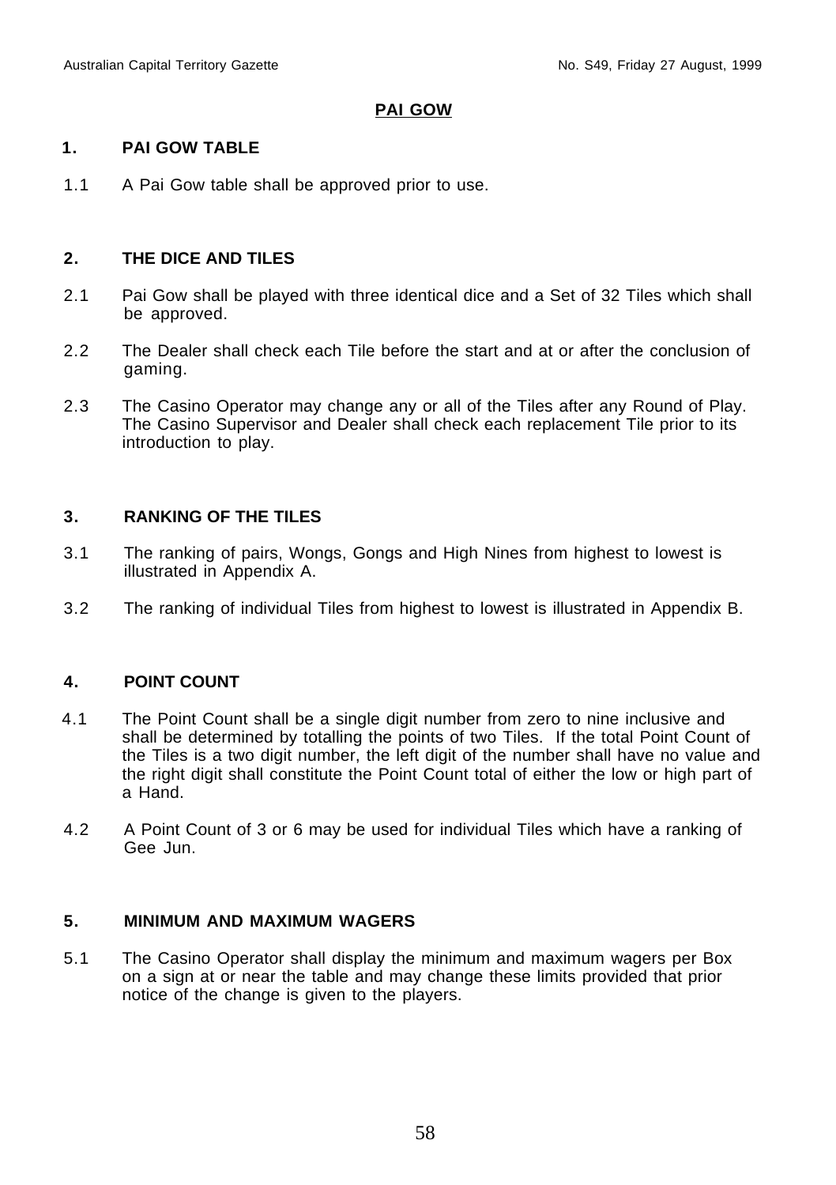## PAI GOW

### 1. PAI GOW TABLE

1.1 A Pai Gow table shall be approved prior to use.

### 2. THE DICE AND TILES

2.1 Pai Gow shall be played with three identical dice and a Set of 32 Tiles which shall be approved.

2.2 The Dealer shall check each Tile before the start and at or after the conclusion of gaming.

2.3 The Casino Operator may change any or all of the Tiles after any Round of Play. The Casino Supervisor and Dealer shall check each replacement Tile prior to its introduction to play.

### 3. RANKING OF THE TILES

3.1 The ranking of pairs, Wongs, Gongs and High Nines from highest to lowest is illustrated in Appendix A.

3.2 The ranking of individual Tiles from highest to lowest is illustrated in Appendix B.

### 4. POINT COUNT

4.1 The Point Count shall be a single digit number from zero to nine inclusive and shall be determined by totalling the points of two Tiles. If the total Point Count of the Tiles is a two digit number, the left digit of the number shall have no value and the right digit shall constitute the Point Count total of either the low or high part of a Hand.

4.2 A Point Count of 3 or 6 may be used for individual Tiles which have a ranking of Gee Jun.

### 5. MINIMUM AND MAXIMUM WAGERS

5.1 The Casino Operator shall display the minimum and maximum wagers per Box on a sign at or near the table and may change these limits provided that prior notice of the change is given to the players.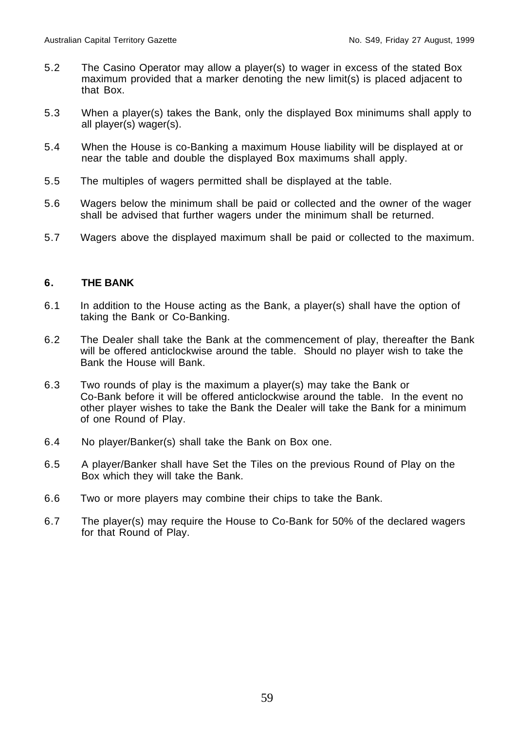5.2 The Casino Operator may allow a player(s) to wager in excess of the stated Box maximum provided that a marker denoting the new limit(s) is placed adjacent to that Box.

5.3 When a player(s) takes the Bank, only the displayed Box minimums shall apply to all player(s) wager(s).

5.4 When the House is co-Banking a maximum House liability will be displayed at or near the table and double the displayed Box maximums shall apply.

5.5 The multiples of wagers permitted shall be displayed at the table.

5.6 Wagers below the minimum shall be paid or collected and the owner of the wager shall be advised that further wagers under the minimum shall be returned.

5.7 Wagers above the displayed maximum shall be paid or collected to the maximum.

## 6. THE BANK

6.1 In addition to the House acting as the Bank, a player(s) shall have the option of taking the Bank or Co-Banking.

6.2 The Dealer shall take the Bank at the commencement of play, thereafter the Bank will be offered anticlockwise around the table. Should no player wish to take the Bank the House will Bank.

6.3 Two rounds of play is the maximum a player(s) may take the Bank or Co-Bank before it will be offered anticlockwise around the table. In the event no other player wishes to take the Bank the Dealer will take the Bank for a minimum of one Round of Play.

6.4 No player/Banker(s) shall take the Bank on Box one.

6.5 A player/Banker shall have Set the Tiles on the previous Round of Play on the Box which they will take the Bank.

6.6 Two or more players may combine their chips to take the Bank.

6.7 The player(s) may require the House to Co-Bank for 50% of the declared wagers for that Round of Play.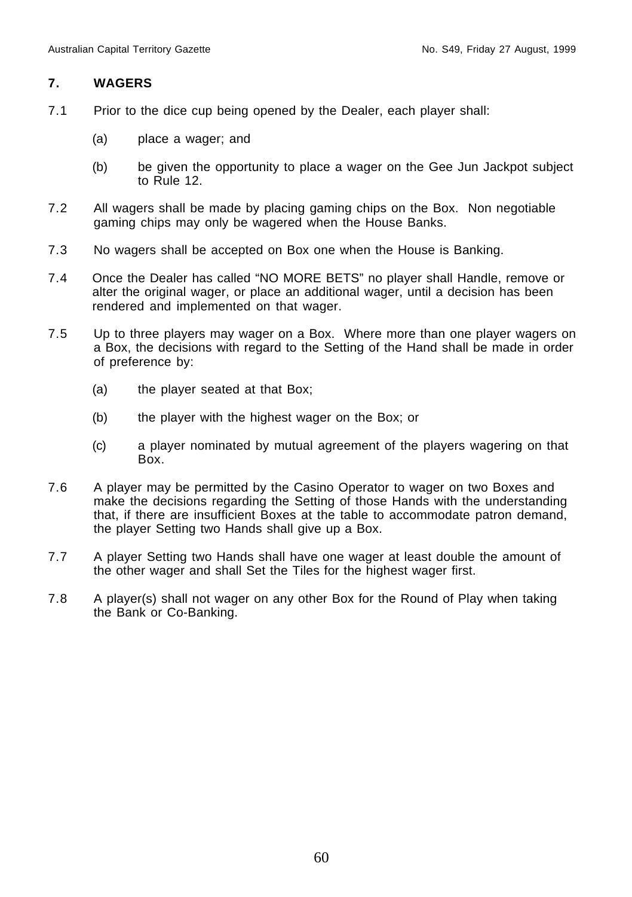## 7. WAGERS

7.1 Prior to the dice cup being opened by the Dealer, each player shall:

(a) place a wager; and

(b) be given the opportunity to place a wager on the Gee Jun Jackpot subject to Rule 12.

7.2 All wagers shall be made by placing gaming chips on the Box. Non negotiable gaming chips may only be wagered when the House Banks.

7.3 No wagers shall be accepted on Box one when the House is Banking.

7.4 Once the Dealer has called "NO MORE BETS" no player shall Handle, remove or alter the original wager, or place an additional wager, until a decision has been rendered and implemented on that wager.

7.5 Up to three players may wager on a Box. Where more than one player wagers on a Box, the decisions with regard to the Setting of the Hand shall be made in order of preference by:

(a) the player seated at that Box;

(b) the player with the highest wager on the Box; or

(c) a player nominated by mutual agreement of the players wagering on that Box.

7.6 A player may be permitted by the Casino Operator to wager on two Boxes and make the decisions regarding the Setting of those Hands with the understanding that, if there are insufficient Boxes at the table to accommodate patron demand, the player Setting two Hands shall give up a Box.

7.7 A player Setting two Hands shall have one wager at least double the amount of the other wager and shall Set the Tiles for the highest wager first.

7.8 A player(s) shall not wager on any other Box for the Round of Play when taking the Bank or Co-Banking.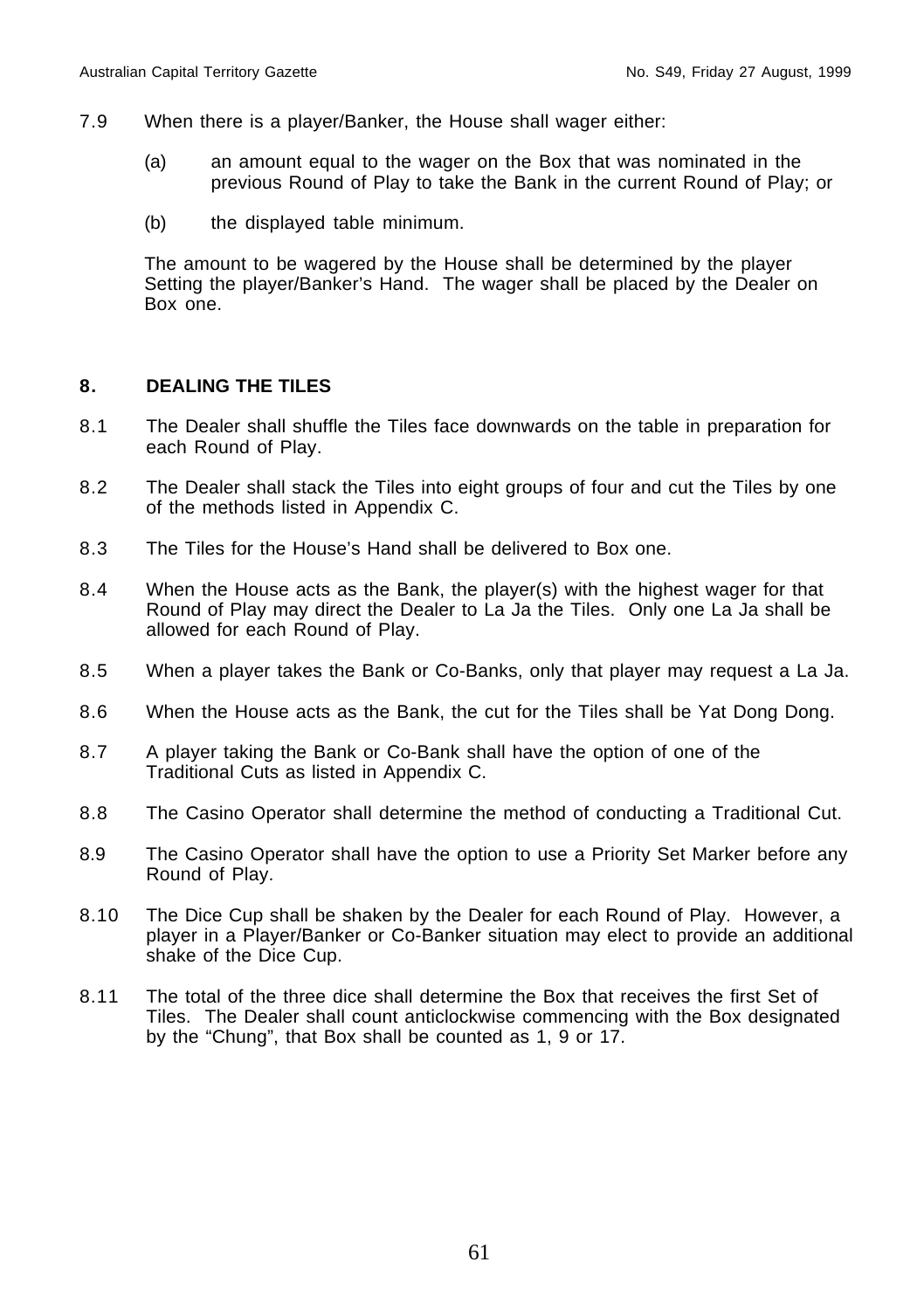7.9 When there is a player/Banker, the House shall wager either:

(a) an amount equal to the wager on the Box that was nominated in the previous Round of Play to take the Bank in the current Round of Play; or

(b) the displayed table minimum.

The amount to be wagered by the House shall be determined by the player Setting the player/Banker's Hand. The wager shall be placed by the Dealer on Box one.

## 8. DEALING THE TILES

8.1 The Dealer shall shuffle the Tiles face downwards on the table in preparation for each Round of Play.

8.2 The Dealer shall stack the Tiles into eight groups of four and cut the Tiles by one of the methods listed in Appendix C.

8.3 The Tiles for the House's Hand shall be delivered to Box one.

8.4 When the House acts as the Bank, the player(s) with the highest wager for that Round of Play may direct the Dealer to La Ja the Tiles. Only one La Ja shall be allowed for each Round of Play.

8.5 When a player takes the Bank or Co-Banks, only that player may request a La Ja.

8.6 When the House acts as the Bank, the cut for the Tiles shall be Yat Dong Dong.

8.7 A player taking the Bank or Co-Bank shall have the option of one of the Traditional Cuts as listed in Appendix C.

8.8 The Casino Operator shall determine the method of conducting a Traditional Cut.

8.9 The Casino Operator shall have the option to use a Priority Set Marker before any Round of Play.

8.10 The Dice Cup shall be shaken by the Dealer for each Round of Play. However, a player in a Player/Banker or Co-Banker situation may elect to provide an additional shake of the Dice Cup.

8.11 The total of the three dice shall determine the Box that receives the first Set of Tiles. The Dealer shall count anticlockwise commencing with the Box designated by the "Chung", that Box shall be counted as 1, 9 or 17.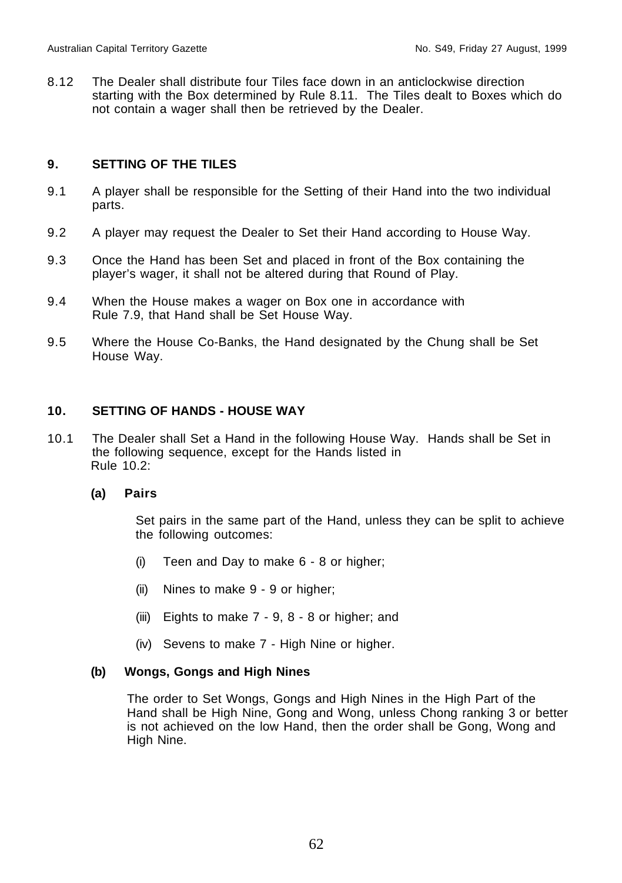8.12 The Dealer shall distribute four Tiles face down in an anticlockwise direction starting with the Box determined by Rule 8.11. The Tiles dealt to Boxes which do not contain a wager shall then be retrieved by the Dealer.

## 9. SETTING OF THE TILES

9.1 A player shall be responsible for the Setting of their Hand into the two individual parts.

9.2 A player may request the Dealer to Set their Hand according to House Way.

9.3 Once the Hand has been Set and placed in front of the Box containing the player's wager, it shall not be altered during that Round of Play.

9.4 When the House makes a wager on Box one in accordance with Rule 7.9, that Hand shall be Set House Way.

9.5 Where the House Co-Banks, the Hand designated by the Chung shall be Set House Way.

## 10. SETTING OF HANDS - HOUSE WAY

10.1 The Dealer shall Set a Hand in the following House Way. Hands shall be Set in the following sequence, except for the Hands listed in Rule 10.2:

**(a) Pairs**

Set pairs in the same part of the Hand, unless they can be split to achieve the following outcomes:

(i) Teen and Day to make 6 - 8 or higher;

(ii) Nines to make 9 - 9 or higher;

(iii) Eights to make 7 - 9, 8 - 8 or higher; and

(iv) Sevens to make 7 - High Nine or higher.

**(b) Wongs, Gongs and High Nines**

The order to Set Wongs, Gongs and High Nines in the High Part of the Hand shall be High Nine, Gong and Wong, unless Chong ranking 3 or better is not achieved on the low Hand, then the order shall be Gong, Wong and High Nine.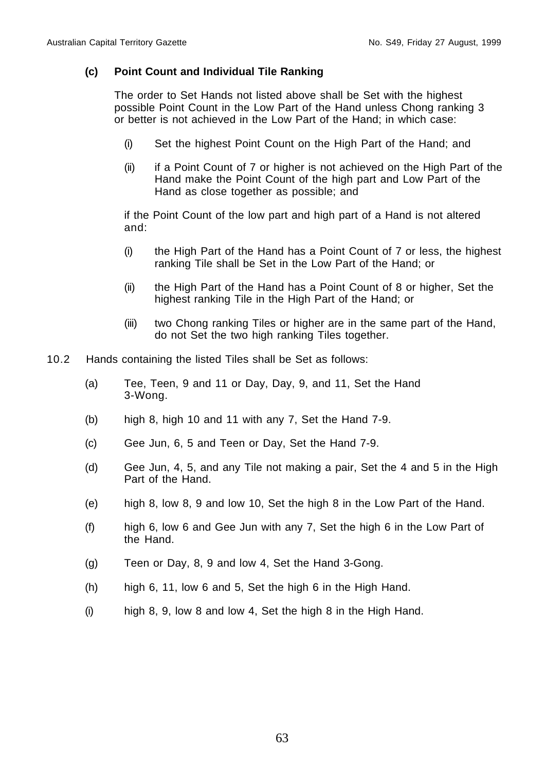**(c) Point Count and Individual Tile Ranking**

The order to Set Hands not listed above shall be Set with the highest possible Point Count in the Low Part of the Hand unless Chong ranking 3 or better is not achieved in the Low Part of the Hand; in which case:

(i) Set the highest Point Count on the High Part of the Hand; and

(ii) if a Point Count of 7 or higher is not achieved on the High Part of the Hand make the Point Count of the high part and Low Part of the Hand as close together as possible; and

if the Point Count of the low part and high part of a Hand is not altered and:

(i) the High Part of the Hand has a Point Count of 7 or less, the highest ranking Tile shall be Set in the Low Part of the Hand; or

(ii) the High Part of the Hand has a Point Count of 8 or higher, Set the highest ranking Tile in the High Part of the Hand; or

(iii) two Chong ranking Tiles or higher are in the same part of the Hand, do not Set the two high ranking Tiles together.

10.2 Hands containing the listed Tiles shall be Set as follows:

(a) Tee, Teen, 9 and 11 or Day, Day, 9, and 11, Set the Hand 3-Wong.

(b) high 8, high 10 and 11 with any 7, Set the Hand 7-9.

(c) Gee Jun, 6, 5 and Teen or Day, Set the Hand 7-9.

(d) Gee Jun, 4, 5, and any Tile not making a pair, Set the 4 and 5 in the High Part of the Hand.

(e) high 8, low 8, 9 and low 10, Set the high 8 in the Low Part of the Hand.

(f) high 6, low 6 and Gee Jun with any 7, Set the high 6 in the Low Part of the Hand.

(g) Teen or Day, 8, 9 and low 4, Set the Hand 3-Gong.

(h) high 6, 11, low 6 and 5, Set the high 6 in the High Hand.

(i) high 8, 9, low 8 and low 4, Set the high 8 in the High Hand.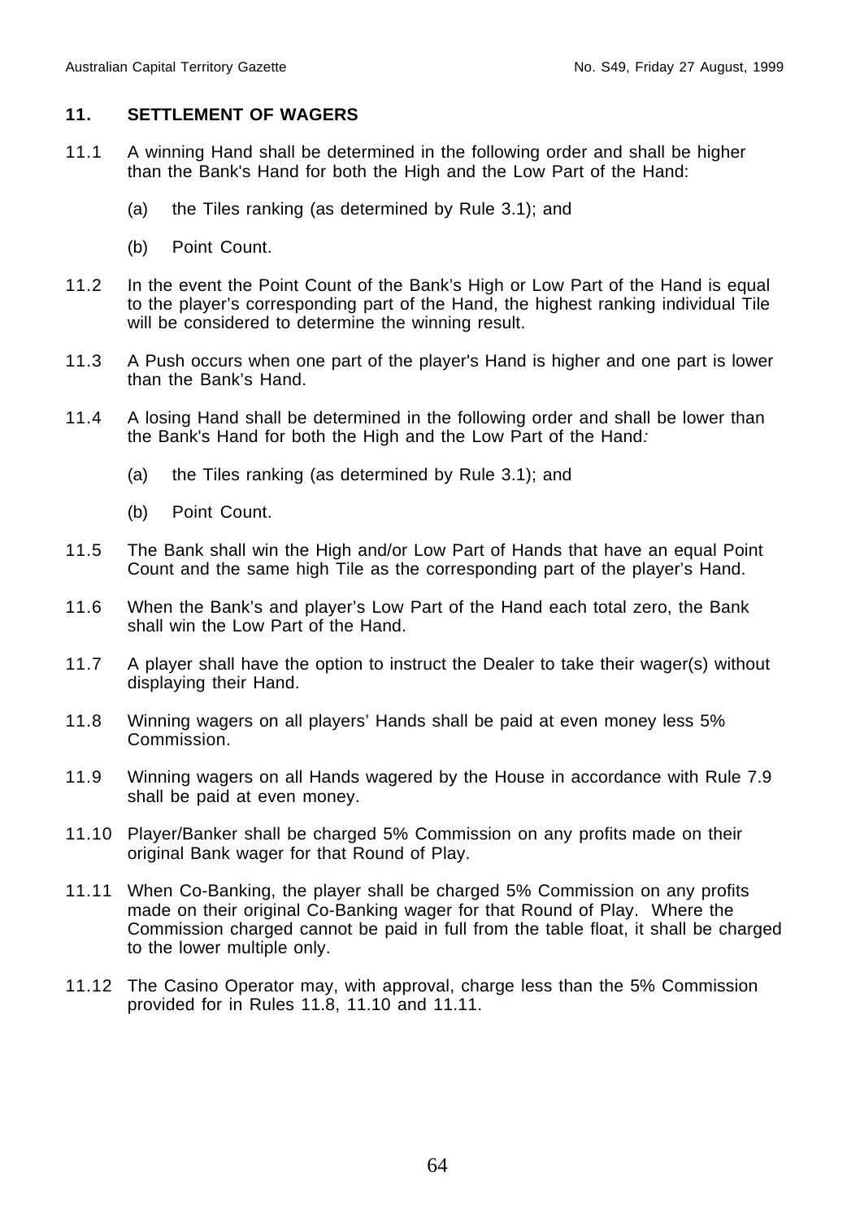## 11. SETTLEMENT OF WAGERS

11.1 A winning Hand shall be determined in the following order and shall be higher than the Bank's Hand for both the High and the Low Part of the Hand:

- (a) the Tiles ranking (as determined by Rule 3.1); and
- (b) Point Count.

11.2 In the event the Point Count of the Bank's High or Low Part of the Hand is equal to the player's corresponding part of the Hand, the highest ranking individual Tile will be considered to determine the winning result.

11.3 A Push occurs when one part of the player's Hand is higher and one part is lower than the Bank's Hand.

11.4 A losing Hand shall be determined in the following order and shall be lower than the Bank's Hand for both the High and the Low Part of the Hand*:*

- (a) the Tiles ranking (as determined by Rule 3.1); and
- (b) Point Count.

11.5 The Bank shall win the High and/or Low Part of Hands that have an equal Point Count and the same high Tile as the corresponding part of the player's Hand.

11.6 When the Bank's and player's Low Part of the Hand each total zero, the Bank shall win the Low Part of the Hand.

11.7 A player shall have the option to instruct the Dealer to take their wager(s) without displaying their Hand.

11.8 Winning wagers on all players' Hands shall be paid at even money less 5% Commission.

11.9 Winning wagers on all Hands wagered by the House in accordance with Rule 7.9 shall be paid at even money.

11.10 Player/Banker shall be charged 5% Commission on any profits made on their original Bank wager for that Round of Play.

11.11 When Co-Banking, the player shall be charged 5% Commission on any profits made on their original Co-Banking wager for that Round of Play. Where the Commission charged cannot be paid in full from the table float, it shall be charged to the lower multiple only.

11.12 The Casino Operator may, with approval, charge less than the 5% Commission provided for in Rules 11.8, 11.10 and 11.11.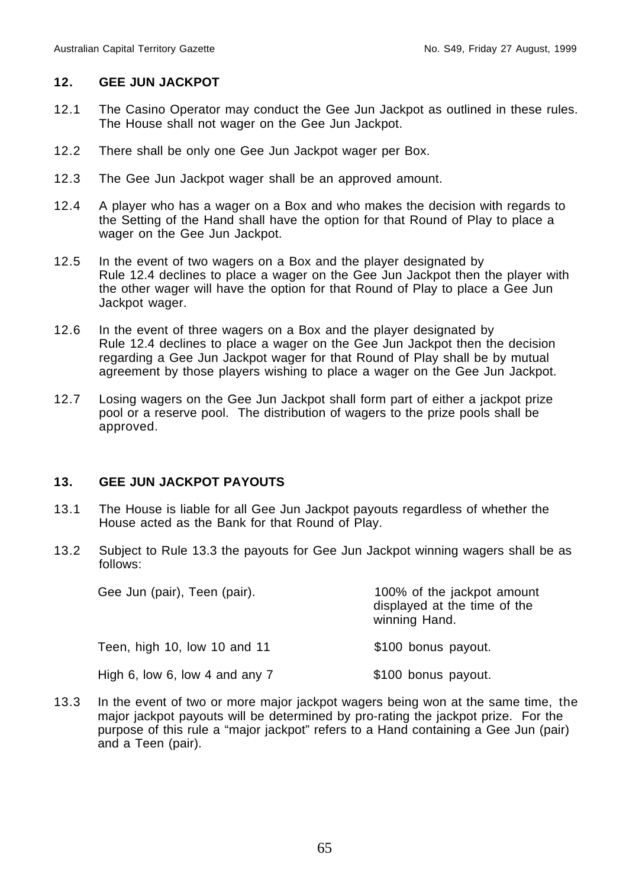## 12. GEE JUN JACKPOT

12.1 The Casino Operator may conduct the Gee Jun Jackpot as outlined in these rules. The House shall not wager on the Gee Jun Jackpot.

12.2 There shall be only one Gee Jun Jackpot wager per Box.

12.3 The Gee Jun Jackpot wager shall be an approved amount.

12.4 A player who has a wager on a Box and who makes the decision with regards to the Setting of the Hand shall have the option for that Round of Play to place a wager on the Gee Jun Jackpot.

12.5 In the event of two wagers on a Box and the player designated by Rule 12.4 declines to place a wager on the Gee Jun Jackpot then the player with the other wager will have the option for that Round of Play to place a Gee Jun Jackpot wager.

12.6 In the event of three wagers on a Box and the player designated by Rule 12.4 declines to place a wager on the Gee Jun Jackpot then the decision regarding a Gee Jun Jackpot wager for that Round of Play shall be by mutual agreement by those players wishing to place a wager on the Gee Jun Jackpot.

12.7 Losing wagers on the Gee Jun Jackpot shall form part of either a jackpot prize pool or a reserve pool. The distribution of wagers to the prize pools shall be approved.

## 13. GEE JUN JACKPOT PAYOUTS

13.1 The House is liable for all Gee Jun Jackpot payouts regardless of whether the House acted as the Bank for that Round of Play.

13.2 Subject to Rule 13.3 the payouts for Gee Jun Jackpot winning wagers shall be as follows:

| | |
|---|---|
| Gee Jun (pair), Teen (pair). | 100% of the jackpot amount displayed at the time of the winning Hand. |
| Teen, high 10, low 10 and 11 | $100 bonus payout. |
| High 6, low 6, low 4 and any 7 | $100 bonus payout. |

13.3 In the event of two or more major jackpot wagers being won at the same time, the major jackpot payouts will be determined by pro-rating the jackpot prize. For the purpose of this rule a "major jackpot" refers to a Hand containing a Gee Jun (pair) and a Teen (pair).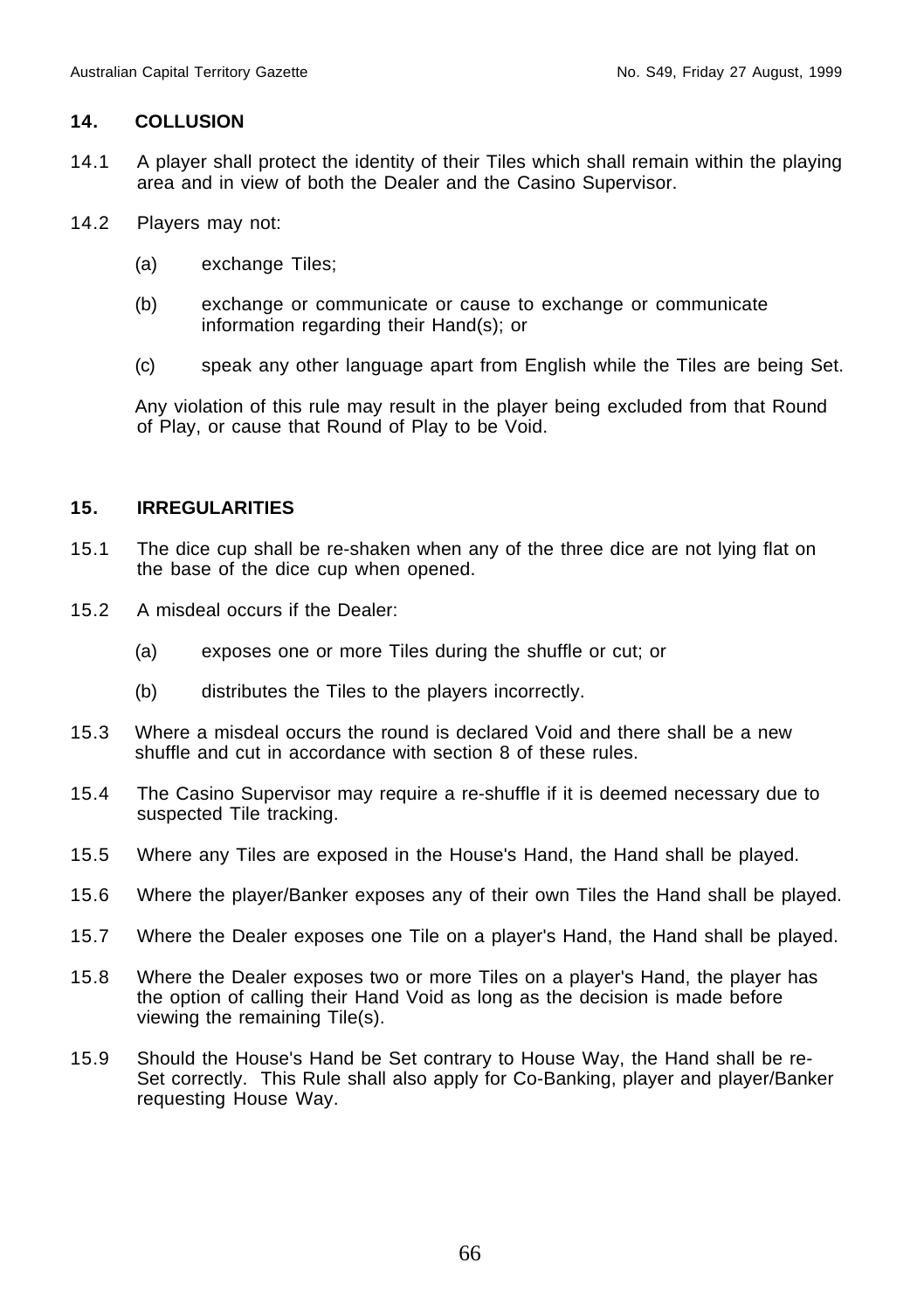## 14. COLLUSION

14.1 A player shall protect the identity of their Tiles which shall remain within the playing area and in view of both the Dealer and the Casino Supervisor.

14.2 Players may not:

(a) exchange Tiles;

(b) exchange or communicate or cause to exchange or communicate information regarding their Hand(s); or

(c) speak any other language apart from English while the Tiles are being Set.

Any violation of this rule may result in the player being excluded from that Round of Play, or cause that Round of Play to be Void.

## 15. IRREGULARITIES

15.1 The dice cup shall be re-shaken when any of the three dice are not lying flat on the base of the dice cup when opened.

15.2 A misdeal occurs if the Dealer:

(a) exposes one or more Tiles during the shuffle or cut; or

(b) distributes the Tiles to the players incorrectly.

15.3 Where a misdeal occurs the round is declared Void and there shall be a new shuffle and cut in accordance with section 8 of these rules.

15.4 The Casino Supervisor may require a re-shuffle if it is deemed necessary due to suspected Tile tracking.

15.5 Where any Tiles are exposed in the House's Hand, the Hand shall be played.

15.6 Where the player/Banker exposes any of their own Tiles the Hand shall be played.

15.7 Where the Dealer exposes one Tile on a player's Hand, the Hand shall be played.

15.8 Where the Dealer exposes two or more Tiles on a player's Hand, the player has the option of calling their Hand Void as long as the decision is made before viewing the remaining Tile(s).

15.9 Should the House's Hand be Set contrary to House Way, the Hand shall be re-Set correctly. This Rule shall also apply for Co-Banking, player and player/Banker requesting House Way.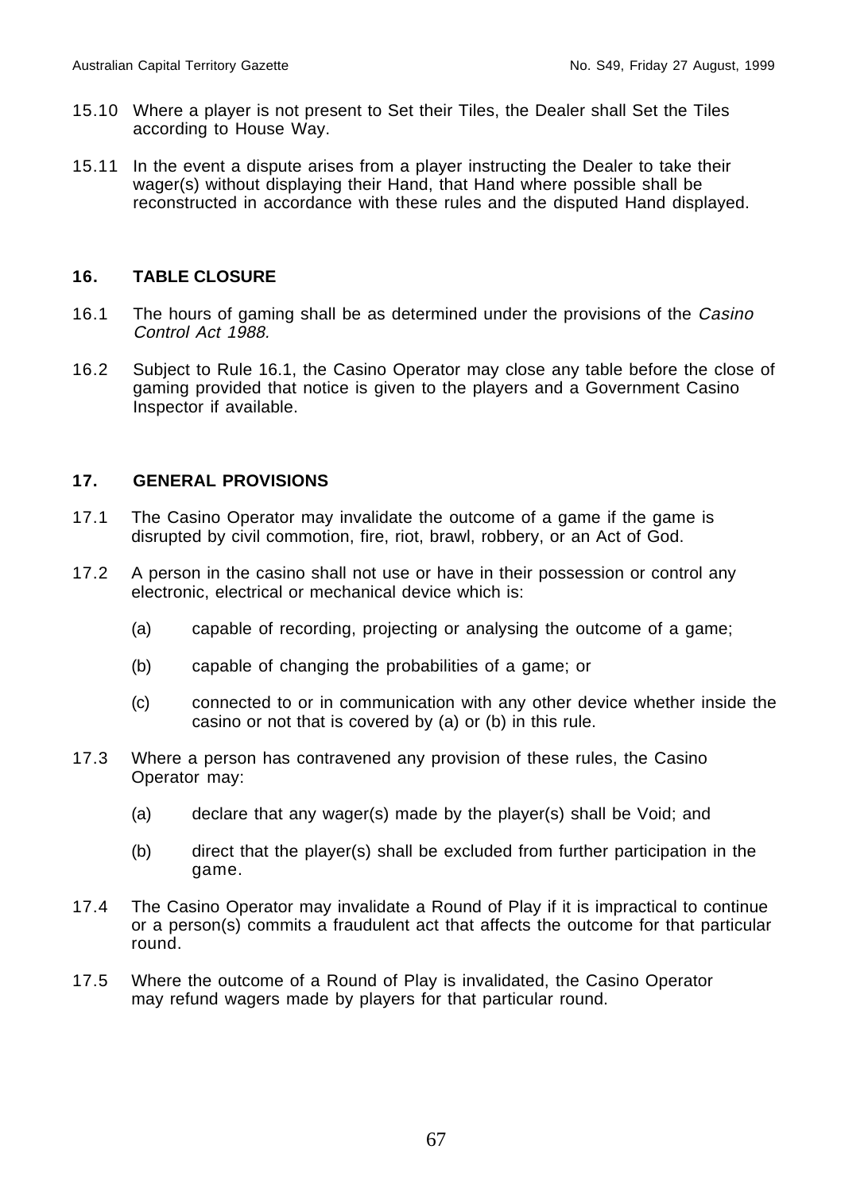15.10 Where a player is not present to Set their Tiles, the Dealer shall Set the Tiles according to House Way.

15.11 In the event a dispute arises from a player instructing the Dealer to take their wager(s) without displaying their Hand, that Hand where possible shall be reconstructed in accordance with these rules and the disputed Hand displayed.

## 16. TABLE CLOSURE

16.1 The hours of gaming shall be as determined under the provisions of the *Casino Control Act 1988.*

16.2 Subject to Rule 16.1, the Casino Operator may close any table before the close of gaming provided that notice is given to the players and a Government Casino Inspector if available.

## 17. GENERAL PROVISIONS

17.1 The Casino Operator may invalidate the outcome of a game if the game is disrupted by civil commotion, fire, riot, brawl, robbery, or an Act of God.

17.2 A person in the casino shall not use or have in their possession or control any electronic, electrical or mechanical device which is:

(a) capable of recording, projecting or analysing the outcome of a game;

(b) capable of changing the probabilities of a game; or

(c) connected to or in communication with any other device whether inside the casino or not that is covered by (a) or (b) in this rule.

17.3 Where a person has contravened any provision of these rules, the Casino Operator may:

(a) declare that any wager(s) made by the player(s) shall be Void; and

(b) direct that the player(s) shall be excluded from further participation in the game.

17.4 The Casino Operator may invalidate a Round of Play if it is impractical to continue or a person(s) commits a fraudulent act that affects the outcome for that particular round.

17.5 Where the outcome of a Round of Play is invalidated, the Casino Operator may refund wagers made by players for that particular round.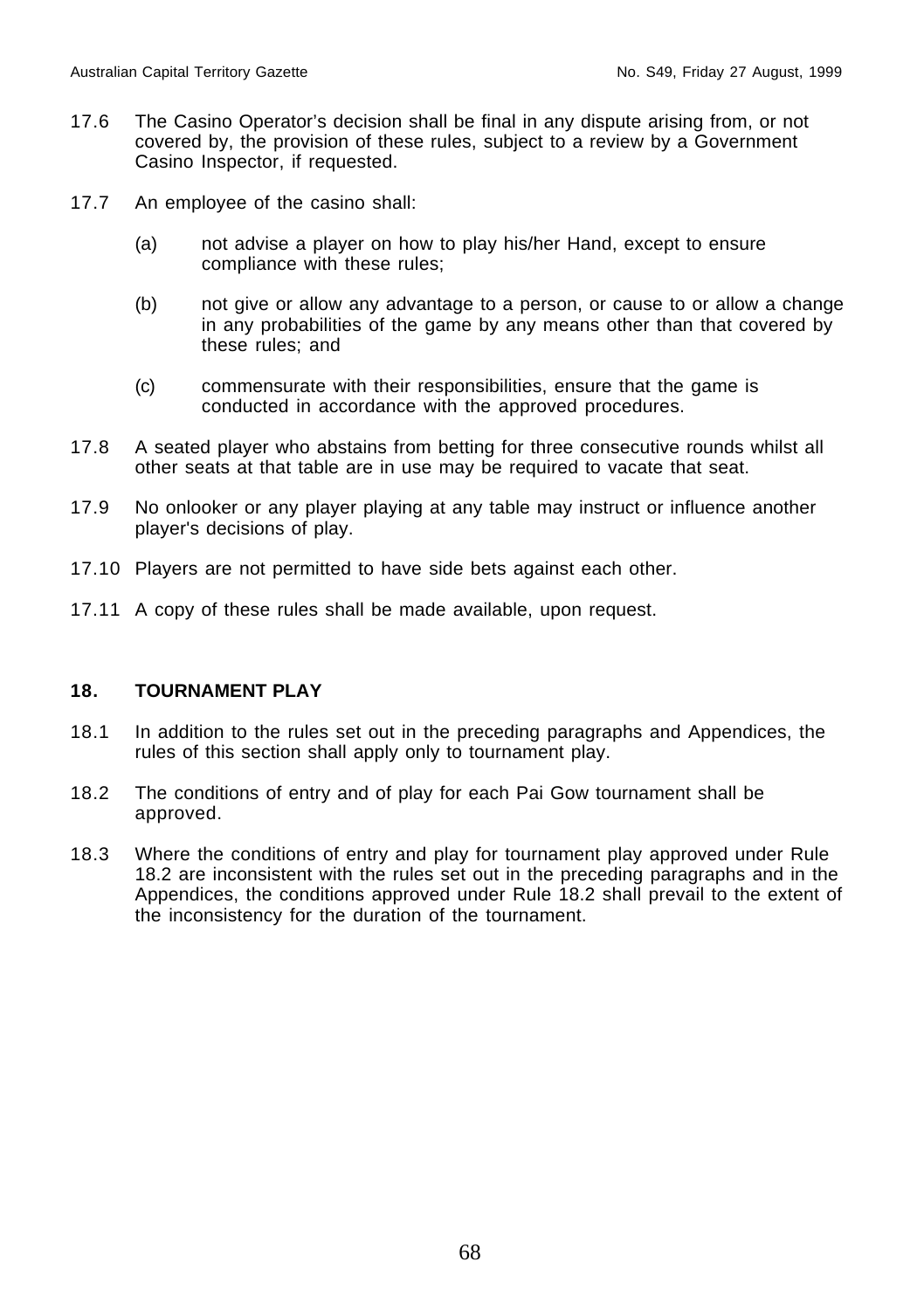17.6 The Casino Operator's decision shall be final in any dispute arising from, or not covered by, the provision of these rules, subject to a review by a Government Casino Inspector, if requested.

17.7 An employee of the casino shall:

(a) not advise a player on how to play his/her Hand, except to ensure compliance with these rules;

(b) not give or allow any advantage to a person, or cause to or allow a change in any probabilities of the game by any means other than that covered by these rules; and

(c) commensurate with their responsibilities, ensure that the game is conducted in accordance with the approved procedures.

17.8 A seated player who abstains from betting for three consecutive rounds whilst all other seats at that table are in use may be required to vacate that seat.

17.9 No onlooker or any player playing at any table may instruct or influence another player's decisions of play.

17.10 Players are not permitted to have side bets against each other.

17.11 A copy of these rules shall be made available, upon request.

## 18. TOURNAMENT PLAY

18.1 In addition to the rules set out in the preceding paragraphs and Appendices, the rules of this section shall apply only to tournament play.

18.2 The conditions of entry and of play for each Pai Gow tournament shall be approved.

18.3 Where the conditions of entry and play for tournament play approved under Rule 18.2 are inconsistent with the rules set out in the preceding paragraphs and in the Appendices, the conditions approved under Rule 18.2 shall prevail to the extent of the inconsistency for the duration of the tournament.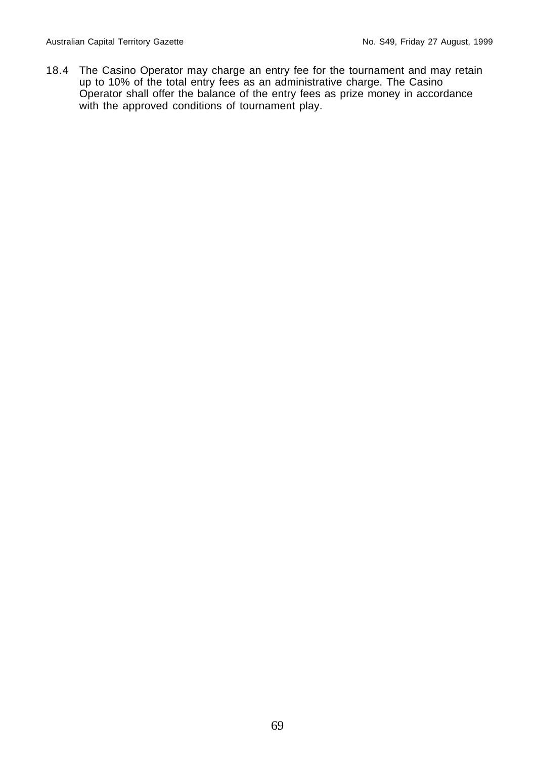18.4 The Casino Operator may charge an entry fee for the tournament and may retain up to 10% of the total entry fees as an administrative charge. The Casino Operator shall offer the balance of the entry fees as prize money in accordance with the approved conditions of tournament play.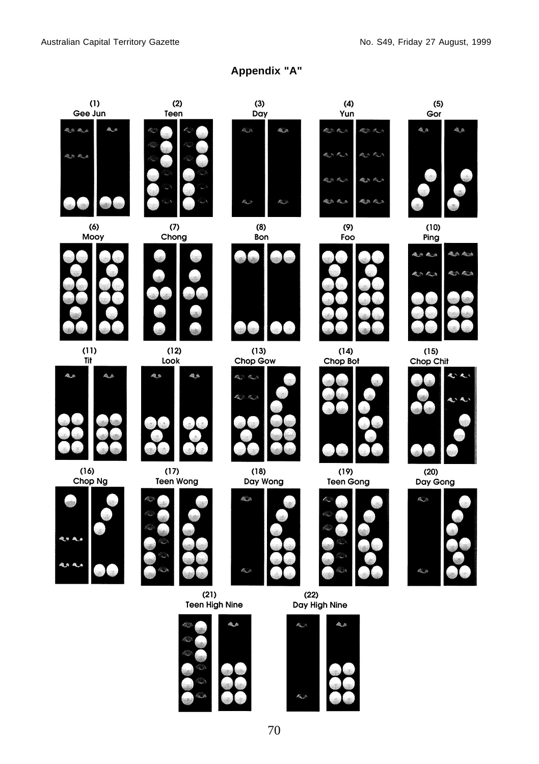## Appendix "A"

(1) Gee Jun

(2) Teen

(3) Day

(4) Yun

(5) Gor

(6) Mooy

(7) Chong

(8) Bon

(9) Foo

(10) Ping

(11) Tit

(12) Look

(13) Chop Gow

(14) Chop Bot

(15) Chop Chit

(16) Chop Ng

(17) Teen Wong

(18) Day Wong

(19) Teen Gong

(20) Day Gong

(21) Teen High Nine

(22) Day High Nine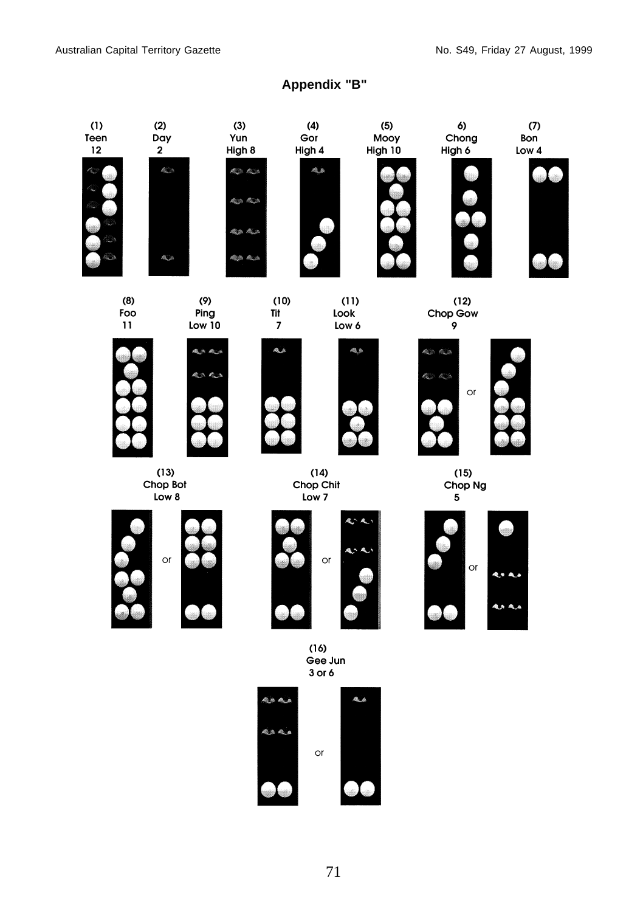## Appendix "B"

(1) Teen 12

(2) Day 2

(3) Yun High 8

(4) Gor High 4

(5) Mooy High 10

6) Chong High 6

(7) Bon Low 4

(8) Foo 11

(9) Ping Low 10

(10) Tit 7

(11) Look Low 6

(12) Chop Gow 9

or

(13) Chop Bot Low 8

or

(14) Chop Chit Low 7

or

(15) Chop Ng 5

or

(16) Gee Jun 3 or 6

or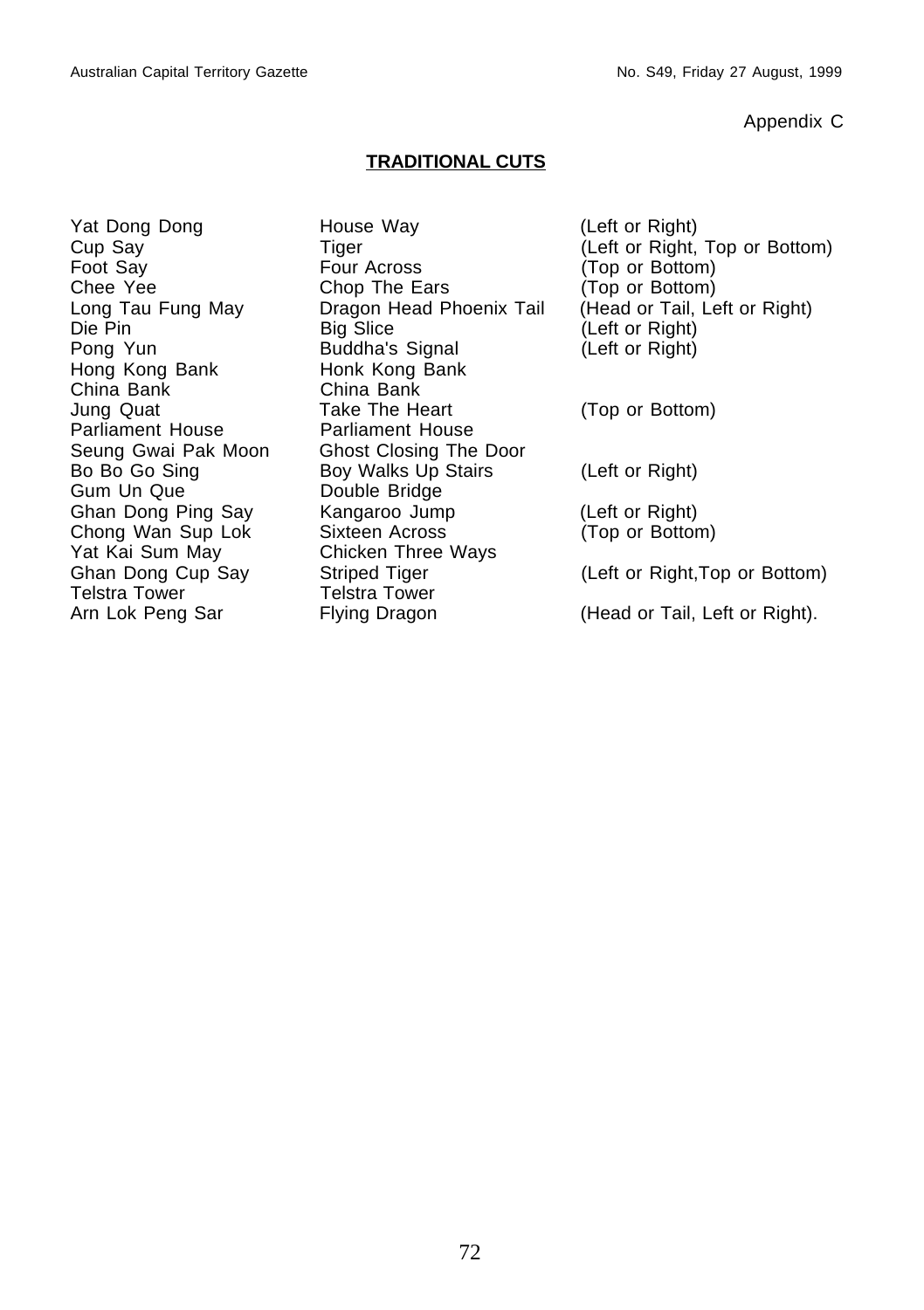Appendix C

## TRADITIONAL CUTS

| | | |
|---|---|---|
| Yat Dong Dong | House Way | (Left or Right) |
| Cup Say | Tiger | (Left or Right, Top or Bottom) |
| Foot Say | Four Across | (Top or Bottom) |
| Chee Yee | Chop The Ears | (Top or Bottom) |
| Long Tau Fung May | Dragon Head Phoenix Tail | (Head or Tail, Left or Right) |
| Die Pin | Big Slice | (Left or Right) |
| Pong Yun | Buddha's Signal | (Left or Right) |
| Hong Kong Bank | Honk Kong Bank | |
| China Bank | China Bank | |
| Jung Quat | Take The Heart | (Top or Bottom) |
| Parliament House | Parliament House | |
| Seung Gwai Pak Moon | Ghost Closing The Door | |
| Bo Bo Go Sing | Boy Walks Up Stairs | (Left or Right) |
| Gum Un Que | Double Bridge | |
| Ghan Dong Ping Say | Kangaroo Jump | (Left or Right) |
| Chong Wan Sup Lok | Sixteen Across | (Top or Bottom) |
| Yat Kai Sum May | Chicken Three Ways | |
| Ghan Dong Cup Say | Striped Tiger | (Left or Right,Top or Bottom) |
| Telstra Tower | Telstra Tower | |
| Arn Lok Peng Sar | Flying Dragon | (Head or Tail, Left or Right). |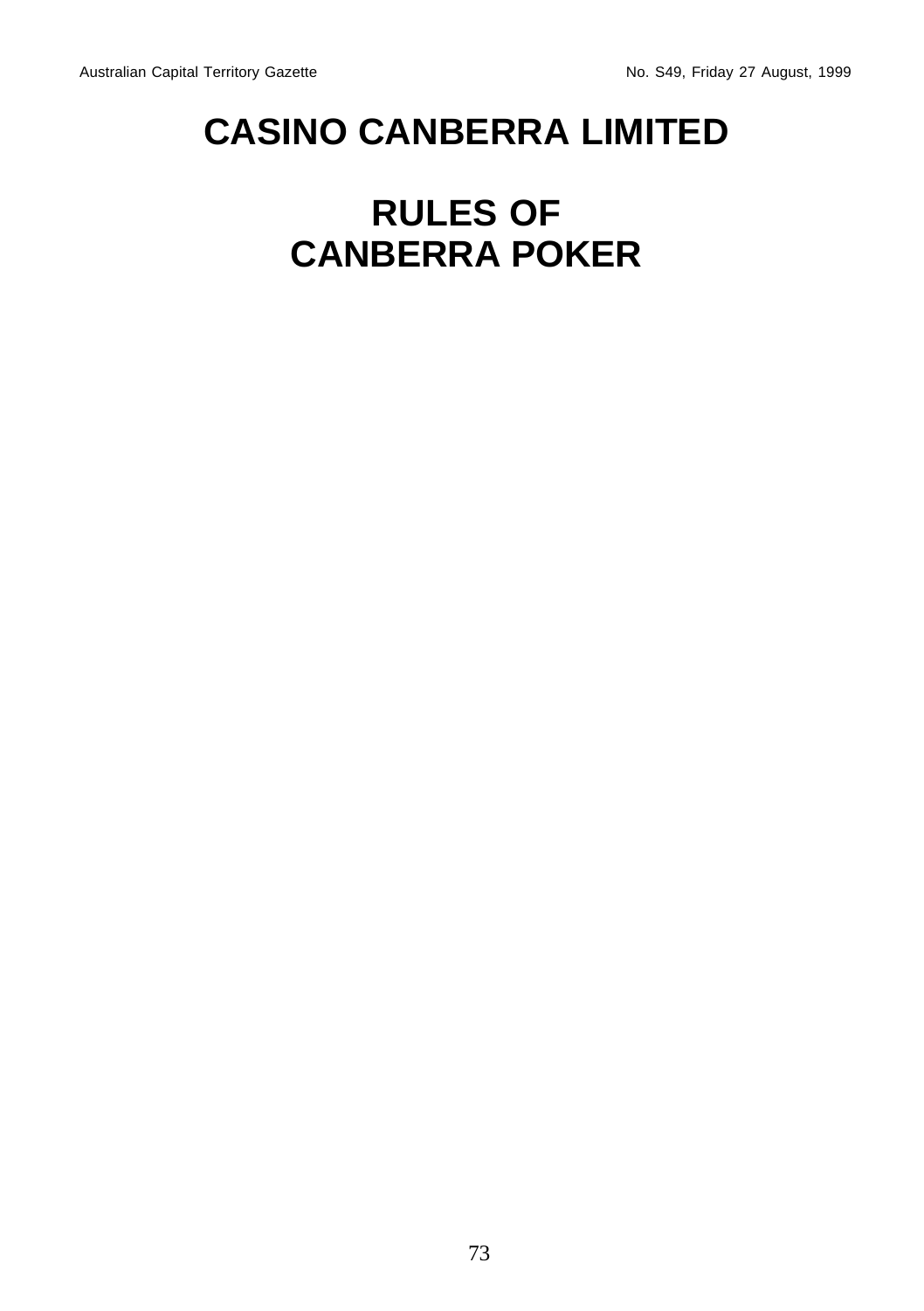# CASINO CANBERRA LIMITED

# RULES OF CANBERRA POKER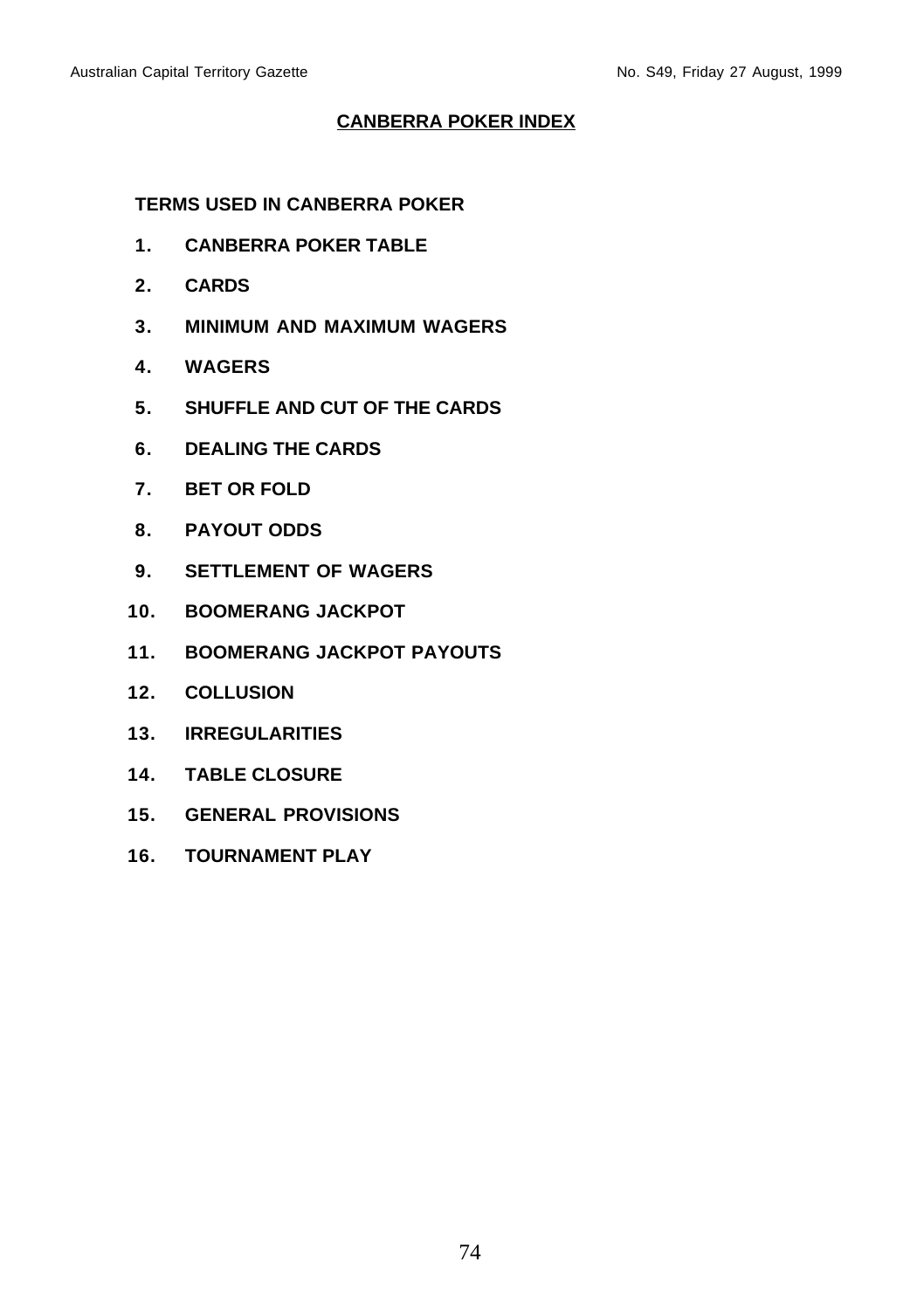# CANBERRA POKER INDEX

**TERMS USED IN CANBERRA POKER**

1. **CANBERRA POKER TABLE**
2. **CARDS**
3. **MINIMUM AND MAXIMUM WAGERS**
4. **WAGERS**
5. **SHUFFLE AND CUT OF THE CARDS**
6. **DEALING THE CARDS**
7. **BET OR FOLD**
8. **PAYOUT ODDS**
9. **SETTLEMENT OF WAGERS**
10. **BOOMERANG JACKPOT**
11. **BOOMERANG JACKPOT PAYOUTS**
12. **COLLUSION**
13. **IRREGULARITIES**
14. **TABLE CLOSURE**
15. **GENERAL PROVISIONS**
16. **TOURNAMENT PLAY**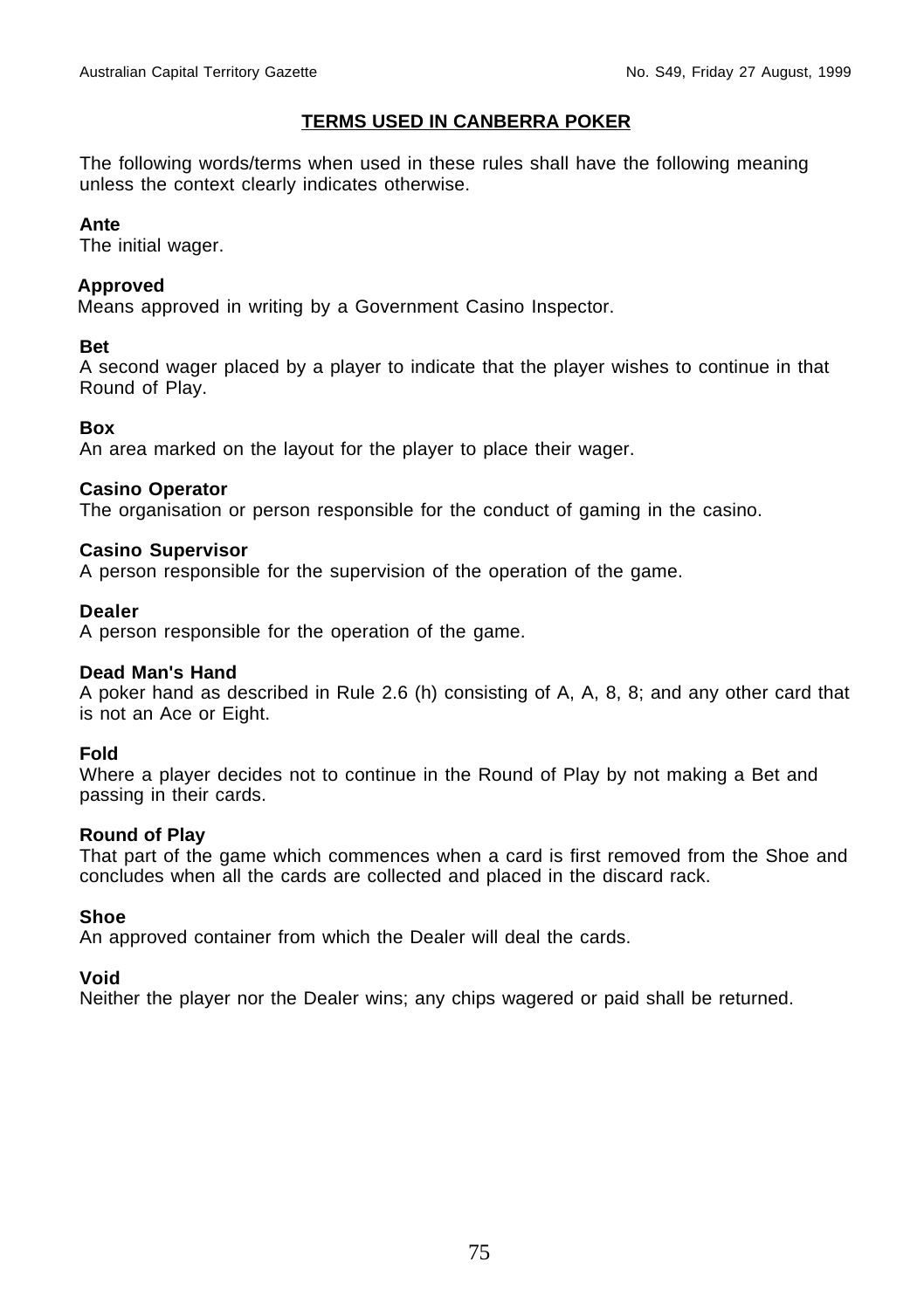## TERMS USED IN CANBERRA POKER

The following words/terms when used in these rules shall have the following meaning unless the context clearly indicates otherwise.

**Ante**
The initial wager.

**Approved**
Means approved in writing by a Government Casino Inspector.

**Bet**
A second wager placed by a player to indicate that the player wishes to continue in that Round of Play.

**Box**
An area marked on the layout for the player to place their wager.

**Casino Operator**
The organisation or person responsible for the conduct of gaming in the casino.

**Casino Supervisor**
A person responsible for the supervision of the operation of the game.

**Dealer**
A person responsible for the operation of the game.

**Dead Man's Hand**
A poker hand as described in Rule 2.6 (h) consisting of A, A, 8, 8; and any other card that is not an Ace or Eight.

**Fold**
Where a player decides not to continue in the Round of Play by not making a Bet and passing in their cards.

**Round of Play**
That part of the game which commences when a card is first removed from the Shoe and concludes when all the cards are collected and placed in the discard rack.

**Shoe**
An approved container from which the Dealer will deal the cards.

**Void**
Neither the player nor the Dealer wins; any chips wagered or paid shall be returned.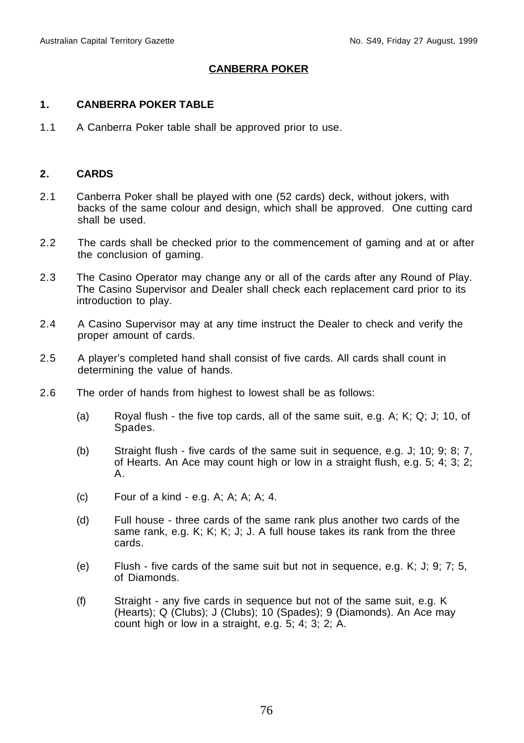## CANBERRA POKER

### 1. CANBERRA POKER TABLE

1.1 A Canberra Poker table shall be approved prior to use.

### 2. CARDS

2.1 Canberra Poker shall be played with one (52 cards) deck, without jokers, with backs of the same colour and design, which shall be approved. One cutting card shall be used.

2.2 The cards shall be checked prior to the commencement of gaming and at or after the conclusion of gaming.

2.3 The Casino Operator may change any or all of the cards after any Round of Play. The Casino Supervisor and Dealer shall check each replacement card prior to its introduction to play.

2.4 A Casino Supervisor may at any time instruct the Dealer to check and verify the proper amount of cards.

2.5 A player's completed hand shall consist of five cards. All cards shall count in determining the value of hands.

2.6 The order of hands from highest to lowest shall be as follows:

(a) Royal flush - the five top cards, all of the same suit, e.g. A; K; Q; J; 10, of Spades.

(b) Straight flush - five cards of the same suit in sequence, e.g. J; 10; 9; 8; 7, of Hearts. An Ace may count high or low in a straight flush, e.g. 5; 4; 3; 2; A.

(c) Four of a kind - e.g. A; A; A; A; 4.

(d) Full house - three cards of the same rank plus another two cards of the same rank, e.g. K; K; K; J; J. A full house takes its rank from the three cards.

(e) Flush - five cards of the same suit but not in sequence, e.g. K; J; 9; 7; 5, of Diamonds.

(f) Straight - any five cards in sequence but not of the same suit, e.g. K (Hearts); Q (Clubs); J (Clubs); 10 (Spades); 9 (Diamonds). An Ace may count high or low in a straight, e.g. 5; 4; 3; 2; A.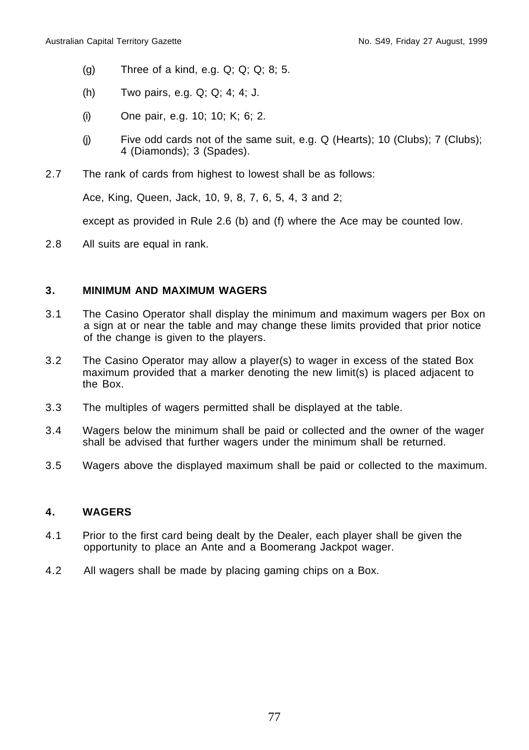(g) Three of a kind, e.g. Q; Q; Q; 8; 5.

(h) Two pairs, e.g. Q; Q; 4; 4; J.

(i) One pair, e.g. 10; 10; K; 6; 2.

(j) Five odd cards not of the same suit, e.g. Q (Hearts); 10 (Clubs); 7 (Clubs); 4 (Diamonds); 3 (Spades).

2.7 The rank of cards from highest to lowest shall be as follows:

Ace, King, Queen, Jack, 10, 9, 8, 7, 6, 5, 4, 3 and 2;

except as provided in Rule 2.6 (b) and (f) where the Ace may be counted low.

2.8 All suits are equal in rank.

## 3. MINIMUM AND MAXIMUM WAGERS

3.1 The Casino Operator shall display the minimum and maximum wagers per Box on a sign at or near the table and may change these limits provided that prior notice of the change is given to the players.

3.2 The Casino Operator may allow a player(s) to wager in excess of the stated Box maximum provided that a marker denoting the new limit(s) is placed adjacent to the Box.

3.3 The multiples of wagers permitted shall be displayed at the table.

3.4 Wagers below the minimum shall be paid or collected and the owner of the wager shall be advised that further wagers under the minimum shall be returned.

3.5 Wagers above the displayed maximum shall be paid or collected to the maximum.

## 4. WAGERS

4.1 Prior to the first card being dealt by the Dealer, each player shall be given the opportunity to place an Ante and a Boomerang Jackpot wager.

4.2 All wagers shall be made by placing gaming chips on a Box.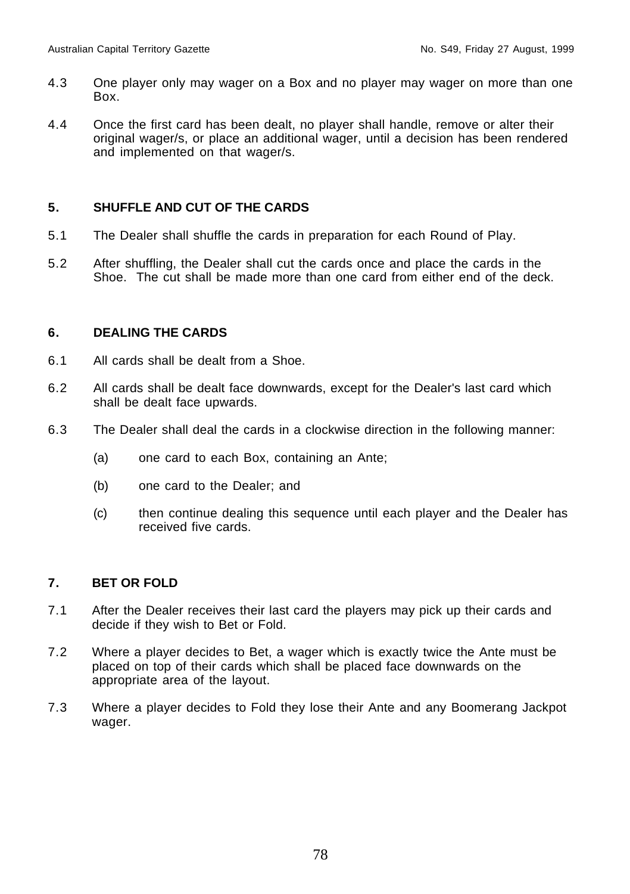4.3 One player only may wager on a Box and no player may wager on more than one Box.

4.4 Once the first card has been dealt, no player shall handle, remove or alter their original wager/s, or place an additional wager, until a decision has been rendered and implemented on that wager/s.

## 5. SHUFFLE AND CUT OF THE CARDS

5.1 The Dealer shall shuffle the cards in preparation for each Round of Play.

5.2 After shuffling, the Dealer shall cut the cards once and place the cards in the Shoe. The cut shall be made more than one card from either end of the deck.

## 6. DEALING THE CARDS

6.1 All cards shall be dealt from a Shoe.

6.2 All cards shall be dealt face downwards, except for the Dealer's last card which shall be dealt face upwards.

6.3 The Dealer shall deal the cards in a clockwise direction in the following manner:

(a) one card to each Box, containing an Ante;

(b) one card to the Dealer; and

(c) then continue dealing this sequence until each player and the Dealer has received five cards.

## 7. BET OR FOLD

7.1 After the Dealer receives their last card the players may pick up their cards and decide if they wish to Bet or Fold.

7.2 Where a player decides to Bet, a wager which is exactly twice the Ante must be placed on top of their cards which shall be placed face downwards on the appropriate area of the layout.

7.3 Where a player decides to Fold they lose their Ante and any Boomerang Jackpot wager.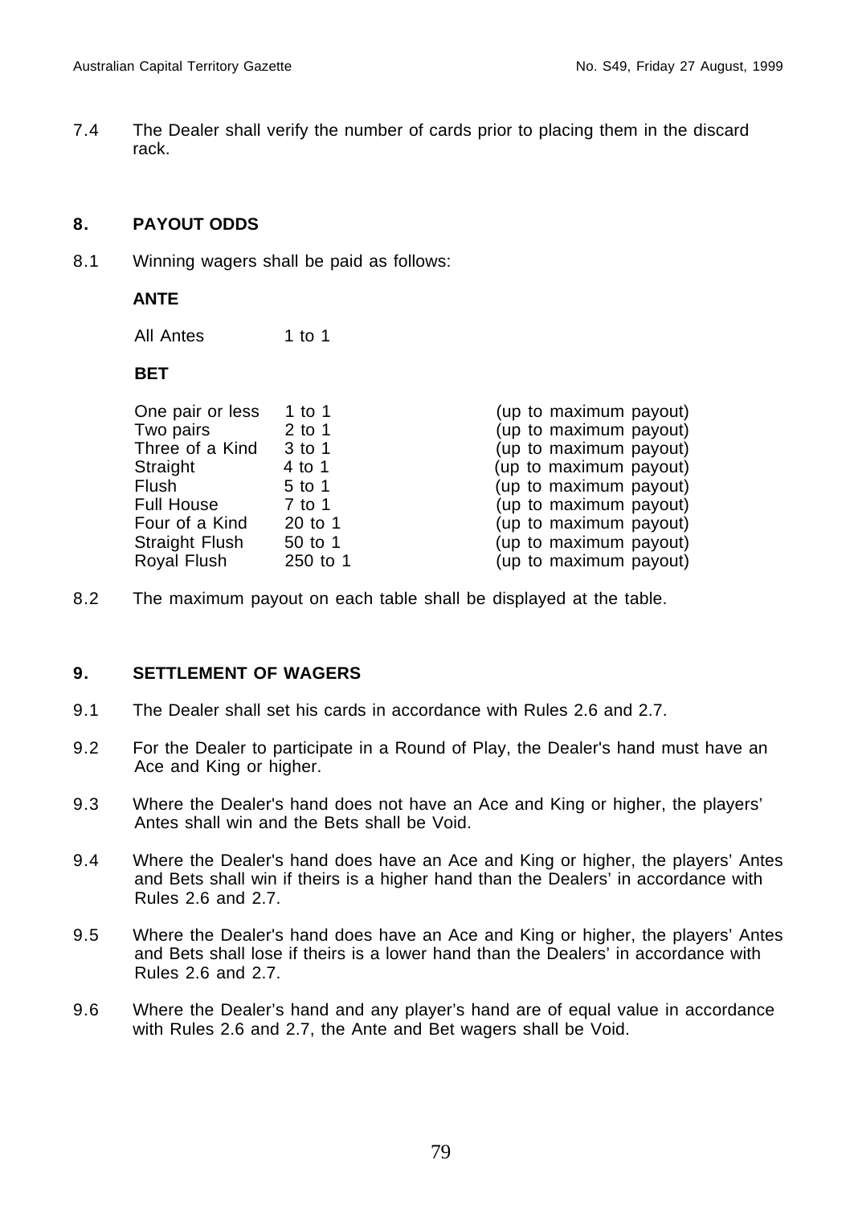7.4 The Dealer shall verify the number of cards prior to placing them in the discard rack.

## 8. PAYOUT ODDS

8.1 Winning wagers shall be paid as follows:

**ANTE**

| | |
|---|---|
| All Antes | 1 to 1 |

**BET**

| | | |
|---|---|---|
| One pair or less | 1 to 1 | (up to maximum payout) |
| Two pairs | 2 to 1 | (up to maximum payout) |
| Three of a Kind | 3 to 1 | (up to maximum payout) |
| Straight | 4 to 1 | (up to maximum payout) |
| Flush | 5 to 1 | (up to maximum payout) |
| Full House | 7 to 1 | (up to maximum payout) |
| Four of a Kind | 20 to 1 | (up to maximum payout) |
| Straight Flush | 50 to 1 | (up to maximum payout) |
| Royal Flush | 250 to 1 | (up to maximum payout) |

8.2 The maximum payout on each table shall be displayed at the table.

## 9. SETTLEMENT OF WAGERS

9.1 The Dealer shall set his cards in accordance with Rules 2.6 and 2.7.

9.2 For the Dealer to participate in a Round of Play, the Dealer's hand must have an Ace and King or higher.

9.3 Where the Dealer's hand does not have an Ace and King or higher, the players' Antes shall win and the Bets shall be Void.

9.4 Where the Dealer's hand does have an Ace and King or higher, the players' Antes and Bets shall win if theirs is a higher hand than the Dealers' in accordance with Rules 2.6 and 2.7.

9.5 Where the Dealer's hand does have an Ace and King or higher, the players' Antes and Bets shall lose if theirs is a lower hand than the Dealers' in accordance with Rules 2.6 and 2.7.

9.6 Where the Dealer's hand and any player's hand are of equal value in accordance with Rules 2.6 and 2.7, the Ante and Bet wagers shall be Void.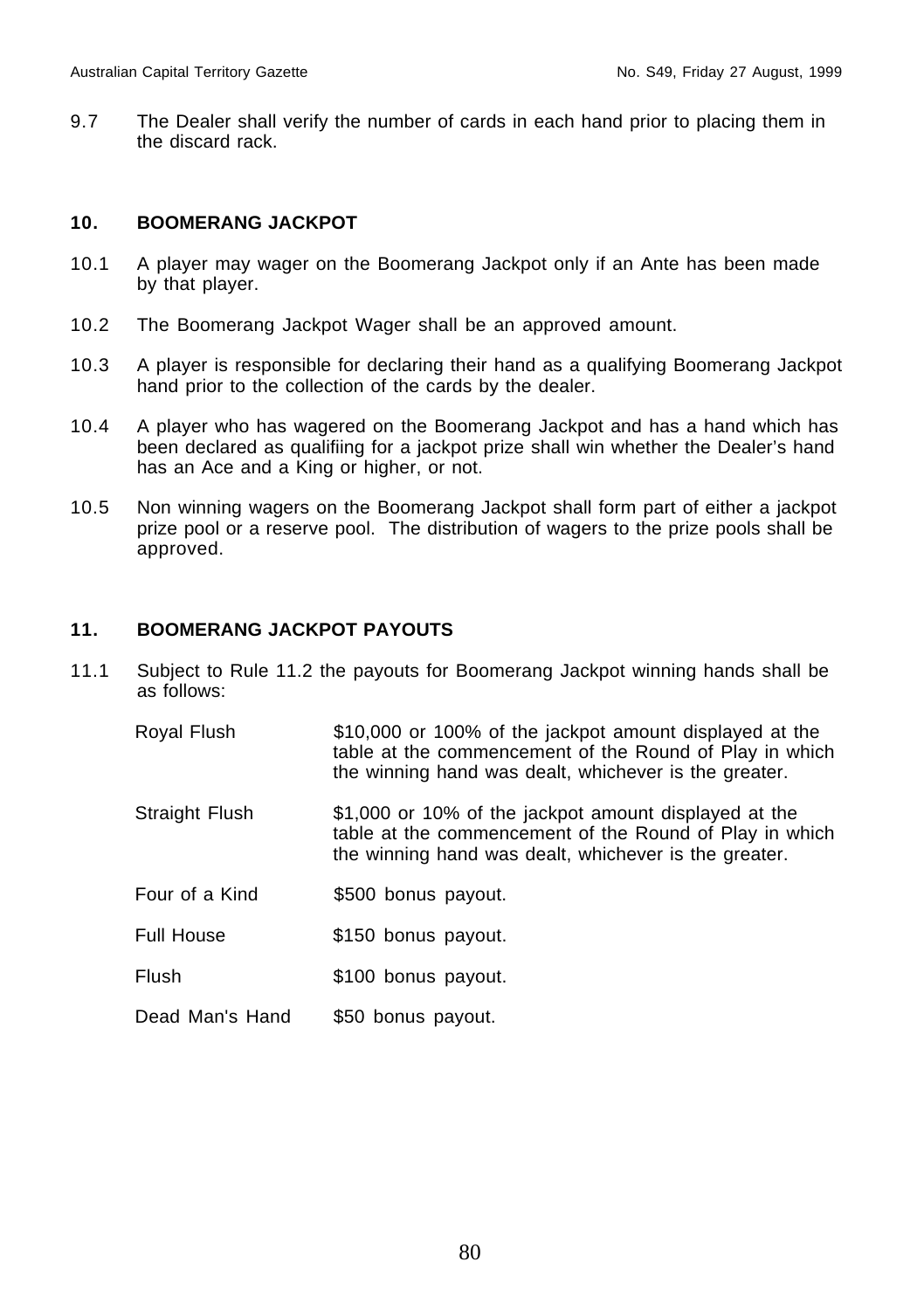9.7 The Dealer shall verify the number of cards in each hand prior to placing them in the discard rack.

## 10. BOOMERANG JACKPOT

10.1 A player may wager on the Boomerang Jackpot only if an Ante has been made by that player.

10.2 The Boomerang Jackpot Wager shall be an approved amount.

10.3 A player is responsible for declaring their hand as a qualifying Boomerang Jackpot hand prior to the collection of the cards by the dealer.

10.4 A player who has wagered on the Boomerang Jackpot and has a hand which has been declared as qualifiing for a jackpot prize shall win whether the Dealer's hand has an Ace and a King or higher, or not.

10.5 Non winning wagers on the Boomerang Jackpot shall form part of either a jackpot prize pool or a reserve pool. The distribution of wagers to the prize pools shall be approved.

## 11. BOOMERANG JACKPOT PAYOUTS

11.1 Subject to Rule 11.2 the payouts for Boomerang Jackpot winning hands shall be as follows:

| | |
|---|---|
| Royal Flush | $10,000 or 100% of the jackpot amount displayed at the table at the commencement of the Round of Play in which the winning hand was dealt, whichever is the greater. |
| Straight Flush | $1,000 or 10% of the jackpot amount displayed at the table at the commencement of the Round of Play in which the winning hand was dealt, whichever is the greater. |
| Four of a Kind | $500 bonus payout. |
| Full House | $150 bonus payout. |
| Flush | $100 bonus payout. |
| Dead Man's Hand | $50 bonus payout. |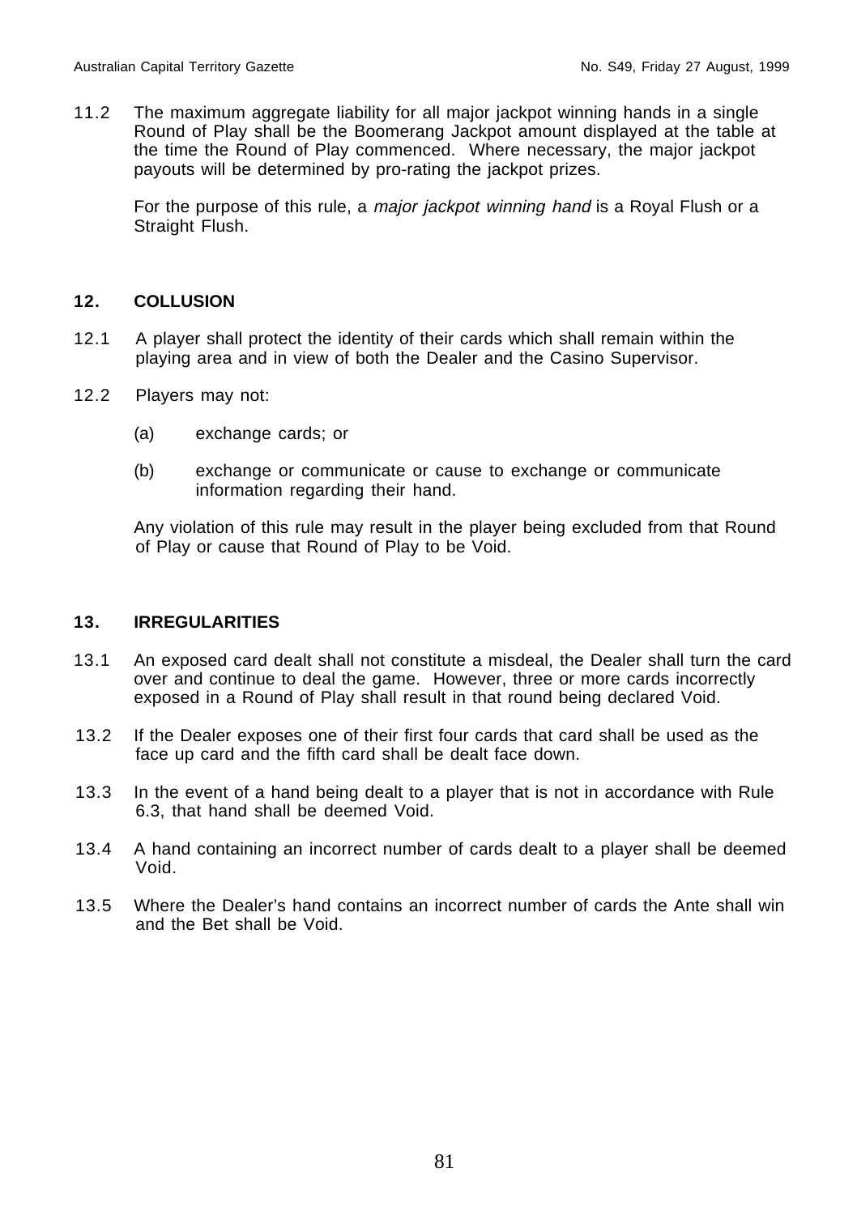11.2 The maximum aggregate liability for all major jackpot winning hands in a single Round of Play shall be the Boomerang Jackpot amount displayed at the table at the time the Round of Play commenced. Where necessary, the major jackpot payouts will be determined by pro-rating the jackpot prizes.

For the purpose of this rule, a *major jackpot winning hand* is a Royal Flush or a Straight Flush.

## 12. COLLUSION

12.1 A player shall protect the identity of their cards which shall remain within the playing area and in view of both the Dealer and the Casino Supervisor.

12.2 Players may not:

(a) exchange cards; or

(b) exchange or communicate or cause to exchange or communicate information regarding their hand.

Any violation of this rule may result in the player being excluded from that Round of Play or cause that Round of Play to be Void.

## 13. IRREGULARITIES

13.1 An exposed card dealt shall not constitute a misdeal, the Dealer shall turn the card over and continue to deal the game. However, three or more cards incorrectly exposed in a Round of Play shall result in that round being declared Void.

13.2 If the Dealer exposes one of their first four cards that card shall be used as the face up card and the fifth card shall be dealt face down.

13.3 In the event of a hand being dealt to a player that is not in accordance with Rule 6.3, that hand shall be deemed Void.

13.4 A hand containing an incorrect number of cards dealt to a player shall be deemed Void.

13.5 Where the Dealer's hand contains an incorrect number of cards the Ante shall win and the Bet shall be Void.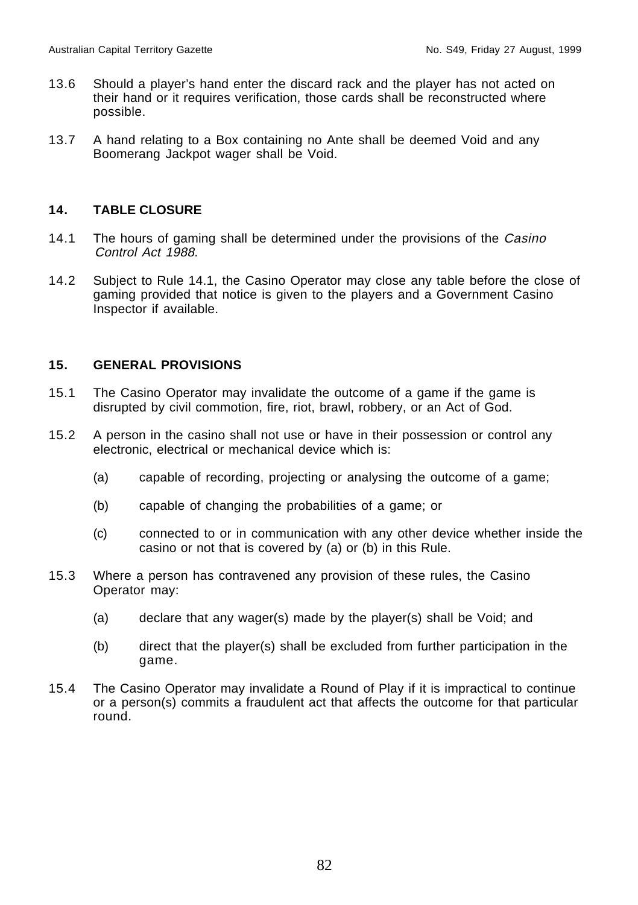13.6 Should a player's hand enter the discard rack and the player has not acted on their hand or it requires verification, those cards shall be reconstructed where possible.

13.7 A hand relating to a Box containing no Ante shall be deemed Void and any Boomerang Jackpot wager shall be Void.

## 14. TABLE CLOSURE

14.1 The hours of gaming shall be determined under the provisions of the *Casino Control Act 1988*.

14.2 Subject to Rule 14.1, the Casino Operator may close any table before the close of gaming provided that notice is given to the players and a Government Casino Inspector if available.

## 15. GENERAL PROVISIONS

15.1 The Casino Operator may invalidate the outcome of a game if the game is disrupted by civil commotion, fire, riot, brawl, robbery, or an Act of God.

15.2 A person in the casino shall not use or have in their possession or control any electronic, electrical or mechanical device which is:

(a) capable of recording, projecting or analysing the outcome of a game;

(b) capable of changing the probabilities of a game; or

(c) connected to or in communication with any other device whether inside the casino or not that is covered by (a) or (b) in this Rule.

15.3 Where a person has contravened any provision of these rules, the Casino Operator may:

(a) declare that any wager(s) made by the player(s) shall be Void; and

(b) direct that the player(s) shall be excluded from further participation in the game.

15.4 The Casino Operator may invalidate a Round of Play if it is impractical to continue or a person(s) commits a fraudulent act that affects the outcome for that particular round.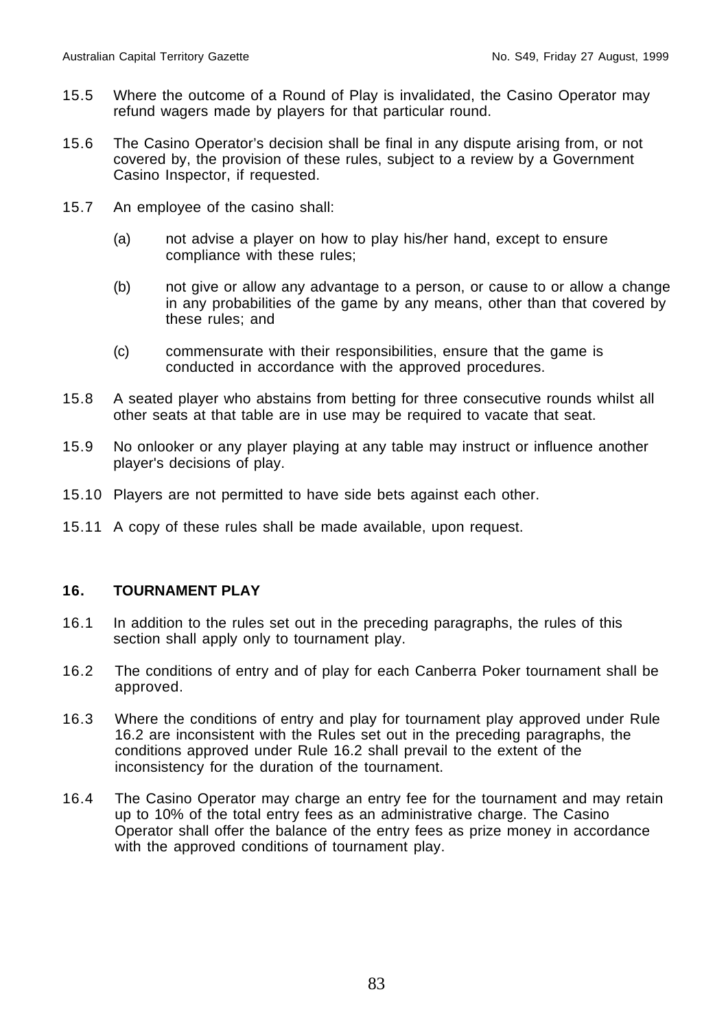15.5 Where the outcome of a Round of Play is invalidated, the Casino Operator may refund wagers made by players for that particular round.

15.6 The Casino Operator's decision shall be final in any dispute arising from, or not covered by, the provision of these rules, subject to a review by a Government Casino Inspector, if requested.

15.7 An employee of the casino shall:

(a) not advise a player on how to play his/her hand, except to ensure compliance with these rules;

(b) not give or allow any advantage to a person, or cause to or allow a change in any probabilities of the game by any means, other than that covered by these rules; and

(c) commensurate with their responsibilities, ensure that the game is conducted in accordance with the approved procedures.

15.8 A seated player who abstains from betting for three consecutive rounds whilst all other seats at that table are in use may be required to vacate that seat.

15.9 No onlooker or any player playing at any table may instruct or influence another player's decisions of play.

15.10 Players are not permitted to have side bets against each other.

15.11 A copy of these rules shall be made available, upon request.

## 16. TOURNAMENT PLAY

16.1 In addition to the rules set out in the preceding paragraphs, the rules of this section shall apply only to tournament play.

16.2 The conditions of entry and of play for each Canberra Poker tournament shall be approved.

16.3 Where the conditions of entry and play for tournament play approved under Rule 16.2 are inconsistent with the Rules set out in the preceding paragraphs, the conditions approved under Rule 16.2 shall prevail to the extent of the inconsistency for the duration of the tournament.

16.4 The Casino Operator may charge an entry fee for the tournament and may retain up to 10% of the total entry fees as an administrative charge. The Casino Operator shall offer the balance of the entry fees as prize money in accordance with the approved conditions of tournament play.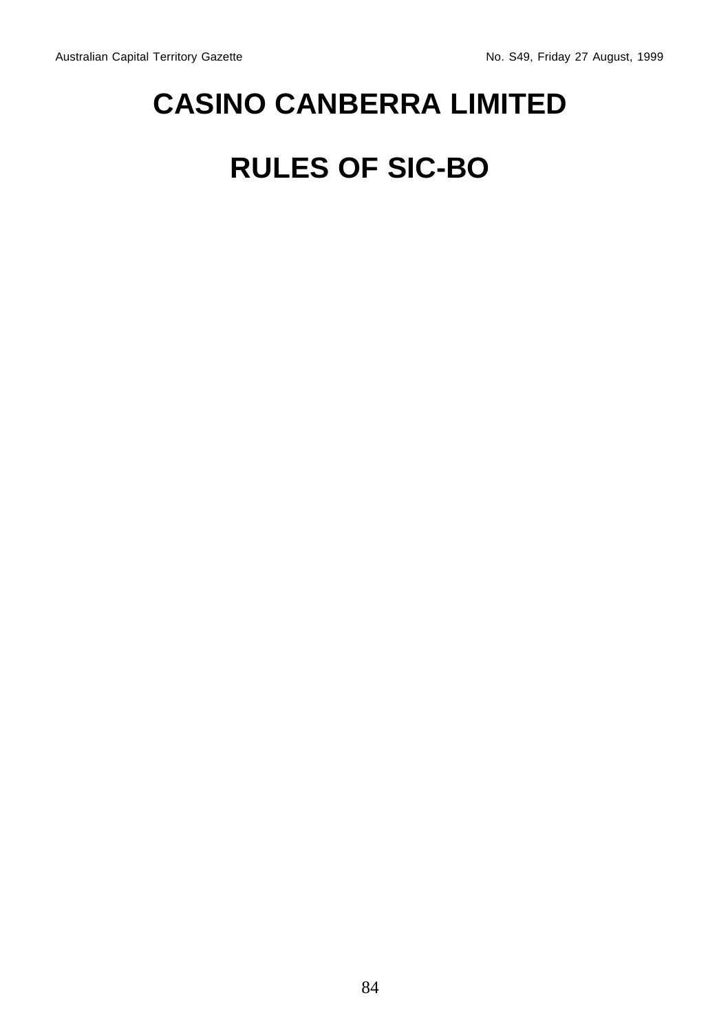# CASINO CANBERRA LIMITED

# RULES OF SIC-BO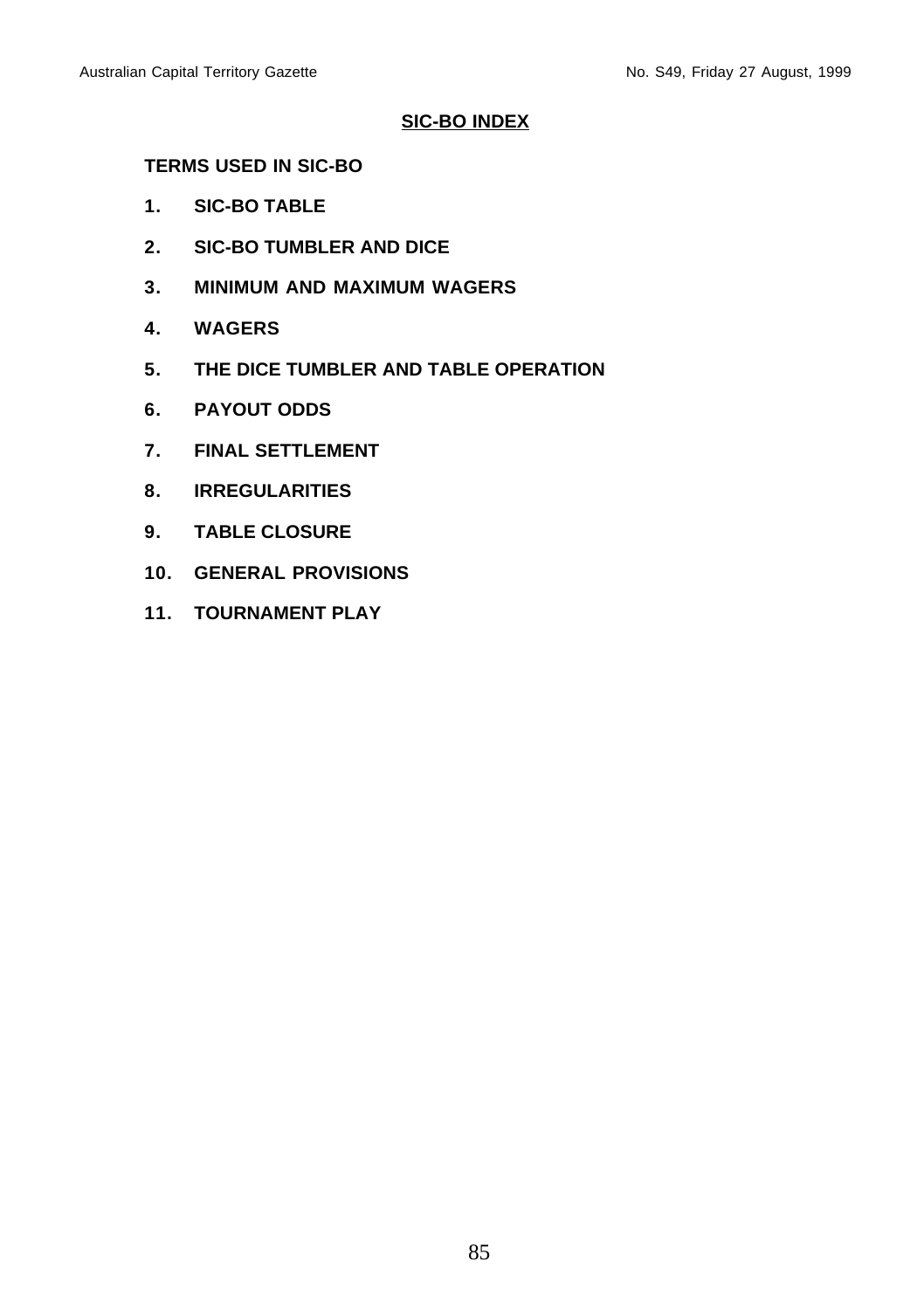# SIC-BO INDEX

**TERMS USED IN SIC-BO**

1. **SIC-BO TABLE**
2. **SIC-BO TUMBLER AND DICE**
3. **MINIMUM AND MAXIMUM WAGERS**
4. **WAGERS**
5. **THE DICE TUMBLER AND TABLE OPERATION**
6. **PAYOUT ODDS**
7. **FINAL SETTLEMENT**
8. **IRREGULARITIES**
9. **TABLE CLOSURE**
10. **GENERAL PROVISIONS**
11. **TOURNAMENT PLAY**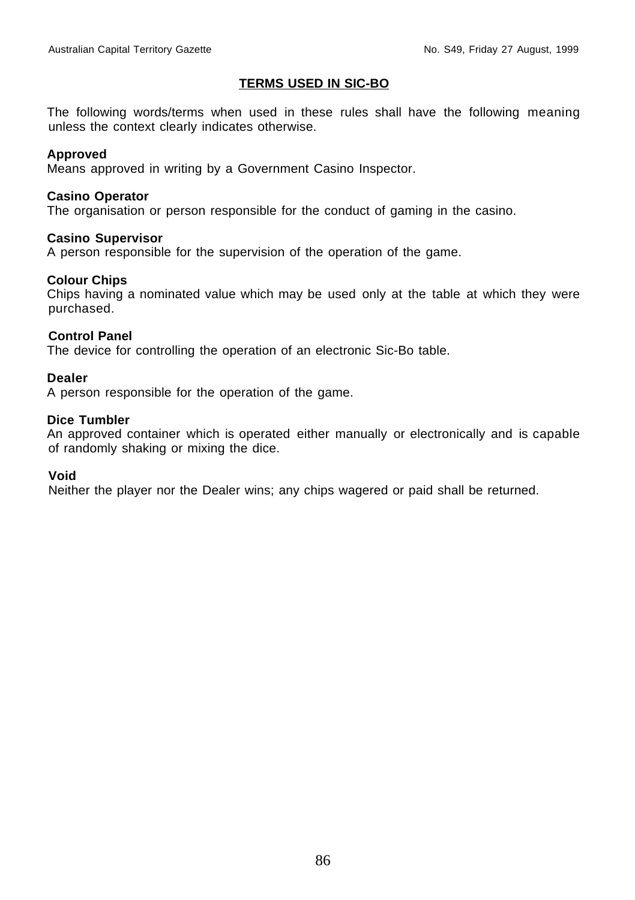## TERMS USED IN SIC-BO

The following words/terms when used in these rules shall have the following meaning unless the context clearly indicates otherwise.

**Approved**
Means approved in writing by a Government Casino Inspector.

**Casino Operator**
The organisation or person responsible for the conduct of gaming in the casino.

**Casino Supervisor**
A person responsible for the supervision of the operation of the game.

**Colour Chips**
Chips having a nominated value which may be used only at the table at which they were purchased.

**Control Panel**
The device for controlling the operation of an electronic Sic-Bo table.

**Dealer**
A person responsible for the operation of the game.

**Dice Tumbler**
An approved container which is operated either manually or electronically and is capable of randomly shaking or mixing the dice.

**Void**
Neither the player nor the Dealer wins; any chips wagered or paid shall be returned.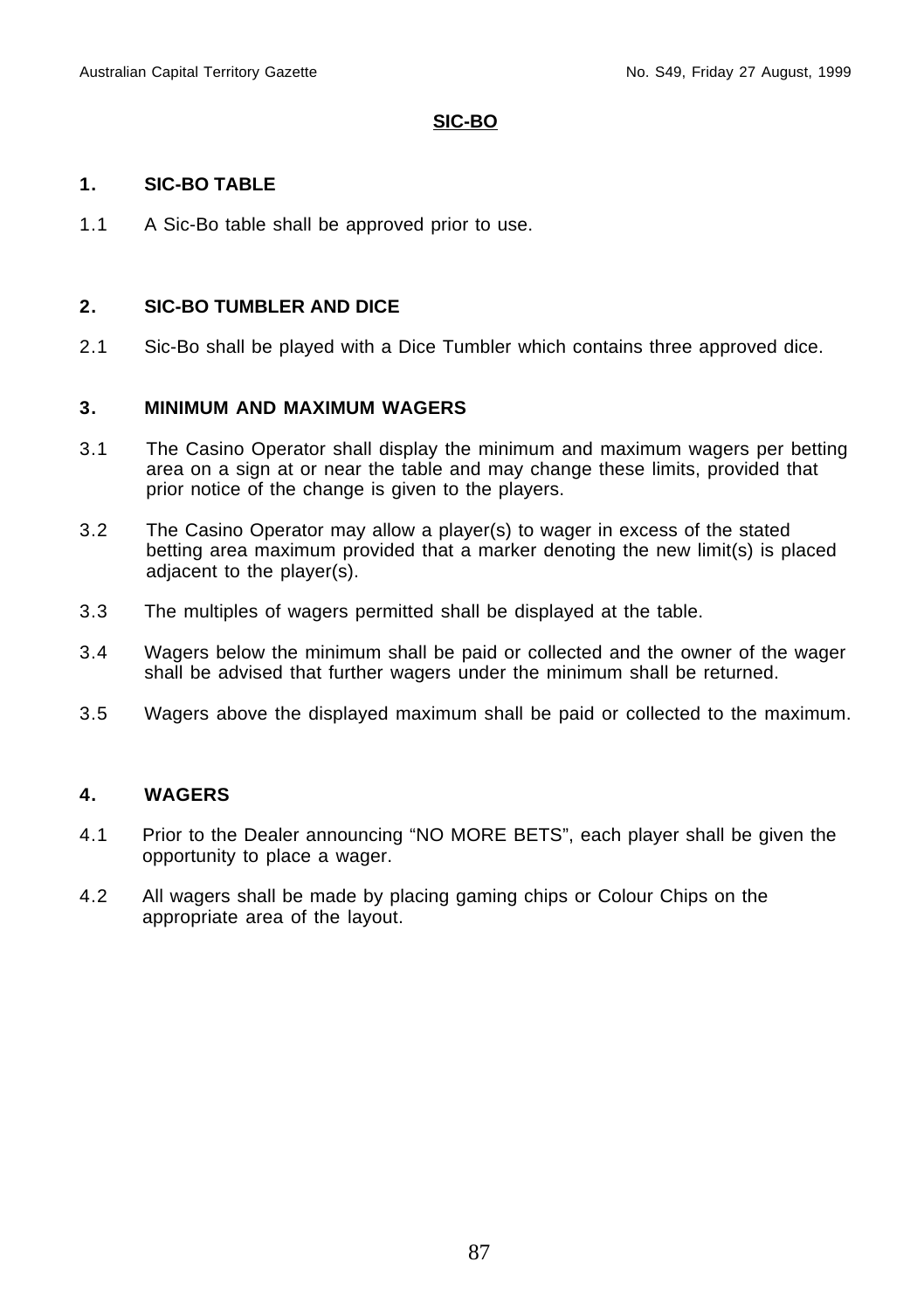# SIC-BO

## 1. SIC-BO TABLE

1.1 A Sic-Bo table shall be approved prior to use.

## 2. SIC-BO TUMBLER AND DICE

2.1 Sic-Bo shall be played with a Dice Tumbler which contains three approved dice.

## 3. MINIMUM AND MAXIMUM WAGERS

3.1 The Casino Operator shall display the minimum and maximum wagers per betting area on a sign at or near the table and may change these limits, provided that prior notice of the change is given to the players.

3.2 The Casino Operator may allow a player(s) to wager in excess of the stated betting area maximum provided that a marker denoting the new limit(s) is placed adjacent to the player(s).

3.3 The multiples of wagers permitted shall be displayed at the table.

3.4 Wagers below the minimum shall be paid or collected and the owner of the wager shall be advised that further wagers under the minimum shall be returned.

3.5 Wagers above the displayed maximum shall be paid or collected to the maximum.

## 4. WAGERS

4.1 Prior to the Dealer announcing "NO MORE BETS", each player shall be given the opportunity to place a wager.

4.2 All wagers shall be made by placing gaming chips or Colour Chips on the appropriate area of the layout.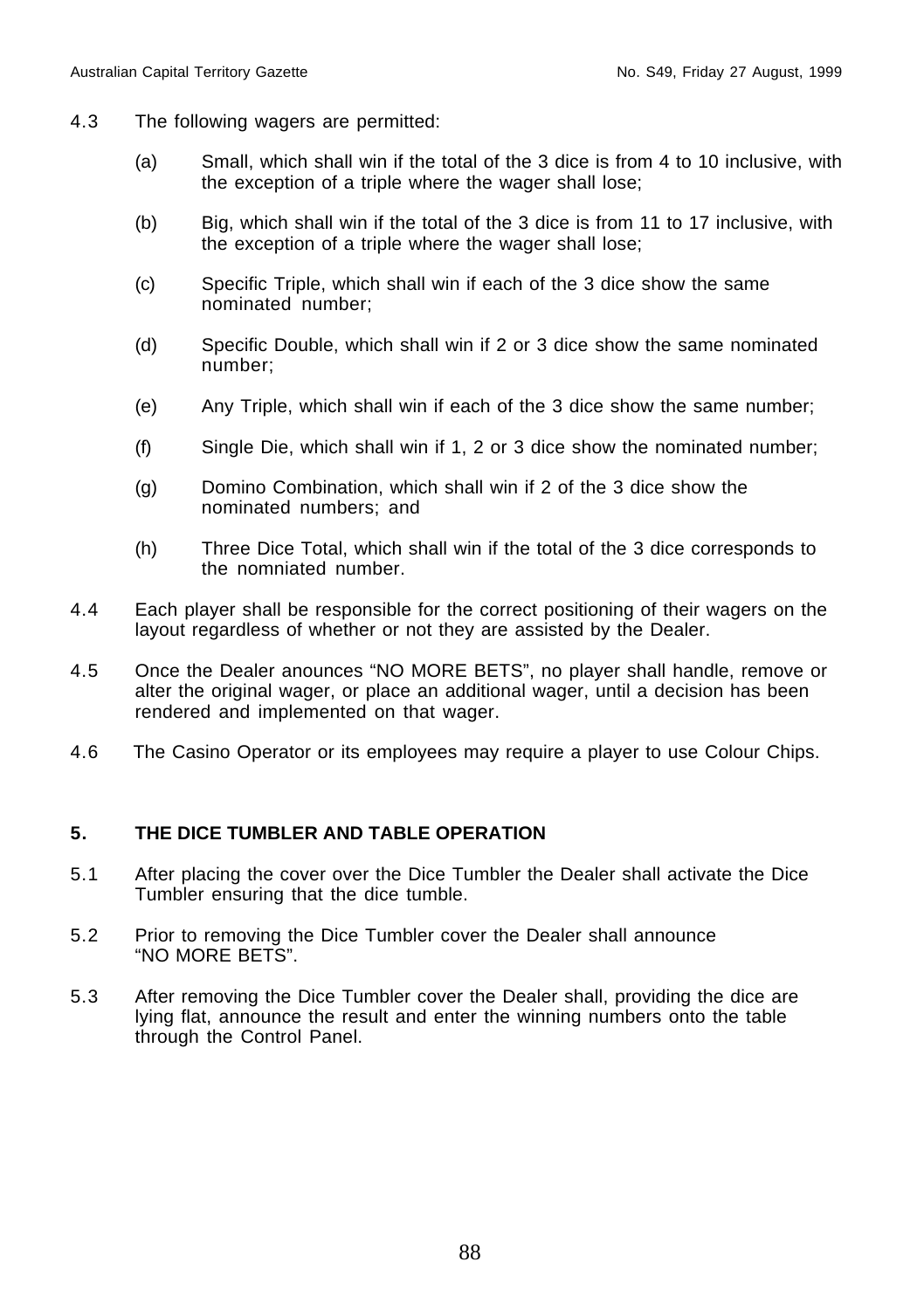4.3 The following wagers are permitted:

(a) Small, which shall win if the total of the 3 dice is from 4 to 10 inclusive, with the exception of a triple where the wager shall lose;

(b) Big, which shall win if the total of the 3 dice is from 11 to 17 inclusive, with the exception of a triple where the wager shall lose;

(c) Specific Triple, which shall win if each of the 3 dice show the same nominated number;

(d) Specific Double, which shall win if 2 or 3 dice show the same nominated number;

(e) Any Triple, which shall win if each of the 3 dice show the same number;

(f) Single Die, which shall win if 1, 2 or 3 dice show the nominated number;

(g) Domino Combination, which shall win if 2 of the 3 dice show the nominated numbers; and

(h) Three Dice Total, which shall win if the total of the 3 dice corresponds to the nomniated number.

4.4 Each player shall be responsible for the correct positioning of their wagers on the layout regardless of whether or not they are assisted by the Dealer.

4.5 Once the Dealer anounces "NO MORE BETS", no player shall handle, remove or alter the original wager, or place an additional wager, until a decision has been rendered and implemented on that wager.

4.6 The Casino Operator or its employees may require a player to use Colour Chips.

## 5. THE DICE TUMBLER AND TABLE OPERATION

5.1 After placing the cover over the Dice Tumbler the Dealer shall activate the Dice Tumbler ensuring that the dice tumble.

5.2 Prior to removing the Dice Tumbler cover the Dealer shall announce "NO MORE BETS".

5.3 After removing the Dice Tumbler cover the Dealer shall, providing the dice are lying flat, announce the result and enter the winning numbers onto the table through the Control Panel.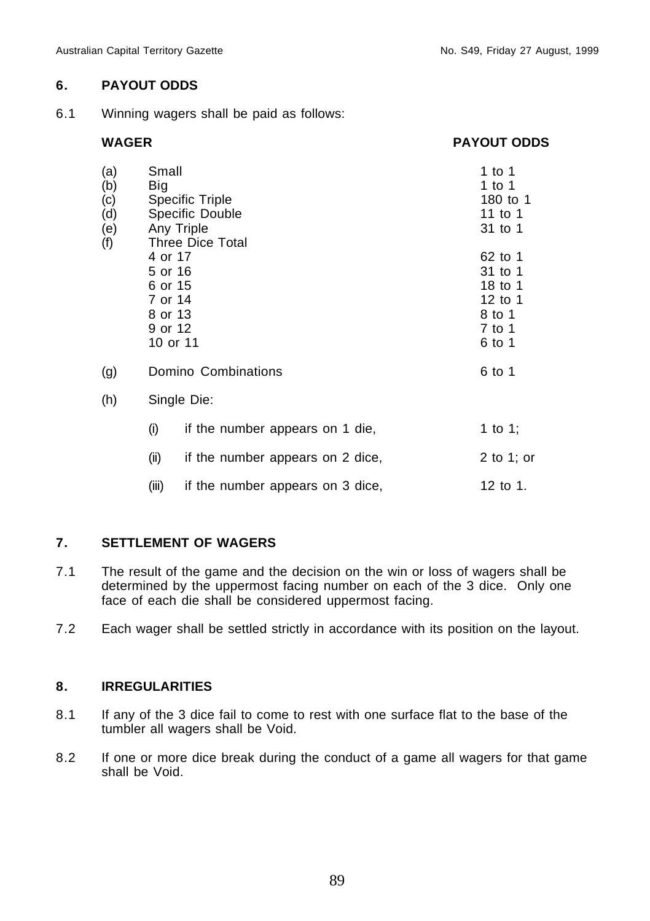## 6. PAYOUT ODDS

6.1 Winning wagers shall be paid as follows:

| | WAGER | | PAYOUT ODDS |
|---|---|---|---|
| (a) | Small | | 1 to 1 |
| (b) | Big | | 1 to 1 |
| (c) | Specific Triple | | 180 to 1 |
| (d) | Specific Double | | 11 to 1 |
| (e) | Any Triple | | 31 to 1 |
| (f) | Three Dice Total | | |
| | 4 or 17 | | 62 to 1 |
| | 5 or 16 | | 31 to 1 |
| | 6 or 15 | | 18 to 1 |
| | 7 or 14 | | 12 to 1 |
| | 8 or 13 | | 8 to 1 |
| | 9 or 12 | | 7 to 1 |
| | 10 or 11 | | 6 to 1 |
| (g) | Domino Combinations | | 6 to 1 |
| (h) | Single Die: | | |
| | (i) | if the number appears on 1 die, | 1 to 1; |
| | (ii) | if the number appears on 2 dice, | 2 to 1; or |
| | (iii) | if the number appears on 3 dice, | 12 to 1. |

## 7. SETTLEMENT OF WAGERS

7.1 The result of the game and the decision on the win or loss of wagers shall be determined by the uppermost facing number on each of the 3 dice. Only one face of each die shall be considered uppermost facing.

7.2 Each wager shall be settled strictly in accordance with its position on the layout.

## 8. IRREGULARITIES

8.1 If any of the 3 dice fail to come to rest with one surface flat to the base of the tumbler all wagers shall be Void.

8.2 If one or more dice break during the conduct of a game all wagers for that game shall be Void.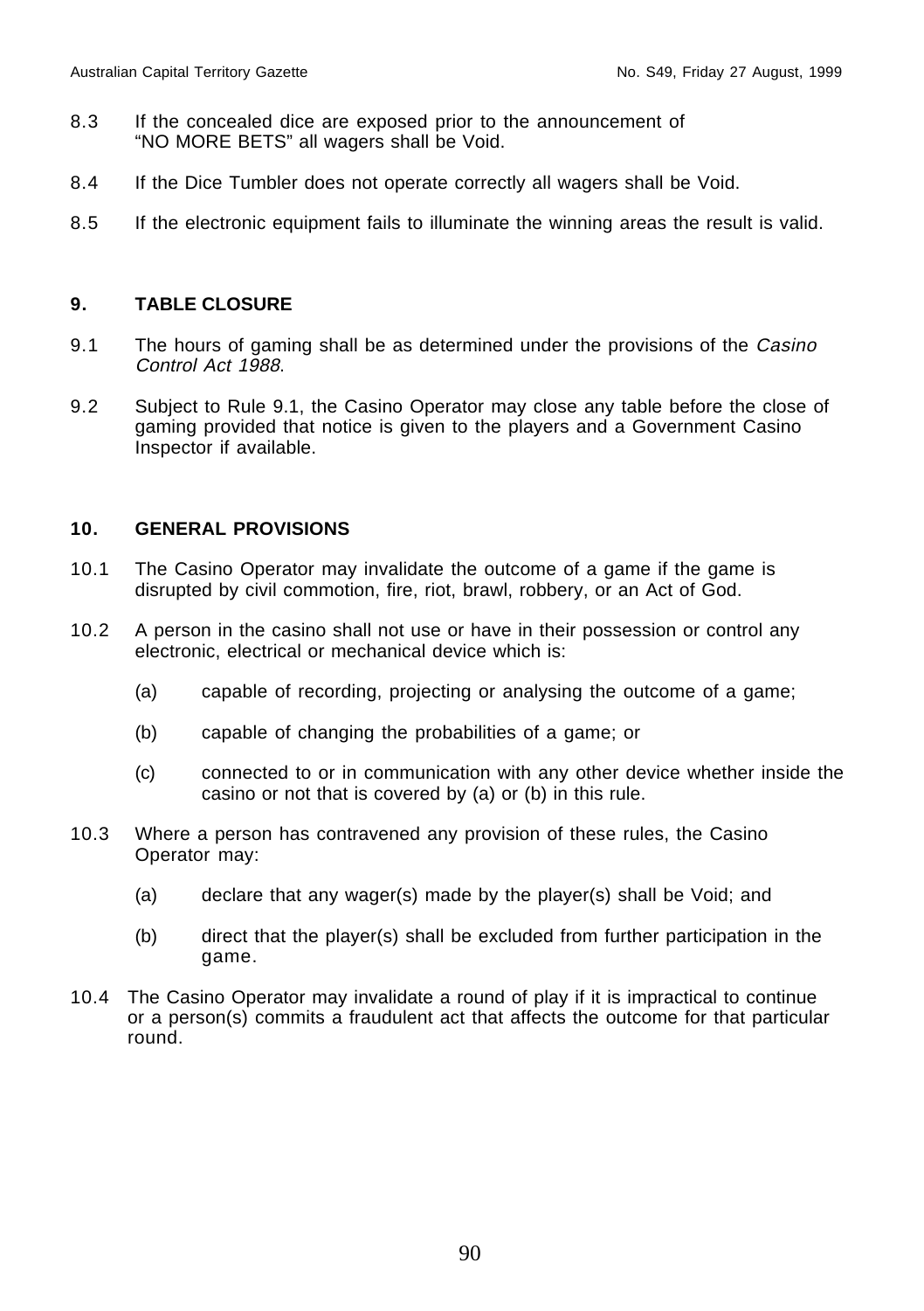8.3 If the concealed dice are exposed prior to the announcement of "NO MORE BETS" all wagers shall be Void.

8.4 If the Dice Tumbler does not operate correctly all wagers shall be Void.

8.5 If the electronic equipment fails to illuminate the winning areas the result is valid.

## 9. TABLE CLOSURE

9.1 The hours of gaming shall be as determined under the provisions of the *Casino Control Act 1988*.

9.2 Subject to Rule 9.1, the Casino Operator may close any table before the close of gaming provided that notice is given to the players and a Government Casino Inspector if available.

## 10. GENERAL PROVISIONS

10.1 The Casino Operator may invalidate the outcome of a game if the game is disrupted by civil commotion, fire, riot, brawl, robbery, or an Act of God.

10.2 A person in the casino shall not use or have in their possession or control any electronic, electrical or mechanical device which is:

(a) capable of recording, projecting or analysing the outcome of a game;

(b) capable of changing the probabilities of a game; or

(c) connected to or in communication with any other device whether inside the casino or not that is covered by (a) or (b) in this rule.

10.3 Where a person has contravened any provision of these rules, the Casino Operator may:

(a) declare that any wager(s) made by the player(s) shall be Void; and

(b) direct that the player(s) shall be excluded from further participation in the game.

10.4 The Casino Operator may invalidate a round of play if it is impractical to continue or a person(s) commits a fraudulent act that affects the outcome for that particular round.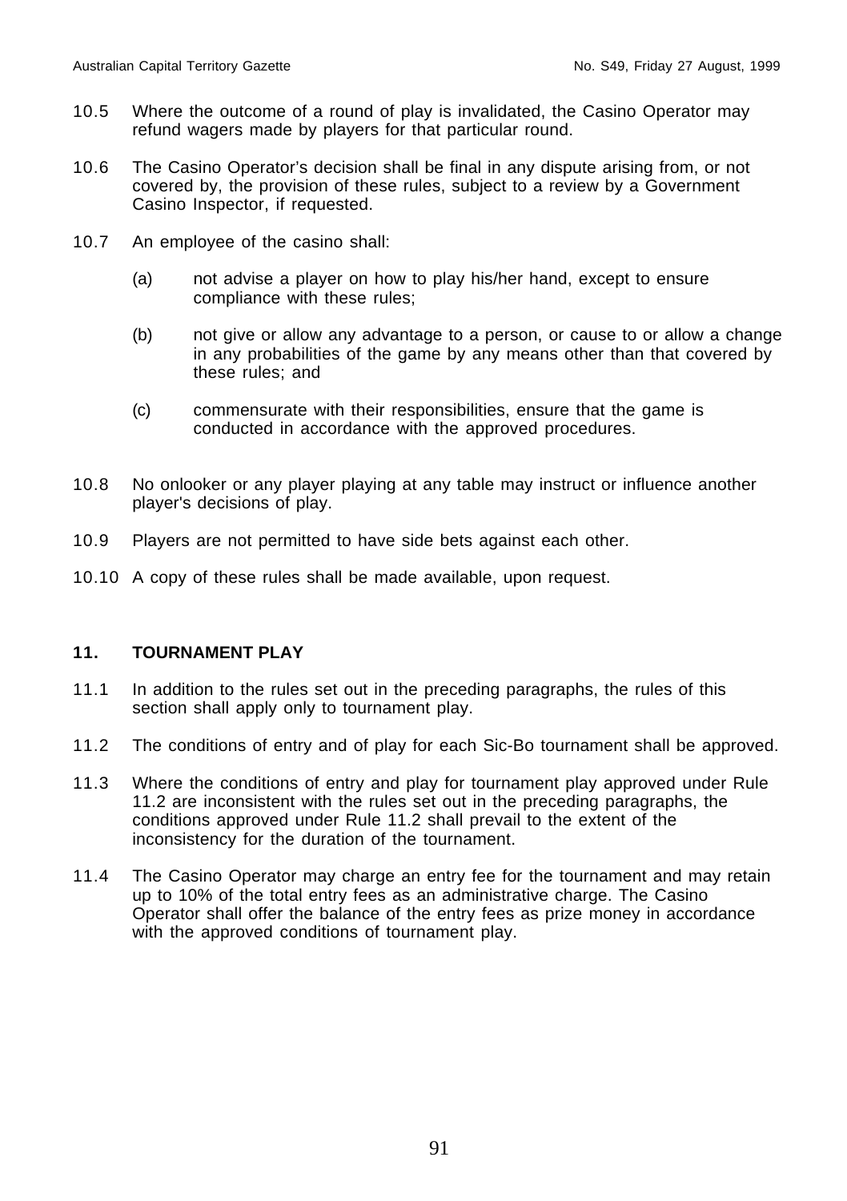10.5 Where the outcome of a round of play is invalidated, the Casino Operator may refund wagers made by players for that particular round.

10.6 The Casino Operator's decision shall be final in any dispute arising from, or not covered by, the provision of these rules, subject to a review by a Government Casino Inspector, if requested.

10.7 An employee of the casino shall:

(a) not advise a player on how to play his/her hand, except to ensure compliance with these rules;

(b) not give or allow any advantage to a person, or cause to or allow a change in any probabilities of the game by any means other than that covered by these rules; and

(c) commensurate with their responsibilities, ensure that the game is conducted in accordance with the approved procedures.

10.8 No onlooker or any player playing at any table may instruct or influence another player's decisions of play.

10.9 Players are not permitted to have side bets against each other.

10.10 A copy of these rules shall be made available, upon request.

## 11. TOURNAMENT PLAY

11.1 In addition to the rules set out in the preceding paragraphs, the rules of this section shall apply only to tournament play.

11.2 The conditions of entry and of play for each Sic-Bo tournament shall be approved.

11.3 Where the conditions of entry and play for tournament play approved under Rule 11.2 are inconsistent with the rules set out in the preceding paragraphs, the conditions approved under Rule 11.2 shall prevail to the extent of the inconsistency for the duration of the tournament.

11.4 The Casino Operator may charge an entry fee for the tournament and may retain up to 10% of the total entry fees as an administrative charge. The Casino Operator shall offer the balance of the entry fees as prize money in accordance with the approved conditions of tournament play.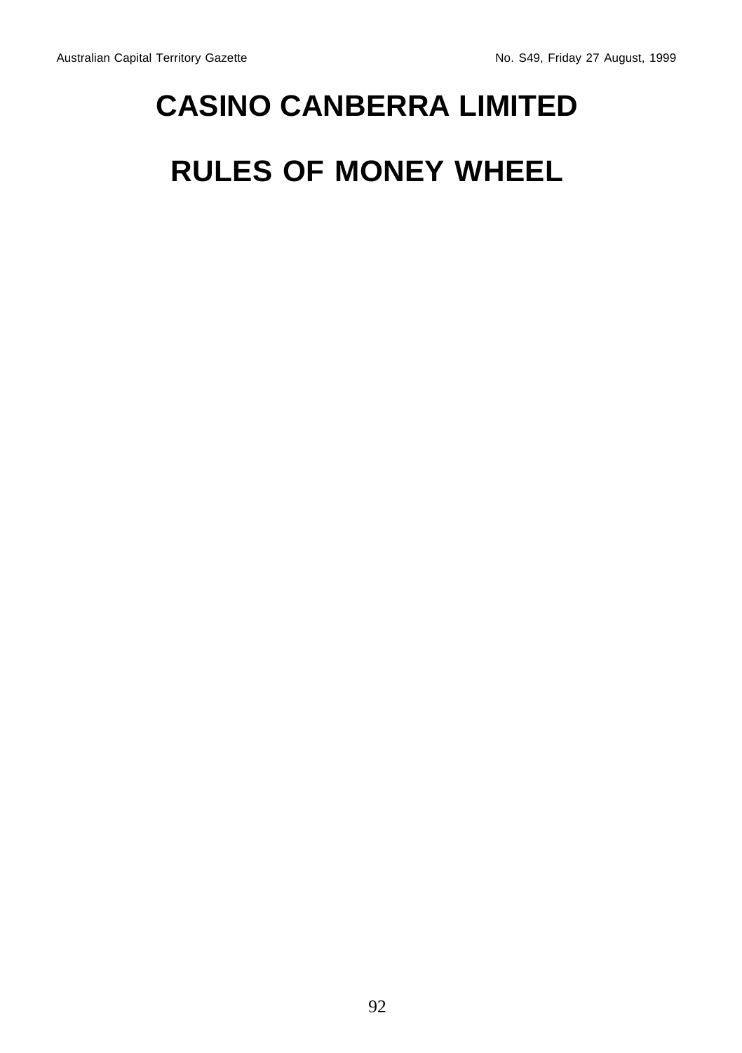# CASINO CANBERRA LIMITED

# RULES OF MONEY WHEEL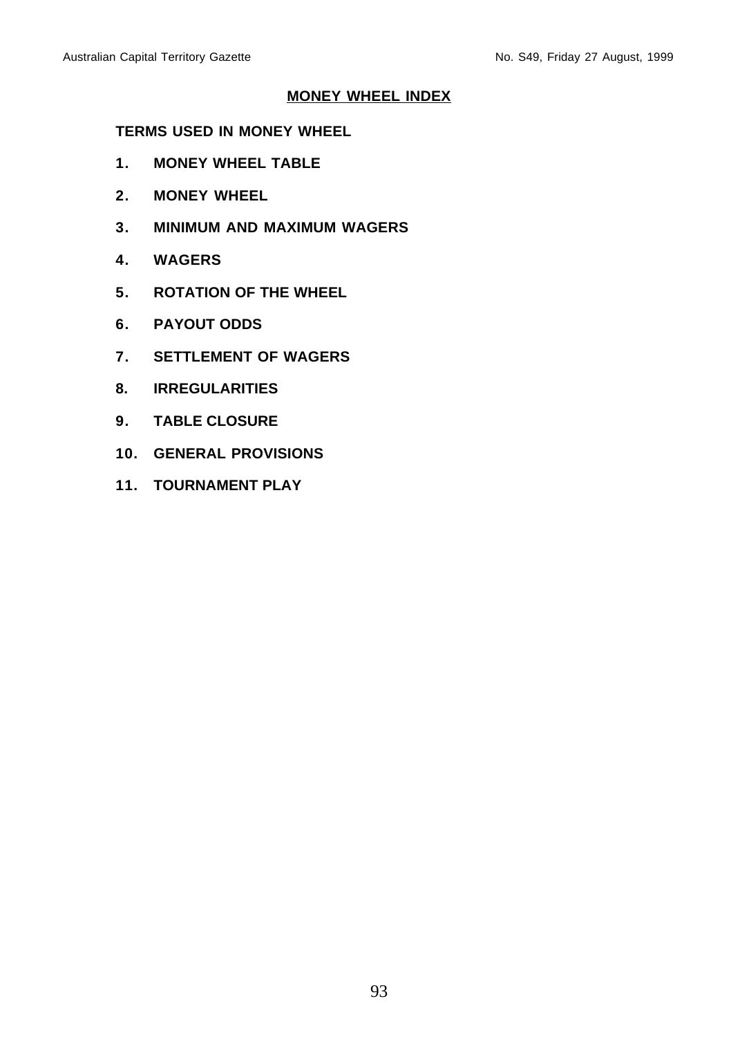## MONEY WHEEL INDEX

**TERMS USED IN MONEY WHEEL**

1. **MONEY WHEEL TABLE**
2. **MONEY WHEEL**
3. **MINIMUM AND MAXIMUM WAGERS**
4. **WAGERS**
5. **ROTATION OF THE WHEEL**
6. **PAYOUT ODDS**
7. **SETTLEMENT OF WAGERS**
8. **IRREGULARITIES**
9. **TABLE CLOSURE**
10. **GENERAL PROVISIONS**
11. **TOURNAMENT PLAY**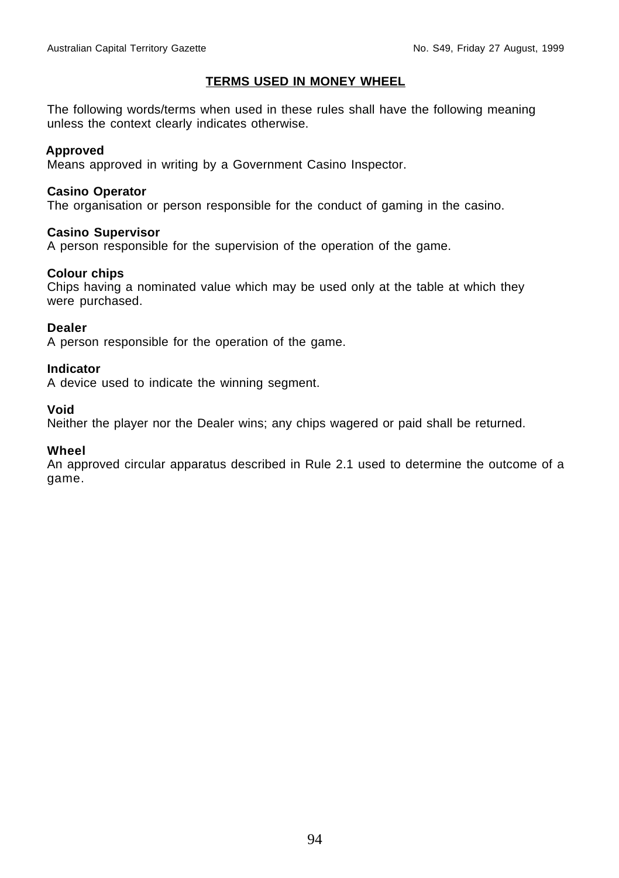## TERMS USED IN MONEY WHEEL

The following words/terms when used in these rules shall have the following meaning unless the context clearly indicates otherwise.

**Approved**
Means approved in writing by a Government Casino Inspector.

**Casino Operator**
The organisation or person responsible for the conduct of gaming in the casino.

**Casino Supervisor**
A person responsible for the supervision of the operation of the game.

**Colour chips**
Chips having a nominated value which may be used only at the table at which they were purchased.

**Dealer**
A person responsible for the operation of the game.

**Indicator**
A device used to indicate the winning segment.

**Void**
Neither the player nor the Dealer wins; any chips wagered or paid shall be returned.

**Wheel**
An approved circular apparatus described in Rule 2.1 used to determine the outcome of a game.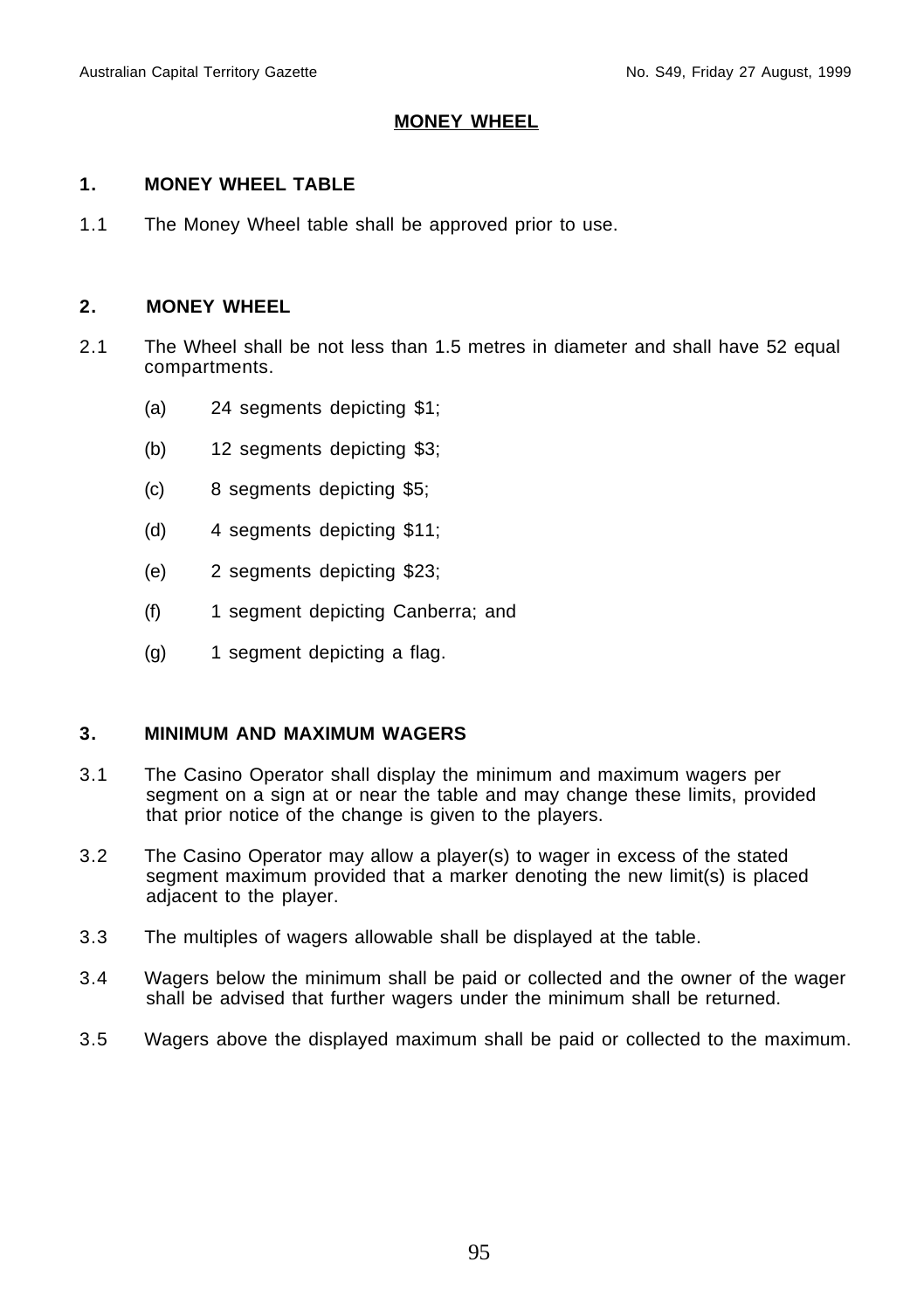# MONEY WHEEL

## 1. MONEY WHEEL TABLE

1.1 The Money Wheel table shall be approved prior to use.

## 2. MONEY WHEEL

2.1 The Wheel shall be not less than 1.5 metres in diameter and shall have 52 equal compartments.

- (a) 24 segments depicting $1;
- (b) 12 segments depicting $3;
- (c) 8 segments depicting $5;
- (d) 4 segments depicting $11;
- (e) 2 segments depicting $23;
- (f) 1 segment depicting Canberra; and
- (g) 1 segment depicting a flag.

## 3. MINIMUM AND MAXIMUM WAGERS

3.1 The Casino Operator shall display the minimum and maximum wagers per segment on a sign at or near the table and may change these limits, provided that prior notice of the change is given to the players.

3.2 The Casino Operator may allow a player(s) to wager in excess of the stated segment maximum provided that a marker denoting the new limit(s) is placed adjacent to the player.

3.3 The multiples of wagers allowable shall be displayed at the table.

3.4 Wagers below the minimum shall be paid or collected and the owner of the wager shall be advised that further wagers under the minimum shall be returned.

3.5 Wagers above the displayed maximum shall be paid or collected to the maximum.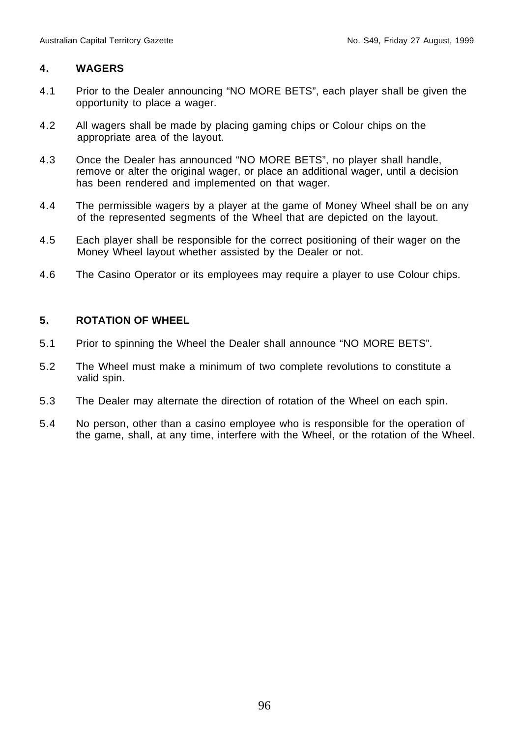## 4. WAGERS

4.1 Prior to the Dealer announcing "NO MORE BETS", each player shall be given the opportunity to place a wager.

4.2 All wagers shall be made by placing gaming chips or Colour chips on the appropriate area of the layout.

4.3 Once the Dealer has announced "NO MORE BETS", no player shall handle, remove or alter the original wager, or place an additional wager, until a decision has been rendered and implemented on that wager.

4.4 The permissible wagers by a player at the game of Money Wheel shall be on any of the represented segments of the Wheel that are depicted on the layout.

4.5 Each player shall be responsible for the correct positioning of their wager on the Money Wheel layout whether assisted by the Dealer or not.

4.6 The Casino Operator or its employees may require a player to use Colour chips.

## 5. ROTATION OF WHEEL

5.1 Prior to spinning the Wheel the Dealer shall announce "NO MORE BETS".

5.2 The Wheel must make a minimum of two complete revolutions to constitute a valid spin.

5.3 The Dealer may alternate the direction of rotation of the Wheel on each spin.

5.4 No person, other than a casino employee who is responsible for the operation of the game, shall, at any time, interfere with the Wheel, or the rotation of the Wheel.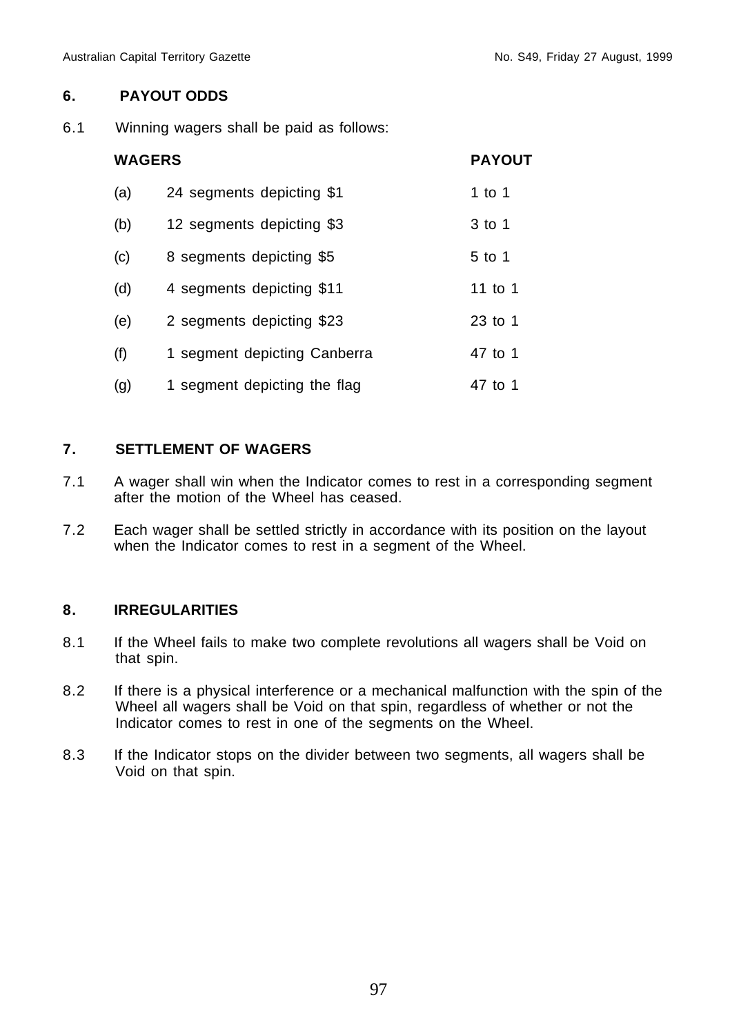## 6. PAYOUT ODDS

6.1 Winning wagers shall be paid as follows:

| | WAGERS | PAYOUT |
|---|---|---|
| (a) | 24 segments depicting $1 | 1 to 1 |
| (b) | 12 segments depicting $3 | 3 to 1 |
| (c) | 8 segments depicting $5 | 5 to 1 |
| (d) | 4 segments depicting $11 | 11 to 1 |
| (e) | 2 segments depicting $23 | 23 to 1 |
| (f) | 1 segment depicting Canberra | 47 to 1 |
| (g) | 1 segment depicting the flag | 47 to 1 |

## 7. SETTLEMENT OF WAGERS

7.1 A wager shall win when the Indicator comes to rest in a corresponding segment after the motion of the Wheel has ceased.

7.2 Each wager shall be settled strictly in accordance with its position on the layout when the Indicator comes to rest in a segment of the Wheel.

## 8. IRREGULARITIES

8.1 If the Wheel fails to make two complete revolutions all wagers shall be Void on that spin.

8.2 If there is a physical interference or a mechanical malfunction with the spin of the Wheel all wagers shall be Void on that spin, regardless of whether or not the Indicator comes to rest in one of the segments on the Wheel.

8.3 If the Indicator stops on the divider between two segments, all wagers shall be Void on that spin.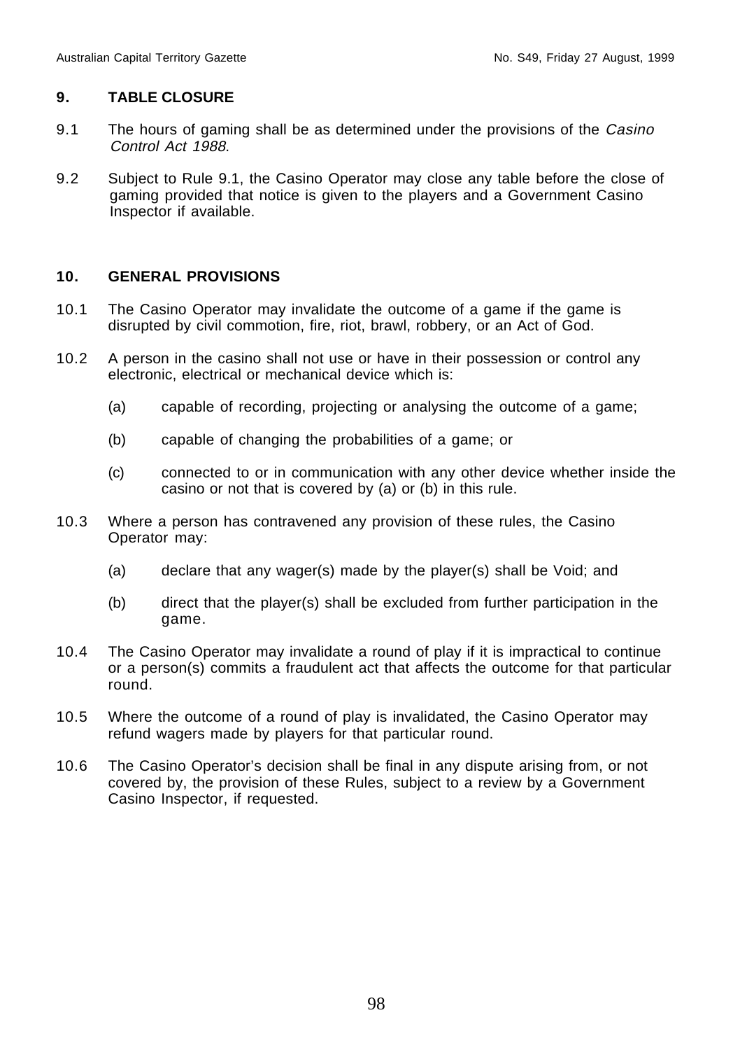## 9. TABLE CLOSURE

9.1 The hours of gaming shall be as determined under the provisions of the *Casino Control Act 1988*.

9.2 Subject to Rule 9.1, the Casino Operator may close any table before the close of gaming provided that notice is given to the players and a Government Casino Inspector if available.

## 10. GENERAL PROVISIONS

10.1 The Casino Operator may invalidate the outcome of a game if the game is disrupted by civil commotion, fire, riot, brawl, robbery, or an Act of God.

10.2 A person in the casino shall not use or have in their possession or control any electronic, electrical or mechanical device which is:

(a) capable of recording, projecting or analysing the outcome of a game;

(b) capable of changing the probabilities of a game; or

(c) connected to or in communication with any other device whether inside the casino or not that is covered by (a) or (b) in this rule.

10.3 Where a person has contravened any provision of these rules, the Casino Operator may:

(a) declare that any wager(s) made by the player(s) shall be Void; and

(b) direct that the player(s) shall be excluded from further participation in the game.

10.4 The Casino Operator may invalidate a round of play if it is impractical to continue or a person(s) commits a fraudulent act that affects the outcome for that particular round.

10.5 Where the outcome of a round of play is invalidated, the Casino Operator may refund wagers made by players for that particular round.

10.6 The Casino Operator's decision shall be final in any dispute arising from, or not covered by, the provision of these Rules, subject to a review by a Government Casino Inspector, if requested.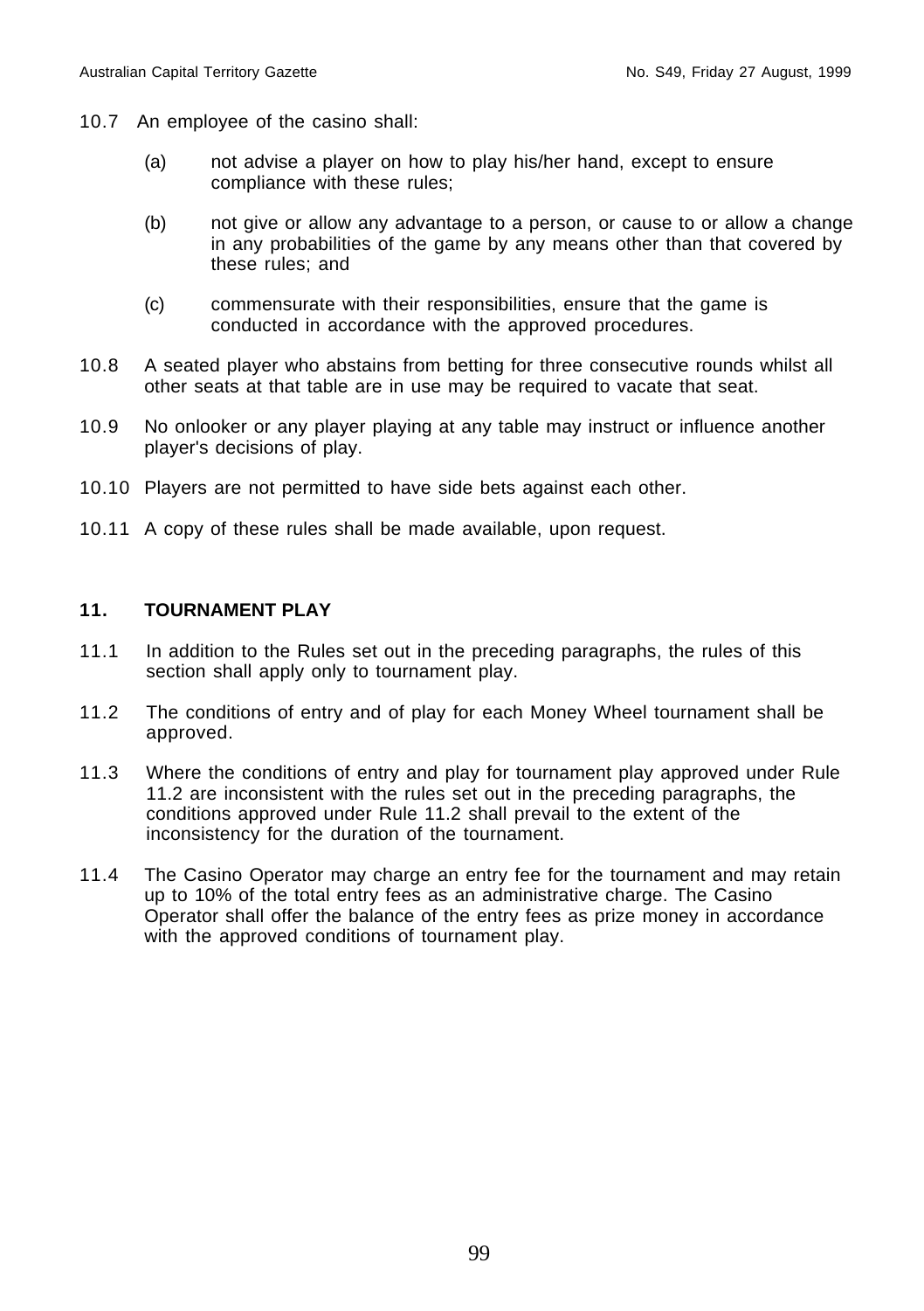10.7 An employee of the casino shall:

(a) not advise a player on how to play his/her hand, except to ensure compliance with these rules;

(b) not give or allow any advantage to a person, or cause to or allow a change in any probabilities of the game by any means other than that covered by these rules; and

(c) commensurate with their responsibilities, ensure that the game is conducted in accordance with the approved procedures.

10.8 A seated player who abstains from betting for three consecutive rounds whilst all other seats at that table are in use may be required to vacate that seat.

10.9 No onlooker or any player playing at any table may instruct or influence another player's decisions of play.

10.10 Players are not permitted to have side bets against each other.

10.11 A copy of these rules shall be made available, upon request.

## 11. TOURNAMENT PLAY

11.1 In addition to the Rules set out in the preceding paragraphs, the rules of this section shall apply only to tournament play.

11.2 The conditions of entry and of play for each Money Wheel tournament shall be approved.

11.3 Where the conditions of entry and play for tournament play approved under Rule 11.2 are inconsistent with the rules set out in the preceding paragraphs, the conditions approved under Rule 11.2 shall prevail to the extent of the inconsistency for the duration of the tournament.

11.4 The Casino Operator may charge an entry fee for the tournament and may retain up to 10% of the total entry fees as an administrative charge. The Casino Operator shall offer the balance of the entry fees as prize money in accordance with the approved conditions of tournament play.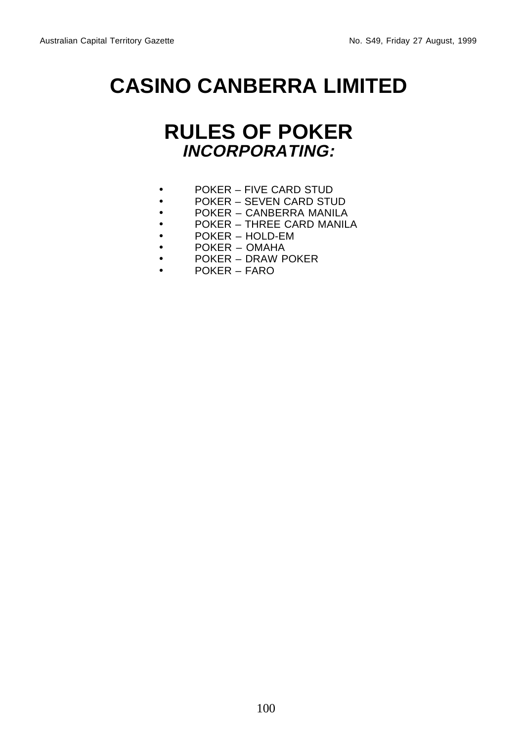# CASINO CANBERRA LIMITED

# RULES OF POKER

***INCORPORATING:***

- POKER – FIVE CARD STUD
- POKER – SEVEN CARD STUD
- POKER – CANBERRA MANILA
- POKER – THREE CARD MANILA
- POKER – HOLD-EM
- POKER – OMAHA
- POKER – DRAW POKER
- POKER – FARO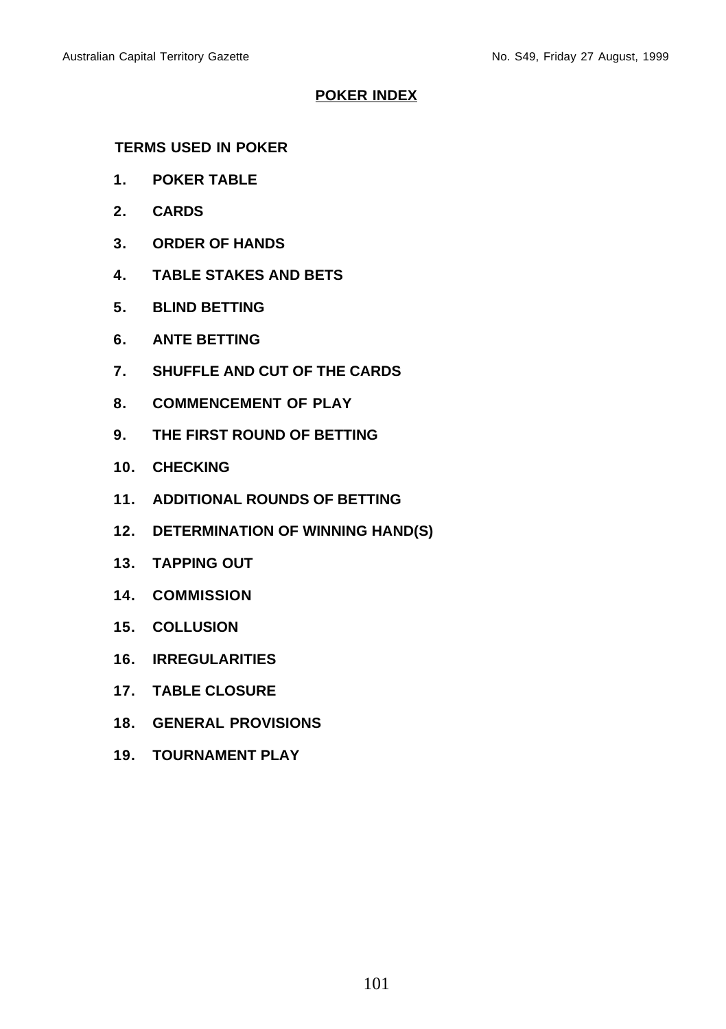# POKER INDEX

**TERMS USED IN POKER**

1. **POKER TABLE**
2. **CARDS**
3. **ORDER OF HANDS**
4. **TABLE STAKES AND BETS**
5. **BLIND BETTING**
6. **ANTE BETTING**
7. **SHUFFLE AND CUT OF THE CARDS**
8. **COMMENCEMENT OF PLAY**
9. **THE FIRST ROUND OF BETTING**
10. **CHECKING**
11. **ADDITIONAL ROUNDS OF BETTING**
12. **DETERMINATION OF WINNING HAND(S)**
13. **TAPPING OUT**
14. **COMMISSION**
15. **COLLUSION**
16. **IRREGULARITIES**
17. **TABLE CLOSURE**
18. **GENERAL PROVISIONS**
19. **TOURNAMENT PLAY**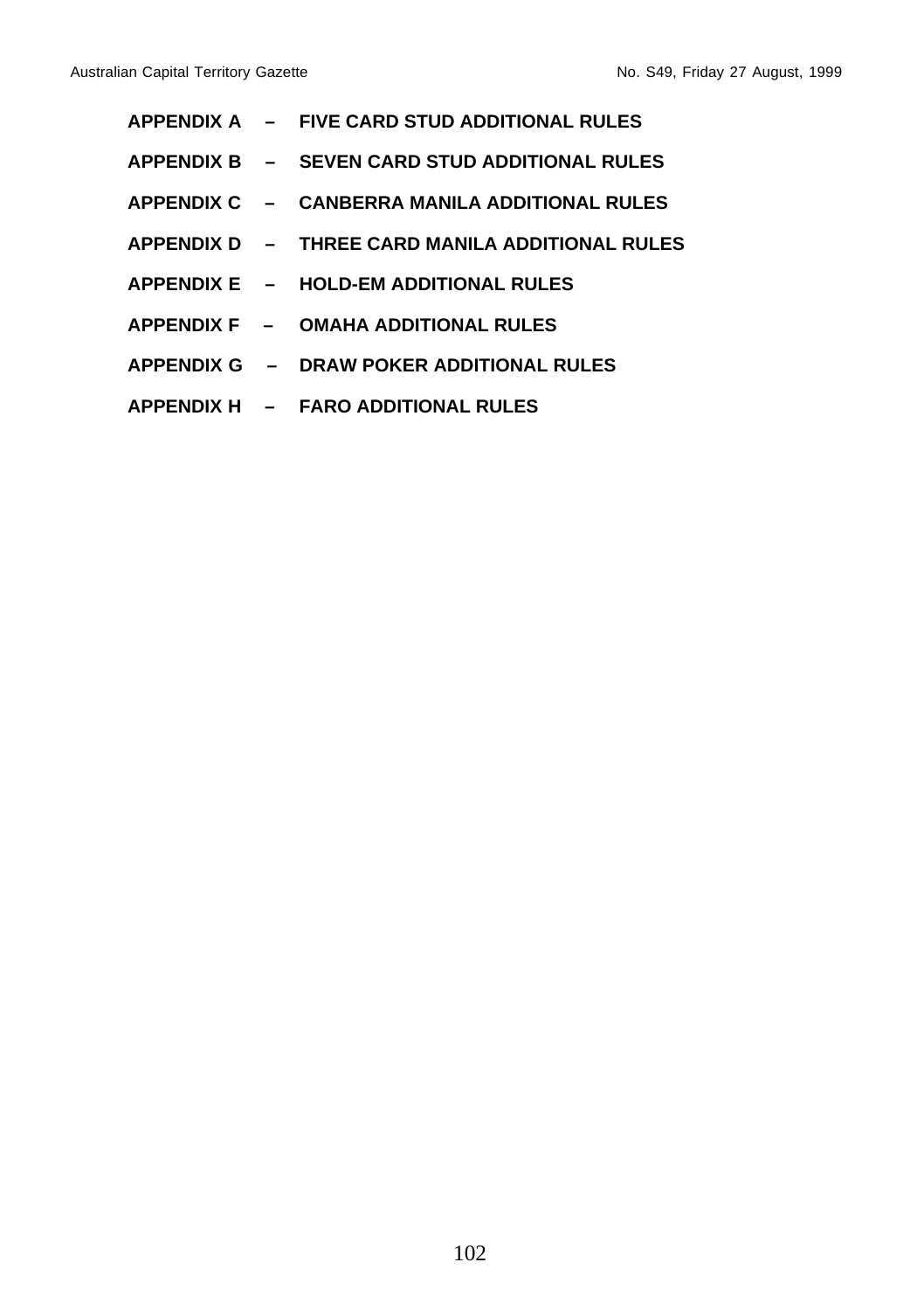**APPENDIX A – FIVE CARD STUD ADDITIONAL RULES**

**APPENDIX B – SEVEN CARD STUD ADDITIONAL RULES**

**APPENDIX C – CANBERRA MANILA ADDITIONAL RULES**

**APPENDIX D – THREE CARD MANILA ADDITIONAL RULES**

**APPENDIX E – HOLD-EM ADDITIONAL RULES**

**APPENDIX F – OMAHA ADDITIONAL RULES**

**APPENDIX G – DRAW POKER ADDITIONAL RULES**

**APPENDIX H – FARO ADDITIONAL RULES**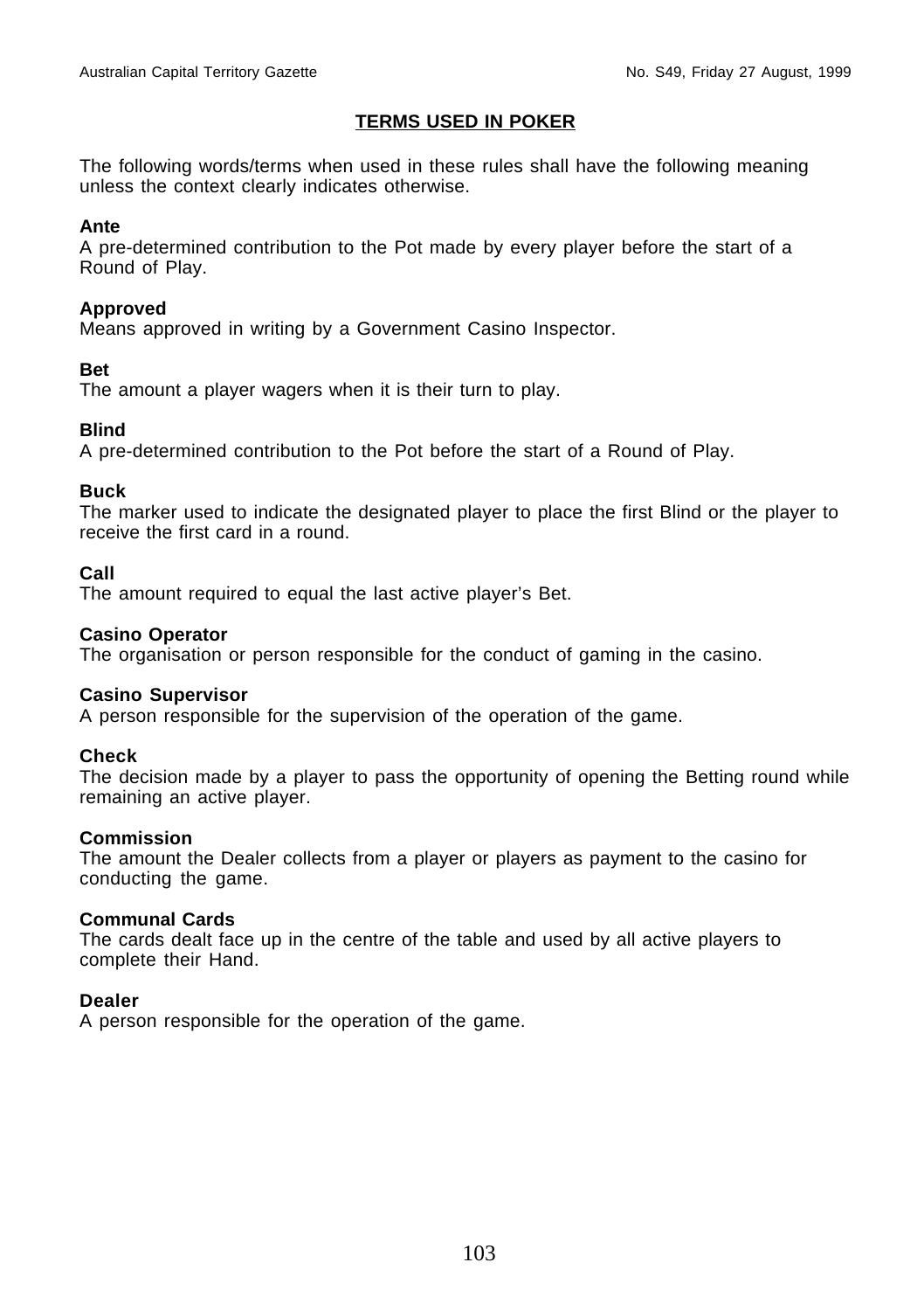## TERMS USED IN POKER

The following words/terms when used in these rules shall have the following meaning unless the context clearly indicates otherwise.

**Ante**
A pre-determined contribution to the Pot made by every player before the start of a Round of Play.

**Approved**
Means approved in writing by a Government Casino Inspector.

**Bet**
The amount a player wagers when it is their turn to play.

**Blind**
A pre-determined contribution to the Pot before the start of a Round of Play.

**Buck**
The marker used to indicate the designated player to place the first Blind or the player to receive the first card in a round.

**Call**
The amount required to equal the last active player's Bet.

**Casino Operator**
The organisation or person responsible for the conduct of gaming in the casino.

**Casino Supervisor**
A person responsible for the supervision of the operation of the game.

**Check**
The decision made by a player to pass the opportunity of opening the Betting round while remaining an active player.

**Commission**
The amount the Dealer collects from a player or players as payment to the casino for conducting the game.

**Communal Cards**
The cards dealt face up in the centre of the table and used by all active players to complete their Hand.

**Dealer**
A person responsible for the operation of the game.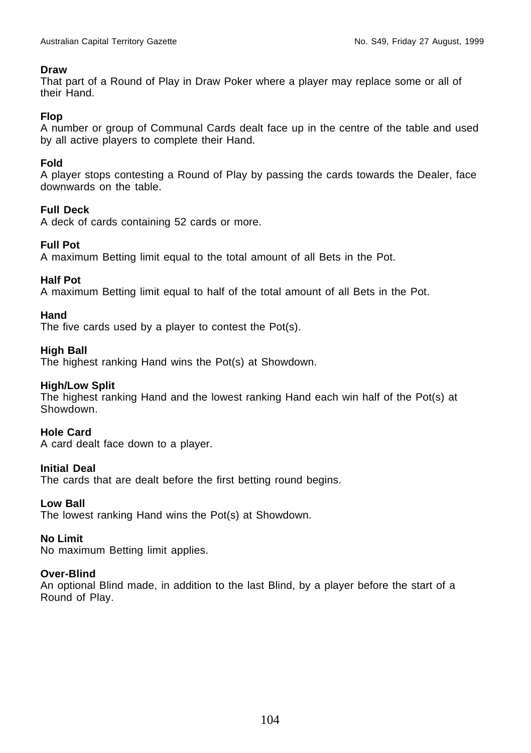**Draw**
That part of a Round of Play in Draw Poker where a player may replace some or all of their Hand.

**Flop**
A number or group of Communal Cards dealt face up in the centre of the table and used by all active players to complete their Hand.

**Fold**
A player stops contesting a Round of Play by passing the cards towards the Dealer, face downwards on the table.

**Full Deck**
A deck of cards containing 52 cards or more.

**Full Pot**
A maximum Betting limit equal to the total amount of all Bets in the Pot.

**Half Pot**
A maximum Betting limit equal to half of the total amount of all Bets in the Pot.

**Hand**
The five cards used by a player to contest the Pot(s).

**High Ball**
The highest ranking Hand wins the Pot(s) at Showdown.

**High/Low Split**
The highest ranking Hand and the lowest ranking Hand each win half of the Pot(s) at Showdown.

**Hole Card**
A card dealt face down to a player.

**Initial Deal**
The cards that are dealt before the first betting round begins.

**Low Ball**
The lowest ranking Hand wins the Pot(s) at Showdown.

**No Limit**
No maximum Betting limit applies.

**Over-Blind**
An optional Blind made, in addition to the last Blind, by a player before the start of a Round of Play.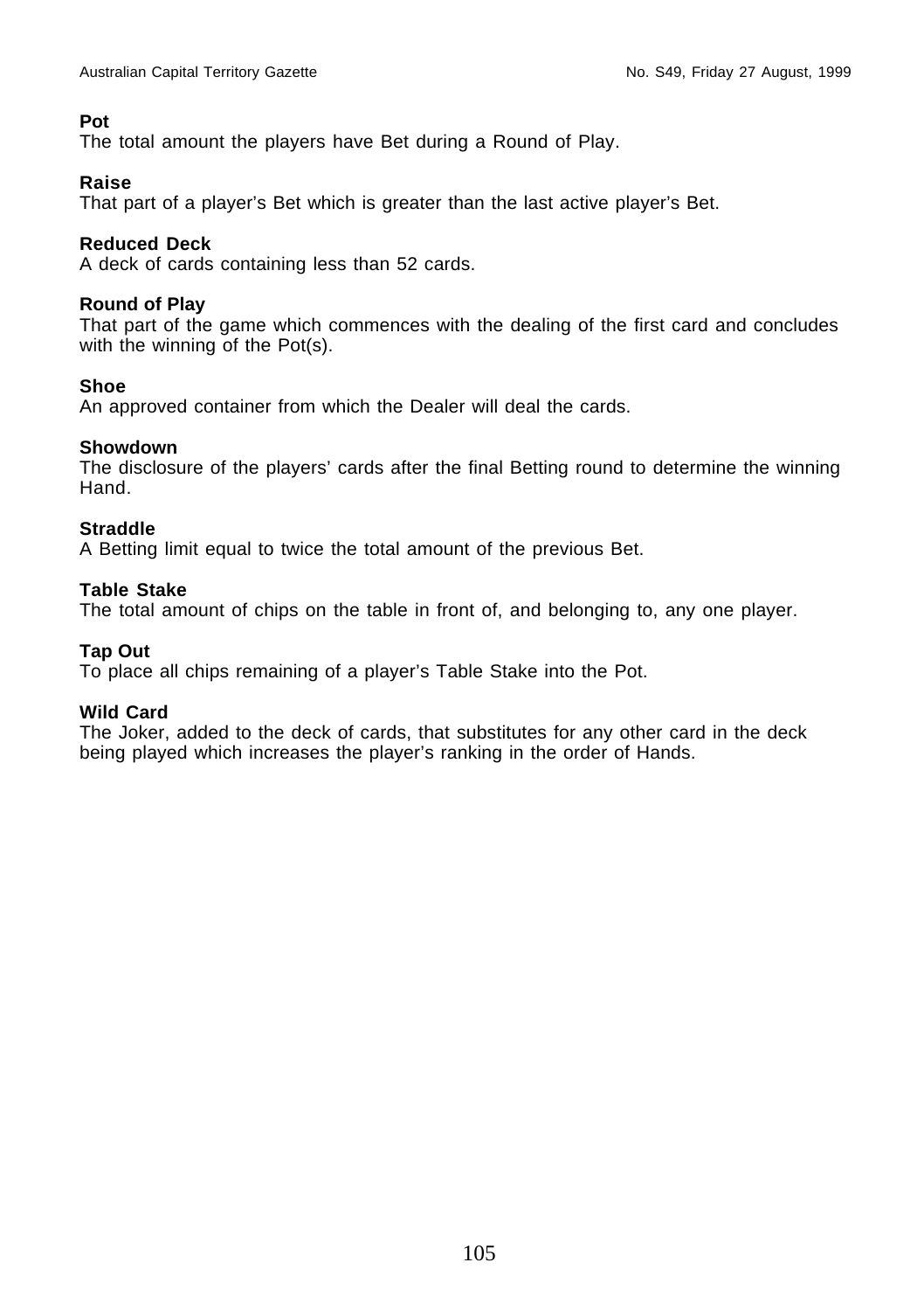**Pot**
The total amount the players have Bet during a Round of Play.

**Raise**
That part of a player's Bet which is greater than the last active player's Bet.

**Reduced Deck**
A deck of cards containing less than 52 cards.

**Round of Play**
That part of the game which commences with the dealing of the first card and concludes with the winning of the Pot(s).

**Shoe**
An approved container from which the Dealer will deal the cards.

**Showdown**
The disclosure of the players' cards after the final Betting round to determine the winning Hand.

**Straddle**
A Betting limit equal to twice the total amount of the previous Bet.

**Table Stake**
The total amount of chips on the table in front of, and belonging to, any one player.

**Tap Out**
To place all chips remaining of a player's Table Stake into the Pot.

**Wild Card**
The Joker, added to the deck of cards, that substitutes for any other card in the deck being played which increases the player's ranking in the order of Hands.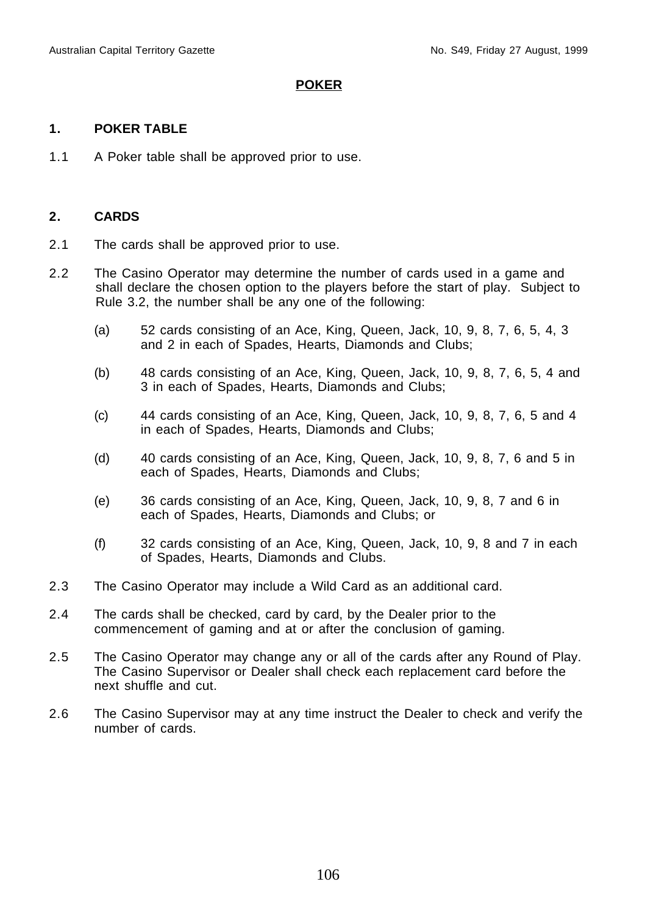# POKER

## 1. POKER TABLE

1.1 A Poker table shall be approved prior to use.

## 2. CARDS

2.1 The cards shall be approved prior to use.

2.2 The Casino Operator may determine the number of cards used in a game and shall declare the chosen option to the players before the start of play. Subject to Rule 3.2, the number shall be any one of the following:

- (a) 52 cards consisting of an Ace, King, Queen, Jack, 10, 9, 8, 7, 6, 5, 4, 3 and 2 in each of Spades, Hearts, Diamonds and Clubs;
- (b) 48 cards consisting of an Ace, King, Queen, Jack, 10, 9, 8, 7, 6, 5, 4 and 3 in each of Spades, Hearts, Diamonds and Clubs;
- (c) 44 cards consisting of an Ace, King, Queen, Jack, 10, 9, 8, 7, 6, 5 and 4 in each of Spades, Hearts, Diamonds and Clubs;
- (d) 40 cards consisting of an Ace, King, Queen, Jack, 10, 9, 8, 7, 6 and 5 in each of Spades, Hearts, Diamonds and Clubs;
- (e) 36 cards consisting of an Ace, King, Queen, Jack, 10, 9, 8, 7 and 6 in each of Spades, Hearts, Diamonds and Clubs; or
- (f) 32 cards consisting of an Ace, King, Queen, Jack, 10, 9, 8 and 7 in each of Spades, Hearts, Diamonds and Clubs.

2.3 The Casino Operator may include a Wild Card as an additional card.

2.4 The cards shall be checked, card by card, by the Dealer prior to the commencement of gaming and at or after the conclusion of gaming.

2.5 The Casino Operator may change any or all of the cards after any Round of Play. The Casino Supervisor or Dealer shall check each replacement card before the next shuffle and cut.

2.6 The Casino Supervisor may at any time instruct the Dealer to check and verify the number of cards.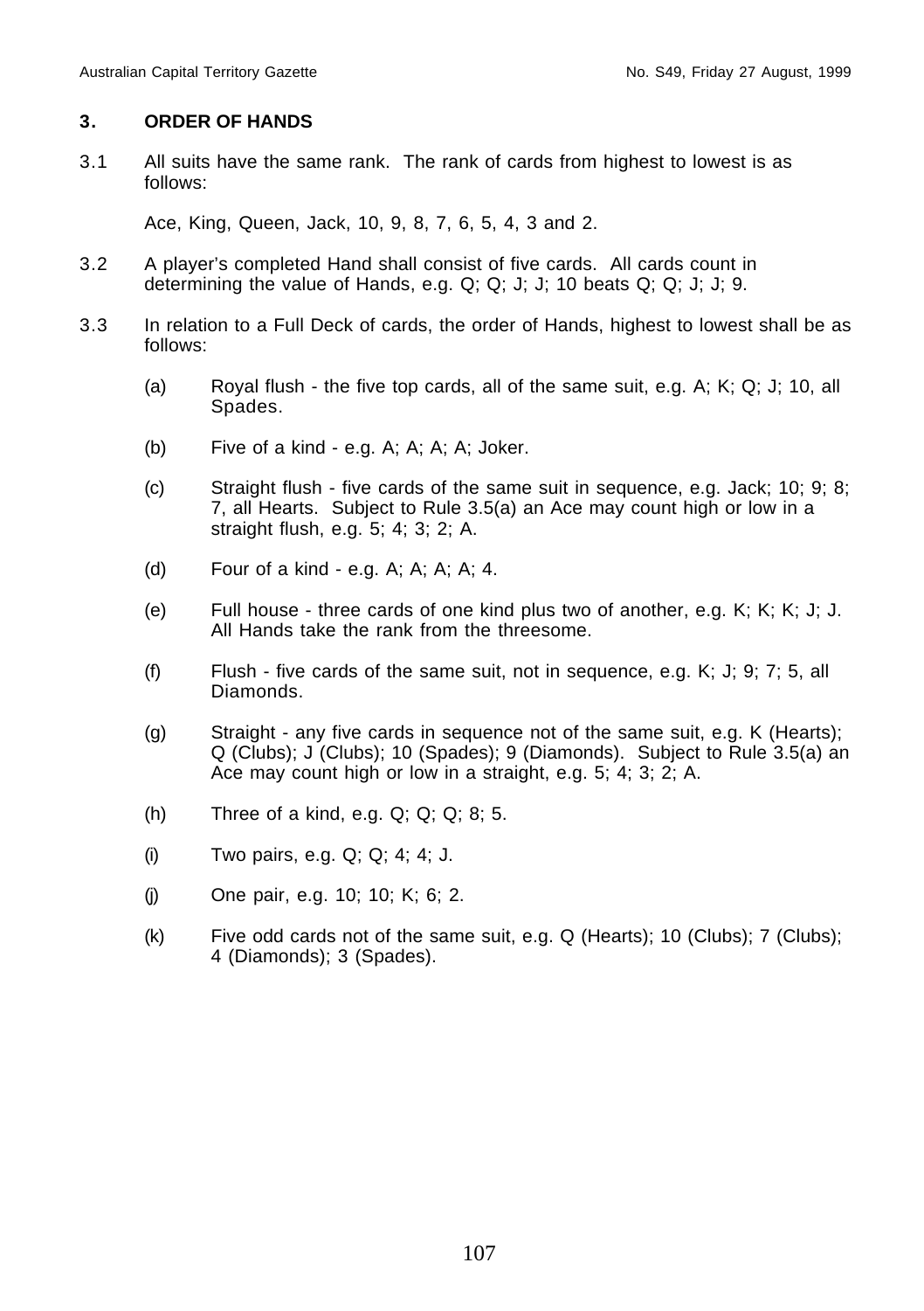## 3. ORDER OF HANDS

3.1 All suits have the same rank. The rank of cards from highest to lowest is as follows:

Ace, King, Queen, Jack, 10, 9, 8, 7, 6, 5, 4, 3 and 2.

3.2 A player's completed Hand shall consist of five cards. All cards count in determining the value of Hands, e.g. Q; Q; J; J; 10 beats Q; Q; J; J; 9.

3.3 In relation to a Full Deck of cards, the order of Hands, highest to lowest shall be as follows:

(a) Royal flush - the five top cards, all of the same suit, e.g. A; K; Q; J; 10, all Spades.

(b) Five of a kind - e.g. A; A; A; A; Joker.

(c) Straight flush - five cards of the same suit in sequence, e.g. Jack; 10; 9; 8; 7, all Hearts. Subject to Rule 3.5(a) an Ace may count high or low in a straight flush, e.g. 5; 4; 3; 2; A.

(d) Four of a kind - e.g. A; A; A; A; 4.

(e) Full house - three cards of one kind plus two of another, e.g. K; K; K; J; J. All Hands take the rank from the threesome.

(f) Flush - five cards of the same suit, not in sequence, e.g. K; J; 9; 7; 5, all Diamonds.

(g) Straight - any five cards in sequence not of the same suit, e.g. K (Hearts); Q (Clubs); J (Clubs); 10 (Spades); 9 (Diamonds). Subject to Rule 3.5(a) an Ace may count high or low in a straight, e.g. 5; 4; 3; 2; A.

(h) Three of a kind, e.g. Q; Q; Q; 8; 5.

(i) Two pairs, e.g. Q; Q; 4; 4; J.

(j) One pair, e.g. 10; 10; K; 6; 2.

(k) Five odd cards not of the same suit, e.g. Q (Hearts); 10 (Clubs); 7 (Clubs); 4 (Diamonds); 3 (Spades).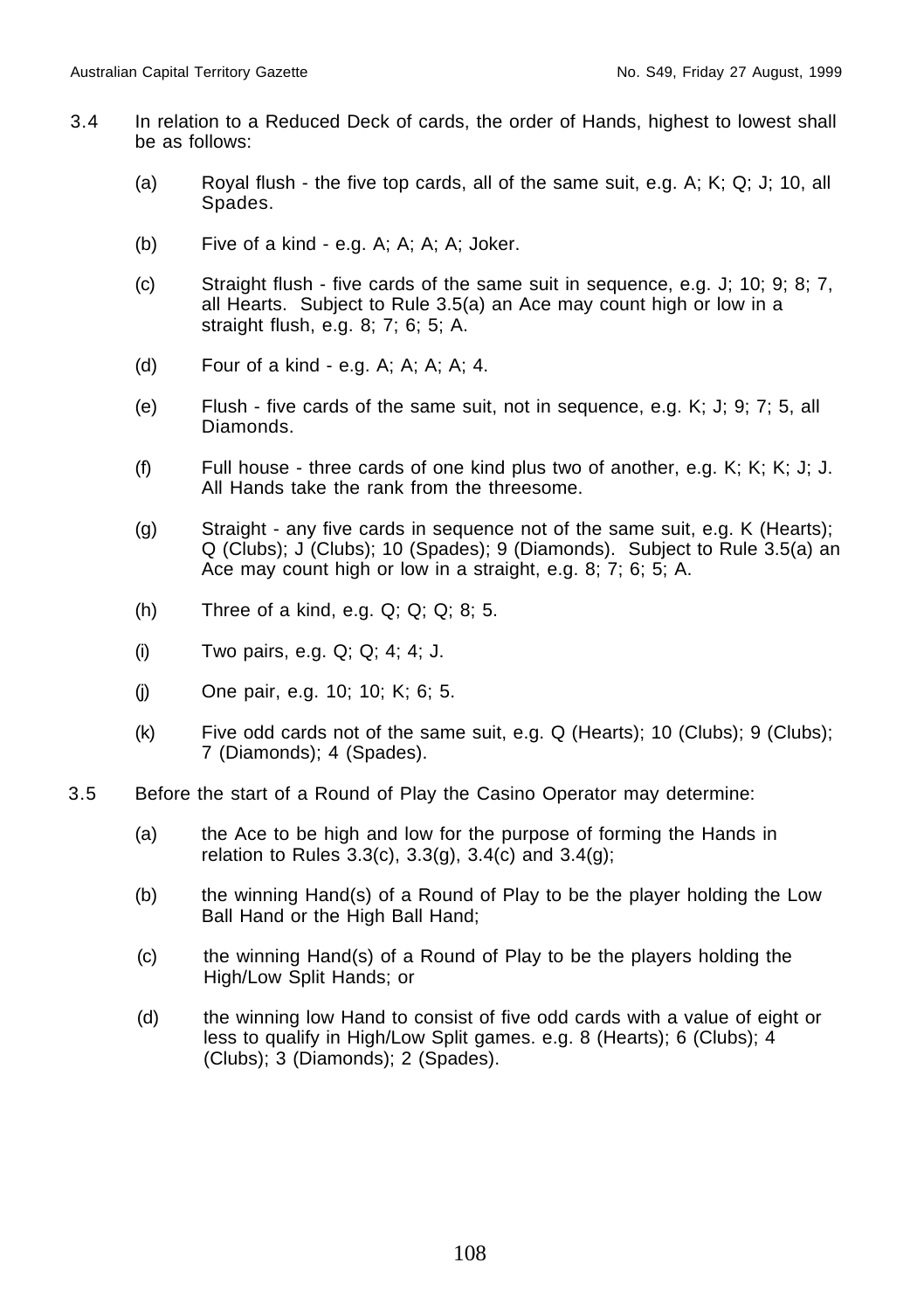3.4 In relation to a Reduced Deck of cards, the order of Hands, highest to lowest shall be as follows:

(a) Royal flush - the five top cards, all of the same suit, e.g. A; K; Q; J; 10, all Spades.

(b) Five of a kind - e.g. A; A; A; A; Joker.

(c) Straight flush - five cards of the same suit in sequence, e.g. J; 10; 9; 8; 7, all Hearts. Subject to Rule 3.5(a) an Ace may count high or low in a straight flush, e.g. 8; 7; 6; 5; A.

(d) Four of a kind - e.g. A; A; A; A; 4.

(e) Flush - five cards of the same suit, not in sequence, e.g. K; J; 9; 7; 5, all Diamonds.

(f) Full house - three cards of one kind plus two of another, e.g. K; K; K; J; J. All Hands take the rank from the threesome.

(g) Straight - any five cards in sequence not of the same suit, e.g. K (Hearts); Q (Clubs); J (Clubs); 10 (Spades); 9 (Diamonds). Subject to Rule 3.5(a) an Ace may count high or low in a straight, e.g. 8; 7; 6; 5; A.

(h) Three of a kind, e.g. Q; Q; Q; 8; 5.

(i) Two pairs, e.g. Q; Q; 4; 4; J.

(j) One pair, e.g. 10; 10; K; 6; 5.

(k) Five odd cards not of the same suit, e.g. Q (Hearts); 10 (Clubs); 9 (Clubs); 7 (Diamonds); 4 (Spades).

3.5 Before the start of a Round of Play the Casino Operator may determine:

(a) the Ace to be high and low for the purpose of forming the Hands in relation to Rules 3.3(c), 3.3(g), 3.4(c) and 3.4(g);

(b) the winning Hand(s) of a Round of Play to be the player holding the Low Ball Hand or the High Ball Hand;

(c) the winning Hand(s) of a Round of Play to be the players holding the High/Low Split Hands; or

(d) the winning low Hand to consist of five odd cards with a value of eight or less to qualify in High/Low Split games. e.g. 8 (Hearts); 6 (Clubs); 4 (Clubs); 3 (Diamonds); 2 (Spades).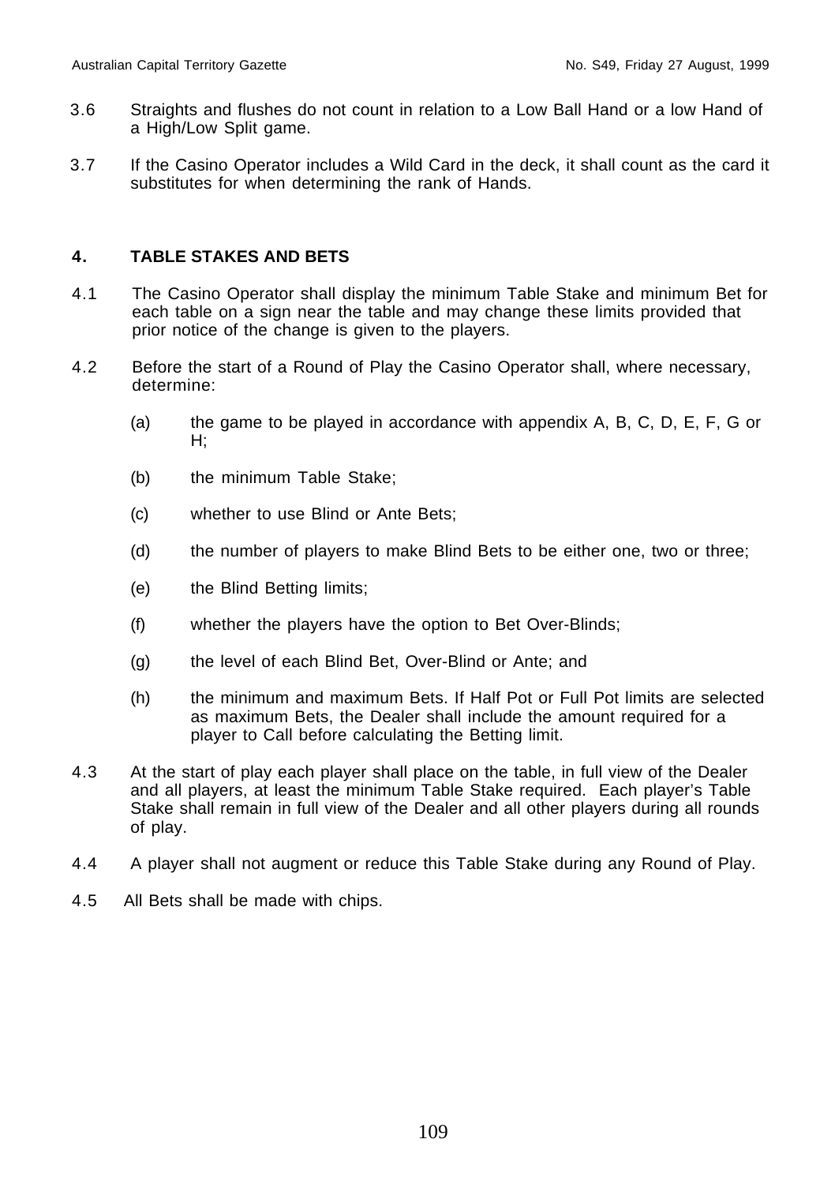3.6 Straights and flushes do not count in relation to a Low Ball Hand or a low Hand of a High/Low Split game.

3.7 If the Casino Operator includes a Wild Card in the deck, it shall count as the card it substitutes for when determining the rank of Hands.

## 4. TABLE STAKES AND BETS

4.1 The Casino Operator shall display the minimum Table Stake and minimum Bet for each table on a sign near the table and may change these limits provided that prior notice of the change is given to the players.

4.2 Before the start of a Round of Play the Casino Operator shall, where necessary, determine:

- (a) the game to be played in accordance with appendix A, B, C, D, E, F, G or H;
- (b) the minimum Table Stake;
- (c) whether to use Blind or Ante Bets;
- (d) the number of players to make Blind Bets to be either one, two or three;
- (e) the Blind Betting limits;
- (f) whether the players have the option to Bet Over-Blinds;
- (g) the level of each Blind Bet, Over-Blind or Ante; and
- (h) the minimum and maximum Bets. If Half Pot or Full Pot limits are selected as maximum Bets, the Dealer shall include the amount required for a player to Call before calculating the Betting limit.

4.3 At the start of play each player shall place on the table, in full view of the Dealer and all players, at least the minimum Table Stake required. Each player's Table Stake shall remain in full view of the Dealer and all other players during all rounds of play.

4.4 A player shall not augment or reduce this Table Stake during any Round of Play.

4.5 All Bets shall be made with chips.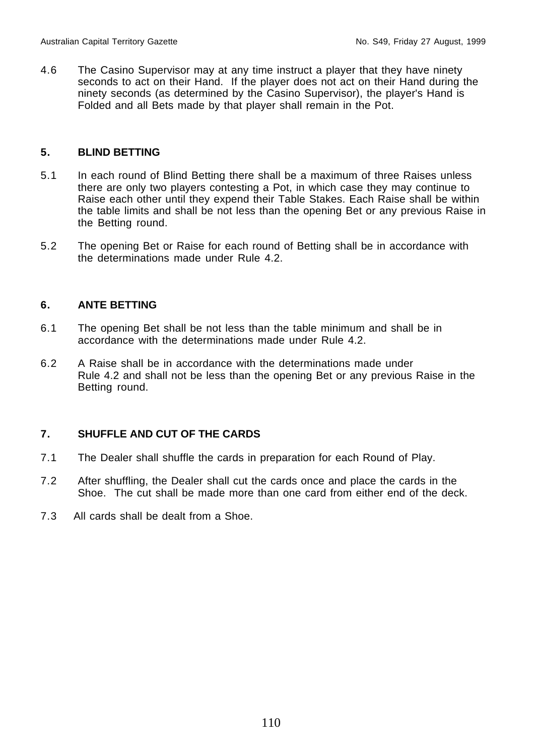4.6 The Casino Supervisor may at any time instruct a player that they have ninety seconds to act on their Hand. If the player does not act on their Hand during the ninety seconds (as determined by the Casino Supervisor), the player's Hand is Folded and all Bets made by that player shall remain in the Pot.

## 5. BLIND BETTING

5.1 In each round of Blind Betting there shall be a maximum of three Raises unless there are only two players contesting a Pot, in which case they may continue to Raise each other until they expend their Table Stakes. Each Raise shall be within the table limits and shall be not less than the opening Bet or any previous Raise in the Betting round.

5.2 The opening Bet or Raise for each round of Betting shall be in accordance with the determinations made under Rule 4.2.

## 6. ANTE BETTING

6.1 The opening Bet shall be not less than the table minimum and shall be in accordance with the determinations made under Rule 4.2.

6.2 A Raise shall be in accordance with the determinations made under Rule 4.2 and shall not be less than the opening Bet or any previous Raise in the Betting round.

## 7. SHUFFLE AND CUT OF THE CARDS

7.1 The Dealer shall shuffle the cards in preparation for each Round of Play.

7.2 After shuffling, the Dealer shall cut the cards once and place the cards in the Shoe. The cut shall be made more than one card from either end of the deck.

7.3 All cards shall be dealt from a Shoe.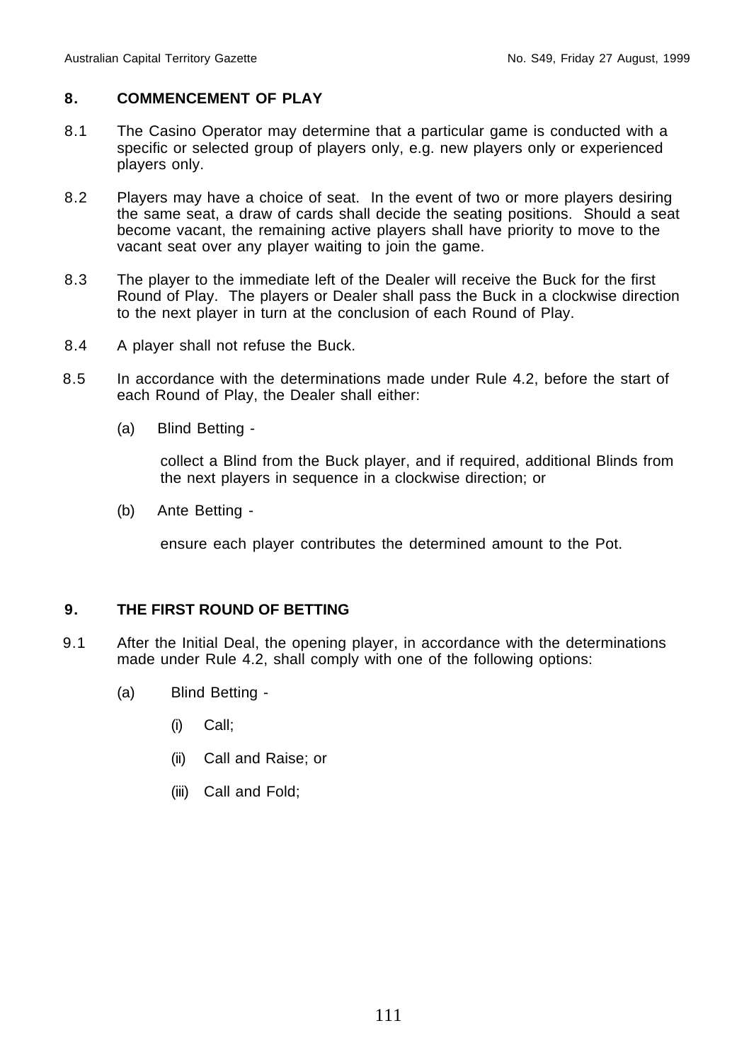## 8. COMMENCEMENT OF PLAY

8.1 The Casino Operator may determine that a particular game is conducted with a specific or selected group of players only, e.g. new players only or experienced players only.

8.2 Players may have a choice of seat. In the event of two or more players desiring the same seat, a draw of cards shall decide the seating positions. Should a seat become vacant, the remaining active players shall have priority to move to the vacant seat over any player waiting to join the game.

8.3 The player to the immediate left of the Dealer will receive the Buck for the first Round of Play. The players or Dealer shall pass the Buck in a clockwise direction to the next player in turn at the conclusion of each Round of Play.

8.4 A player shall not refuse the Buck.

8.5 In accordance with the determinations made under Rule 4.2, before the start of each Round of Play, the Dealer shall either:

(a) Blind Betting -

collect a Blind from the Buck player, and if required, additional Blinds from the next players in sequence in a clockwise direction; or

(b) Ante Betting -

ensure each player contributes the determined amount to the Pot.

## 9. THE FIRST ROUND OF BETTING

9.1 After the Initial Deal, the opening player, in accordance with the determinations made under Rule 4.2, shall comply with one of the following options:

(a) Blind Betting -

(i) Call;

(ii) Call and Raise; or

(iii) Call and Fold;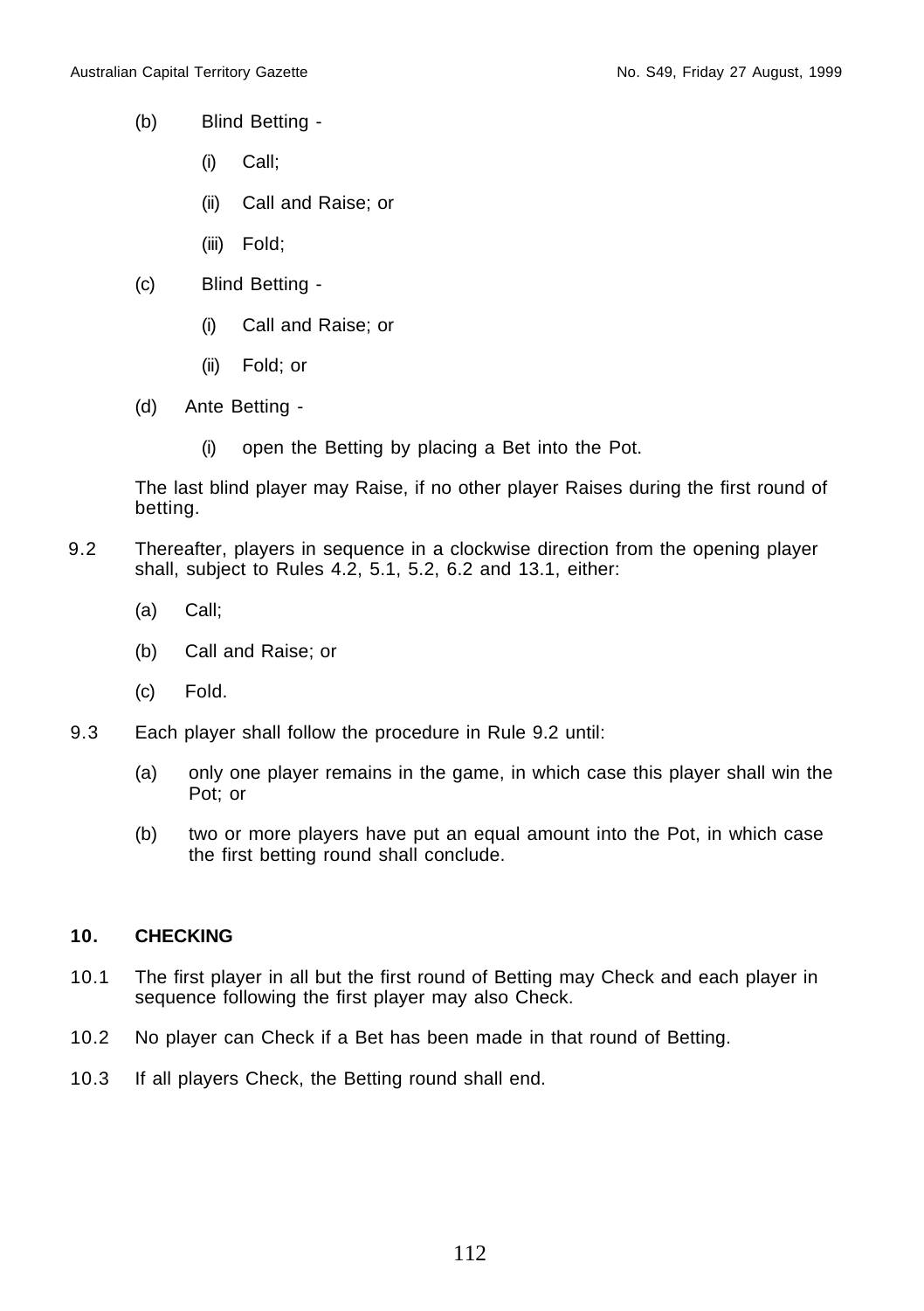(b) Blind Betting -

   (i) Call;

   (ii) Call and Raise; or

   (iii) Fold;

(c) Blind Betting -

   (i) Call and Raise; or

   (ii) Fold; or

(d) Ante Betting -

   (i) open the Betting by placing a Bet into the Pot.

The last blind player may Raise, if no other player Raises during the first round of betting.

9.2 Thereafter, players in sequence in a clockwise direction from the opening player shall, subject to Rules 4.2, 5.1, 5.2, 6.2 and 13.1, either:

   (a) Call;

   (b) Call and Raise; or

   (c) Fold.

9.3 Each player shall follow the procedure in Rule 9.2 until:

   (a) only one player remains in the game, in which case this player shall win the Pot; or

   (b) two or more players have put an equal amount into the Pot, in which case the first betting round shall conclude.

**10. CHECKING**

10.1 The first player in all but the first round of Betting may Check and each player in sequence following the first player may also Check.

10.2 No player can Check if a Bet has been made in that round of Betting.

10.3 If all players Check, the Betting round shall end.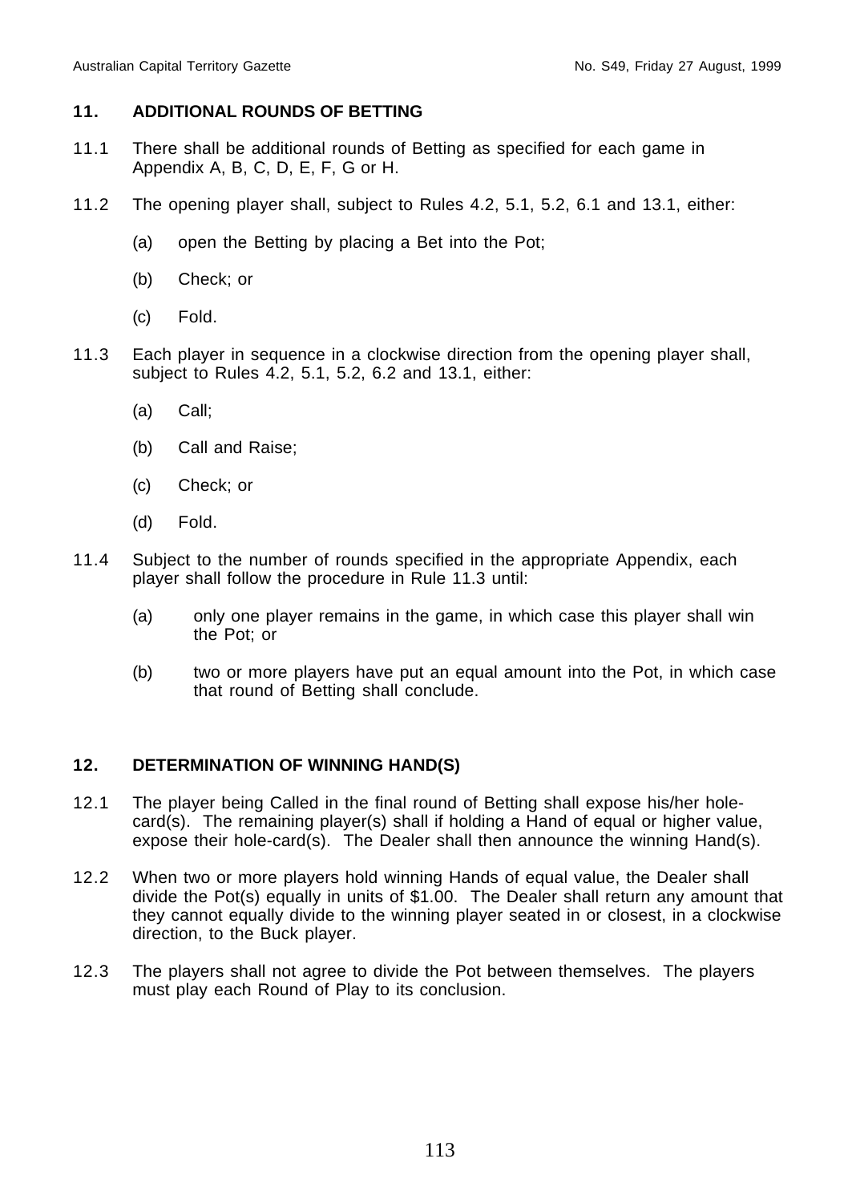## 11. ADDITIONAL ROUNDS OF BETTING

11.1 There shall be additional rounds of Betting as specified for each game in Appendix A, B, C, D, E, F, G or H.

11.2 The opening player shall, subject to Rules 4.2, 5.1, 5.2, 6.1 and 13.1, either:

(a) open the Betting by placing a Bet into the Pot;

(b) Check; or

(c) Fold.

11.3 Each player in sequence in a clockwise direction from the opening player shall, subject to Rules 4.2, 5.1, 5.2, 6.2 and 13.1, either:

(a) Call;

(b) Call and Raise;

(c) Check; or

(d) Fold.

11.4 Subject to the number of rounds specified in the appropriate Appendix, each player shall follow the procedure in Rule 11.3 until:

(a) only one player remains in the game, in which case this player shall win the Pot; or

(b) two or more players have put an equal amount into the Pot, in which case that round of Betting shall conclude.

## 12. DETERMINATION OF WINNING HAND(S)

12.1 The player being Called in the final round of Betting shall expose his/her hole-card(s). The remaining player(s) shall if holding a Hand of equal or higher value, expose their hole-card(s). The Dealer shall then announce the winning Hand(s).

12.2 When two or more players hold winning Hands of equal value, the Dealer shall divide the Pot(s) equally in units of $1.00. The Dealer shall return any amount that they cannot equally divide to the winning player seated in or closest, in a clockwise direction, to the Buck player.

12.3 The players shall not agree to divide the Pot between themselves. The players must play each Round of Play to its conclusion.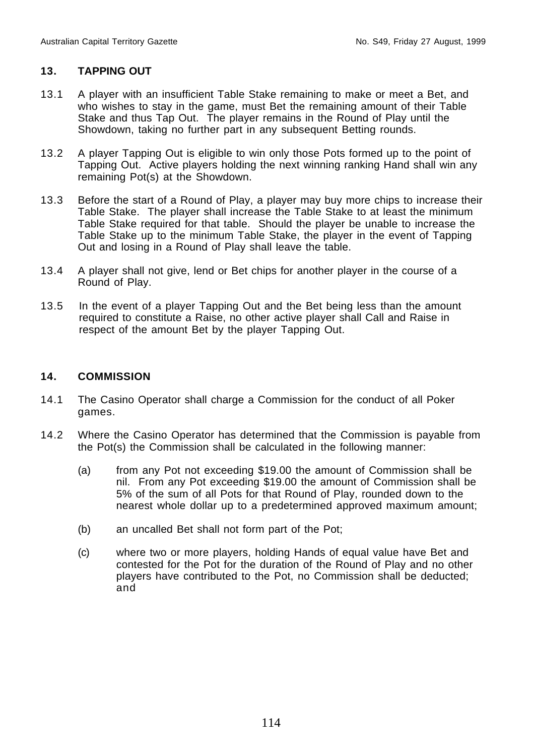## 13. TAPPING OUT

13.1 A player with an insufficient Table Stake remaining to make or meet a Bet, and who wishes to stay in the game, must Bet the remaining amount of their Table Stake and thus Tap Out. The player remains in the Round of Play until the Showdown, taking no further part in any subsequent Betting rounds.

13.2 A player Tapping Out is eligible to win only those Pots formed up to the point of Tapping Out. Active players holding the next winning ranking Hand shall win any remaining Pot(s) at the Showdown.

13.3 Before the start of a Round of Play, a player may buy more chips to increase their Table Stake. The player shall increase the Table Stake to at least the minimum Table Stake required for that table. Should the player be unable to increase the Table Stake up to the minimum Table Stake, the player in the event of Tapping Out and losing in a Round of Play shall leave the table.

13.4 A player shall not give, lend or Bet chips for another player in the course of a Round of Play.

13.5 In the event of a player Tapping Out and the Bet being less than the amount required to constitute a Raise, no other active player shall Call and Raise in respect of the amount Bet by the player Tapping Out.

## 14. COMMISSION

14.1 The Casino Operator shall charge a Commission for the conduct of all Poker games.

14.2 Where the Casino Operator has determined that the Commission is payable from the Pot(s) the Commission shall be calculated in the following manner:

(a) from any Pot not exceeding $19.00 the amount of Commission shall be nil. From any Pot exceeding $19.00 the amount of Commission shall be 5% of the sum of all Pots for that Round of Play, rounded down to the nearest whole dollar up to a predetermined approved maximum amount;

(b) an uncalled Bet shall not form part of the Pot;

(c) where two or more players, holding Hands of equal value have Bet and contested for the Pot for the duration of the Round of Play and no other players have contributed to the Pot, no Commission shall be deducted; and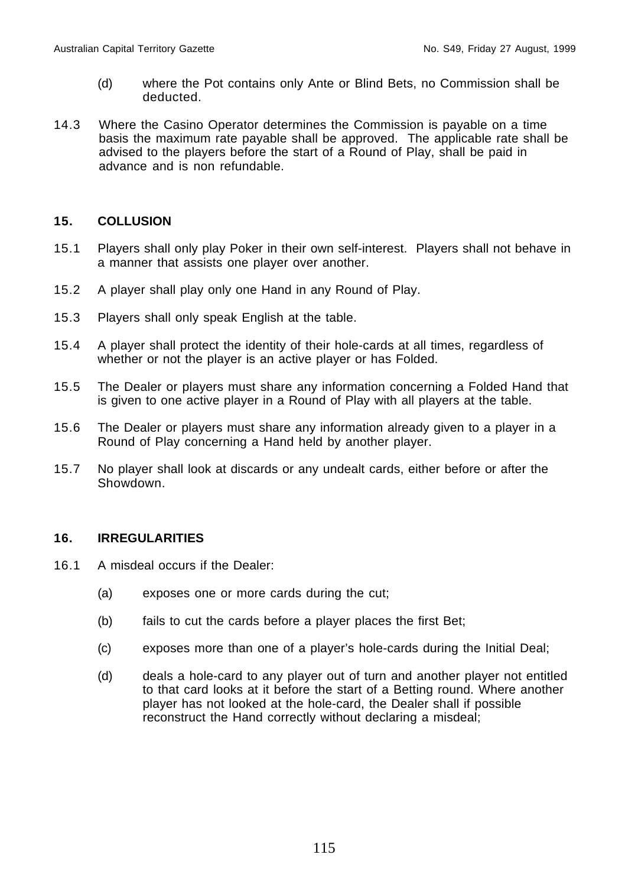(d) where the Pot contains only Ante or Blind Bets, no Commission shall be deducted.

14.3 Where the Casino Operator determines the Commission is payable on a time basis the maximum rate payable shall be approved. The applicable rate shall be advised to the players before the start of a Round of Play, shall be paid in advance and is non refundable.

## 15. COLLUSION

15.1 Players shall only play Poker in their own self-interest. Players shall not behave in a manner that assists one player over another.

15.2 A player shall play only one Hand in any Round of Play.

15.3 Players shall only speak English at the table.

15.4 A player shall protect the identity of their hole-cards at all times, regardless of whether or not the player is an active player or has Folded.

15.5 The Dealer or players must share any information concerning a Folded Hand that is given to one active player in a Round of Play with all players at the table.

15.6 The Dealer or players must share any information already given to a player in a Round of Play concerning a Hand held by another player.

15.7 No player shall look at discards or any undealt cards, either before or after the Showdown.

## 16. IRREGULARITIES

16.1 A misdeal occurs if the Dealer:

(a) exposes one or more cards during the cut;

(b) fails to cut the cards before a player places the first Bet;

(c) exposes more than one of a player's hole-cards during the Initial Deal;

(d) deals a hole-card to any player out of turn and another player not entitled to that card looks at it before the start of a Betting round. Where another player has not looked at the hole-card, the Dealer shall if possible reconstruct the Hand correctly without declaring a misdeal;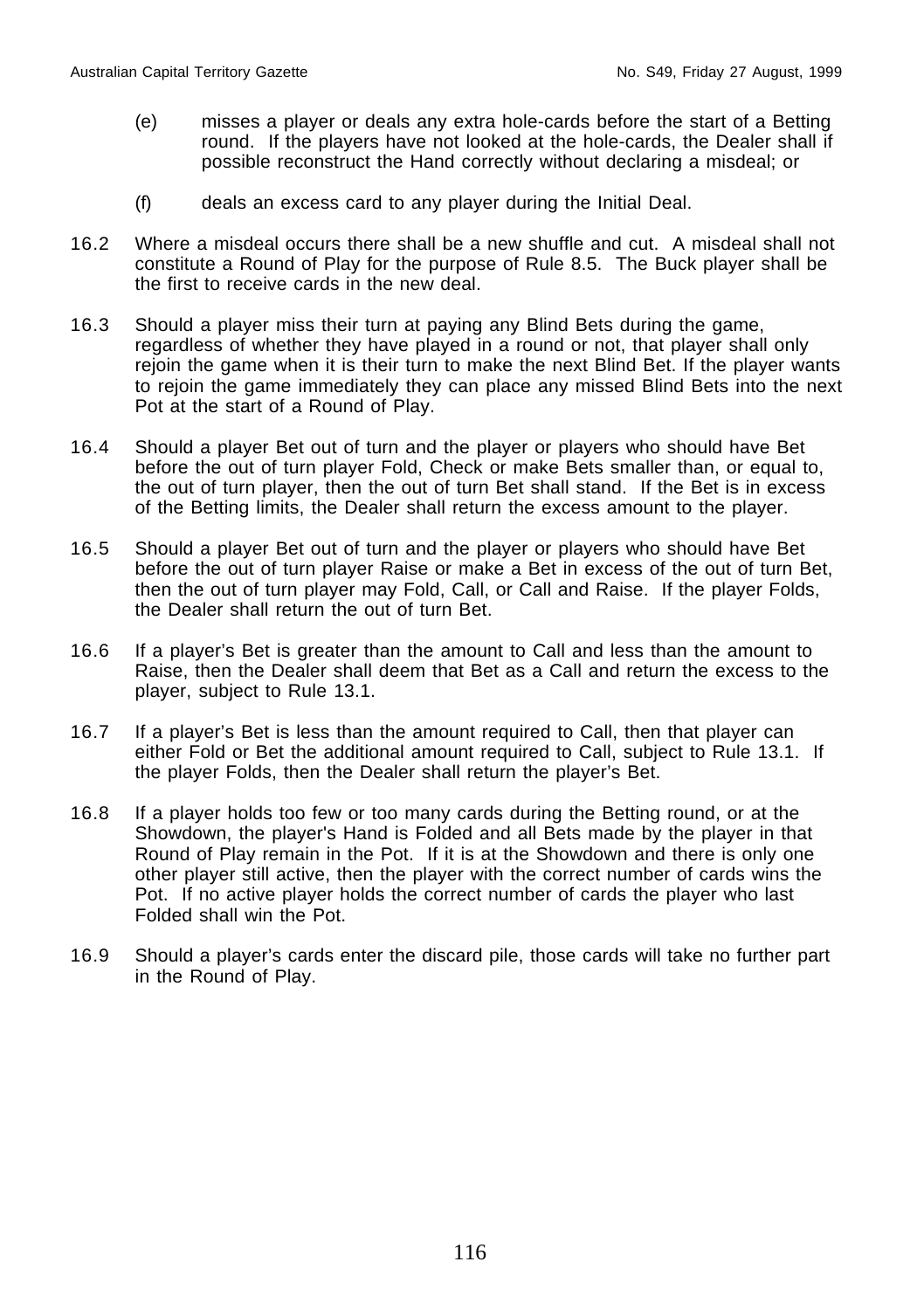(e) misses a player or deals any extra hole-cards before the start of a Betting round. If the players have not looked at the hole-cards, the Dealer shall if possible reconstruct the Hand correctly without declaring a misdeal; or

(f) deals an excess card to any player during the Initial Deal.

16.2 Where a misdeal occurs there shall be a new shuffle and cut. A misdeal shall not constitute a Round of Play for the purpose of Rule 8.5. The Buck player shall be the first to receive cards in the new deal.

16.3 Should a player miss their turn at paying any Blind Bets during the game, regardless of whether they have played in a round or not, that player shall only rejoin the game when it is their turn to make the next Blind Bet. If the player wants to rejoin the game immediately they can place any missed Blind Bets into the next Pot at the start of a Round of Play.

16.4 Should a player Bet out of turn and the player or players who should have Bet before the out of turn player Fold, Check or make Bets smaller than, or equal to, the out of turn player, then the out of turn Bet shall stand. If the Bet is in excess of the Betting limits, the Dealer shall return the excess amount to the player.

16.5 Should a player Bet out of turn and the player or players who should have Bet before the out of turn player Raise or make a Bet in excess of the out of turn Bet, then the out of turn player may Fold, Call, or Call and Raise. If the player Folds, the Dealer shall return the out of turn Bet.

16.6 If a player's Bet is greater than the amount to Call and less than the amount to Raise, then the Dealer shall deem that Bet as a Call and return the excess to the player, subject to Rule 13.1.

16.7 If a player's Bet is less than the amount required to Call, then that player can either Fold or Bet the additional amount required to Call, subject to Rule 13.1. If the player Folds, then the Dealer shall return the player's Bet.

16.8 If a player holds too few or too many cards during the Betting round, or at the Showdown, the player's Hand is Folded and all Bets made by the player in that Round of Play remain in the Pot. If it is at the Showdown and there is only one other player still active, then the player with the correct number of cards wins the Pot. If no active player holds the correct number of cards the player who last Folded shall win the Pot.

16.9 Should a player's cards enter the discard pile, those cards will take no further part in the Round of Play.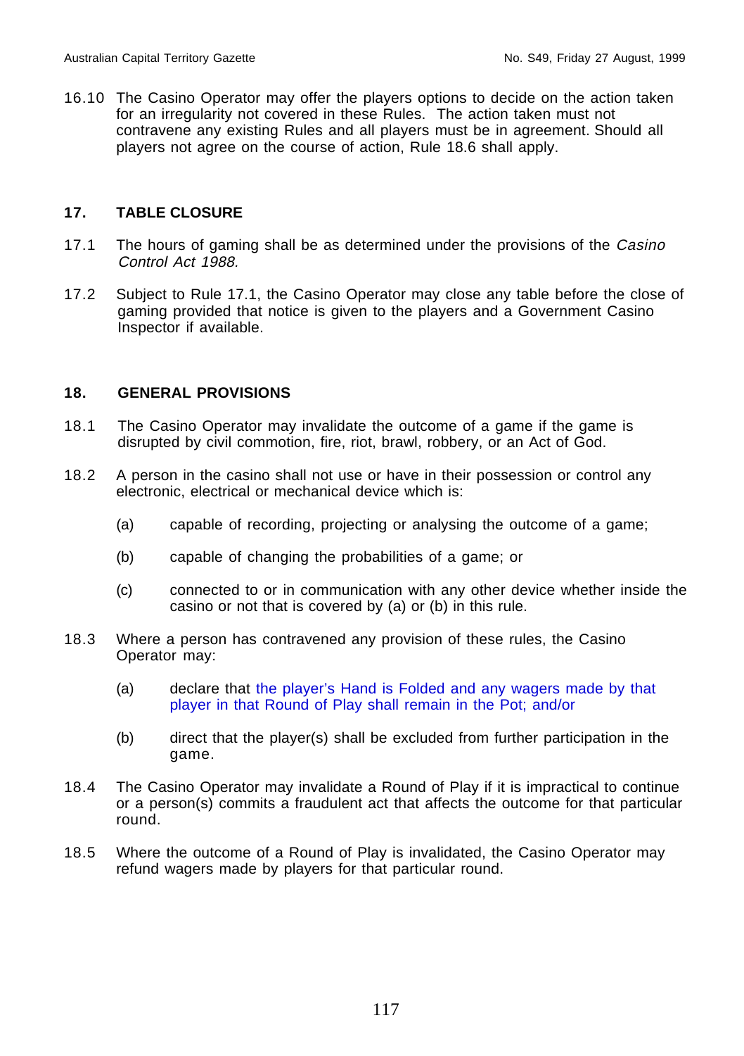16.10 The Casino Operator may offer the players options to decide on the action taken for an irregularity not covered in these Rules. The action taken must not contravene any existing Rules and all players must be in agreement. Should all players not agree on the course of action, Rule 18.6 shall apply.

## 17. TABLE CLOSURE

17.1 The hours of gaming shall be as determined under the provisions of the *Casino Control Act 1988.*

17.2 Subject to Rule 17.1, the Casino Operator may close any table before the close of gaming provided that notice is given to the players and a Government Casino Inspector if available.

## 18. GENERAL PROVISIONS

18.1 The Casino Operator may invalidate the outcome of a game if the game is disrupted by civil commotion, fire, riot, brawl, robbery, or an Act of God.

18.2 A person in the casino shall not use or have in their possession or control any electronic, electrical or mechanical device which is:

- (a) capable of recording, projecting or analysing the outcome of a game;
- (b) capable of changing the probabilities of a game; or
- (c) connected to or in communication with any other device whether inside the casino or not that is covered by (a) or (b) in this rule.

18.3 Where a person has contravened any provision of these rules, the Casino Operator may:

- (a) declare that the player's Hand is Folded and any wagers made by that player in that Round of Play shall remain in the Pot; and/or
- (b) direct that the player(s) shall be excluded from further participation in the game.

18.4 The Casino Operator may invalidate a Round of Play if it is impractical to continue or a person(s) commits a fraudulent act that affects the outcome for that particular round.

18.5 Where the outcome of a Round of Play is invalidated, the Casino Operator may refund wagers made by players for that particular round.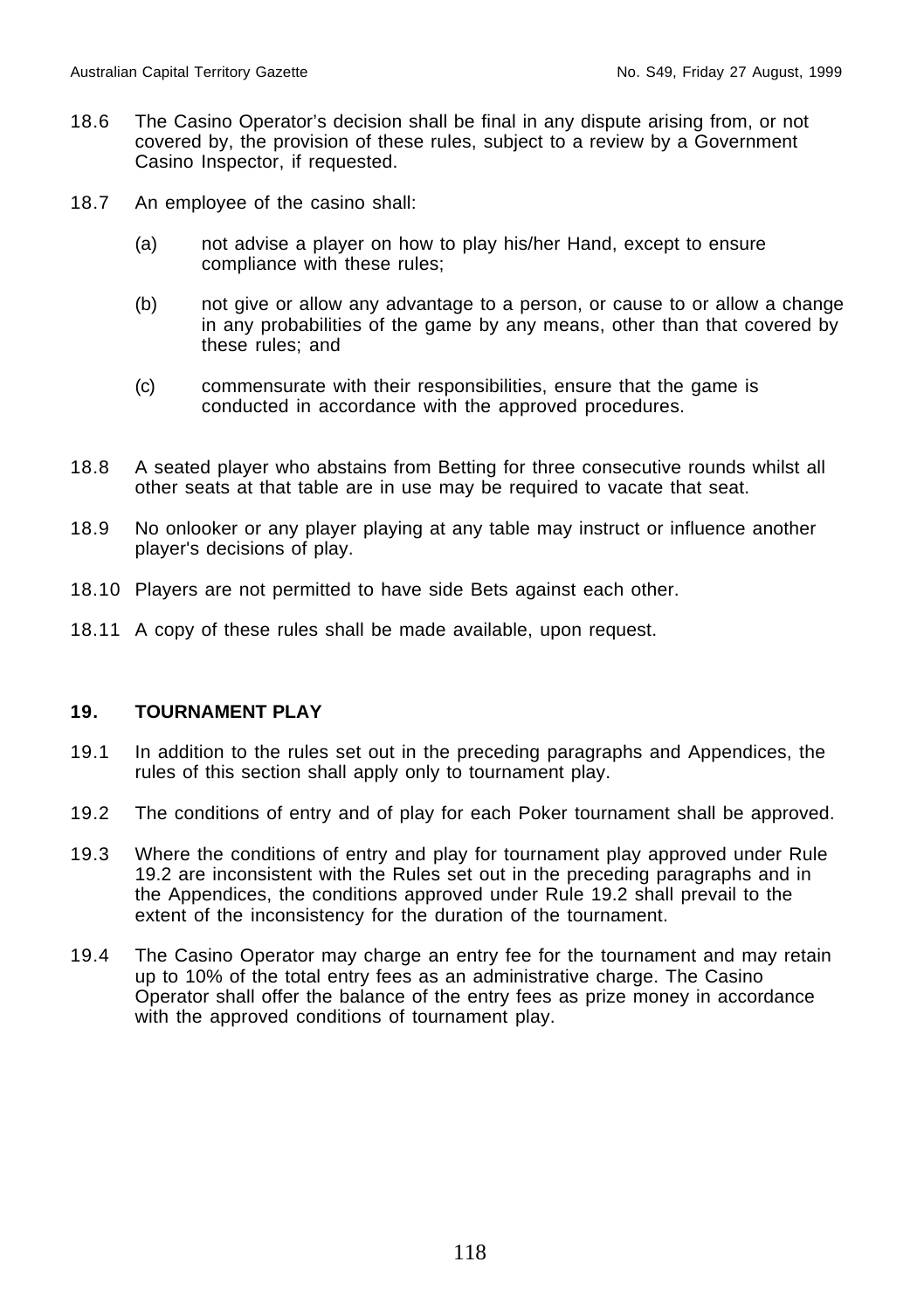18.6 The Casino Operator's decision shall be final in any dispute arising from, or not covered by, the provision of these rules, subject to a review by a Government Casino Inspector, if requested.

18.7 An employee of the casino shall:

(a) not advise a player on how to play his/her Hand, except to ensure compliance with these rules;

(b) not give or allow any advantage to a person, or cause to or allow a change in any probabilities of the game by any means, other than that covered by these rules; and

(c) commensurate with their responsibilities, ensure that the game is conducted in accordance with the approved procedures.

18.8 A seated player who abstains from Betting for three consecutive rounds whilst all other seats at that table are in use may be required to vacate that seat.

18.9 No onlooker or any player playing at any table may instruct or influence another player's decisions of play.

18.10 Players are not permitted to have side Bets against each other.

18.11 A copy of these rules shall be made available, upon request.

## 19. TOURNAMENT PLAY

19.1 In addition to the rules set out in the preceding paragraphs and Appendices, the rules of this section shall apply only to tournament play.

19.2 The conditions of entry and of play for each Poker tournament shall be approved.

19.3 Where the conditions of entry and play for tournament play approved under Rule 19.2 are inconsistent with the Rules set out in the preceding paragraphs and in the Appendices, the conditions approved under Rule 19.2 shall prevail to the extent of the inconsistency for the duration of the tournament.

19.4 The Casino Operator may charge an entry fee for the tournament and may retain up to 10% of the total entry fees as an administrative charge. The Casino Operator shall offer the balance of the entry fees as prize money in accordance with the approved conditions of tournament play.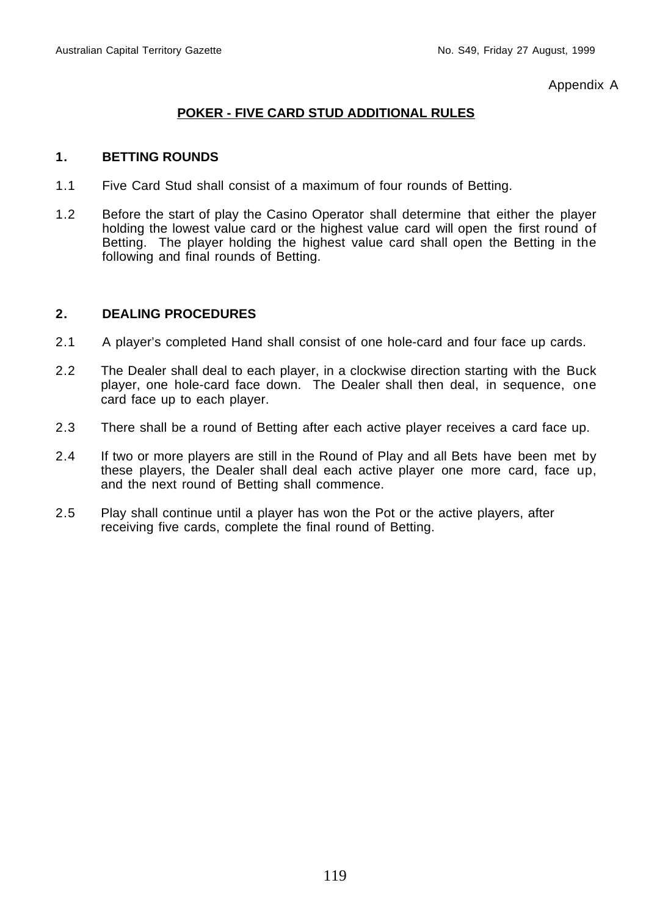Appendix A

## POKER - FIVE CARD STUD ADDITIONAL RULES

### 1. BETTING ROUNDS

1.1 Five Card Stud shall consist of a maximum of four rounds of Betting.

1.2 Before the start of play the Casino Operator shall determine that either the player holding the lowest value card or the highest value card will open the first round of Betting. The player holding the highest value card shall open the Betting in the following and final rounds of Betting.

### 2. DEALING PROCEDURES

2.1 A player's completed Hand shall consist of one hole-card and four face up cards.

2.2 The Dealer shall deal to each player, in a clockwise direction starting with the Buck player, one hole-card face down. The Dealer shall then deal, in sequence, one card face up to each player.

2.3 There shall be a round of Betting after each active player receives a card face up.

2.4 If two or more players are still in the Round of Play and all Bets have been met by these players, the Dealer shall deal each active player one more card, face up, and the next round of Betting shall commence.

2.5 Play shall continue until a player has won the Pot or the active players, after receiving five cards, complete the final round of Betting.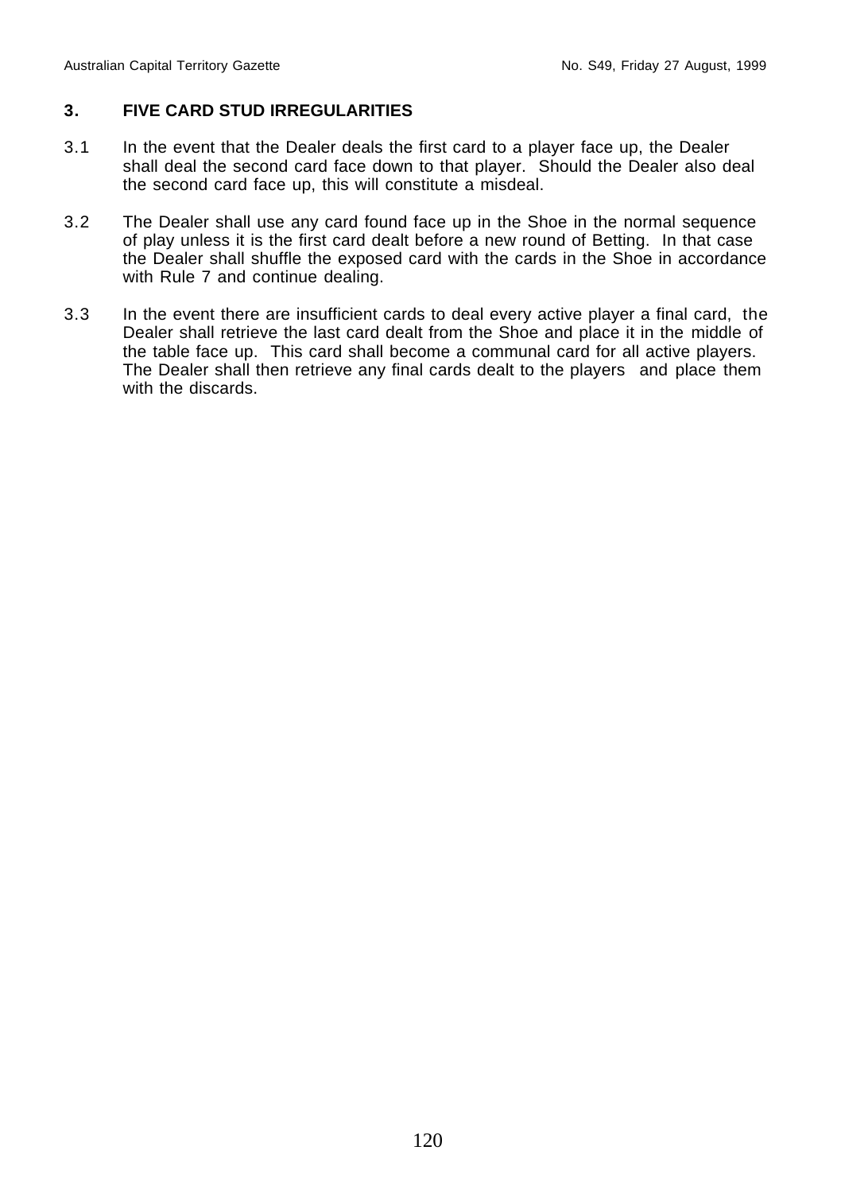## 3. FIVE CARD STUD IRREGULARITIES

3.1 In the event that the Dealer deals the first card to a player face up, the Dealer shall deal the second card face down to that player. Should the Dealer also deal the second card face up, this will constitute a misdeal.

3.2 The Dealer shall use any card found face up in the Shoe in the normal sequence of play unless it is the first card dealt before a new round of Betting. In that case the Dealer shall shuffle the exposed card with the cards in the Shoe in accordance with Rule 7 and continue dealing.

3.3 In the event there are insufficient cards to deal every active player a final card, the Dealer shall retrieve the last card dealt from the Shoe and place it in the middle of the table face up. This card shall become a communal card for all active players. The Dealer shall then retrieve any final cards dealt to the players and place them with the discards.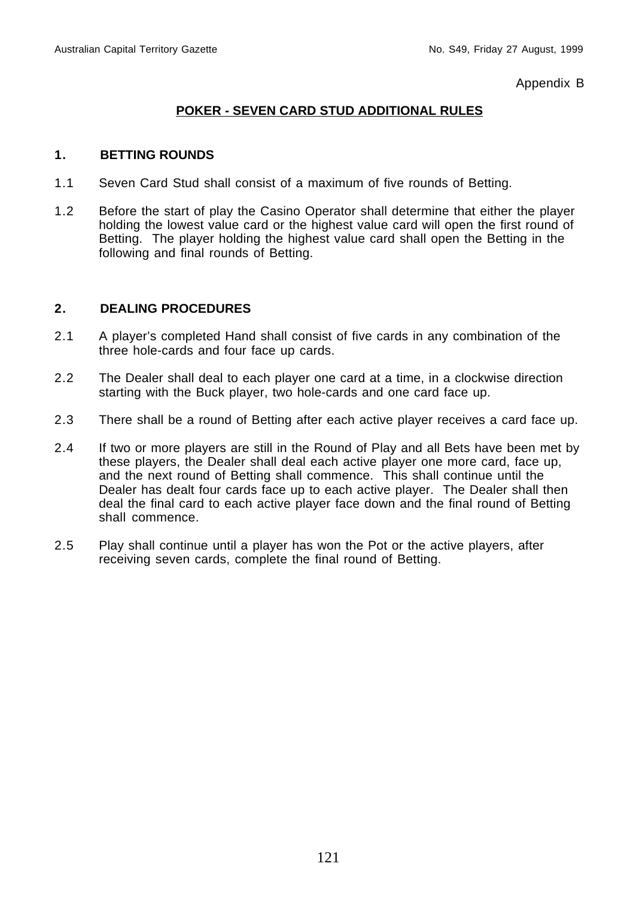Appendix B

## POKER - SEVEN CARD STUD ADDITIONAL RULES

### 1. BETTING ROUNDS

1.1 Seven Card Stud shall consist of a maximum of five rounds of Betting.

1.2 Before the start of play the Casino Operator shall determine that either the player holding the lowest value card or the highest value card will open the first round of Betting. The player holding the highest value card shall open the Betting in the following and final rounds of Betting.

### 2. DEALING PROCEDURES

2.1 A player's completed Hand shall consist of five cards in any combination of the three hole-cards and four face up cards.

2.2 The Dealer shall deal to each player one card at a time, in a clockwise direction starting with the Buck player, two hole-cards and one card face up.

2.3 There shall be a round of Betting after each active player receives a card face up.

2.4 If two or more players are still in the Round of Play and all Bets have been met by these players, the Dealer shall deal each active player one more card, face up, and the next round of Betting shall commence. This shall continue until the Dealer has dealt four cards face up to each active player. The Dealer shall then deal the final card to each active player face down and the final round of Betting shall commence.

2.5 Play shall continue until a player has won the Pot or the active players, after receiving seven cards, complete the final round of Betting.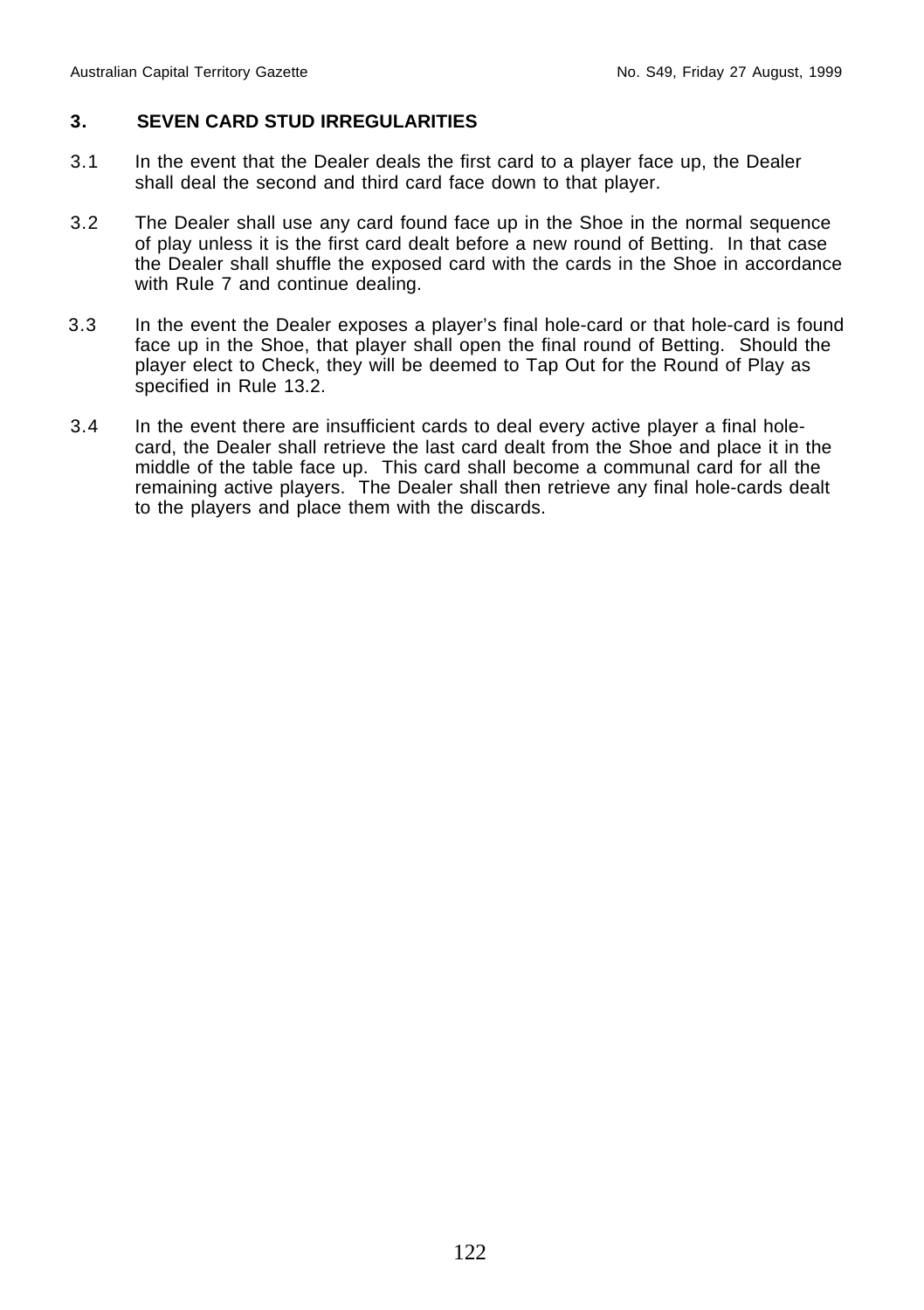## 3. SEVEN CARD STUD IRREGULARITIES

3.1 In the event that the Dealer deals the first card to a player face up, the Dealer shall deal the second and third card face down to that player.

3.2 The Dealer shall use any card found face up in the Shoe in the normal sequence of play unless it is the first card dealt before a new round of Betting. In that case the Dealer shall shuffle the exposed card with the cards in the Shoe in accordance with Rule 7 and continue dealing.

3.3 In the event the Dealer exposes a player's final hole-card or that hole-card is found face up in the Shoe, that player shall open the final round of Betting. Should the player elect to Check, they will be deemed to Tap Out for the Round of Play as specified in Rule 13.2.

3.4 In the event there are insufficient cards to deal every active player a final hole-card, the Dealer shall retrieve the last card dealt from the Shoe and place it in the middle of the table face up. This card shall become a communal card for all the remaining active players. The Dealer shall then retrieve any final hole-cards dealt to the players and place them with the discards.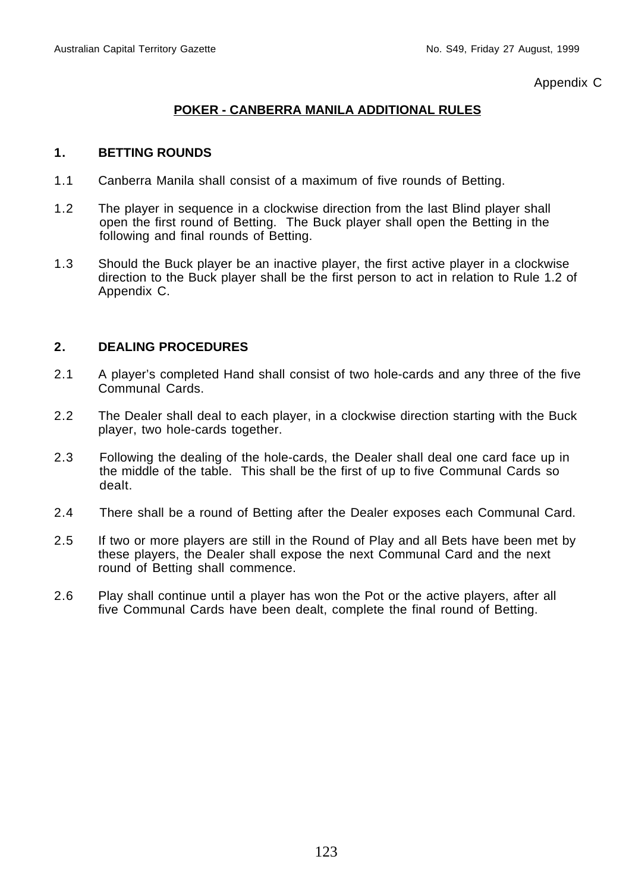Appendix C

## POKER - CANBERRA MANILA ADDITIONAL RULES

### 1. BETTING ROUNDS

1.1 Canberra Manila shall consist of a maximum of five rounds of Betting.

1.2 The player in sequence in a clockwise direction from the last Blind player shall open the first round of Betting. The Buck player shall open the Betting in the following and final rounds of Betting.

1.3 Should the Buck player be an inactive player, the first active player in a clockwise direction to the Buck player shall be the first person to act in relation to Rule 1.2 of Appendix C.

### 2. DEALING PROCEDURES

2.1 A player's completed Hand shall consist of two hole-cards and any three of the five Communal Cards.

2.2 The Dealer shall deal to each player, in a clockwise direction starting with the Buck player, two hole-cards together.

2.3 Following the dealing of the hole-cards, the Dealer shall deal one card face up in the middle of the table. This shall be the first of up to five Communal Cards so dealt.

2.4 There shall be a round of Betting after the Dealer exposes each Communal Card.

2.5 If two or more players are still in the Round of Play and all Bets have been met by these players, the Dealer shall expose the next Communal Card and the next round of Betting shall commence.

2.6 Play shall continue until a player has won the Pot or the active players, after all five Communal Cards have been dealt, complete the final round of Betting.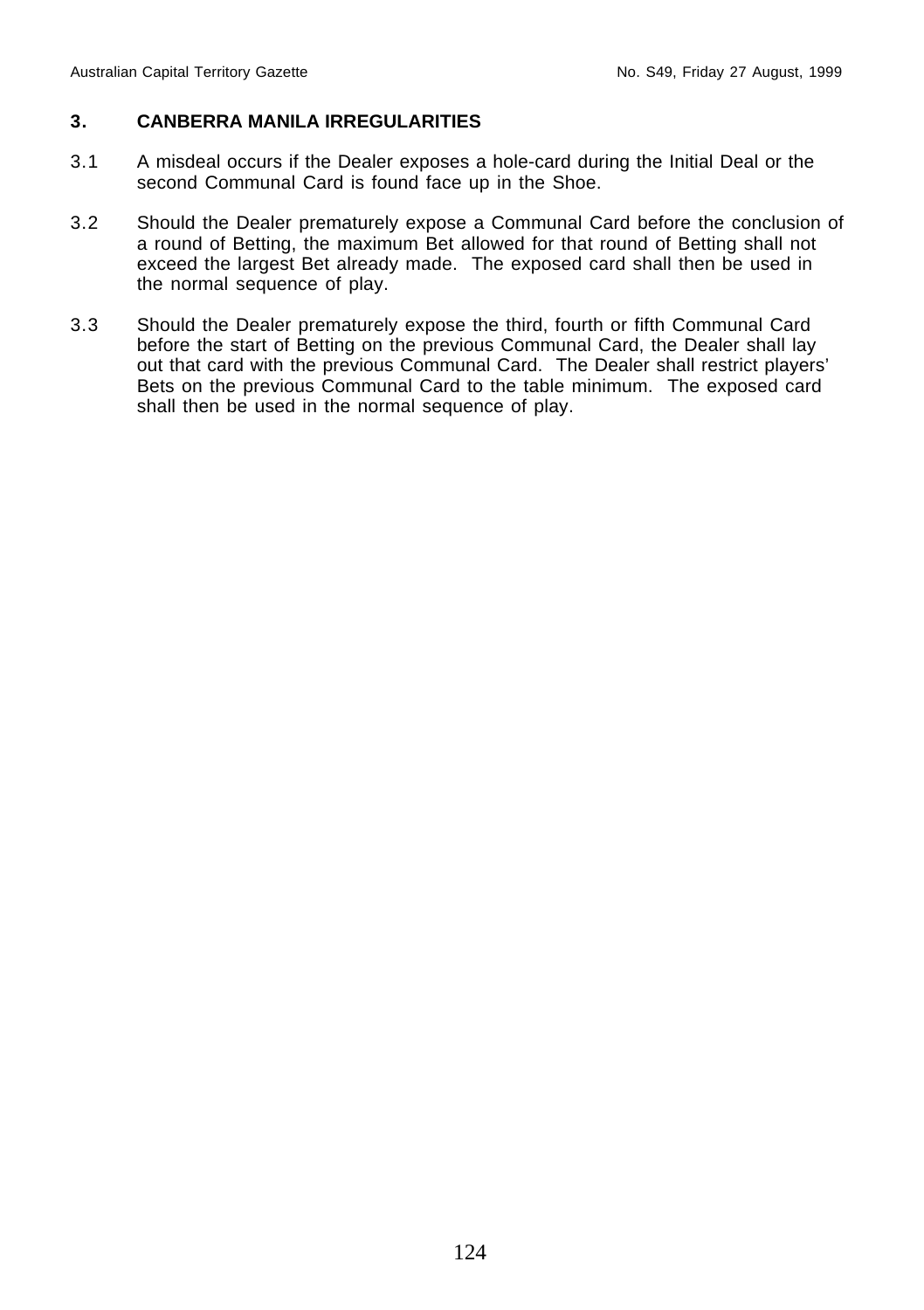## 3. CANBERRA MANILA IRREGULARITIES

3.1 A misdeal occurs if the Dealer exposes a hole-card during the Initial Deal or the second Communal Card is found face up in the Shoe.

3.2 Should the Dealer prematurely expose a Communal Card before the conclusion of a round of Betting, the maximum Bet allowed for that round of Betting shall not exceed the largest Bet already made. The exposed card shall then be used in the normal sequence of play.

3.3 Should the Dealer prematurely expose the third, fourth or fifth Communal Card before the start of Betting on the previous Communal Card, the Dealer shall lay out that card with the previous Communal Card. The Dealer shall restrict players' Bets on the previous Communal Card to the table minimum. The exposed card shall then be used in the normal sequence of play.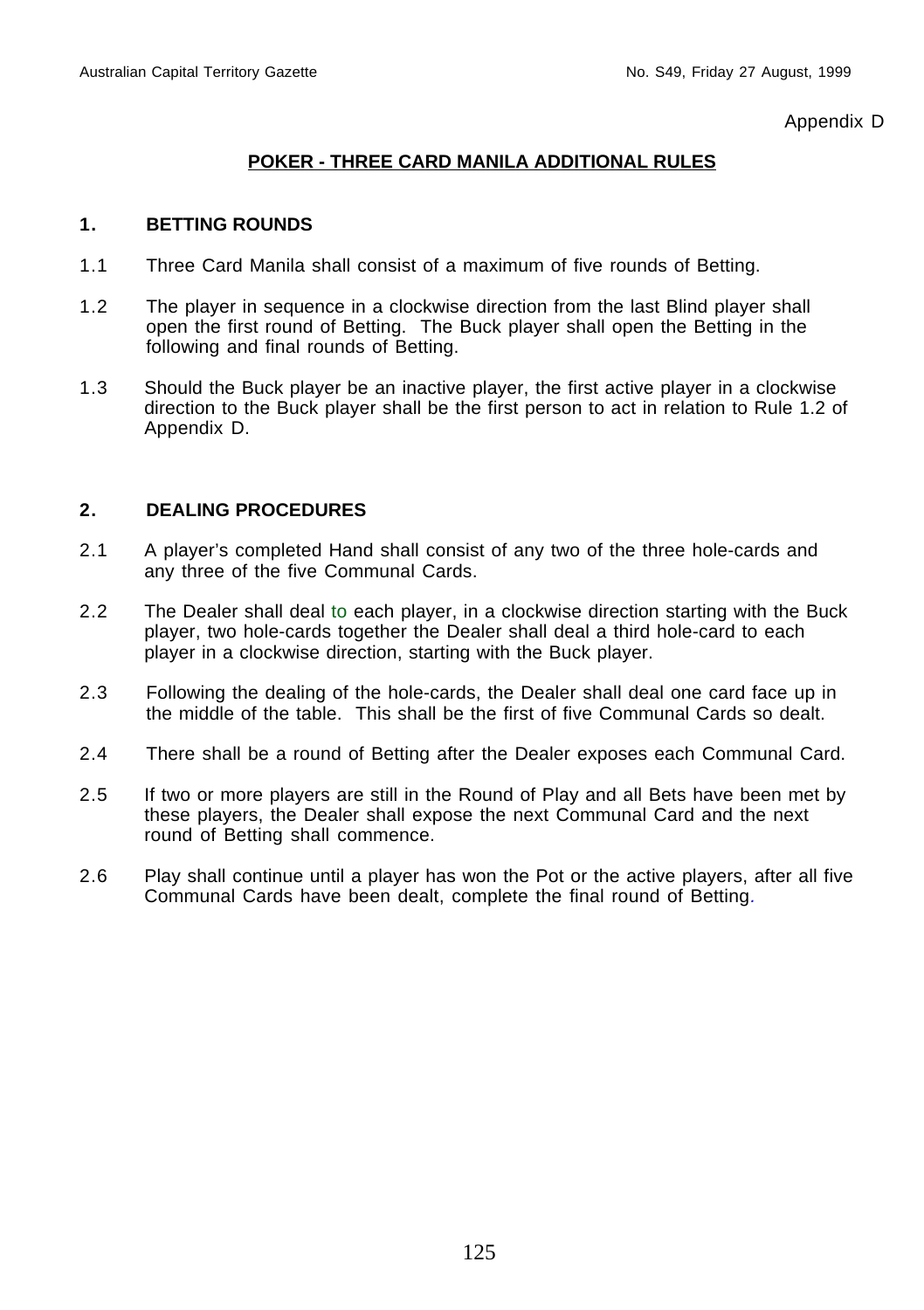Appendix D

## POKER - THREE CARD MANILA ADDITIONAL RULES

### 1. BETTING ROUNDS

1.1 Three Card Manila shall consist of a maximum of five rounds of Betting.

1.2 The player in sequence in a clockwise direction from the last Blind player shall open the first round of Betting. The Buck player shall open the Betting in the following and final rounds of Betting.

1.3 Should the Buck player be an inactive player, the first active player in a clockwise direction to the Buck player shall be the first person to act in relation to Rule 1.2 of Appendix D.

### 2. DEALING PROCEDURES

2.1 A player's completed Hand shall consist of any two of the three hole-cards and any three of the five Communal Cards.

2.2 The Dealer shall deal to each player, in a clockwise direction starting with the Buck player, two hole-cards together the Dealer shall deal a third hole-card to each player in a clockwise direction, starting with the Buck player.

2.3 Following the dealing of the hole-cards, the Dealer shall deal one card face up in the middle of the table. This shall be the first of five Communal Cards so dealt.

2.4 There shall be a round of Betting after the Dealer exposes each Communal Card.

2.5 If two or more players are still in the Round of Play and all Bets have been met by these players, the Dealer shall expose the next Communal Card and the next round of Betting shall commence.

2.6 Play shall continue until a player has won the Pot or the active players, after all five Communal Cards have been dealt, complete the final round of Betting.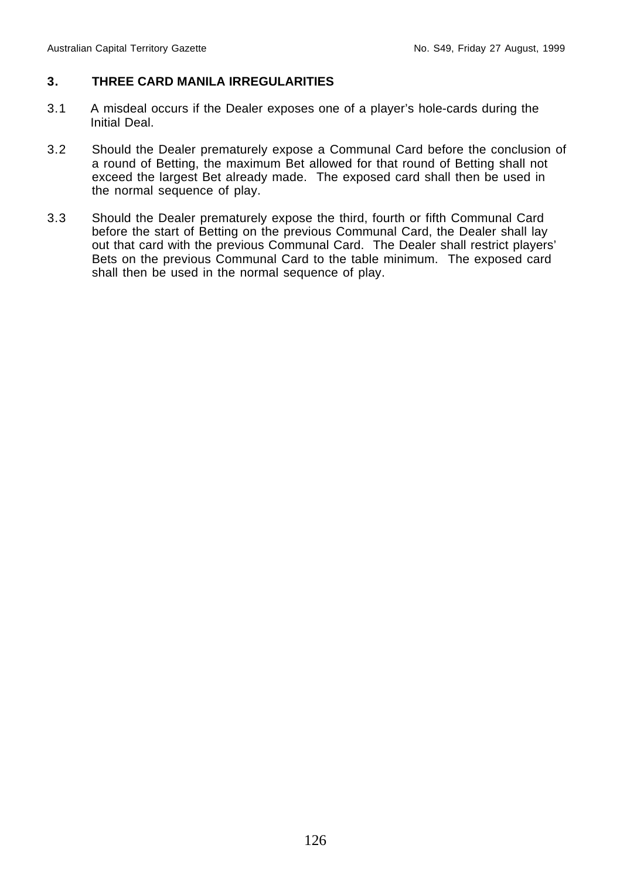## 3. THREE CARD MANILA IRREGULARITIES

3.1 A misdeal occurs if the Dealer exposes one of a player's hole-cards during the Initial Deal.

3.2 Should the Dealer prematurely expose a Communal Card before the conclusion of a round of Betting, the maximum Bet allowed for that round of Betting shall not exceed the largest Bet already made. The exposed card shall then be used in the normal sequence of play.

3.3 Should the Dealer prematurely expose the third, fourth or fifth Communal Card before the start of Betting on the previous Communal Card, the Dealer shall lay out that card with the previous Communal Card. The Dealer shall restrict players' Bets on the previous Communal Card to the table minimum. The exposed card shall then be used in the normal sequence of play.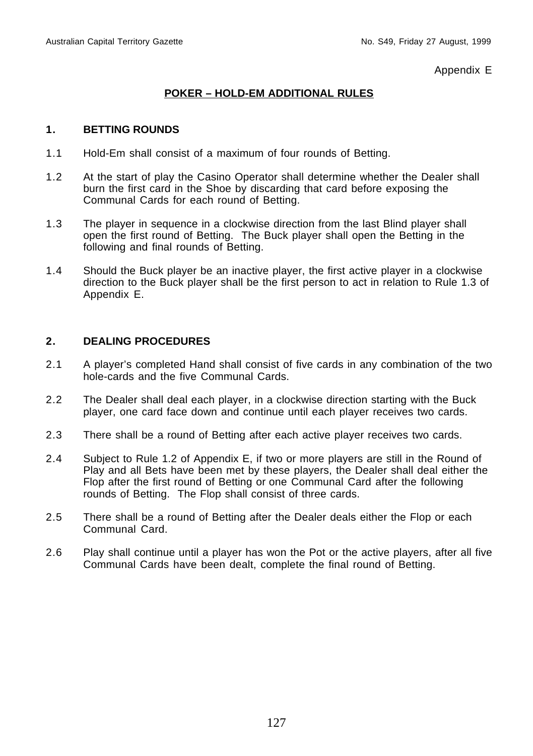Appendix E

## POKER – HOLD-EM ADDITIONAL RULES

### 1. BETTING ROUNDS

1.1 Hold-Em shall consist of a maximum of four rounds of Betting.

1.2 At the start of play the Casino Operator shall determine whether the Dealer shall burn the first card in the Shoe by discarding that card before exposing the Communal Cards for each round of Betting.

1.3 The player in sequence in a clockwise direction from the last Blind player shall open the first round of Betting. The Buck player shall open the Betting in the following and final rounds of Betting.

1.4 Should the Buck player be an inactive player, the first active player in a clockwise direction to the Buck player shall be the first person to act in relation to Rule 1.3 of Appendix E.

### 2. DEALING PROCEDURES

2.1 A player's completed Hand shall consist of five cards in any combination of the two hole-cards and the five Communal Cards.

2.2 The Dealer shall deal each player, in a clockwise direction starting with the Buck player, one card face down and continue until each player receives two cards.

2.3 There shall be a round of Betting after each active player receives two cards.

2.4 Subject to Rule 1.2 of Appendix E, if two or more players are still in the Round of Play and all Bets have been met by these players, the Dealer shall deal either the Flop after the first round of Betting or one Communal Card after the following rounds of Betting. The Flop shall consist of three cards.

2.5 There shall be a round of Betting after the Dealer deals either the Flop or each Communal Card.

2.6 Play shall continue until a player has won the Pot or the active players, after all five Communal Cards have been dealt, complete the final round of Betting.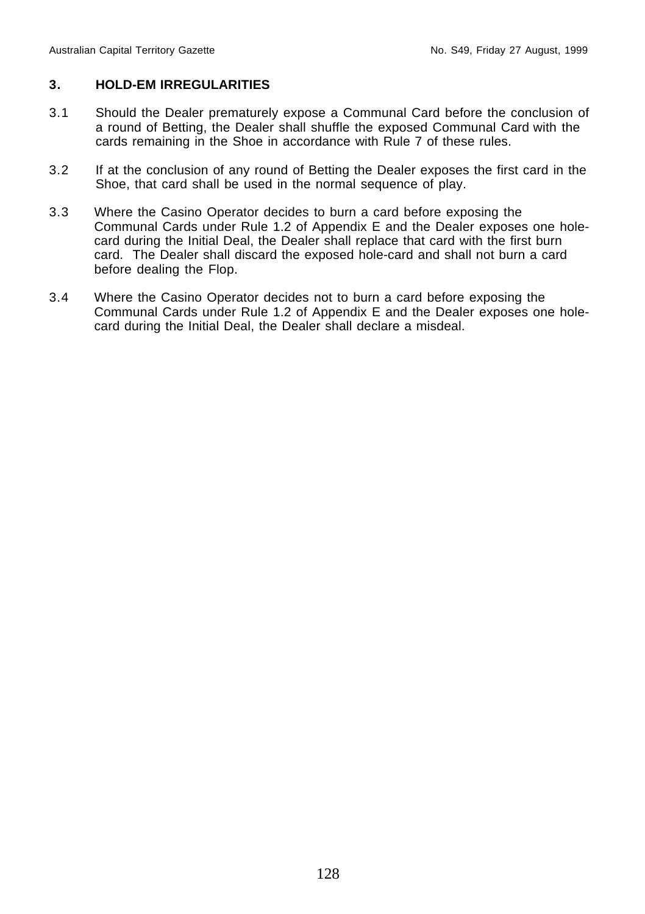## 3. HOLD-EM IRREGULARITIES

3.1 Should the Dealer prematurely expose a Communal Card before the conclusion of a round of Betting, the Dealer shall shuffle the exposed Communal Card with the cards remaining in the Shoe in accordance with Rule 7 of these rules.

3.2 If at the conclusion of any round of Betting the Dealer exposes the first card in the Shoe, that card shall be used in the normal sequence of play.

3.3 Where the Casino Operator decides to burn a card before exposing the Communal Cards under Rule 1.2 of Appendix E and the Dealer exposes one hole-card during the Initial Deal, the Dealer shall replace that card with the first burn card. The Dealer shall discard the exposed hole-card and shall not burn a card before dealing the Flop.

3.4 Where the Casino Operator decides not to burn a card before exposing the Communal Cards under Rule 1.2 of Appendix E and the Dealer exposes one hole-card during the Initial Deal, the Dealer shall declare a misdeal.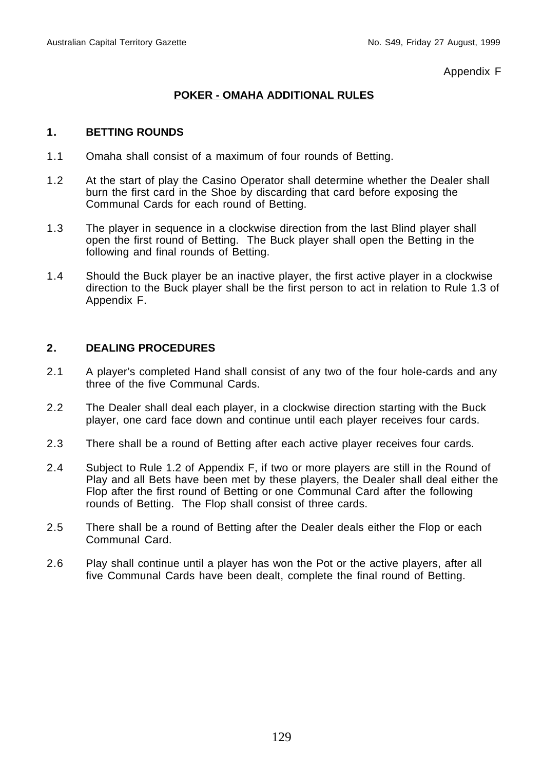Appendix F

## POKER - OMAHA ADDITIONAL RULES

### 1. BETTING ROUNDS

1.1 Omaha shall consist of a maximum of four rounds of Betting.

1.2 At the start of play the Casino Operator shall determine whether the Dealer shall burn the first card in the Shoe by discarding that card before exposing the Communal Cards for each round of Betting.

1.3 The player in sequence in a clockwise direction from the last Blind player shall open the first round of Betting. The Buck player shall open the Betting in the following and final rounds of Betting.

1.4 Should the Buck player be an inactive player, the first active player in a clockwise direction to the Buck player shall be the first person to act in relation to Rule 1.3 of Appendix F.

### 2. DEALING PROCEDURES

2.1 A player's completed Hand shall consist of any two of the four hole-cards and any three of the five Communal Cards.

2.2 The Dealer shall deal each player, in a clockwise direction starting with the Buck player, one card face down and continue until each player receives four cards.

2.3 There shall be a round of Betting after each active player receives four cards.

2.4 Subject to Rule 1.2 of Appendix F, if two or more players are still in the Round of Play and all Bets have been met by these players, the Dealer shall deal either the Flop after the first round of Betting or one Communal Card after the following rounds of Betting. The Flop shall consist of three cards.

2.5 There shall be a round of Betting after the Dealer deals either the Flop or each Communal Card.

2.6 Play shall continue until a player has won the Pot or the active players, after all five Communal Cards have been dealt, complete the final round of Betting.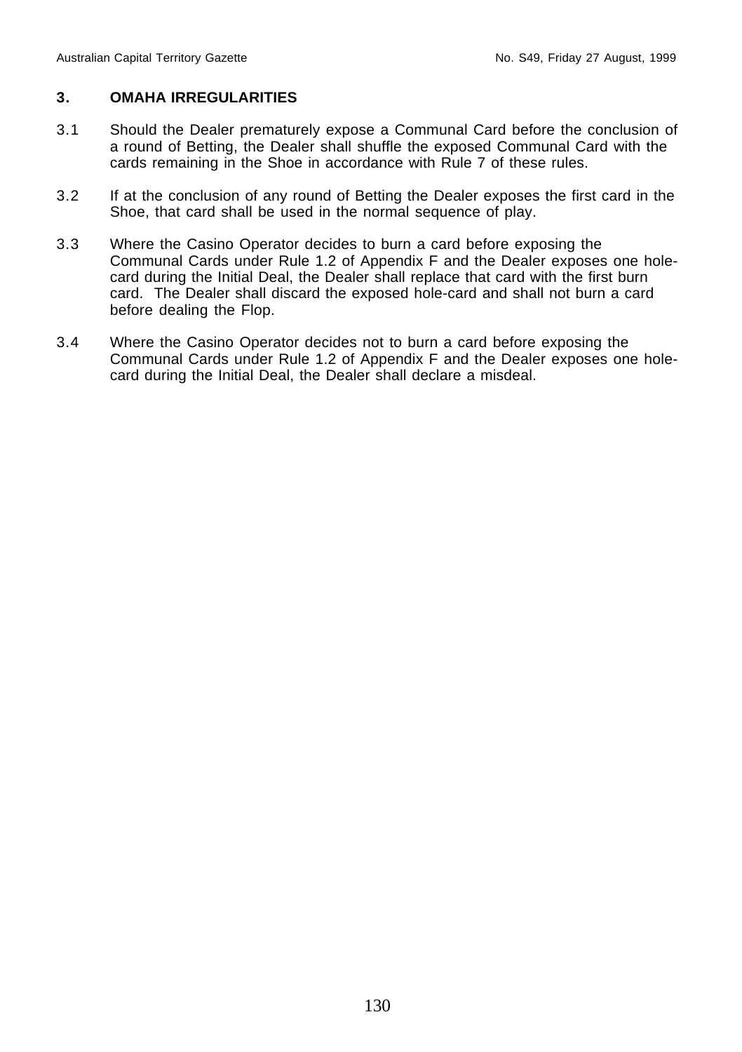## 3. OMAHA IRREGULARITIES

3.1 Should the Dealer prematurely expose a Communal Card before the conclusion of a round of Betting, the Dealer shall shuffle the exposed Communal Card with the cards remaining in the Shoe in accordance with Rule 7 of these rules.

3.2 If at the conclusion of any round of Betting the Dealer exposes the first card in the Shoe, that card shall be used in the normal sequence of play.

3.3 Where the Casino Operator decides to burn a card before exposing the Communal Cards under Rule 1.2 of Appendix F and the Dealer exposes one hole-card during the Initial Deal, the Dealer shall replace that card with the first burn card. The Dealer shall discard the exposed hole-card and shall not burn a card before dealing the Flop.

3.4 Where the Casino Operator decides not to burn a card before exposing the Communal Cards under Rule 1.2 of Appendix F and the Dealer exposes one hole-card during the Initial Deal, the Dealer shall declare a misdeal.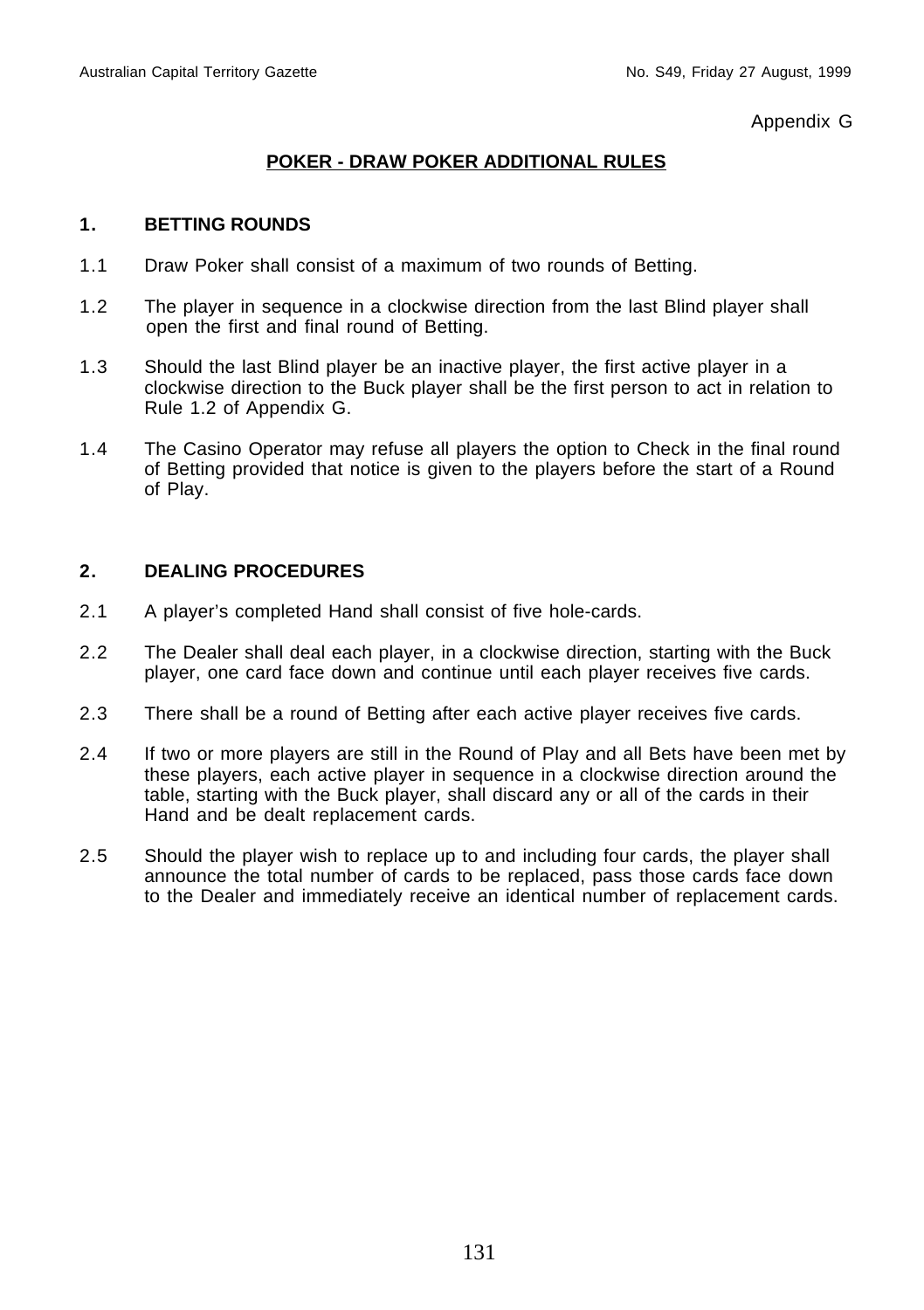Appendix G

## POKER - DRAW POKER ADDITIONAL RULES

### 1. BETTING ROUNDS

1.1 Draw Poker shall consist of a maximum of two rounds of Betting.

1.2 The player in sequence in a clockwise direction from the last Blind player shall open the first and final round of Betting.

1.3 Should the last Blind player be an inactive player, the first active player in a clockwise direction to the Buck player shall be the first person to act in relation to Rule 1.2 of Appendix G.

1.4 The Casino Operator may refuse all players the option to Check in the final round of Betting provided that notice is given to the players before the start of a Round of Play.

### 2. DEALING PROCEDURES

2.1 A player's completed Hand shall consist of five hole-cards.

2.2 The Dealer shall deal each player, in a clockwise direction, starting with the Buck player, one card face down and continue until each player receives five cards.

2.3 There shall be a round of Betting after each active player receives five cards.

2.4 If two or more players are still in the Round of Play and all Bets have been met by these players, each active player in sequence in a clockwise direction around the table, starting with the Buck player, shall discard any or all of the cards in their Hand and be dealt replacement cards.

2.5 Should the player wish to replace up to and including four cards, the player shall announce the total number of cards to be replaced, pass those cards face down to the Dealer and immediately receive an identical number of replacement cards.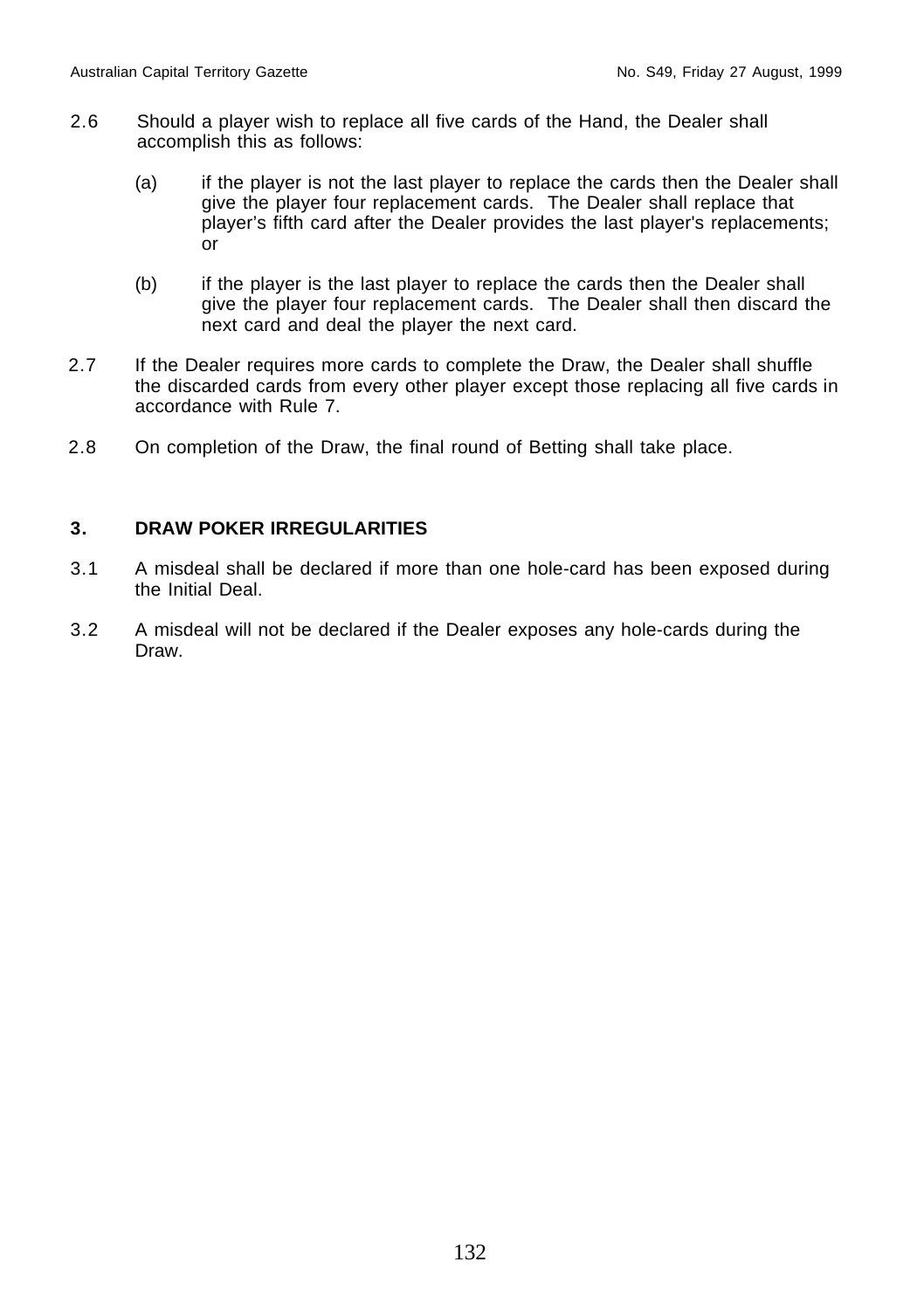2.6 Should a player wish to replace all five cards of the Hand, the Dealer shall accomplish this as follows:

(a) if the player is not the last player to replace the cards then the Dealer shall give the player four replacement cards. The Dealer shall replace that player's fifth card after the Dealer provides the last player's replacements; or

(b) if the player is the last player to replace the cards then the Dealer shall give the player four replacement cards. The Dealer shall then discard the next card and deal the player the next card.

2.7 If the Dealer requires more cards to complete the Draw, the Dealer shall shuffle the discarded cards from every other player except those replacing all five cards in accordance with Rule 7.

2.8 On completion of the Draw, the final round of Betting shall take place.

## 3. DRAW POKER IRREGULARITIES

3.1 A misdeal shall be declared if more than one hole-card has been exposed during the Initial Deal.

3.2 A misdeal will not be declared if the Dealer exposes any hole-cards during the Draw.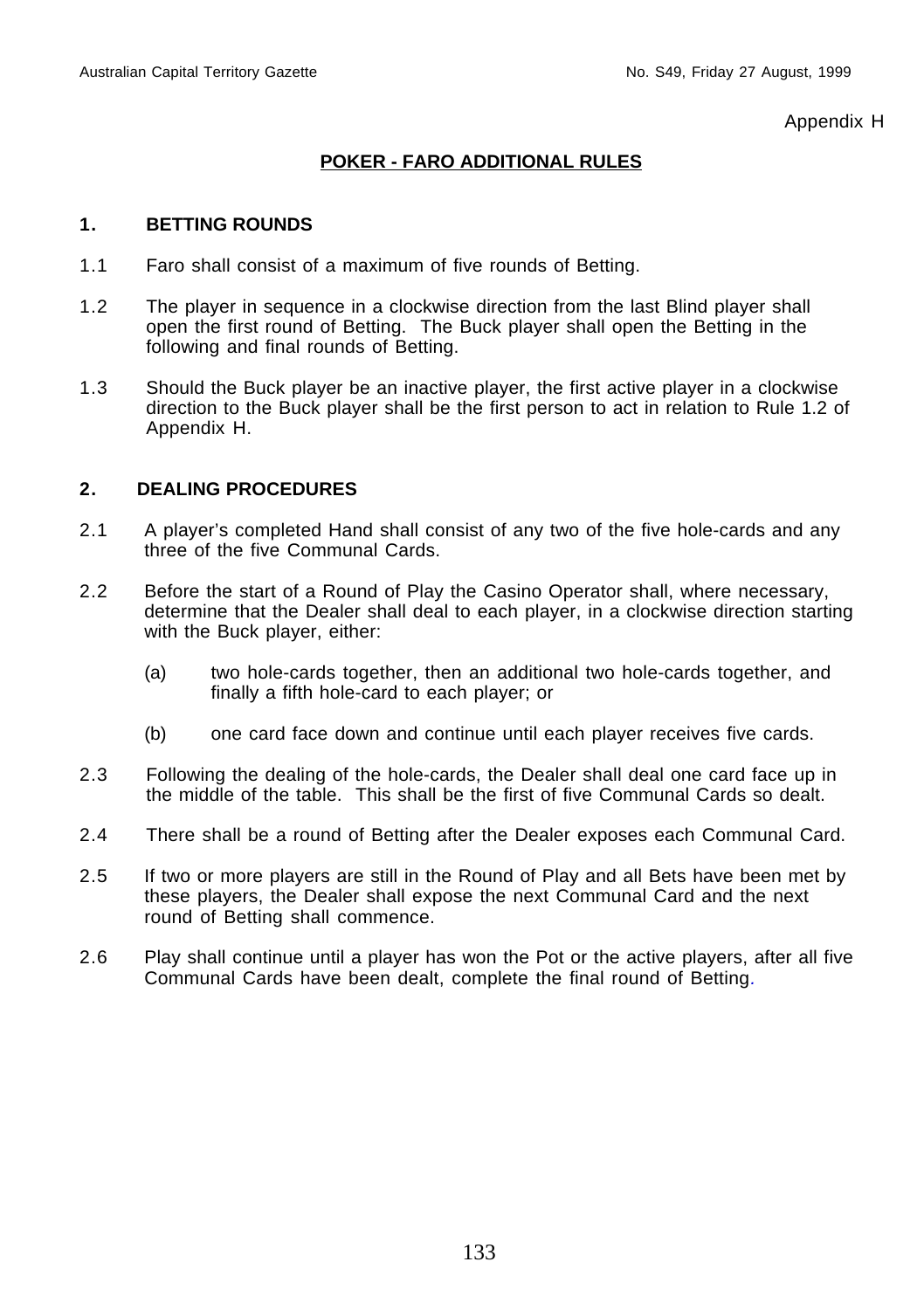Appendix H

## POKER - FARO ADDITIONAL RULES

### 1. BETTING ROUNDS

1.1 Faro shall consist of a maximum of five rounds of Betting.

1.2 The player in sequence in a clockwise direction from the last Blind player shall open the first round of Betting. The Buck player shall open the Betting in the following and final rounds of Betting.

1.3 Should the Buck player be an inactive player, the first active player in a clockwise direction to the Buck player shall be the first person to act in relation to Rule 1.2 of Appendix H.

### 2. DEALING PROCEDURES

2.1 A player's completed Hand shall consist of any two of the five hole-cards and any three of the five Communal Cards.

2.2 Before the start of a Round of Play the Casino Operator shall, where necessary, determine that the Dealer shall deal to each player, in a clockwise direction starting with the Buck player, either:

(a) two hole-cards together, then an additional two hole-cards together, and finally a fifth hole-card to each player; or

(b) one card face down and continue until each player receives five cards.

2.3 Following the dealing of the hole-cards, the Dealer shall deal one card face up in the middle of the table. This shall be the first of five Communal Cards so dealt.

2.4 There shall be a round of Betting after the Dealer exposes each Communal Card.

2.5 If two or more players are still in the Round of Play and all Bets have been met by these players, the Dealer shall expose the next Communal Card and the next round of Betting shall commence.

2.6 Play shall continue until a player has won the Pot or the active players, after all five Communal Cards have been dealt, complete the final round of Betting.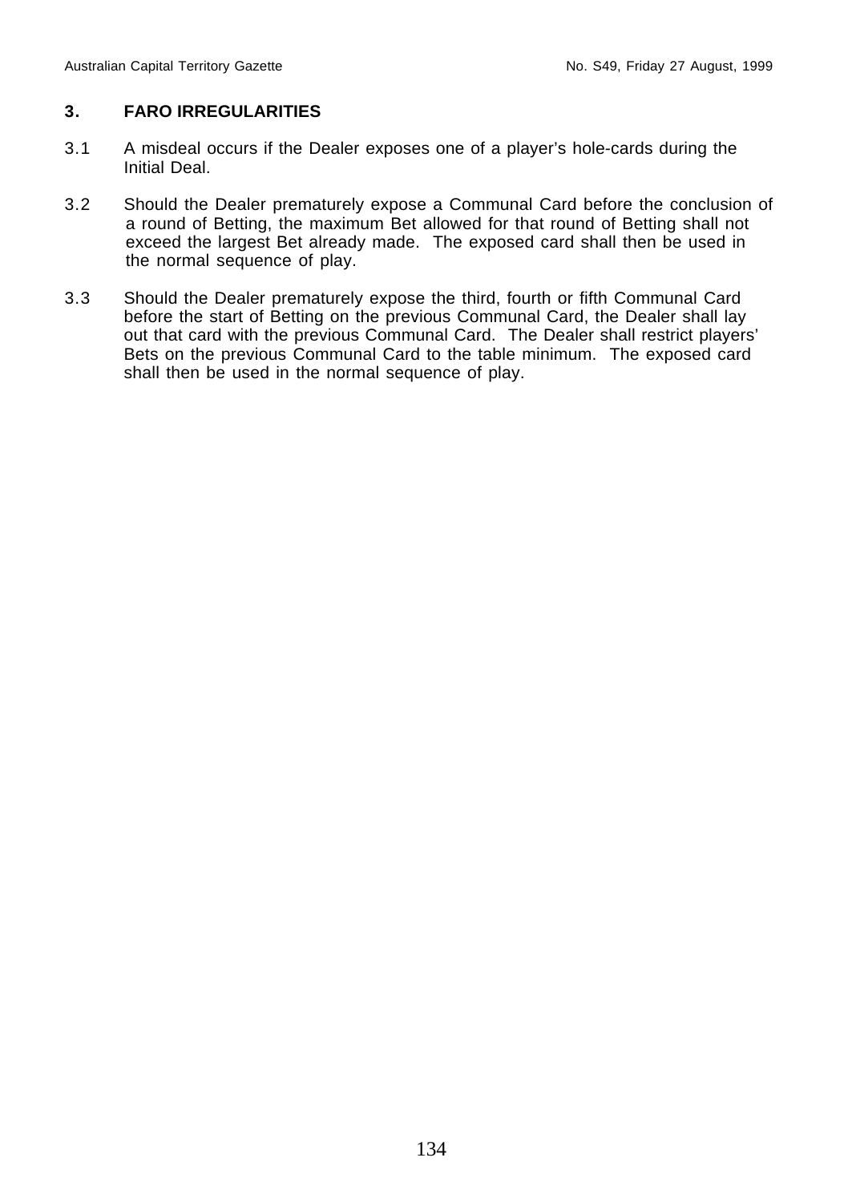## 3. FARO IRREGULARITIES

3.1 A misdeal occurs if the Dealer exposes one of a player's hole-cards during the Initial Deal.

3.2 Should the Dealer prematurely expose a Communal Card before the conclusion of a round of Betting, the maximum Bet allowed for that round of Betting shall not exceed the largest Bet already made. The exposed card shall then be used in the normal sequence of play.

3.3 Should the Dealer prematurely expose the third, fourth or fifth Communal Card before the start of Betting on the previous Communal Card, the Dealer shall lay out that card with the previous Communal Card. The Dealer shall restrict players' Bets on the previous Communal Card to the table minimum. The exposed card shall then be used in the normal sequence of play.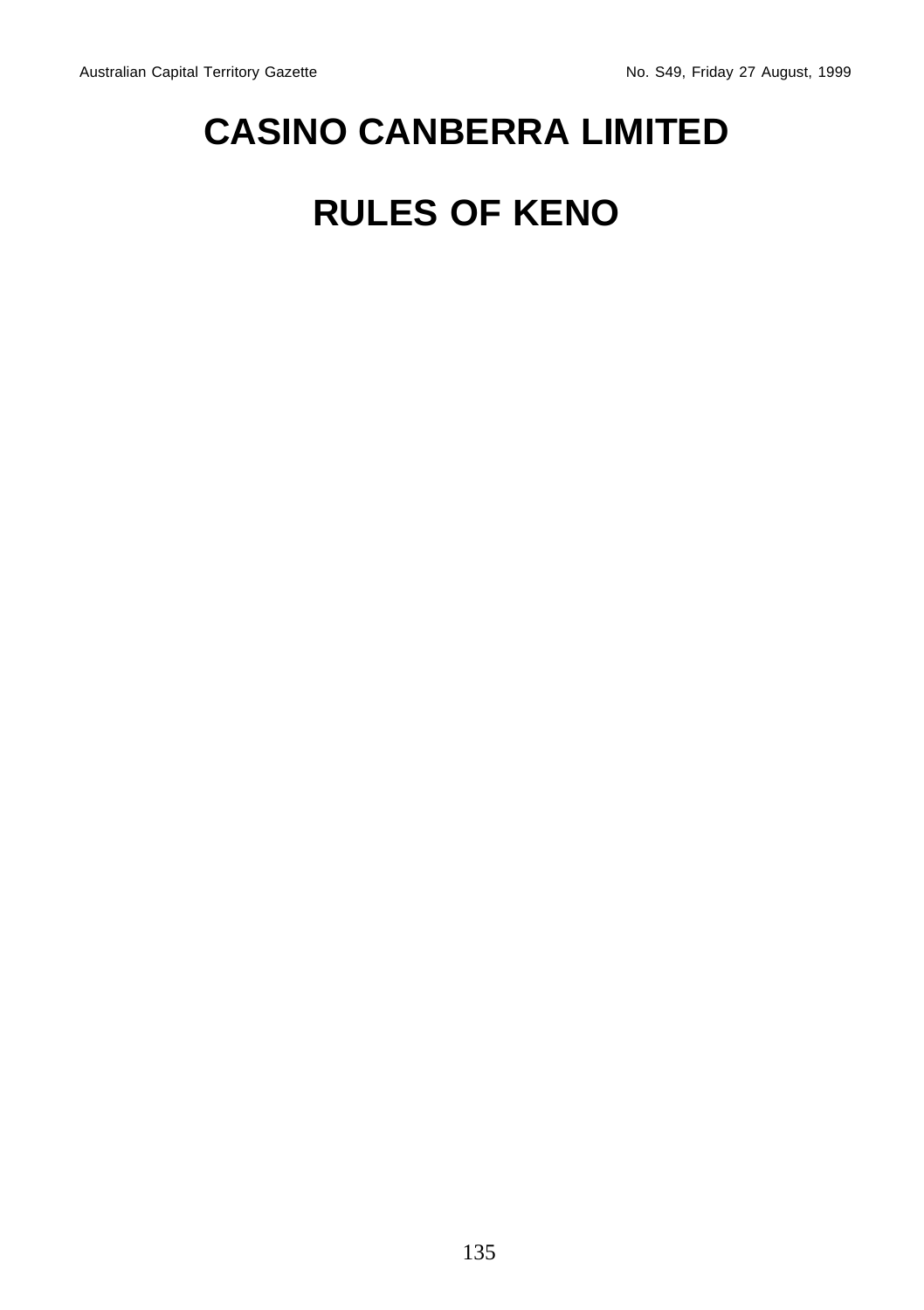# CASINO CANBERRA LIMITED

# RULES OF KENO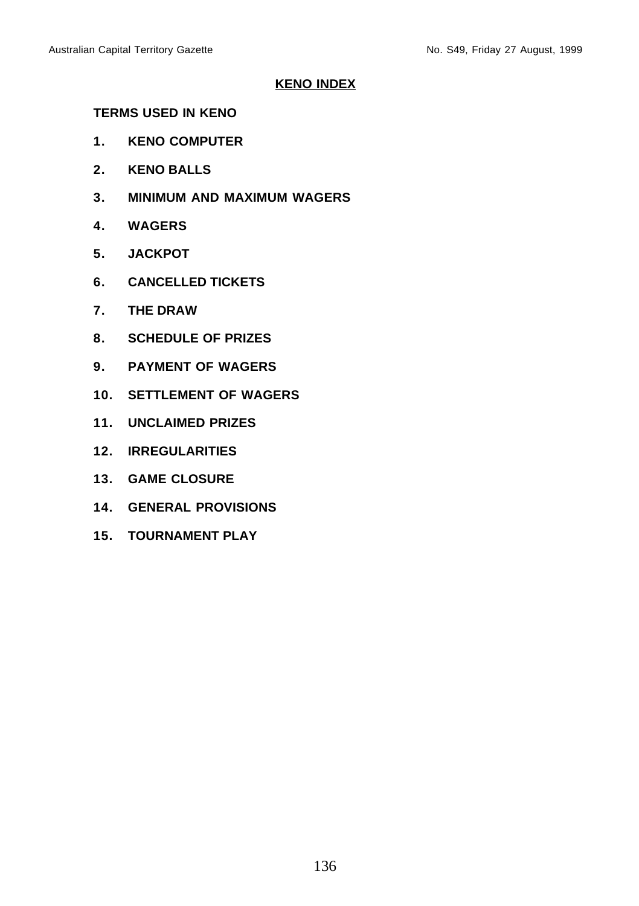# KENO INDEX

**TERMS USED IN KENO**

1. **KENO COMPUTER**
2. **KENO BALLS**
3. **MINIMUM AND MAXIMUM WAGERS**
4. **WAGERS**
5. **JACKPOT**
6. **CANCELLED TICKETS**
7. **THE DRAW**
8. **SCHEDULE OF PRIZES**
9. **PAYMENT OF WAGERS**
10. **SETTLEMENT OF WAGERS**
11. **UNCLAIMED PRIZES**
12. **IRREGULARITIES**
13. **GAME CLOSURE**
14. **GENERAL PROVISIONS**
15. **TOURNAMENT PLAY**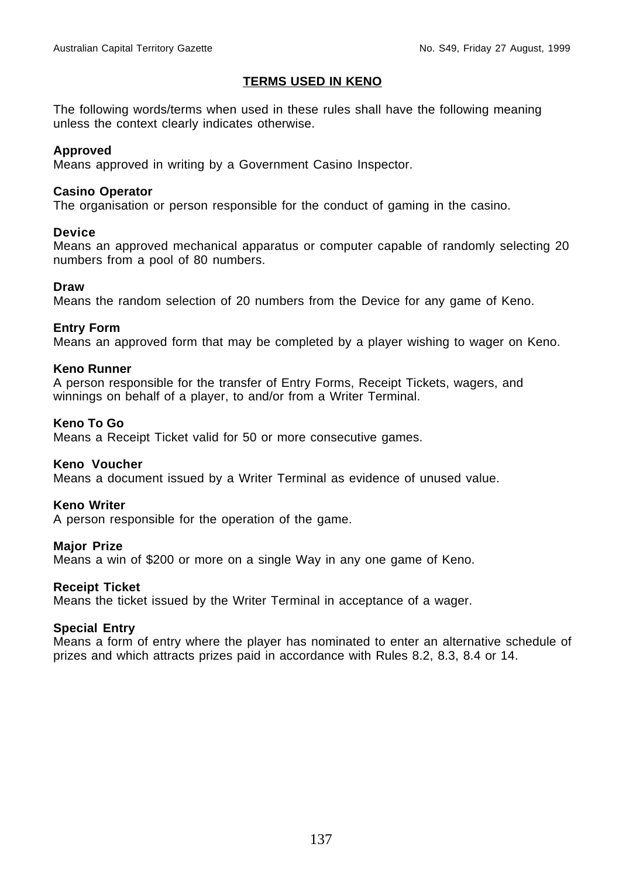## TERMS USED IN KENO

The following words/terms when used in these rules shall have the following meaning unless the context clearly indicates otherwise.

**Approved**
Means approved in writing by a Government Casino Inspector.

**Casino Operator**
The organisation or person responsible for the conduct of gaming in the casino.

**Device**
Means an approved mechanical apparatus or computer capable of randomly selecting 20 numbers from a pool of 80 numbers.

**Draw**
Means the random selection of 20 numbers from the Device for any game of Keno.

**Entry Form**
Means an approved form that may be completed by a player wishing to wager on Keno.

**Keno Runner**
A person responsible for the transfer of Entry Forms, Receipt Tickets, wagers, and winnings on behalf of a player, to and/or from a Writer Terminal.

**Keno To Go**
Means a Receipt Ticket valid for 50 or more consecutive games.

**Keno Voucher**
Means a document issued by a Writer Terminal as evidence of unused value.

**Keno Writer**
A person responsible for the operation of the game.

**Major Prize**
Means a win of $200 or more on a single Way in any one game of Keno.

**Receipt Ticket**
Means the ticket issued by the Writer Terminal in acceptance of a wager.

**Special Entry**
Means a form of entry where the player has nominated to enter an alternative schedule of prizes and which attracts prizes paid in accordance with Rules 8.2, 8.3, 8.4 or 14.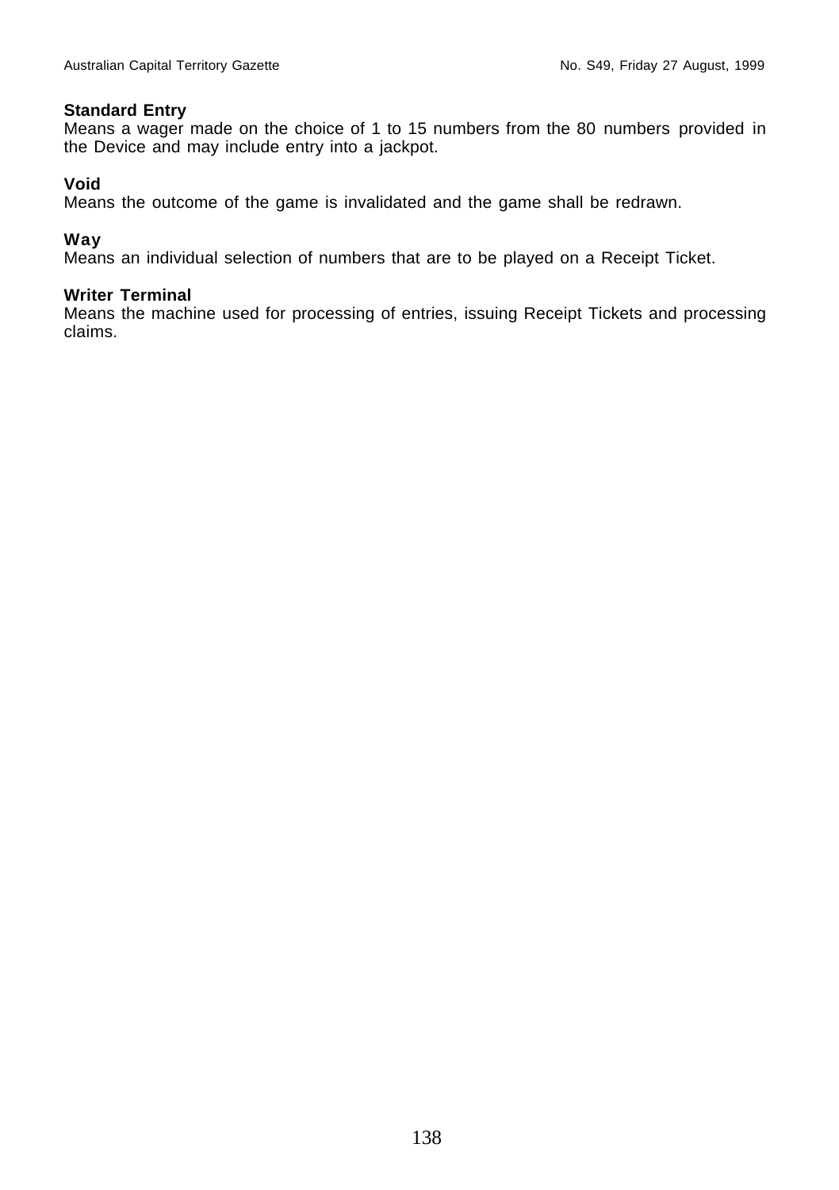**Standard Entry**
Means a wager made on the choice of 1 to 15 numbers from the 80 numbers provided in the Device and may include entry into a jackpot.

**Void**
Means the outcome of the game is invalidated and the game shall be redrawn.

**Way**
Means an individual selection of numbers that are to be played on a Receipt Ticket.

**Writer Terminal**
Means the machine used for processing of entries, issuing Receipt Tickets and processing claims.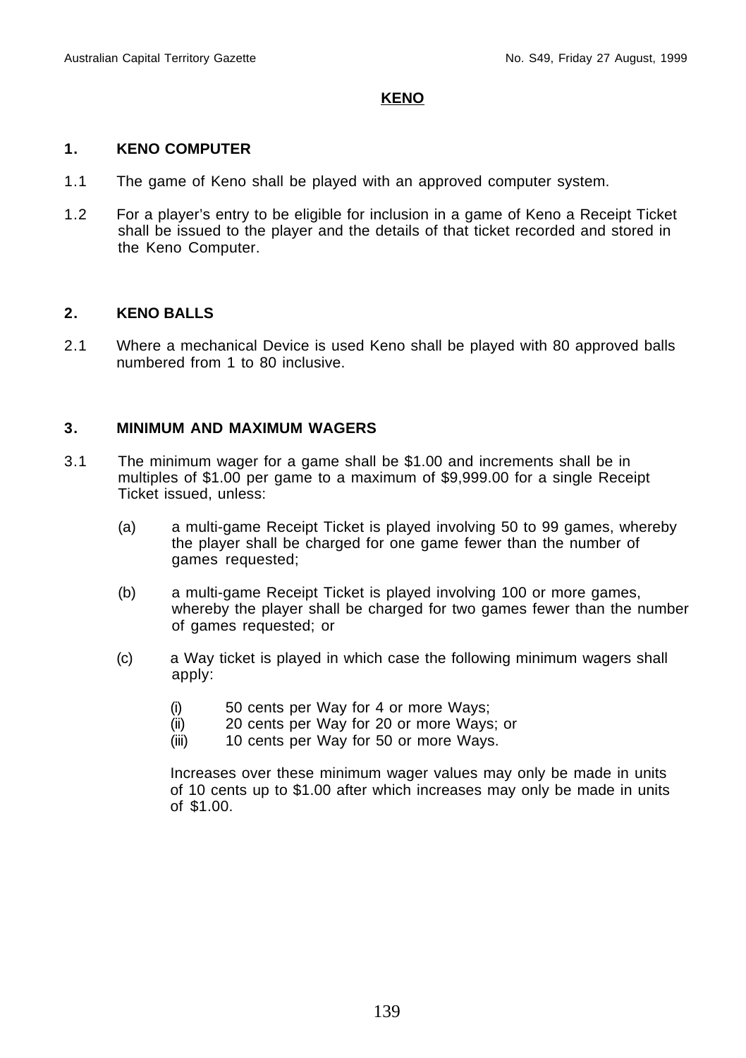# KENO

## 1. KENO COMPUTER

1.1 The game of Keno shall be played with an approved computer system.

1.2 For a player's entry to be eligible for inclusion in a game of Keno a Receipt Ticket shall be issued to the player and the details of that ticket recorded and stored in the Keno Computer.

## 2. KENO BALLS

2.1 Where a mechanical Device is used Keno shall be played with 80 approved balls numbered from 1 to 80 inclusive.

## 3. MINIMUM AND MAXIMUM WAGERS

3.1 The minimum wager for a game shall be $1.00 and increments shall be in multiples of $1.00 per game to a maximum of $9,999.00 for a single Receipt Ticket issued, unless:

(a) a multi-game Receipt Ticket is played involving 50 to 99 games, whereby the player shall be charged for one game fewer than the number of games requested;

(b) a multi-game Receipt Ticket is played involving 100 or more games, whereby the player shall be charged for two games fewer than the number of games requested; or

(c) a Way ticket is played in which case the following minimum wagers shall apply:

(i) 50 cents per Way for 4 or more Ways;
(ii) 20 cents per Way for 20 or more Ways; or
(iii) 10 cents per Way for 50 or more Ways.

Increases over these minimum wager values may only be made in units of 10 cents up to $1.00 after which increases may only be made in units of $1.00.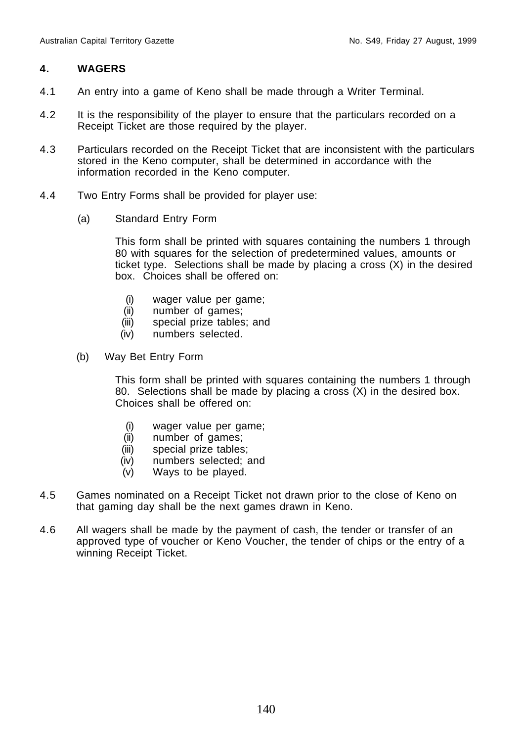## 4. WAGERS

4.1 An entry into a game of Keno shall be made through a Writer Terminal.

4.2 It is the responsibility of the player to ensure that the particulars recorded on a Receipt Ticket are those required by the player.

4.3 Particulars recorded on the Receipt Ticket that are inconsistent with the particulars stored in the Keno computer, shall be determined in accordance with the information recorded in the Keno computer.

4.4 Two Entry Forms shall be provided for player use:

(a) Standard Entry Form

This form shall be printed with squares containing the numbers 1 through 80 with squares for the selection of predetermined values, amounts or ticket type. Selections shall be made by placing a cross (X) in the desired box. Choices shall be offered on:

(i) wager value per game;
(ii) number of games;
(iii) special prize tables; and
(iv) numbers selected.

(b) Way Bet Entry Form

This form shall be printed with squares containing the numbers 1 through 80. Selections shall be made by placing a cross (X) in the desired box. Choices shall be offered on:

(i) wager value per game;
(ii) number of games;
(iii) special prize tables;
(iv) numbers selected; and
(v) Ways to be played.

4.5 Games nominated on a Receipt Ticket not drawn prior to the close of Keno on that gaming day shall be the next games drawn in Keno.

4.6 All wagers shall be made by the payment of cash, the tender or transfer of an approved type of voucher or Keno Voucher, the tender of chips or the entry of a winning Receipt Ticket.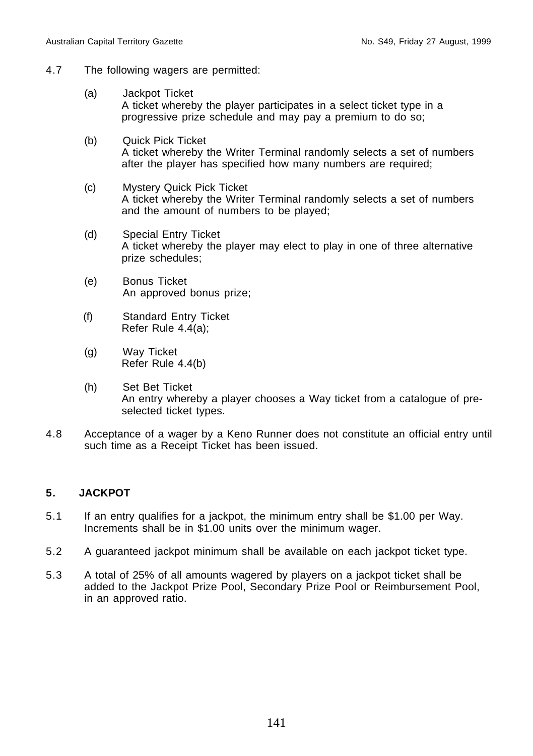4.7 The following wagers are permitted:

(a) Jackpot Ticket
A ticket whereby the player participates in a select ticket type in a progressive prize schedule and may pay a premium to do so;

(b) Quick Pick Ticket
A ticket whereby the Writer Terminal randomly selects a set of numbers after the player has specified how many numbers are required;

(c) Mystery Quick Pick Ticket
A ticket whereby the Writer Terminal randomly selects a set of numbers and the amount of numbers to be played;

(d) Special Entry Ticket
A ticket whereby the player may elect to play in one of three alternative prize schedules;

(e) Bonus Ticket
An approved bonus prize;

(f) Standard Entry Ticket
Refer Rule 4.4(a);

(g) Way Ticket
Refer Rule 4.4(b)

(h) Set Bet Ticket
An entry whereby a player chooses a Way ticket from a catalogue of pre-selected ticket types.

4.8 Acceptance of a wager by a Keno Runner does not constitute an official entry until such time as a Receipt Ticket has been issued.

## 5. JACKPOT

5.1 If an entry qualifies for a jackpot, the minimum entry shall be $1.00 per Way. Increments shall be in $1.00 units over the minimum wager.

5.2 A guaranteed jackpot minimum shall be available on each jackpot ticket type.

5.3 A total of 25% of all amounts wagered by players on a jackpot ticket shall be added to the Jackpot Prize Pool, Secondary Prize Pool or Reimbursement Pool, in an approved ratio.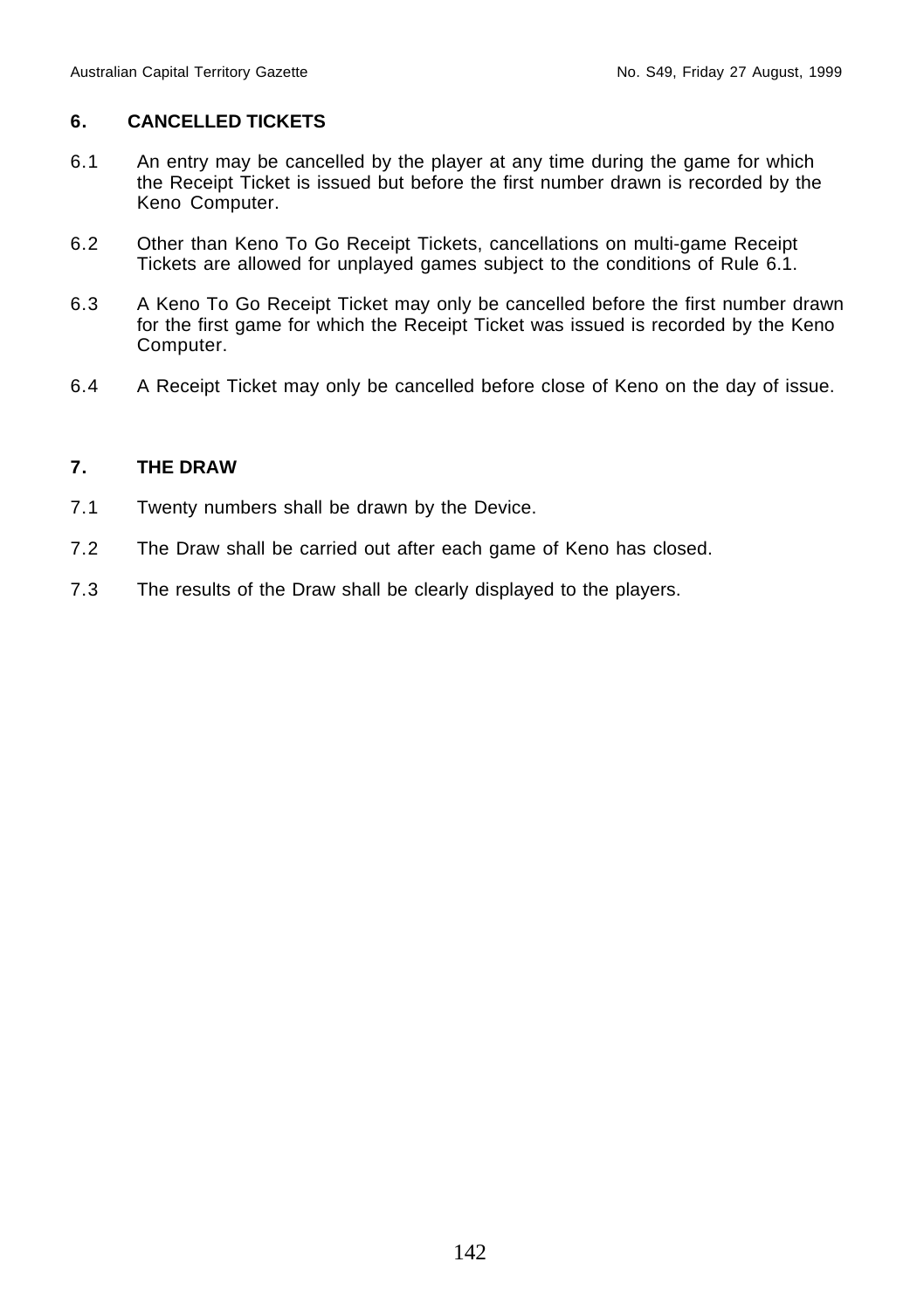## 6. CANCELLED TICKETS

6.1 An entry may be cancelled by the player at any time during the game for which the Receipt Ticket is issued but before the first number drawn is recorded by the Keno Computer.

6.2 Other than Keno To Go Receipt Tickets, cancellations on multi-game Receipt Tickets are allowed for unplayed games subject to the conditions of Rule 6.1.

6.3 A Keno To Go Receipt Ticket may only be cancelled before the first number drawn for the first game for which the Receipt Ticket was issued is recorded by the Keno Computer.

6.4 A Receipt Ticket may only be cancelled before close of Keno on the day of issue.

## 7. THE DRAW

7.1 Twenty numbers shall be drawn by the Device.

7.2 The Draw shall be carried out after each game of Keno has closed.

7.3 The results of the Draw shall be clearly displayed to the players.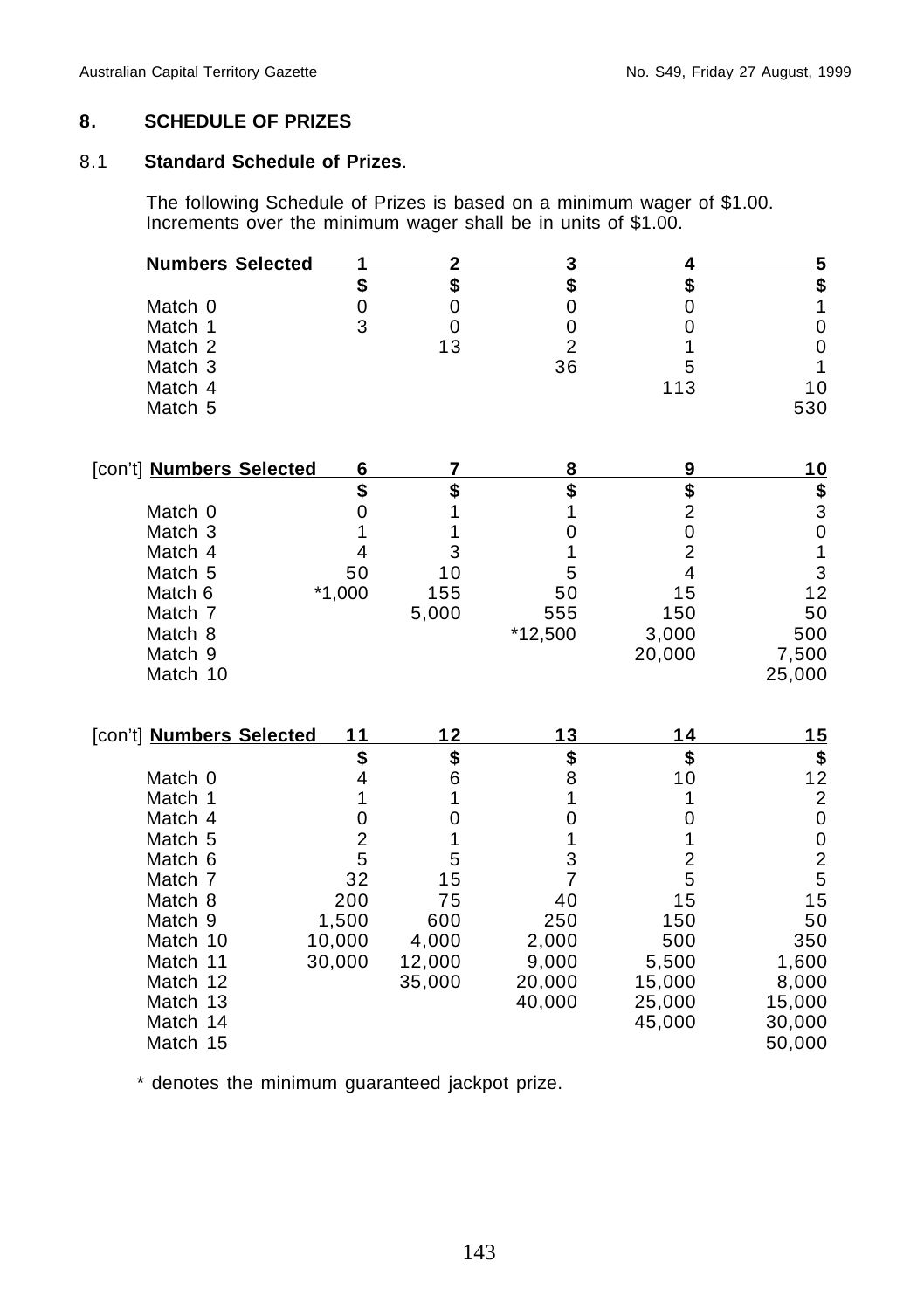## 8. SCHEDULE OF PRIZES

### 8.1 Standard Schedule of Prizes.

The following Schedule of Prizes is based on a minimum wager of $1.00. Increments over the minimum wager shall be in units of $1.00.

| Numbers Selected | 1 | 2 | 3 | 4 | 5 |
|---|---|---|---|---|---|
| | $ | $ | $ | $ | $ |
| Match 0 | 0 | 0 | 0 | 0 | 1 |
| Match 1 | 3 | 0 | 0 | 0 | 0 |
| Match 2 | | 13 | 2 | 1 | 0 |
| Match 3 | | | 36 | 5 | 1 |
| Match 4 | | | | 113 | 10 |
| Match 5 | | | | | 530 |

| [con't] Numbers Selected | 6 | 7 | 8 | 9 | 10 |
|---|---|---|---|---|---|
| | $ | $ | $ | $ | $ |
| Match 0 | 0 | 1 | 1 | 2 | 3 |
| Match 3 | 1 | 1 | 0 | 0 | 0 |
| Match 4 | 4 | 3 | 1 | 2 | 1 |
| Match 5 | 50 | 10 | 5 | 4 | 3 |
| Match 6 | *1,000 | 155 | 50 | 15 | 12 |
| Match 7 | | 5,000 | 555 | 150 | 50 |
| Match 8 | | | *12,500 | 3,000 | 500 |
| Match 9 | | | | 20,000 | 7,500 |
| Match 10 | | | | | 25,000 |

| [con't] Numbers Selected | 11 | 12 | 13 | 14 | 15 |
|---|---|---|---|---|---|
| | $ | $ | $ | $ | $ |
| Match 0 | 4 | 6 | 8 | 10 | 12 |
| Match 1 | 1 | 1 | 1 | 1 | 2 |
| Match 4 | 0 | 0 | 0 | 0 | 0 |
| Match 5 | 2 | 1 | 1 | 1 | 0 |
| Match 6 | 5 | 5 | 3 | 2 | 2 |
| Match 7 | 32 | 15 | 7 | 5 | 5 |
| Match 8 | 200 | 75 | 40 | 15 | 15 |
| Match 9 | 1,500 | 600 | 250 | 150 | 50 |
| Match 10 | 10,000 | 4,000 | 2,000 | 500 | 350 |
| Match 11 | 30,000 | 12,000 | 9,000 | 5,500 | 1,600 |
| Match 12 | | 35,000 | 20,000 | 15,000 | 8,000 |
| Match 13 | | | 40,000 | 25,000 | 15,000 |
| Match 14 | | | | 45,000 | 30,000 |
| Match 15 | | | | | 50,000 |

* denotes the minimum guaranteed jackpot prize.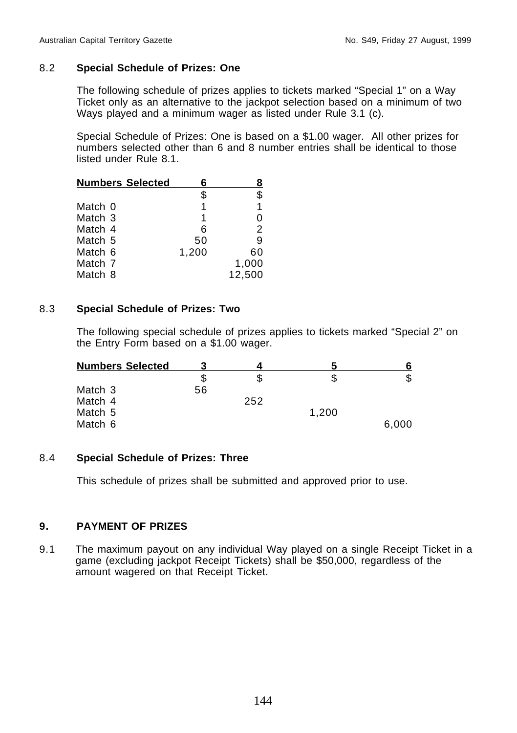### 8.2 Special Schedule of Prizes: One

The following schedule of prizes applies to tickets marked "Special 1" on a Way Ticket only as an alternative to the jackpot selection based on a minimum of two Ways played and a minimum wager as listed under Rule 3.1 (c).

Special Schedule of Prizes: One is based on a $1.00 wager. All other prizes for numbers selected other than 6 and 8 number entries shall be identical to those listed under Rule 8.1.

| Numbers Selected | 6 | 8 |
|---|---|---|
| | $ | $ |
| Match 0 | 1 | 1 |
| Match 3 | 1 | 0 |
| Match 4 | 6 | 2 |
| Match 5 | 50 | 9 |
| Match 6 | 1,200 | 60 |
| Match 7 | | 1,000 |
| Match 8 | | 12,500 |

### 8.3 Special Schedule of Prizes: Two

The following special schedule of prizes applies to tickets marked "Special 2" on the Entry Form based on a $1.00 wager.

| Numbers Selected | 3 | 4 | 5 | 6 |
|---|---|---|---|---|
| | $ | $ | $ | $ |
| Match 3 | 56 | | | |
| Match 4 | | 252 | | |
| Match 5 | | | 1,200 | |
| Match 6 | | | | 6,000 |

### 8.4 Special Schedule of Prizes: Three

This schedule of prizes shall be submitted and approved prior to use.

## 9. PAYMENT OF PRIZES

9.1 The maximum payout on any individual Way played on a single Receipt Ticket in a game (excluding jackpot Receipt Tickets) shall be $50,000, regardless of the amount wagered on that Receipt Ticket.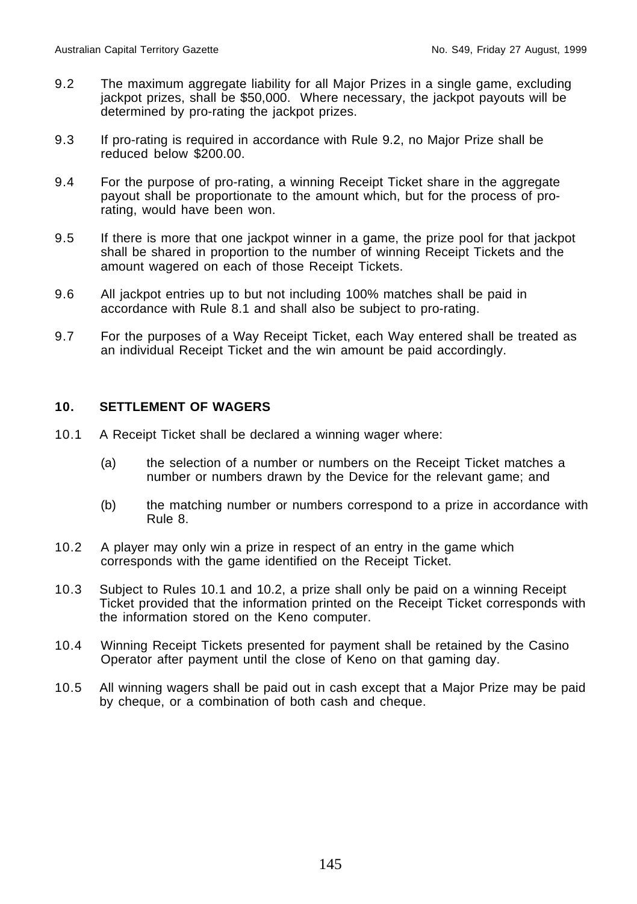9.2 The maximum aggregate liability for all Major Prizes in a single game, excluding jackpot prizes, shall be $50,000. Where necessary, the jackpot payouts will be determined by pro-rating the jackpot prizes.

9.3 If pro-rating is required in accordance with Rule 9.2, no Major Prize shall be reduced below $200.00.

9.4 For the purpose of pro-rating, a winning Receipt Ticket share in the aggregate payout shall be proportionate to the amount which, but for the process of pro-rating, would have been won.

9.5 If there is more that one jackpot winner in a game, the prize pool for that jackpot shall be shared in proportion to the number of winning Receipt Tickets and the amount wagered on each of those Receipt Tickets.

9.6 All jackpot entries up to but not including 100% matches shall be paid in accordance with Rule 8.1 and shall also be subject to pro-rating.

9.7 For the purposes of a Way Receipt Ticket, each Way entered shall be treated as an individual Receipt Ticket and the win amount be paid accordingly.

## 10. SETTLEMENT OF WAGERS

10.1 A Receipt Ticket shall be declared a winning wager where:

(a) the selection of a number or numbers on the Receipt Ticket matches a number or numbers drawn by the Device for the relevant game; and

(b) the matching number or numbers correspond to a prize in accordance with Rule 8.

10.2 A player may only win a prize in respect of an entry in the game which corresponds with the game identified on the Receipt Ticket.

10.3 Subject to Rules 10.1 and 10.2, a prize shall only be paid on a winning Receipt Ticket provided that the information printed on the Receipt Ticket corresponds with the information stored on the Keno computer.

10.4 Winning Receipt Tickets presented for payment shall be retained by the Casino Operator after payment until the close of Keno on that gaming day.

10.5 All winning wagers shall be paid out in cash except that a Major Prize may be paid by cheque, or a combination of both cash and cheque.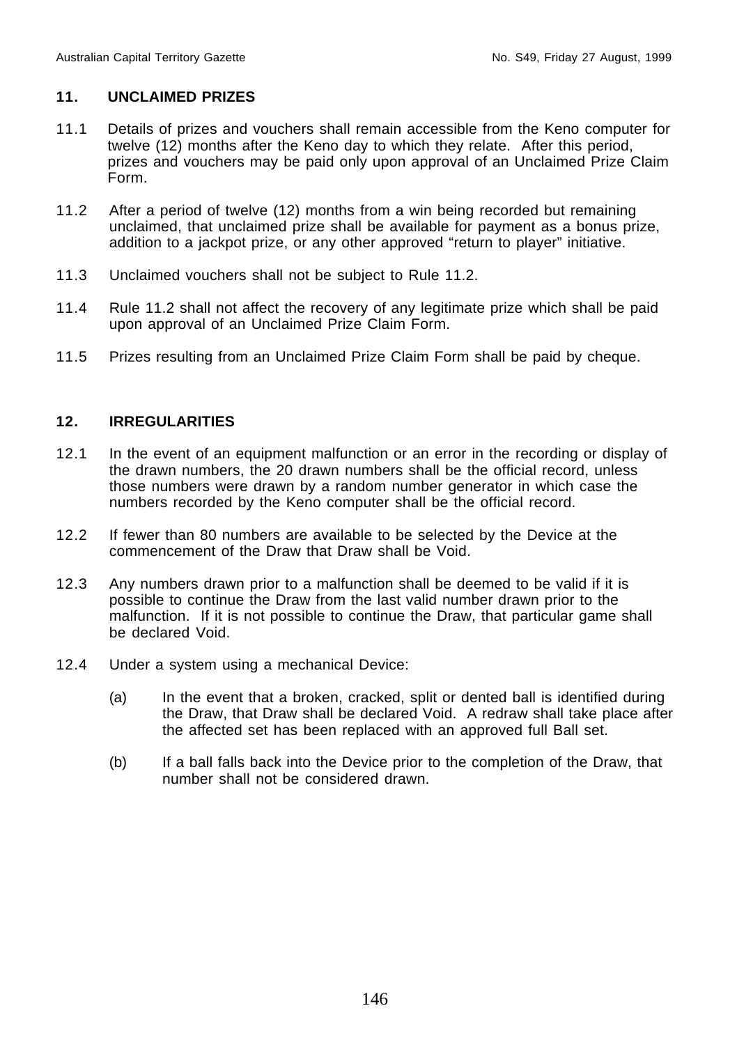## 11. UNCLAIMED PRIZES

11.1 Details of prizes and vouchers shall remain accessible from the Keno computer for twelve (12) months after the Keno day to which they relate. After this period, prizes and vouchers may be paid only upon approval of an Unclaimed Prize Claim Form.

11.2 After a period of twelve (12) months from a win being recorded but remaining unclaimed, that unclaimed prize shall be available for payment as a bonus prize, addition to a jackpot prize, or any other approved "return to player" initiative.

11.3 Unclaimed vouchers shall not be subject to Rule 11.2.

11.4 Rule 11.2 shall not affect the recovery of any legitimate prize which shall be paid upon approval of an Unclaimed Prize Claim Form.

11.5 Prizes resulting from an Unclaimed Prize Claim Form shall be paid by cheque.

## 12. IRREGULARITIES

12.1 In the event of an equipment malfunction or an error in the recording or display of the drawn numbers, the 20 drawn numbers shall be the official record, unless those numbers were drawn by a random number generator in which case the numbers recorded by the Keno computer shall be the official record.

12.2 If fewer than 80 numbers are available to be selected by the Device at the commencement of the Draw that Draw shall be Void.

12.3 Any numbers drawn prior to a malfunction shall be deemed to be valid if it is possible to continue the Draw from the last valid number drawn prior to the malfunction. If it is not possible to continue the Draw, that particular game shall be declared Void.

12.4 Under a system using a mechanical Device:

(a) In the event that a broken, cracked, split or dented ball is identified during the Draw, that Draw shall be declared Void. A redraw shall take place after the affected set has been replaced with an approved full Ball set.

(b) If a ball falls back into the Device prior to the completion of the Draw, that number shall not be considered drawn.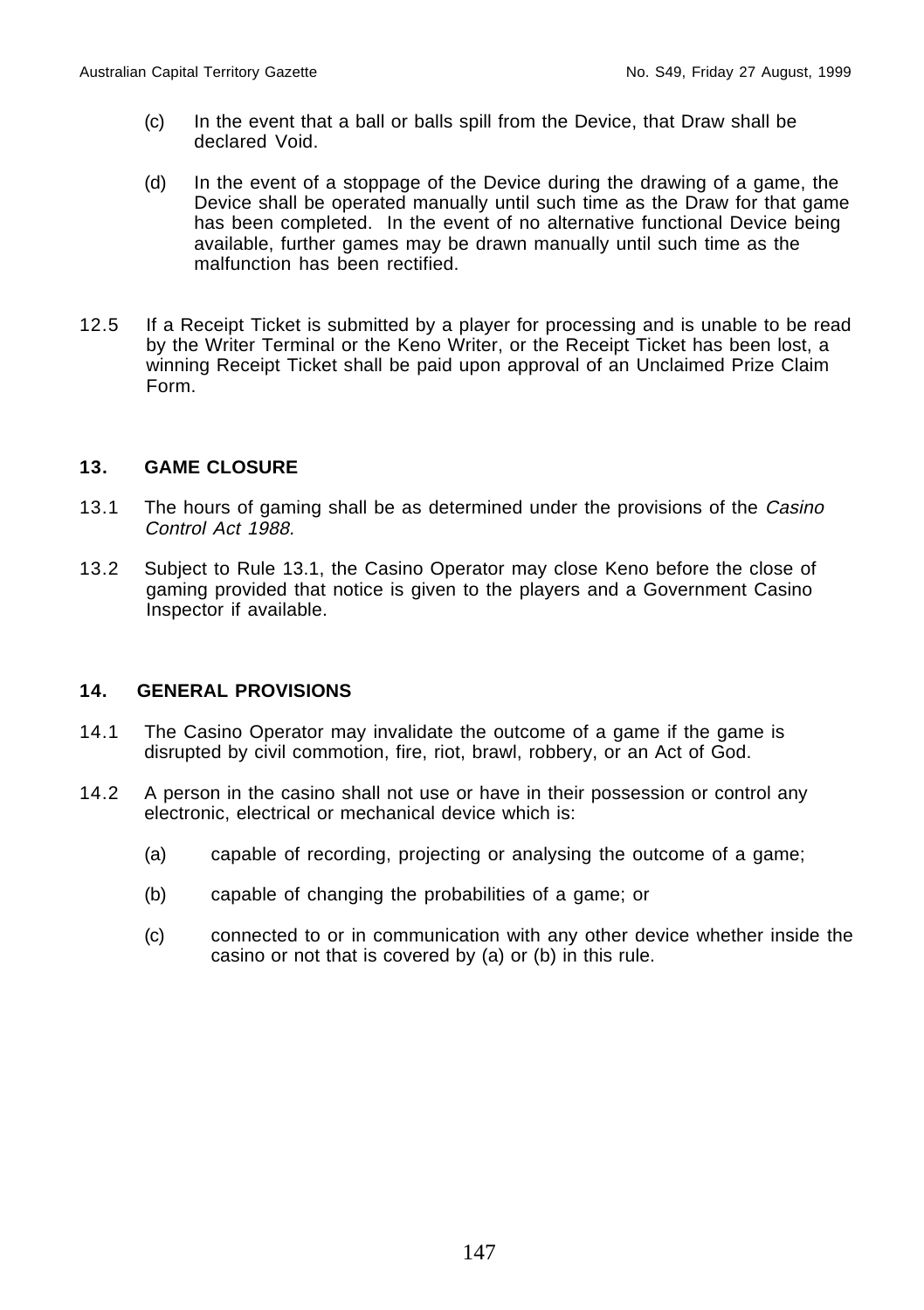(c) In the event that a ball or balls spill from the Device, that Draw shall be declared Void.

(d) In the event of a stoppage of the Device during the drawing of a game, the Device shall be operated manually until such time as the Draw for that game has been completed. In the event of no alternative functional Device being available, further games may be drawn manually until such time as the malfunction has been rectified.

12.5 If a Receipt Ticket is submitted by a player for processing and is unable to be read by the Writer Terminal or the Keno Writer, or the Receipt Ticket has been lost, a winning Receipt Ticket shall be paid upon approval of an Unclaimed Prize Claim Form.

## 13. GAME CLOSURE

13.1 The hours of gaming shall be as determined under the provisions of the *Casino Control Act 1988.*

13.2 Subject to Rule 13.1, the Casino Operator may close Keno before the close of gaming provided that notice is given to the players and a Government Casino Inspector if available.

## 14. GENERAL PROVISIONS

14.1 The Casino Operator may invalidate the outcome of a game if the game is disrupted by civil commotion, fire, riot, brawl, robbery, or an Act of God.

14.2 A person in the casino shall not use or have in their possession or control any electronic, electrical or mechanical device which is:

(a) capable of recording, projecting or analysing the outcome of a game;

(b) capable of changing the probabilities of a game; or

(c) connected to or in communication with any other device whether inside the casino or not that is covered by (a) or (b) in this rule.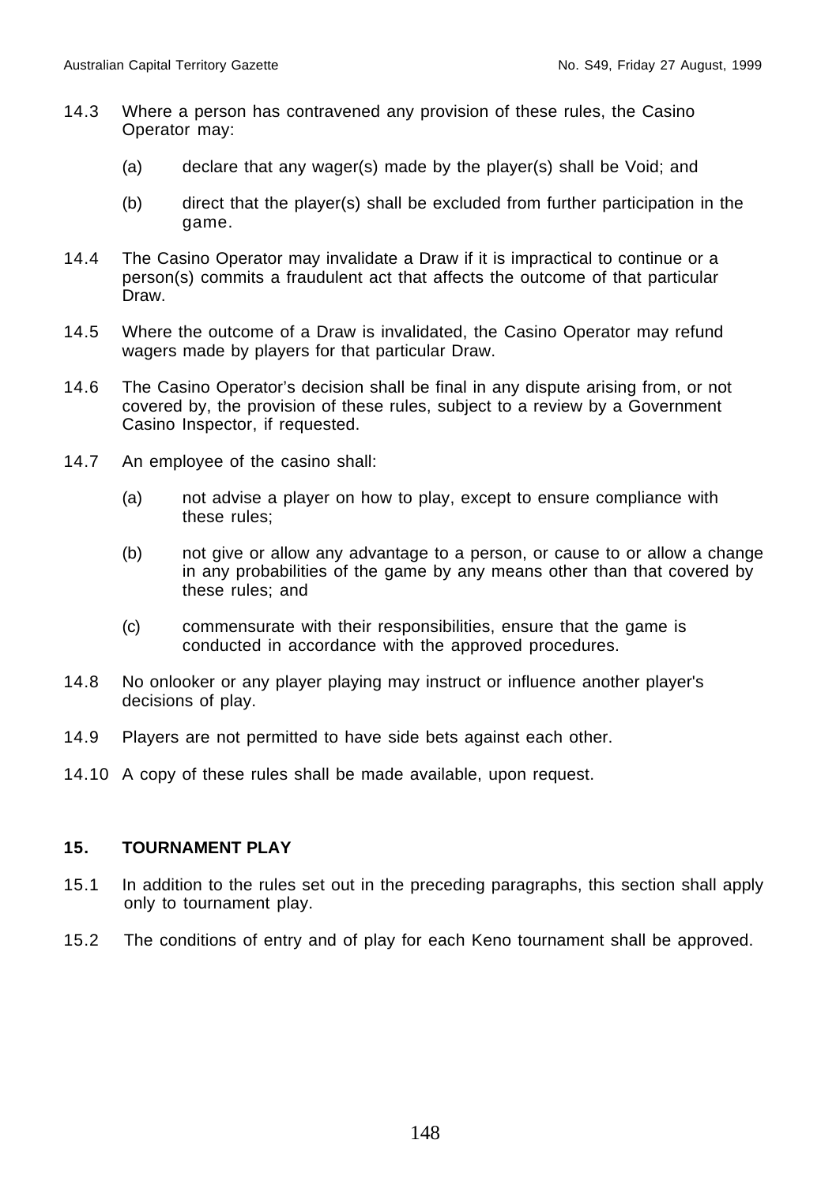14.3 Where a person has contravened any provision of these rules, the Casino Operator may:

(a) declare that any wager(s) made by the player(s) shall be Void; and

(b) direct that the player(s) shall be excluded from further participation in the game.

14.4 The Casino Operator may invalidate a Draw if it is impractical to continue or a person(s) commits a fraudulent act that affects the outcome of that particular Draw.

14.5 Where the outcome of a Draw is invalidated, the Casino Operator may refund wagers made by players for that particular Draw.

14.6 The Casino Operator's decision shall be final in any dispute arising from, or not covered by, the provision of these rules, subject to a review by a Government Casino Inspector, if requested.

14.7 An employee of the casino shall:

(a) not advise a player on how to play, except to ensure compliance with these rules;

(b) not give or allow any advantage to a person, or cause to or allow a change in any probabilities of the game by any means other than that covered by these rules; and

(c) commensurate with their responsibilities, ensure that the game is conducted in accordance with the approved procedures.

14.8 No onlooker or any player playing may instruct or influence another player's decisions of play.

14.9 Players are not permitted to have side bets against each other.

14.10 A copy of these rules shall be made available, upon request.

## 15. TOURNAMENT PLAY

15.1 In addition to the rules set out in the preceding paragraphs, this section shall apply only to tournament play.

15.2 The conditions of entry and of play for each Keno tournament shall be approved.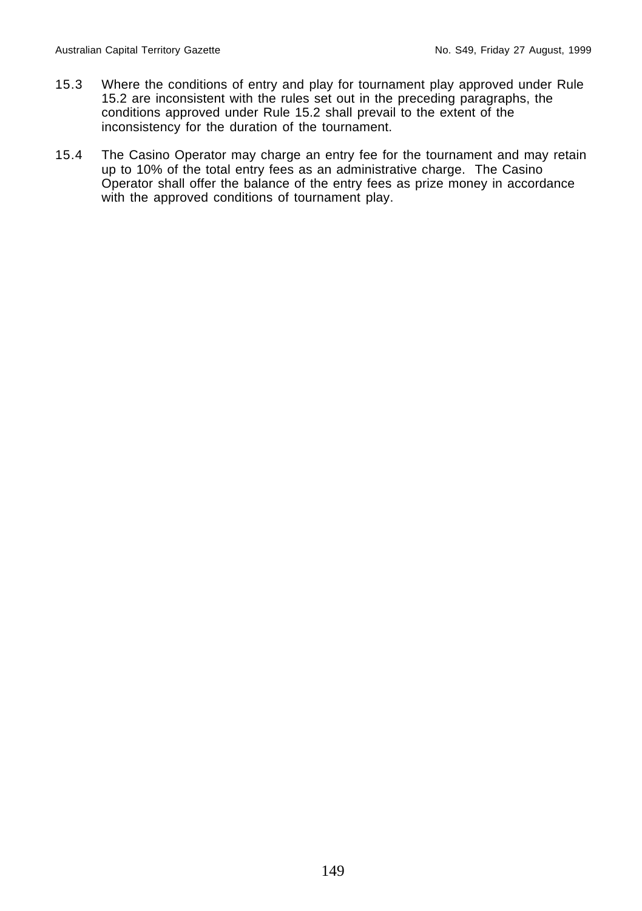15.3 Where the conditions of entry and play for tournament play approved under Rule 15.2 are inconsistent with the rules set out in the preceding paragraphs, the conditions approved under Rule 15.2 shall prevail to the extent of the inconsistency for the duration of the tournament.

15.4 The Casino Operator may charge an entry fee for the tournament and may retain up to 10% of the total entry fees as an administrative charge. The Casino Operator shall offer the balance of the entry fees as prize money in accordance with the approved conditions of tournament play.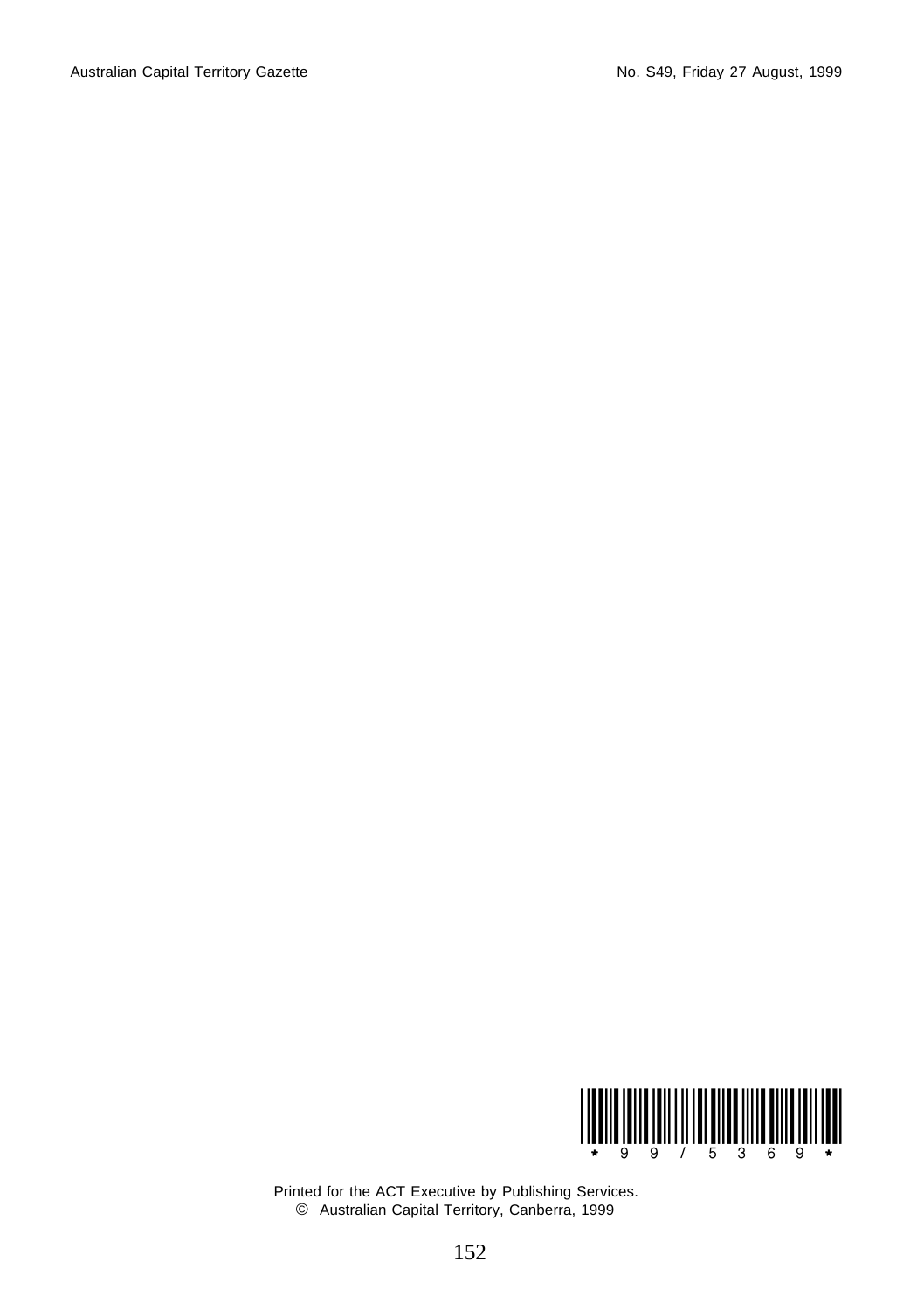\* 9 9 / 5 3 6 9 \*

Printed for the ACT Executive by Publishing Services.
© Australian Capital Territory, Canberra, 1999